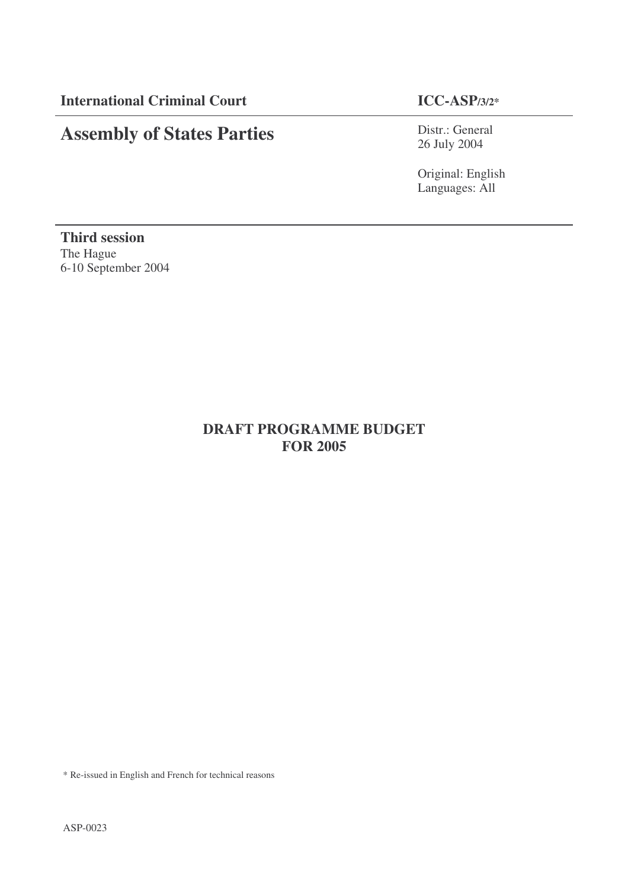**International Criminal Court** **ICC-ASP/3/2***

# Assembly of States Parties

Distr.: General
26 July 2004

Original: English
Languages: All

**Third session**
The Hague
6-10 September 2004

## DRAFT PROGRAMME BUDGET FOR 2005

* Re-issued in English and French for technical reasons

ASP-0023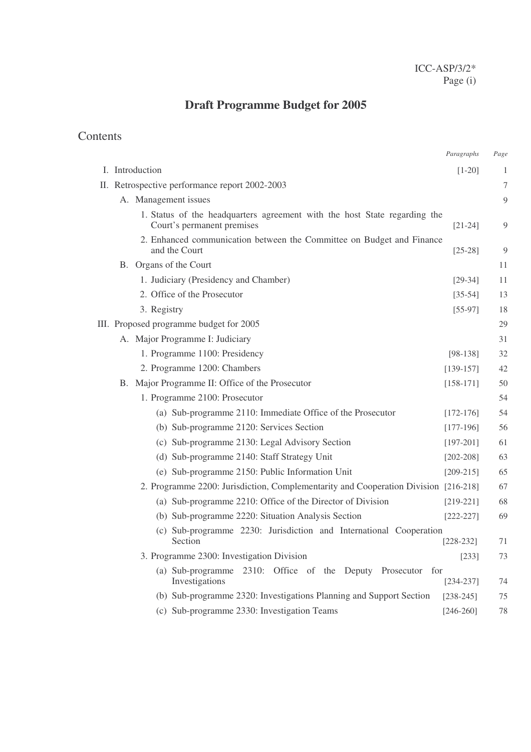# Draft Programme Budget for 2005

## Contents

| | *Paragraphs* | *Page* |
|---|---|---|
| I. Introduction | [1-20] | 1 |
| II. Retrospective performance report 2002-2003 | | 7 |
| A. Management issues | | 9 |
| 1. Status of the headquarters agreement with the host State regarding the Court's permanent premises | [21-24] | 9 |
| 2. Enhanced communication between the Committee on Budget and Finance and the Court | [25-28] | 9 |
| B. Organs of the Court | | 11 |
| 1. Judiciary (Presidency and Chamber) | [29-34] | 11 |
| 2. Office of the Prosecutor | [35-54] | 13 |
| 3. Registry | [55-97] | 18 |
| III. Proposed programme budget for 2005 | | 29 |
| A. Major Programme I: Judiciary | | 31 |
| 1. Programme 1100: Presidency | [98-138] | 32 |
| 2. Programme 1200: Chambers | [139-157] | 42 |
| B. Major Programme II: Office of the Prosecutor | [158-171] | 50 |
| 1. Programme 2100: Prosecutor | | 54 |
| (a) Sub-programme 2110: Immediate Office of the Prosecutor | [172-176] | 54 |
| (b) Sub-programme 2120: Services Section | [177-196] | 56 |
| (c) Sub-programme 2130: Legal Advisory Section | [197-201] | 61 |
| (d) Sub-programme 2140: Staff Strategy Unit | [202-208] | 63 |
| (e) Sub-programme 2150: Public Information Unit | [209-215] | 65 |
| 2. Programme 2200: Jurisdiction, Complementarity and Cooperation Division | [216-218] | 67 |
| (a) Sub-programme 2210: Office of the Director of Division | [219-221] | 68 |
| (b) Sub-programme 2220: Situation Analysis Section | [222-227] | 69 |
| (c) Sub-programme 2230: Jurisdiction and International Cooperation Section | [228-232] | 71 |
| 3. Programme 2300: Investigation Division | [233] | 73 |
| (a) Sub-programme 2310: Office of the Deputy Prosecutor for Investigations | [234-237] | 74 |
| (b) Sub-programme 2320: Investigations Planning and Support Section | [238-245] | 75 |
| (c) Sub-programme 2330: Investigation Teams | [246-260] | 78 |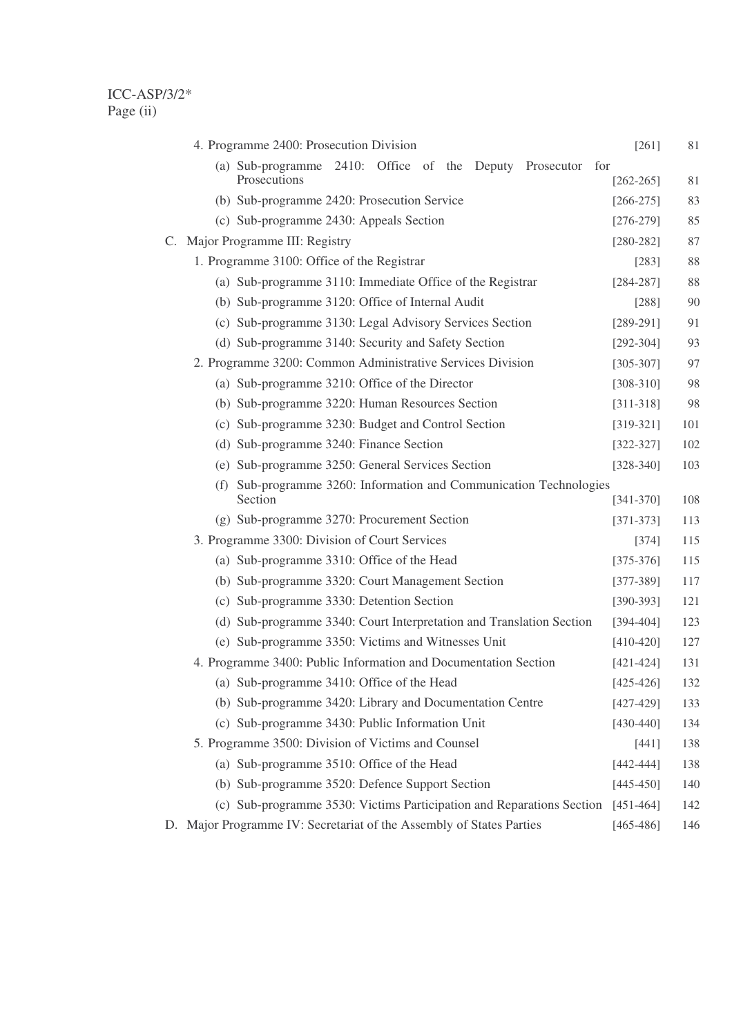| | | |
|---|---|---|
| 4. Programme 2400: Prosecution Division | [261] | 81 |
| (a) Sub-programme 2410: Office of the Deputy Prosecutor for Prosecutions | [262-265] | 81 |
| (b) Sub-programme 2420: Prosecution Service | [266-275] | 83 |
| (c) Sub-programme 2430: Appeals Section | [276-279] | 85 |
| C. Major Programme III: Registry | [280-282] | 87 |
| 1. Programme 3100: Office of the Registrar | [283] | 88 |
| (a) Sub-programme 3110: Immediate Office of the Registrar | [284-287] | 88 |
| (b) Sub-programme 3120: Office of Internal Audit | [288] | 90 |
| (c) Sub-programme 3130: Legal Advisory Services Section | [289-291] | 91 |
| (d) Sub-programme 3140: Security and Safety Section | [292-304] | 93 |
| 2. Programme 3200: Common Administrative Services Division | [305-307] | 97 |
| (a) Sub-programme 3210: Office of the Director | [308-310] | 98 |
| (b) Sub-programme 3220: Human Resources Section | [311-318] | 98 |
| (c) Sub-programme 3230: Budget and Control Section | [319-321] | 101 |
| (d) Sub-programme 3240: Finance Section | [322-327] | 102 |
| (e) Sub-programme 3250: General Services Section | [328-340] | 103 |
| (f) Sub-programme 3260: Information and Communication Technologies Section | [341-370] | 108 |
| (g) Sub-programme 3270: Procurement Section | [371-373] | 113 |
| 3. Programme 3300: Division of Court Services | [374] | 115 |
| (a) Sub-programme 3310: Office of the Head | [375-376] | 115 |
| (b) Sub-programme 3320: Court Management Section | [377-389] | 117 |
| (c) Sub-programme 3330: Detention Section | [390-393] | 121 |
| (d) Sub-programme 3340: Court Interpretation and Translation Section | [394-404] | 123 |
| (e) Sub-programme 3350: Victims and Witnesses Unit | [410-420] | 127 |
| 4. Programme 3400: Public Information and Documentation Section | [421-424] | 131 |
| (a) Sub-programme 3410: Office of the Head | [425-426] | 132 |
| (b) Sub-programme 3420: Library and Documentation Centre | [427-429] | 133 |
| (c) Sub-programme 3430: Public Information Unit | [430-440] | 134 |
| 5. Programme 3500: Division of Victims and Counsel | [441] | 138 |
| (a) Sub-programme 3510: Office of the Head | [442-444] | 138 |
| (b) Sub-programme 3520: Defence Support Section | [445-450] | 140 |
| (c) Sub-programme 3530: Victims Participation and Reparations Section | [451-464] | 142 |
| D. Major Programme IV: Secretariat of the Assembly of States Parties | [465-486] | 146 |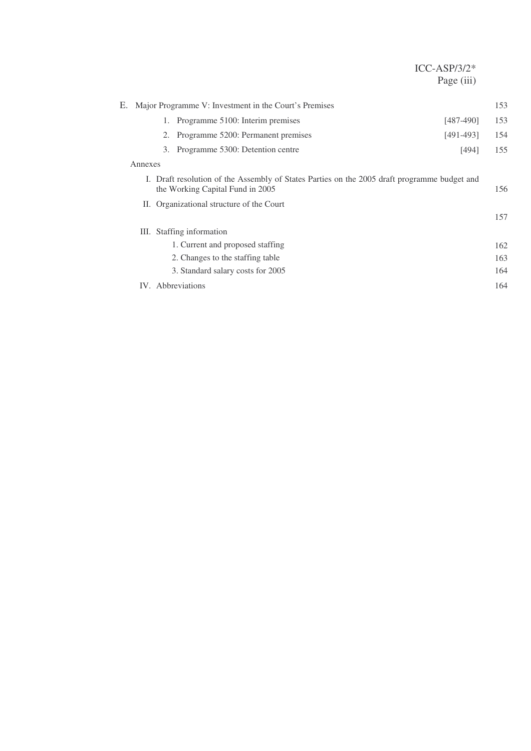| | | |
|---|---|---|
| E. Major Programme V: Investment in the Court's Premises | | 153 |
| 1. Programme 5100: Interim premises | [487-490] | 153 |
| 2. Programme 5200: Permanent premises | [491-493] | 154 |
| 3. Programme 5300: Detention centre | [494] | 155 |
| Annexes | | |
| I. Draft resolution of the Assembly of States Parties on the 2005 draft programme budget and the Working Capital Fund in 2005 | | 156 |
| II. Organizational structure of the Court | | 157 |
| III. Staffing information | | |
| 1. Current and proposed staffing | | 162 |
| 2. Changes to the staffing table | | 163 |
| 3. Standard salary costs for 2005 | | 164 |
| IV. Abbreviations | | 164 |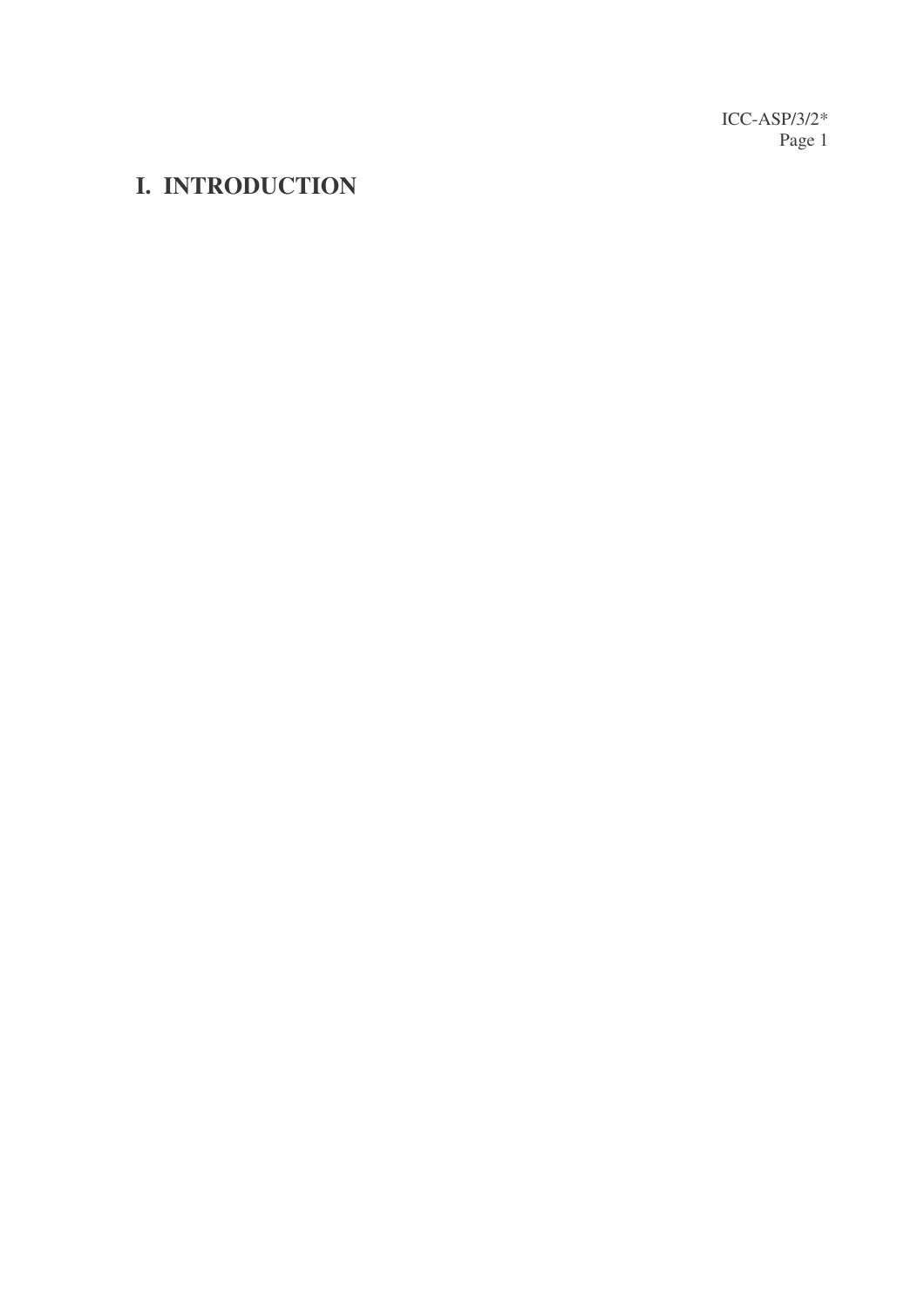# I. INTRODUCTION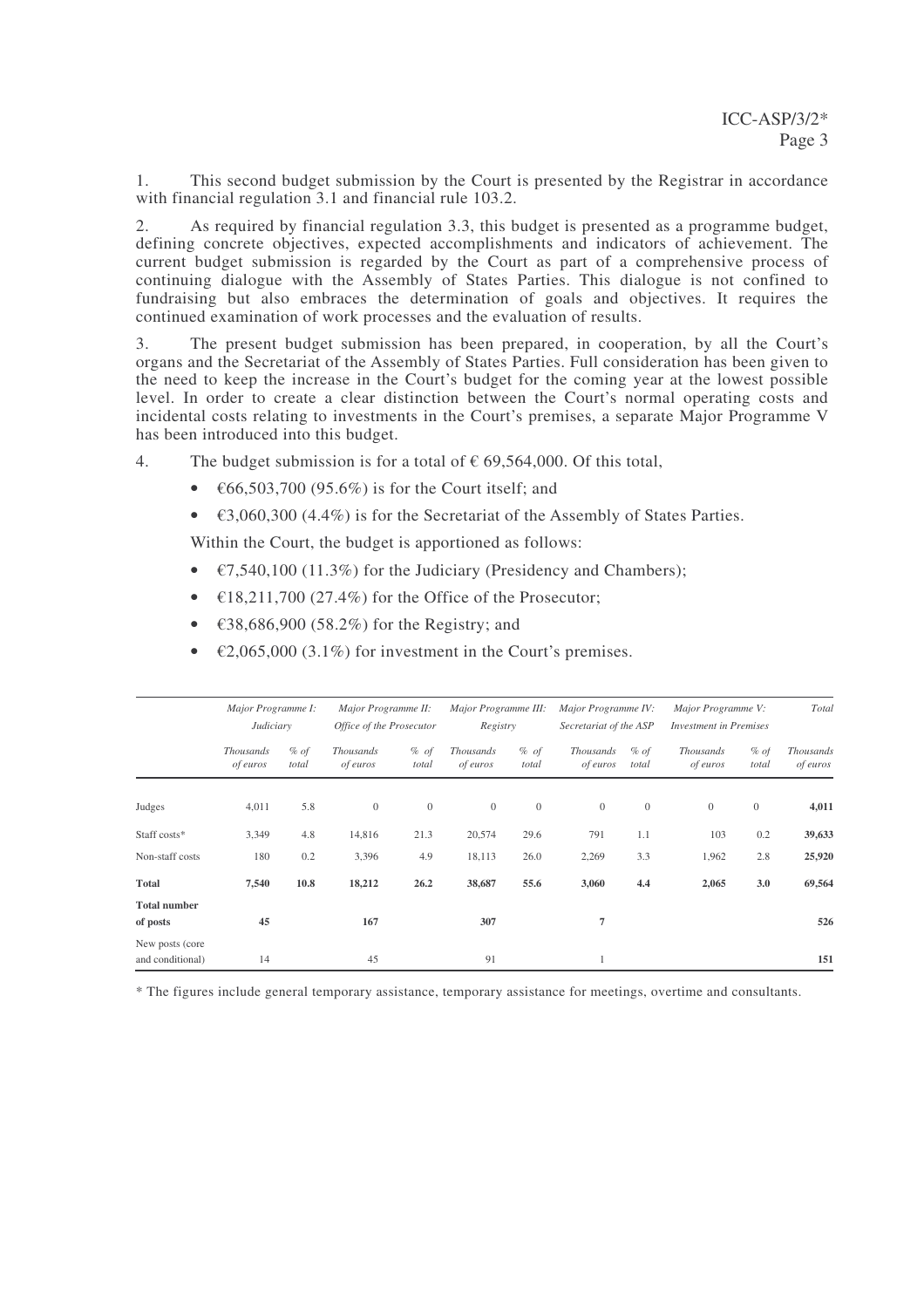1. This second budget submission by the Court is presented by the Registrar in accordance with financial regulation 3.1 and financial rule 103.2.

2. As required by financial regulation 3.3, this budget is presented as a programme budget, defining concrete objectives, expected accomplishments and indicators of achievement. The current budget submission is regarded by the Court as part of a comprehensive process of continuing dialogue with the Assembly of States Parties. This dialogue is not confined to fundraising but also embraces the determination of goals and objectives. It requires the continued examination of work processes and the evaluation of results.

3. The present budget submission has been prepared, in cooperation, by all the Court's organs and the Secretariat of the Assembly of States Parties. Full consideration has been given to the need to keep the increase in the Court's budget for the coming year at the lowest possible level. In order to create a clear distinction between the Court's normal operating costs and incidental costs relating to investments in the Court's premises, a separate Major Programme V has been introduced into this budget.

4. The budget submission is for a total of € 69,564,000. Of this total,

- €66,503,700 (95.6%) is for the Court itself; and
- €3,060,300 (4.4%) is for the Secretariat of the Assembly of States Parties.

Within the Court, the budget is apportioned as follows:

- €7,540,100 (11.3%) for the Judiciary (Presidency and Chambers);
- €18,211,700 (27.4%) for the Office of the Prosecutor;
- €38,686,900 (58.2%) for the Registry; and
- €2,065,000 (3.1%) for investment in the Court's premises.

| | *Major Programme I: Judiciary* | | *Major Programme II: Office of the Prosecutor* | | *Major Programme III: Registry* | | *Major Programme IV: Secretariat of the ASP* | | *Major Programme V: Investment in Premises* | | *Total* |
|---|---|---|---|---|---|---|---|---|---|---|---|
| | *Thousands of euros* | *% of total* | *Thousands of euros* | *% of total* | *Thousands of euros* | *% of total* | *Thousands of euros* | *% of total* | *Thousands of euros* | *% of total* | *Thousands of euros* |
| Judges | 4,011 | 5.8 | 0 | 0 | 0 | 0 | 0 | 0 | 0 | 0 | **4,011** |
| Staff costs* | 3,349 | 4.8 | 14,816 | 21.3 | 20,574 | 29.6 | 791 | 1.1 | 103 | 0.2 | **39,633** |
| Non-staff costs | 180 | 0.2 | 3,396 | 4.9 | 18,113 | 26.0 | 2,269 | 3.3 | 1,962 | 2.8 | **25,920** |
| **Total** | **7,540** | **10.8** | **18,212** | **26.2** | **38,687** | **55.6** | **3,060** | **4.4** | **2,065** | **3.0** | **69,564** |
| **Total number of posts** | **45** | | **167** | | **307** | | **7** | | | | **526** |
| New posts (core and conditional) | 14 | | 45 | | 91 | | 1 | | | | **151** |

\* The figures include general temporary assistance, temporary assistance for meetings, overtime and consultants.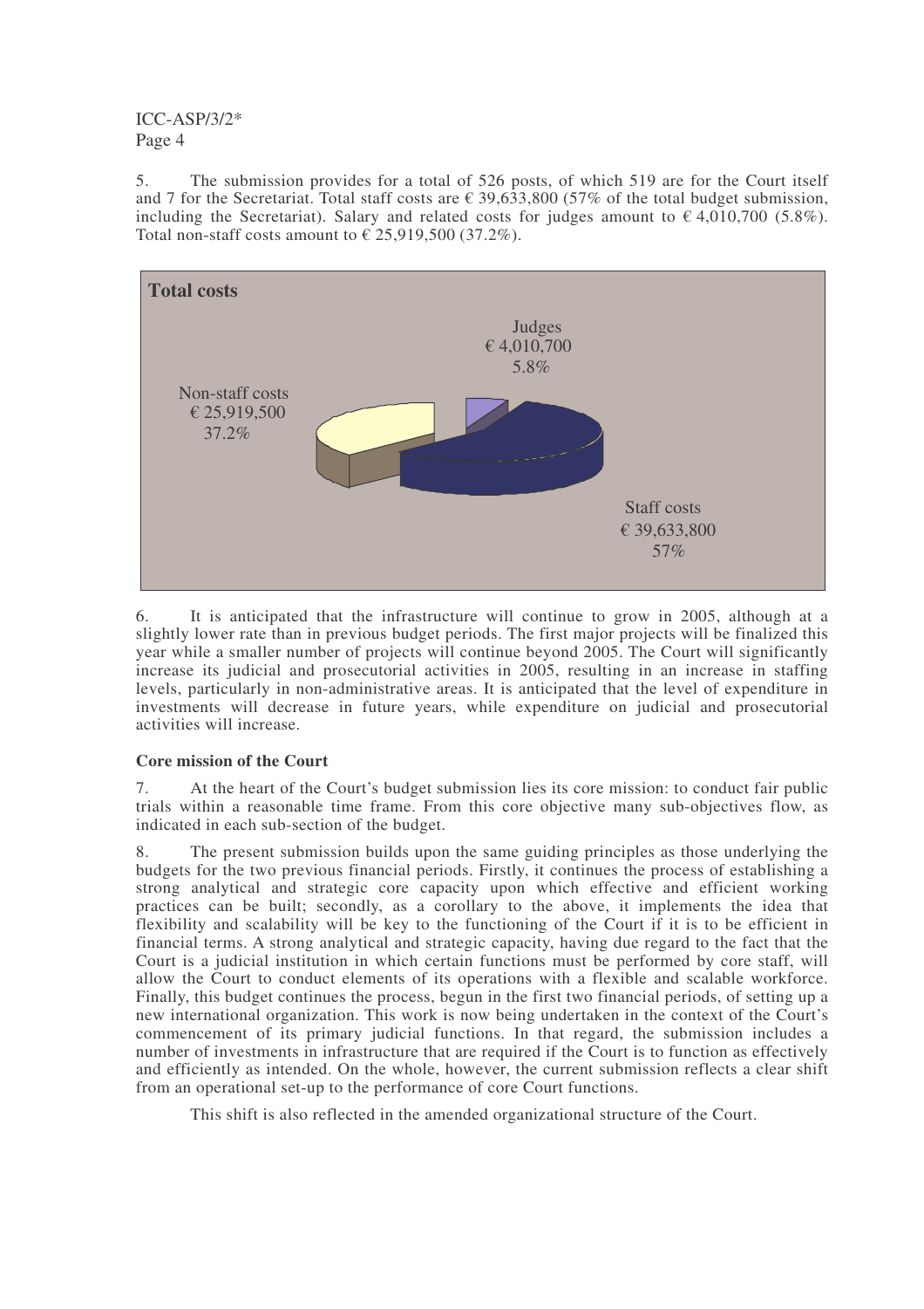5. The submission provides for a total of 526 posts, of which 519 are for the Court itself and 7 for the Secretariat. Total staff costs are € 39,633,800 (57% of the total budget submission, including the Secretariat). Salary and related costs for judges amount to € 4,010,700 (5.8%). Total non-staff costs amount to € 25,919,500 (37.2%).

**Total costs**

Judges
€ 4,010,700
5.8%

Non-staff costs
€ 25,919,500
37.2%

Staff costs
€ 39,633,800
57%

6. It is anticipated that the infrastructure will continue to grow in 2005, although at a slightly lower rate than in previous budget periods. The first major projects will be finalized this year while a smaller number of projects will continue beyond 2005. The Court will significantly increase its judicial and prosecutorial activities in 2005, resulting in an increase in staffing levels, particularly in non-administrative areas. It is anticipated that the level of expenditure in investments will decrease in future years, while expenditure on judicial and prosecutorial activities will increase.

**Core mission of the Court**

7. At the heart of the Court's budget submission lies its core mission: to conduct fair public trials within a reasonable time frame. From this core objective many sub-objectives flow, as indicated in each sub-section of the budget.

8. The present submission builds upon the same guiding principles as those underlying the budgets for the two previous financial periods. Firstly, it continues the process of establishing a strong analytical and strategic core capacity upon which effective and efficient working practices can be built; secondly, as a corollary to the above, it implements the idea that flexibility and scalability will be key to the functioning of the Court if it is to be efficient in financial terms. A strong analytical and strategic capacity, having due regard to the fact that the Court is a judicial institution in which certain functions must be performed by core staff, will allow the Court to conduct elements of its operations with a flexible and scalable workforce. Finally, this budget continues the process, begun in the first two financial periods, of setting up a new international organization. This work is now being undertaken in the context of the Court's commencement of its primary judicial functions. In that regard, the submission includes a number of investments in infrastructure that are required if the Court is to function as effectively and efficiently as intended. On the whole, however, the current submission reflects a clear shift from an operational set-up to the performance of core Court functions.

This shift is also reflected in the amended organizational structure of the Court.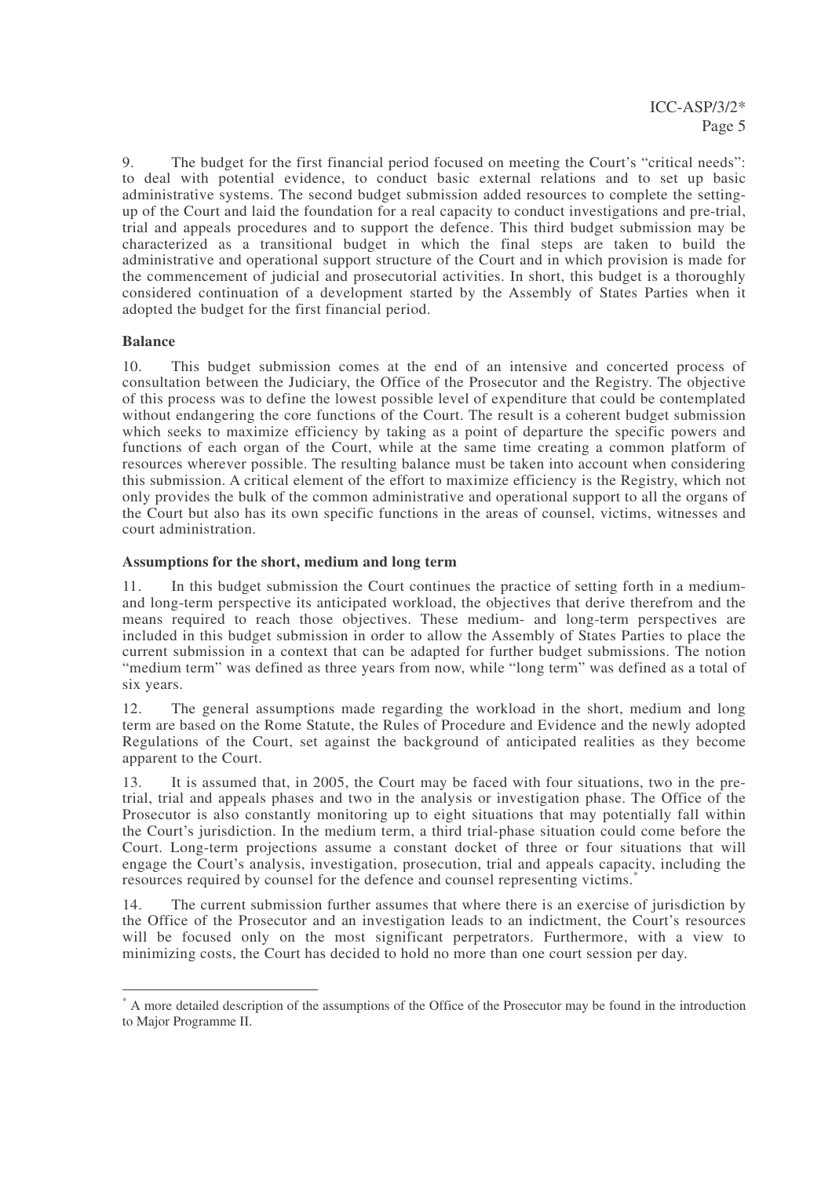9. The budget for the first financial period focused on meeting the Court's "critical needs": to deal with potential evidence, to conduct basic external relations and to set up basic administrative systems. The second budget submission added resources to complete the setting-up of the Court and laid the foundation for a real capacity to conduct investigations and pre-trial, trial and appeals procedures and to support the defence. This third budget submission may be characterized as a transitional budget in which the final steps are taken to build the administrative and operational support structure of the Court and in which provision is made for the commencement of judicial and prosecutorial activities. In short, this budget is a thoroughly considered continuation of a development started by the Assembly of States Parties when it adopted the budget for the first financial period.

**Balance**

10. This budget submission comes at the end of an intensive and concerted process of consultation between the Judiciary, the Office of the Prosecutor and the Registry. The objective of this process was to define the lowest possible level of expenditure that could be contemplated without endangering the core functions of the Court. The result is a coherent budget submission which seeks to maximize efficiency by taking as a point of departure the specific powers and functions of each organ of the Court, while at the same time creating a common platform of resources wherever possible. The resulting balance must be taken into account when considering this submission. A critical element of the effort to maximize efficiency is the Registry, which not only provides the bulk of the common administrative and operational support to all the organs of the Court but also has its own specific functions in the areas of counsel, victims, witnesses and court administration.

**Assumptions for the short, medium and long term**

11. In this budget submission the Court continues the practice of setting forth in a medium- and long-term perspective its anticipated workload, the objectives that derive therefrom and the means required to reach those objectives. These medium- and long-term perspectives are included in this budget submission in order to allow the Assembly of States Parties to place the current submission in a context that can be adapted for further budget submissions. The notion "medium term" was defined as three years from now, while "long term" was defined as a total of six years.

12. The general assumptions made regarding the workload in the short, medium and long term are based on the Rome Statute, the Rules of Procedure and Evidence and the newly adopted Regulations of the Court, set against the background of anticipated realities as they become apparent to the Court.

13. It is assumed that, in 2005, the Court may be faced with four situations, two in the pre-trial, trial and appeals phases and two in the analysis or investigation phase. The Office of the Prosecutor is also constantly monitoring up to eight situations that may potentially fall within the Court's jurisdiction. In the medium term, a third trial-phase situation could come before the Court. Long-term projections assume a constant docket of three or four situations that will engage the Court's analysis, investigation, prosecution, trial and appeals capacity, including the resources required by counsel for the defence and counsel representing victims.[*]

14. The current submission further assumes that where there is an exercise of jurisdiction by the Office of the Prosecutor and an investigation leads to an indictment, the Court's resources will be focused only on the most significant perpetrators. Furthermore, with a view to minimizing costs, the Court has decided to hold no more than one court session per day.

---

[*] A more detailed description of the assumptions of the Office of the Prosecutor may be found in the introduction to Major Programme II.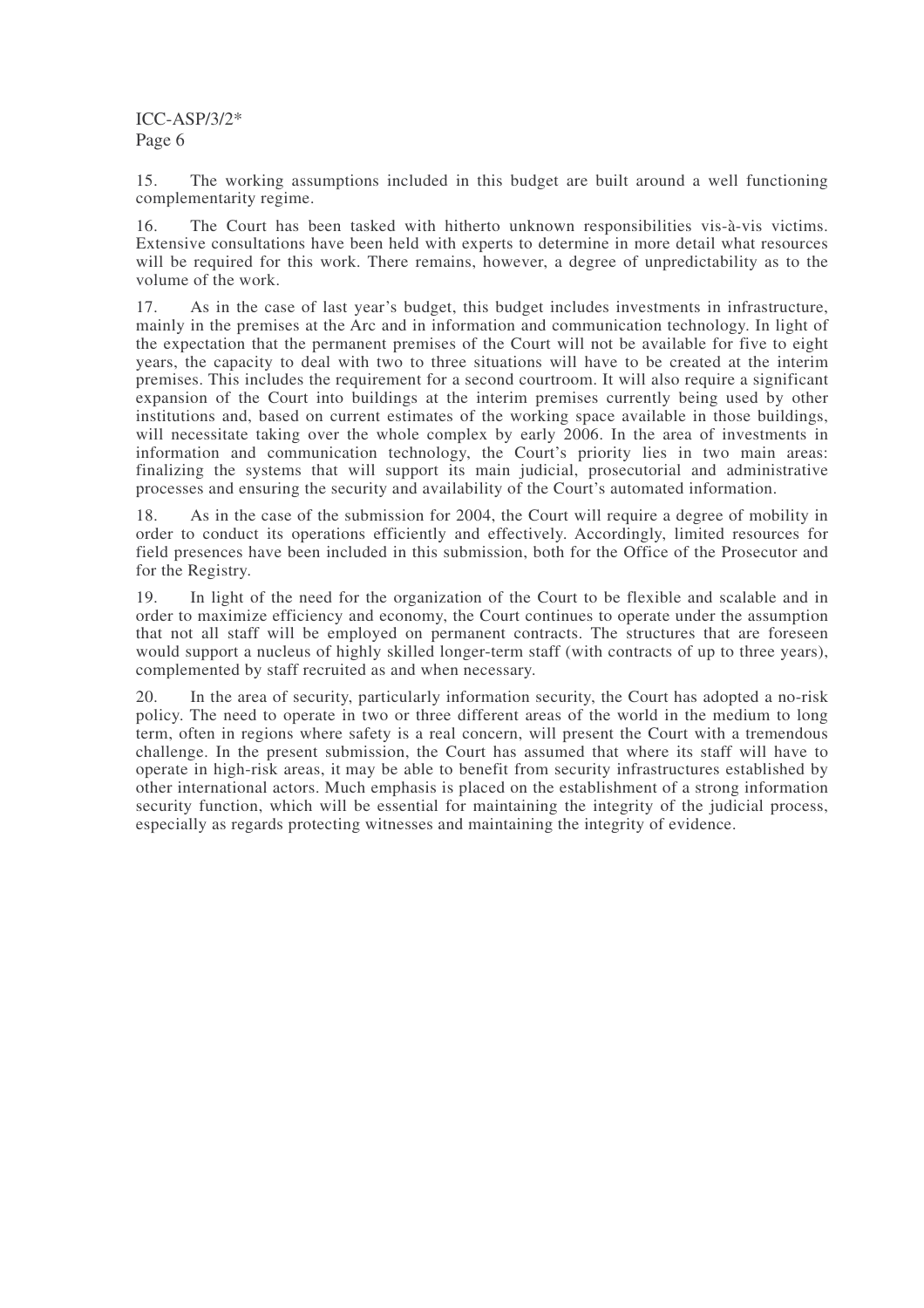15. The working assumptions included in this budget are built around a well functioning complementarity regime.

16. The Court has been tasked with hitherto unknown responsibilities vis-à-vis victims. Extensive consultations have been held with experts to determine in more detail what resources will be required for this work. There remains, however, a degree of unpredictability as to the volume of the work.

17. As in the case of last year's budget, this budget includes investments in infrastructure, mainly in the premises at the Arc and in information and communication technology. In light of the expectation that the permanent premises of the Court will not be available for five to eight years, the capacity to deal with two to three situations will have to be created at the interim premises. This includes the requirement for a second courtroom. It will also require a significant expansion of the Court into buildings at the interim premises currently being used by other institutions and, based on current estimates of the working space available in those buildings, will necessitate taking over the whole complex by early 2006. In the area of investments in information and communication technology, the Court's priority lies in two main areas: finalizing the systems that will support its main judicial, prosecutorial and administrative processes and ensuring the security and availability of the Court's automated information.

18. As in the case of the submission for 2004, the Court will require a degree of mobility in order to conduct its operations efficiently and effectively. Accordingly, limited resources for field presences have been included in this submission, both for the Office of the Prosecutor and for the Registry.

19. In light of the need for the organization of the Court to be flexible and scalable and in order to maximize efficiency and economy, the Court continues to operate under the assumption that not all staff will be employed on permanent contracts. The structures that are foreseen would support a nucleus of highly skilled longer-term staff (with contracts of up to three years), complemented by staff recruited as and when necessary.

20. In the area of security, particularly information security, the Court has adopted a no-risk policy. The need to operate in two or three different areas of the world in the medium to long term, often in regions where safety is a real concern, will present the Court with a tremendous challenge. In the present submission, the Court has assumed that where its staff will have to operate in high-risk areas, it may be able to benefit from security infrastructures established by other international actors. Much emphasis is placed on the establishment of a strong information security function, which will be essential for maintaining the integrity of the judicial process, especially as regards protecting witnesses and maintaining the integrity of evidence.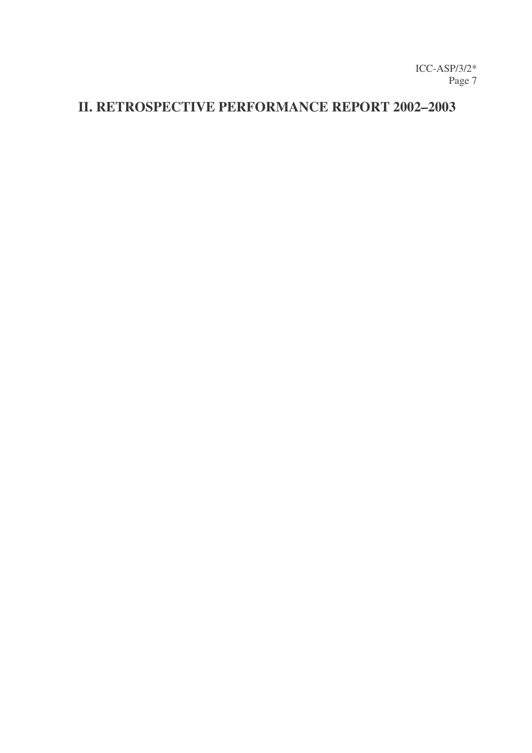# II. RETROSPECTIVE PERFORMANCE REPORT 2002–2003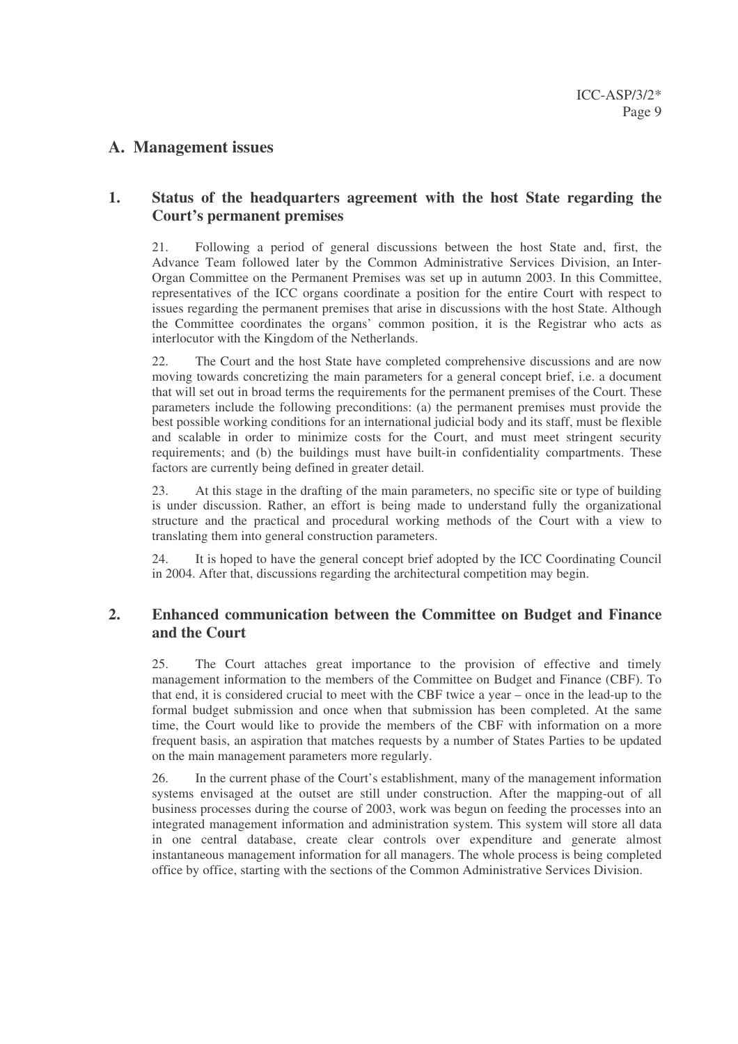## A. Management issues

### 1. Status of the headquarters agreement with the host State regarding the Court's permanent premises

21. Following a period of general discussions between the host State and, first, the Advance Team followed later by the Common Administrative Services Division, an Inter-Organ Committee on the Permanent Premises was set up in autumn 2003. In this Committee, representatives of the ICC organs coordinate a position for the entire Court with respect to issues regarding the permanent premises that arise in discussions with the host State. Although the Committee coordinates the organs' common position, it is the Registrar who acts as interlocutor with the Kingdom of the Netherlands.

22. The Court and the host State have completed comprehensive discussions and are now moving towards concretizing the main parameters for a general concept brief, i.e. a document that will set out in broad terms the requirements for the permanent premises of the Court. These parameters include the following preconditions: (a) the permanent premises must provide the best possible working conditions for an international judicial body and its staff, must be flexible and scalable in order to minimize costs for the Court, and must meet stringent security requirements; and (b) the buildings must have built-in confidentiality compartments. These factors are currently being defined in greater detail.

23. At this stage in the drafting of the main parameters, no specific site or type of building is under discussion. Rather, an effort is being made to understand fully the organizational structure and the practical and procedural working methods of the Court with a view to translating them into general construction parameters.

24. It is hoped to have the general concept brief adopted by the ICC Coordinating Council in 2004. After that, discussions regarding the architectural competition may begin.

### 2. Enhanced communication between the Committee on Budget and Finance and the Court

25. The Court attaches great importance to the provision of effective and timely management information to the members of the Committee on Budget and Finance (CBF). To that end, it is considered crucial to meet with the CBF twice a year – once in the lead-up to the formal budget submission and once when that submission has been completed. At the same time, the Court would like to provide the members of the CBF with information on a more frequent basis, an aspiration that matches requests by a number of States Parties to be updated on the main management parameters more regularly.

26. In the current phase of the Court's establishment, many of the management information systems envisaged at the outset are still under construction. After the mapping-out of all business processes during the course of 2003, work was begun on feeding the processes into an integrated management information and administration system. This system will store all data in one central database, create clear controls over expenditure and generate almost instantaneous management information for all managers. The whole process is being completed office by office, starting with the sections of the Common Administrative Services Division.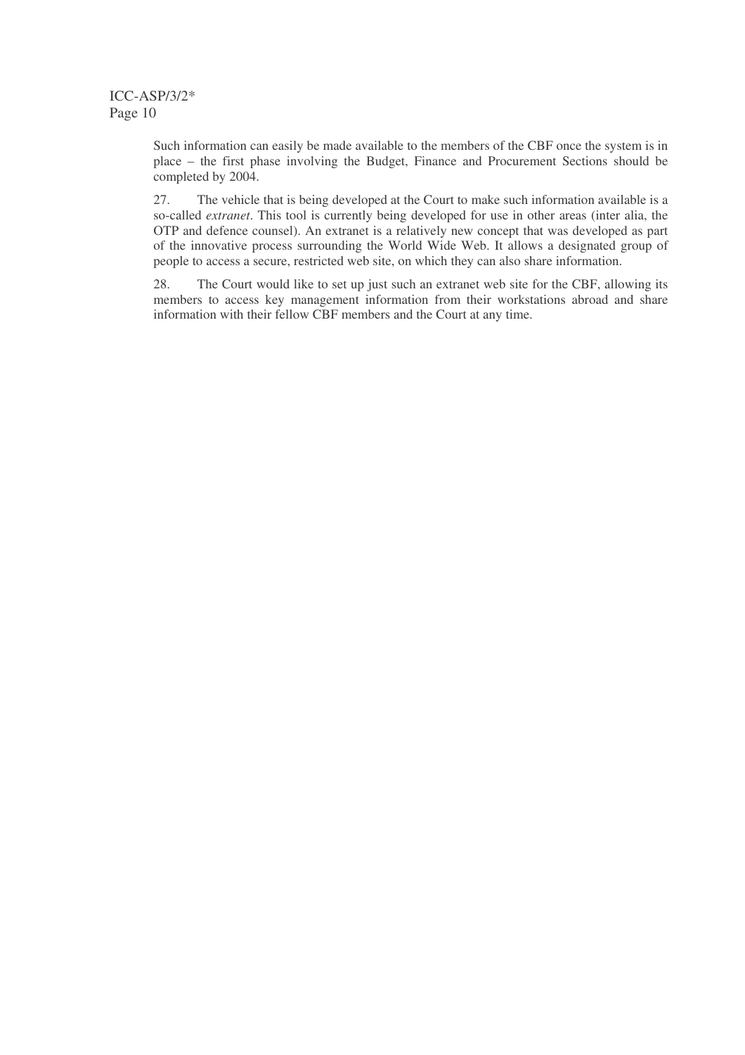Such information can easily be made available to the members of the CBF once the system is in place – the first phase involving the Budget, Finance and Procurement Sections should be completed by 2004.

27. The vehicle that is being developed at the Court to make such information available is a so-called *extranet*. This tool is currently being developed for use in other areas (inter alia, the OTP and defence counsel). An extranet is a relatively new concept that was developed as part of the innovative process surrounding the World Wide Web. It allows a designated group of people to access a secure, restricted web site, on which they can also share information.

28. The Court would like to set up just such an extranet web site for the CBF, allowing its members to access key management information from their workstations abroad and share information with their fellow CBF members and the Court at any time.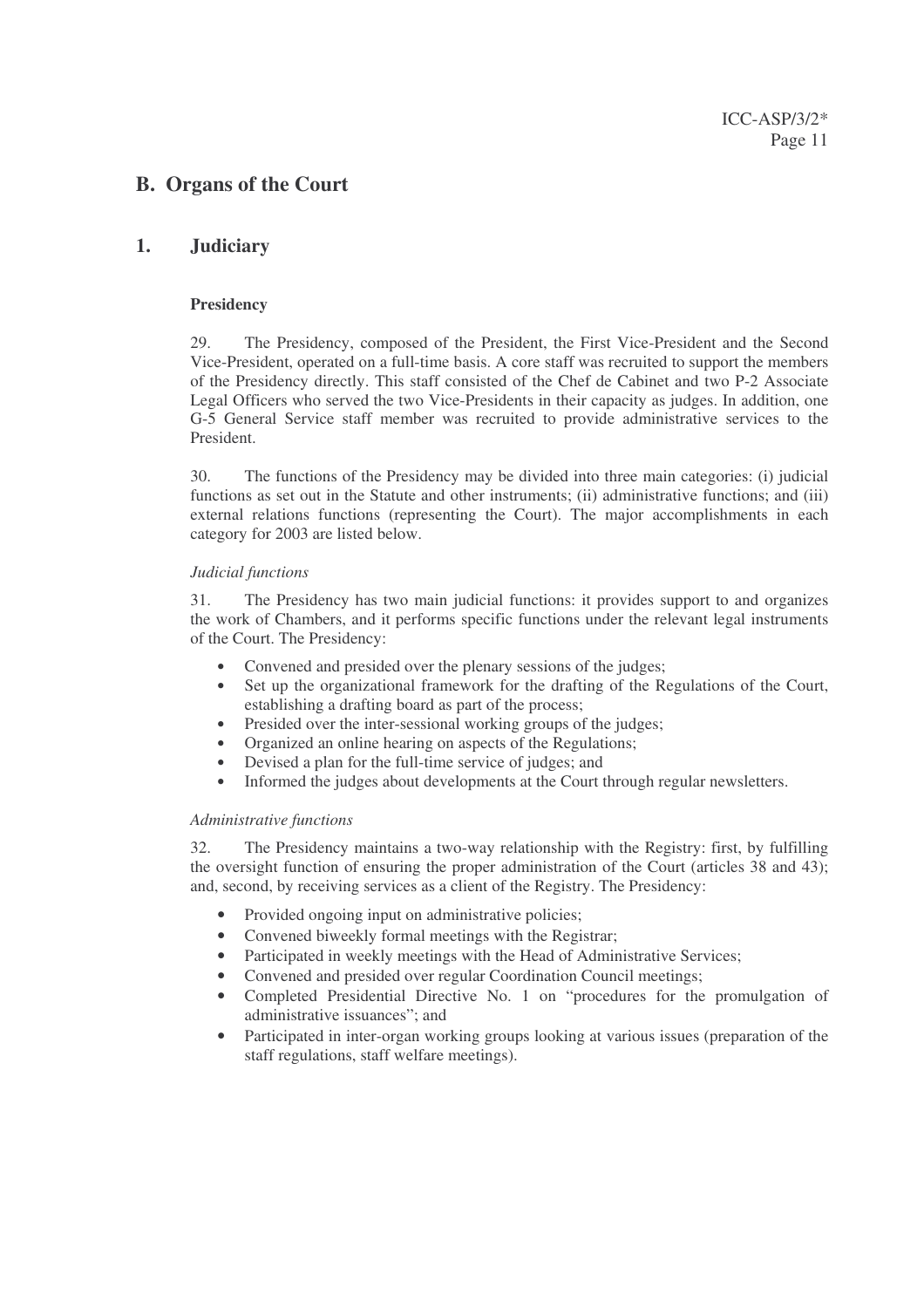## B. Organs of the Court

### 1. Judiciary

#### Presidency

29. The Presidency, composed of the President, the First Vice-President and the Second Vice-President, operated on a full-time basis. A core staff was recruited to support the members of the Presidency directly. This staff consisted of the Chef de Cabinet and two P-2 Associate Legal Officers who served the two Vice-Presidents in their capacity as judges. In addition, one G-5 General Service staff member was recruited to provide administrative services to the President.

30. The functions of the Presidency may be divided into three main categories: (i) judicial functions as set out in the Statute and other instruments; (ii) administrative functions; and (iii) external relations functions (representing the Court). The major accomplishments in each category for 2003 are listed below.

*Judicial functions*

31. The Presidency has two main judicial functions: it provides support to and organizes the work of Chambers, and it performs specific functions under the relevant legal instruments of the Court. The Presidency:

- Convened and presided over the plenary sessions of the judges;
- Set up the organizational framework for the drafting of the Regulations of the Court, establishing a drafting board as part of the process;
- Presided over the inter-sessional working groups of the judges;
- Organized an online hearing on aspects of the Regulations;
- Devised a plan for the full-time service of judges; and
- Informed the judges about developments at the Court through regular newsletters.

*Administrative functions*

32. The Presidency maintains a two-way relationship with the Registry: first, by fulfilling the oversight function of ensuring the proper administration of the Court (articles 38 and 43); and, second, by receiving services as a client of the Registry. The Presidency:

- Provided ongoing input on administrative policies;
- Convened biweekly formal meetings with the Registrar;
- Participated in weekly meetings with the Head of Administrative Services;
- Convened and presided over regular Coordination Council meetings;
- Completed Presidential Directive No. 1 on "procedures for the promulgation of administrative issuances"; and
- Participated in inter-organ working groups looking at various issues (preparation of the staff regulations, staff welfare meetings).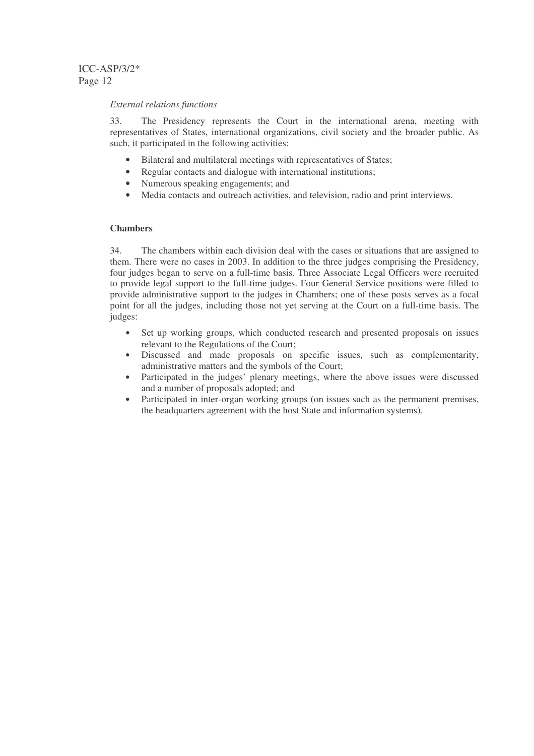*External relations functions*

33. The Presidency represents the Court in the international arena, meeting with representatives of States, international organizations, civil society and the broader public. As such, it participated in the following activities:

- Bilateral and multilateral meetings with representatives of States;
- Regular contacts and dialogue with international institutions;
- Numerous speaking engagements; and
- Media contacts and outreach activities, and television, radio and print interviews.

**Chambers**

34. The chambers within each division deal with the cases or situations that are assigned to them. There were no cases in 2003. In addition to the three judges comprising the Presidency, four judges began to serve on a full-time basis. Three Associate Legal Officers were recruited to provide legal support to the full-time judges. Four General Service positions were filled to provide administrative support to the judges in Chambers; one of these posts serves as a focal point for all the judges, including those not yet serving at the Court on a full-time basis. The judges:

- Set up working groups, which conducted research and presented proposals on issues relevant to the Regulations of the Court;
- Discussed and made proposals on specific issues, such as complementarity, administrative matters and the symbols of the Court;
- Participated in the judges' plenary meetings, where the above issues were discussed and a number of proposals adopted; and
- Participated in inter-organ working groups (on issues such as the permanent premises, the headquarters agreement with the host State and information systems).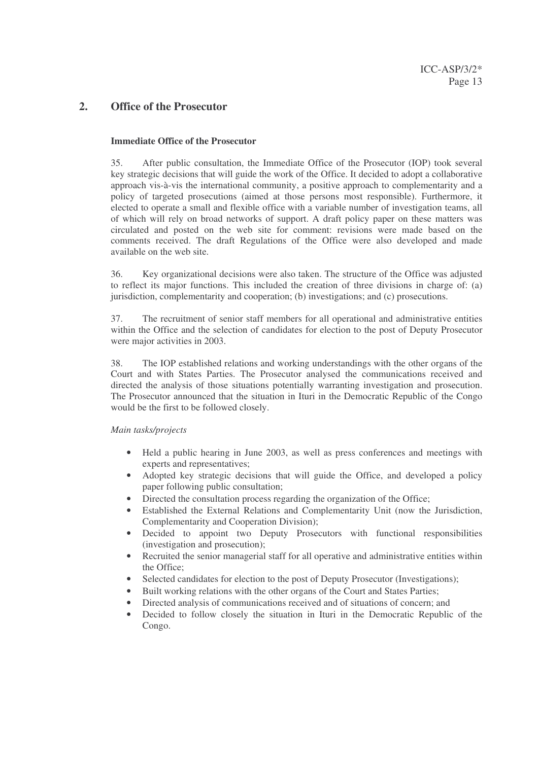## 2. Office of the Prosecutor

**Immediate Office of the Prosecutor**

35. After public consultation, the Immediate Office of the Prosecutor (IOP) took several key strategic decisions that will guide the work of the Office. It decided to adopt a collaborative approach vis-à-vis the international community, a positive approach to complementarity and a policy of targeted prosecutions (aimed at those persons most responsible). Furthermore, it elected to operate a small and flexible office with a variable number of investigation teams, all of which will rely on broad networks of support. A draft policy paper on these matters was circulated and posted on the web site for comment: revisions were made based on the comments received. The draft Regulations of the Office were also developed and made available on the web site.

36. Key organizational decisions were also taken. The structure of the Office was adjusted to reflect its major functions. This included the creation of three divisions in charge of: (a) jurisdiction, complementarity and cooperation; (b) investigations; and (c) prosecutions.

37. The recruitment of senior staff members for all operational and administrative entities within the Office and the selection of candidates for election to the post of Deputy Prosecutor were major activities in 2003.

38. The IOP established relations and working understandings with the other organs of the Court and with States Parties. The Prosecutor analysed the communications received and directed the analysis of those situations potentially warranting investigation and prosecution. The Prosecutor announced that the situation in Ituri in the Democratic Republic of the Congo would be the first to be followed closely.

*Main tasks/projects*

- Held a public hearing in June 2003, as well as press conferences and meetings with experts and representatives;
- Adopted key strategic decisions that will guide the Office, and developed a policy paper following public consultation;
- Directed the consultation process regarding the organization of the Office;
- Established the External Relations and Complementarity Unit (now the Jurisdiction, Complementarity and Cooperation Division);
- Decided to appoint two Deputy Prosecutors with functional responsibilities (investigation and prosecution);
- Recruited the senior managerial staff for all operative and administrative entities within the Office;
- Selected candidates for election to the post of Deputy Prosecutor (Investigations);
- Built working relations with the other organs of the Court and States Parties;
- Directed analysis of communications received and of situations of concern; and
- Decided to follow closely the situation in Ituri in the Democratic Republic of the Congo.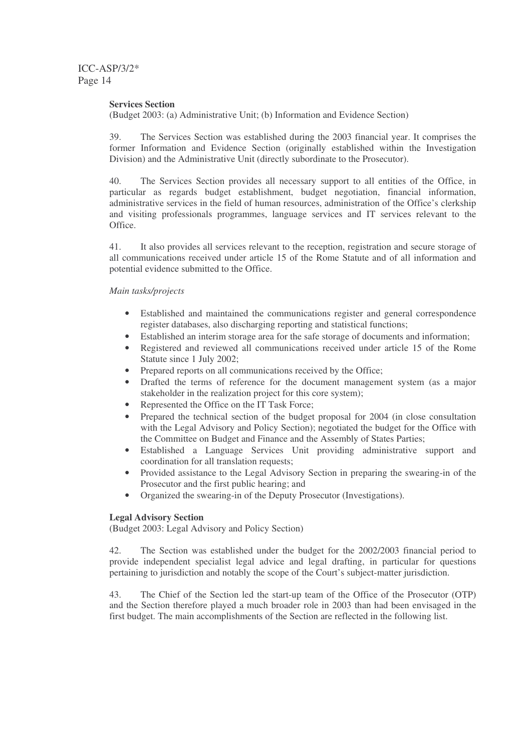**Services Section**

(Budget 2003: (a) Administrative Unit; (b) Information and Evidence Section)

39. The Services Section was established during the 2003 financial year. It comprises the former Information and Evidence Section (originally established within the Investigation Division) and the Administrative Unit (directly subordinate to the Prosecutor).

40. The Services Section provides all necessary support to all entities of the Office, in particular as regards budget establishment, budget negotiation, financial information, administrative services in the field of human resources, administration of the Office's clerkship and visiting professionals programmes, language services and IT services relevant to the Office.

41. It also provides all services relevant to the reception, registration and secure storage of all communications received under article 15 of the Rome Statute and of all information and potential evidence submitted to the Office.

*Main tasks/projects*

- Established and maintained the communications register and general correspondence register databases, also discharging reporting and statistical functions;
- Established an interim storage area for the safe storage of documents and information;
- Registered and reviewed all communications received under article 15 of the Rome Statute since 1 July 2002;
- Prepared reports on all communications received by the Office;
- Drafted the terms of reference for the document management system (as a major stakeholder in the realization project for this core system);
- Represented the Office on the IT Task Force;
- Prepared the technical section of the budget proposal for 2004 (in close consultation with the Legal Advisory and Policy Section); negotiated the budget for the Office with the Committee on Budget and Finance and the Assembly of States Parties;
- Established a Language Services Unit providing administrative support and coordination for all translation requests;
- Provided assistance to the Legal Advisory Section in preparing the swearing-in of the Prosecutor and the first public hearing; and
- Organized the swearing-in of the Deputy Prosecutor (Investigations).

**Legal Advisory Section**

(Budget 2003: Legal Advisory and Policy Section)

42. The Section was established under the budget for the 2002/2003 financial period to provide independent specialist legal advice and legal drafting, in particular for questions pertaining to jurisdiction and notably the scope of the Court's subject-matter jurisdiction.

43. The Chief of the Section led the start-up team of the Office of the Prosecutor (OTP) and the Section therefore played a much broader role in 2003 than had been envisaged in the first budget. The main accomplishments of the Section are reflected in the following list.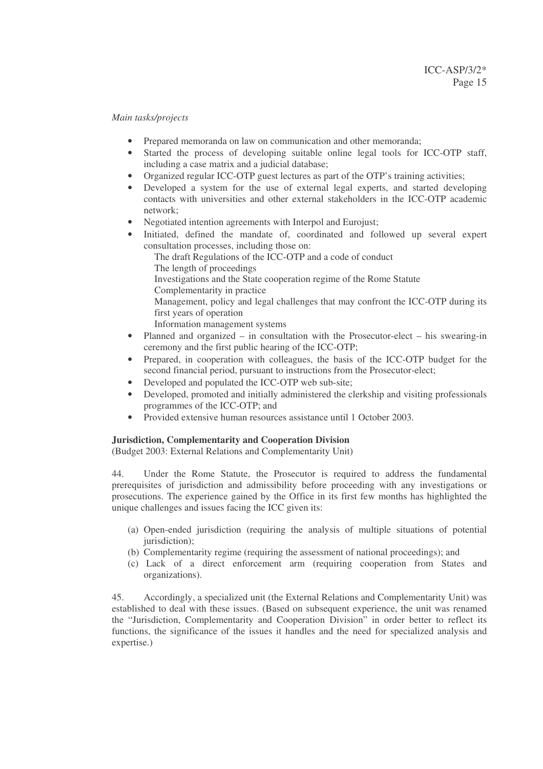*Main tasks/projects*

- Prepared memoranda on law on communication and other memoranda;
- Started the process of developing suitable online legal tools for ICC-OTP staff, including a case matrix and a judicial database;
- Organized regular ICC-OTP guest lectures as part of the OTP's training activities;
- Developed a system for the use of external legal experts, and started developing contacts with universities and other external stakeholders in the ICC-OTP academic network;
- Negotiated intention agreements with Interpol and Eurojust;
- Initiated, defined the mandate of, coordinated and followed up several expert consultation processes, including those on:
  - The draft Regulations of the ICC-OTP and a code of conduct
  - The length of proceedings
  - Investigations and the State cooperation regime of the Rome Statute
  - Complementarity in practice
  - Management, policy and legal challenges that may confront the ICC-OTP during its first years of operation
  - Information management systems
- Planned and organized – in consultation with the Prosecutor-elect – his swearing-in ceremony and the first public hearing of the ICC-OTP;
- Prepared, in cooperation with colleagues, the basis of the ICC-OTP budget for the second financial period, pursuant to instructions from the Prosecutor-elect;
- Developed and populated the ICC-OTP web sub-site;
- Developed, promoted and initially administered the clerkship and visiting professionals programmes of the ICC-OTP; and
- Provided extensive human resources assistance until 1 October 2003.

**Jurisdiction, Complementarity and Cooperation Division**
(Budget 2003: External Relations and Complementarity Unit)

44. Under the Rome Statute, the Prosecutor is required to address the fundamental prerequisites of jurisdiction and admissibility before proceeding with any investigations or prosecutions. The experience gained by the Office in its first few months has highlighted the unique challenges and issues facing the ICC given its:

(a) Open-ended jurisdiction (requiring the analysis of multiple situations of potential jurisdiction);
(b) Complementarity regime (requiring the assessment of national proceedings); and
(c) Lack of a direct enforcement arm (requiring cooperation from States and organizations).

45. Accordingly, a specialized unit (the External Relations and Complementarity Unit) was established to deal with these issues. (Based on subsequent experience, the unit was renamed the "Jurisdiction, Complementarity and Cooperation Division" in order better to reflect its functions, the significance of the issues it handles and the need for specialized analysis and expertise.)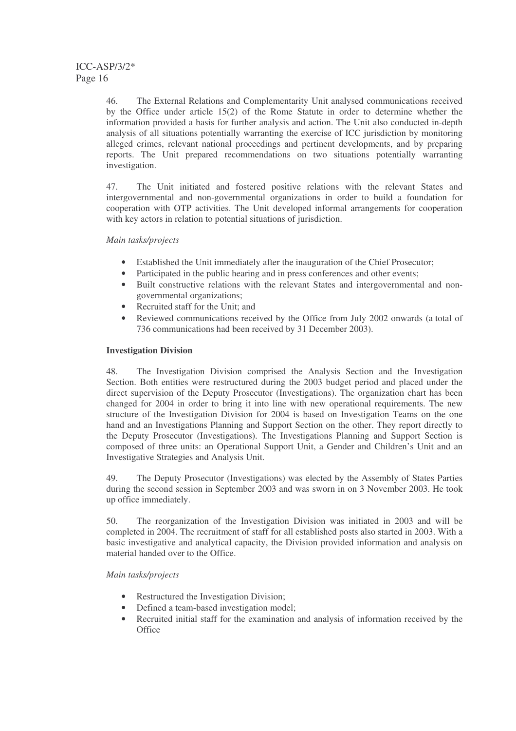46. The External Relations and Complementarity Unit analysed communications received by the Office under article 15(2) of the Rome Statute in order to determine whether the information provided a basis for further analysis and action. The Unit also conducted in-depth analysis of all situations potentially warranting the exercise of ICC jurisdiction by monitoring alleged crimes, relevant national proceedings and pertinent developments, and by preparing reports. The Unit prepared recommendations on two situations potentially warranting investigation.

47. The Unit initiated and fostered positive relations with the relevant States and intergovernmental and non-governmental organizations in order to build a foundation for cooperation with OTP activities. The Unit developed informal arrangements for cooperation with key actors in relation to potential situations of jurisdiction.

*Main tasks/projects*

- Established the Unit immediately after the inauguration of the Chief Prosecutor;
- Participated in the public hearing and in press conferences and other events;
- Built constructive relations with the relevant States and intergovernmental and non-governmental organizations;
- Recruited staff for the Unit; and
- Reviewed communications received by the Office from July 2002 onwards (a total of 736 communications had been received by 31 December 2003).

**Investigation Division**

48. The Investigation Division comprised the Analysis Section and the Investigation Section. Both entities were restructured during the 2003 budget period and placed under the direct supervision of the Deputy Prosecutor (Investigations). The organization chart has been changed for 2004 in order to bring it into line with new operational requirements. The new structure of the Investigation Division for 2004 is based on Investigation Teams on the one hand and an Investigations Planning and Support Section on the other. They report directly to the Deputy Prosecutor (Investigations). The Investigations Planning and Support Section is composed of three units: an Operational Support Unit, a Gender and Children's Unit and an Investigative Strategies and Analysis Unit.

49. The Deputy Prosecutor (Investigations) was elected by the Assembly of States Parties during the second session in September 2003 and was sworn in on 3 November 2003. He took up office immediately.

50. The reorganization of the Investigation Division was initiated in 2003 and will be completed in 2004. The recruitment of staff for all established posts also started in 2003. With a basic investigative and analytical capacity, the Division provided information and analysis on material handed over to the Office.

*Main tasks/projects*

- Restructured the Investigation Division;
- Defined a team-based investigation model;
- Recruited initial staff for the examination and analysis of information received by the Office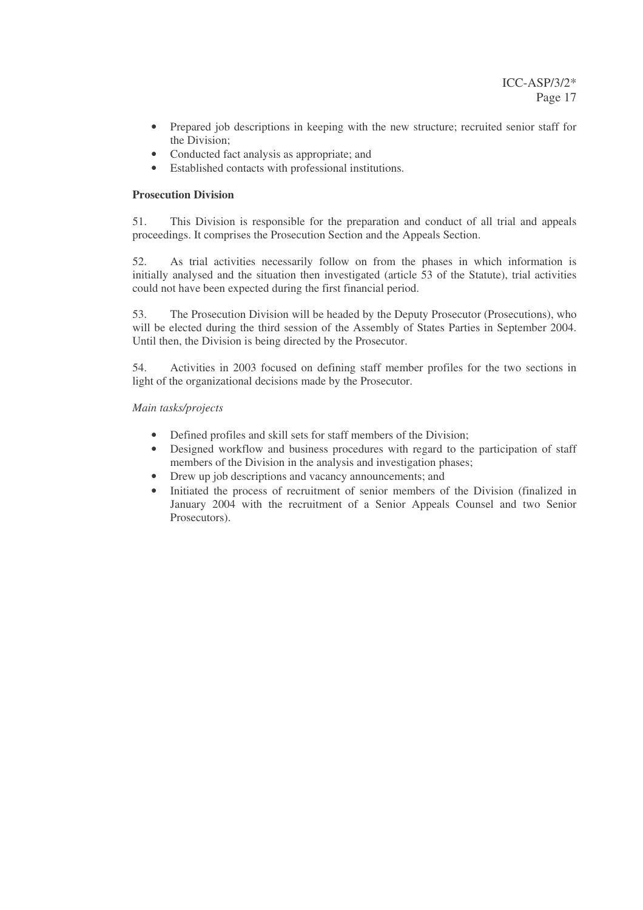- Prepared job descriptions in keeping with the new structure; recruited senior staff for the Division;
- Conducted fact analysis as appropriate; and
- Established contacts with professional institutions.

**Prosecution Division**

51. This Division is responsible for the preparation and conduct of all trial and appeals proceedings. It comprises the Prosecution Section and the Appeals Section.

52. As trial activities necessarily follow on from the phases in which information is initially analysed and the situation then investigated (article 53 of the Statute), trial activities could not have been expected during the first financial period.

53. The Prosecution Division will be headed by the Deputy Prosecutor (Prosecutions), who will be elected during the third session of the Assembly of States Parties in September 2004. Until then, the Division is being directed by the Prosecutor.

54. Activities in 2003 focused on defining staff member profiles for the two sections in light of the organizational decisions made by the Prosecutor.

*Main tasks/projects*

- Defined profiles and skill sets for staff members of the Division;
- Designed workflow and business procedures with regard to the participation of staff members of the Division in the analysis and investigation phases;
- Drew up job descriptions and vacancy announcements; and
- Initiated the process of recruitment of senior members of the Division (finalized in January 2004 with the recruitment of a Senior Appeals Counsel and two Senior Prosecutors).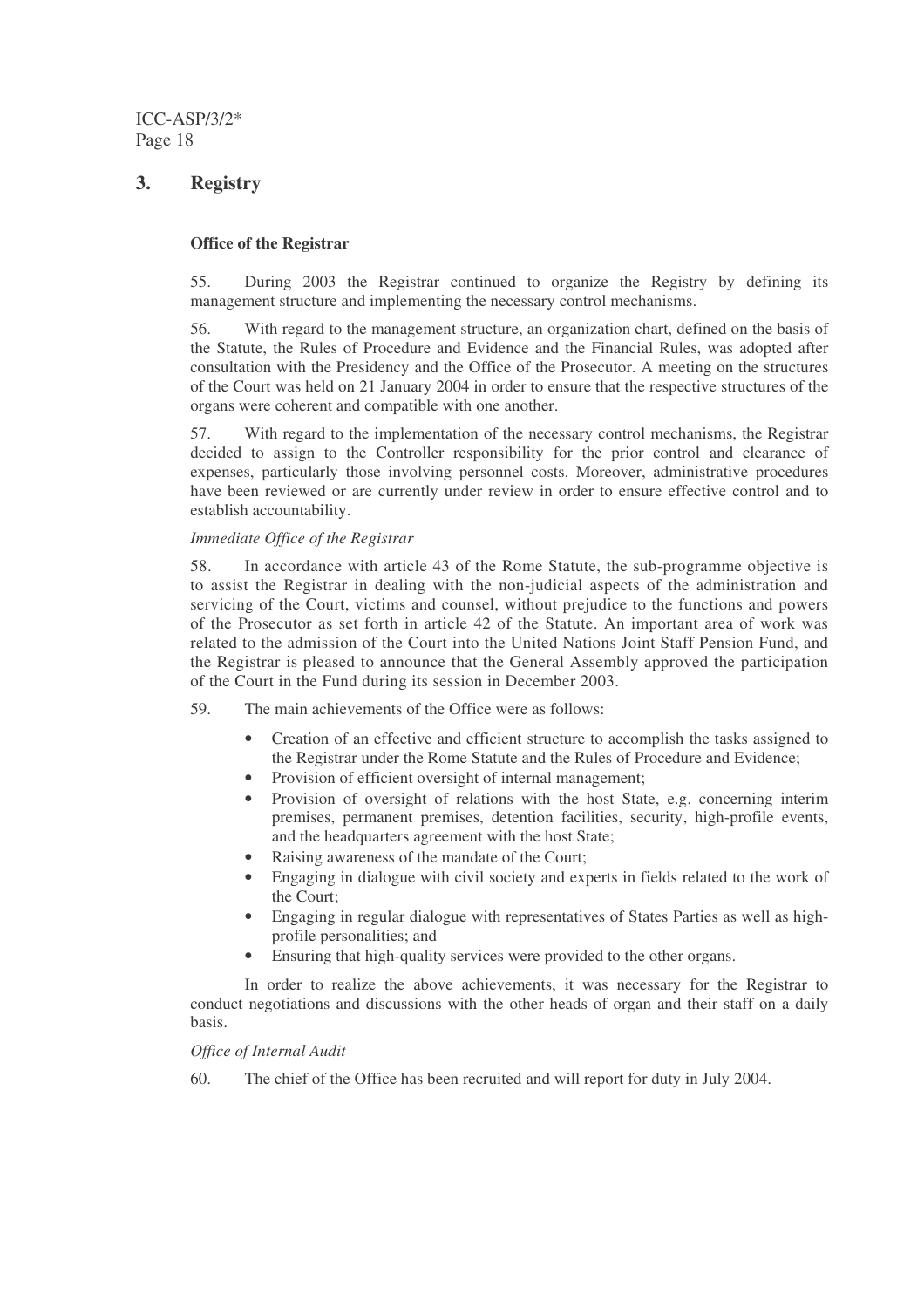## 3. Registry

**Office of the Registrar**

55. During 2003 the Registrar continued to organize the Registry by defining its management structure and implementing the necessary control mechanisms.

56. With regard to the management structure, an organization chart, defined on the basis of the Statute, the Rules of Procedure and Evidence and the Financial Rules, was adopted after consultation with the Presidency and the Office of the Prosecutor. A meeting on the structures of the Court was held on 21 January 2004 in order to ensure that the respective structures of the organs were coherent and compatible with one another.

57. With regard to the implementation of the necessary control mechanisms, the Registrar decided to assign to the Controller responsibility for the prior control and clearance of expenses, particularly those involving personnel costs. Moreover, administrative procedures have been reviewed or are currently under review in order to ensure effective control and to establish accountability.

*Immediate Office of the Registrar*

58. In accordance with article 43 of the Rome Statute, the sub-programme objective is to assist the Registrar in dealing with the non-judicial aspects of the administration and servicing of the Court, victims and counsel, without prejudice to the functions and powers of the Prosecutor as set forth in article 42 of the Statute. An important area of work was related to the admission of the Court into the United Nations Joint Staff Pension Fund, and the Registrar is pleased to announce that the General Assembly approved the participation of the Court in the Fund during its session in December 2003.

59. The main achievements of the Office were as follows:

- Creation of an effective and efficient structure to accomplish the tasks assigned to the Registrar under the Rome Statute and the Rules of Procedure and Evidence;
- Provision of efficient oversight of internal management;
- Provision of oversight of relations with the host State, e.g. concerning interim premises, permanent premises, detention facilities, security, high-profile events, and the headquarters agreement with the host State;
- Raising awareness of the mandate of the Court;
- Engaging in dialogue with civil society and experts in fields related to the work of the Court;
- Engaging in regular dialogue with representatives of States Parties as well as high-profile personalities; and
- Ensuring that high-quality services were provided to the other organs.

In order to realize the above achievements, it was necessary for the Registrar to conduct negotiations and discussions with the other heads of organ and their staff on a daily basis.

*Office of Internal Audit*

60. The chief of the Office has been recruited and will report for duty in July 2004.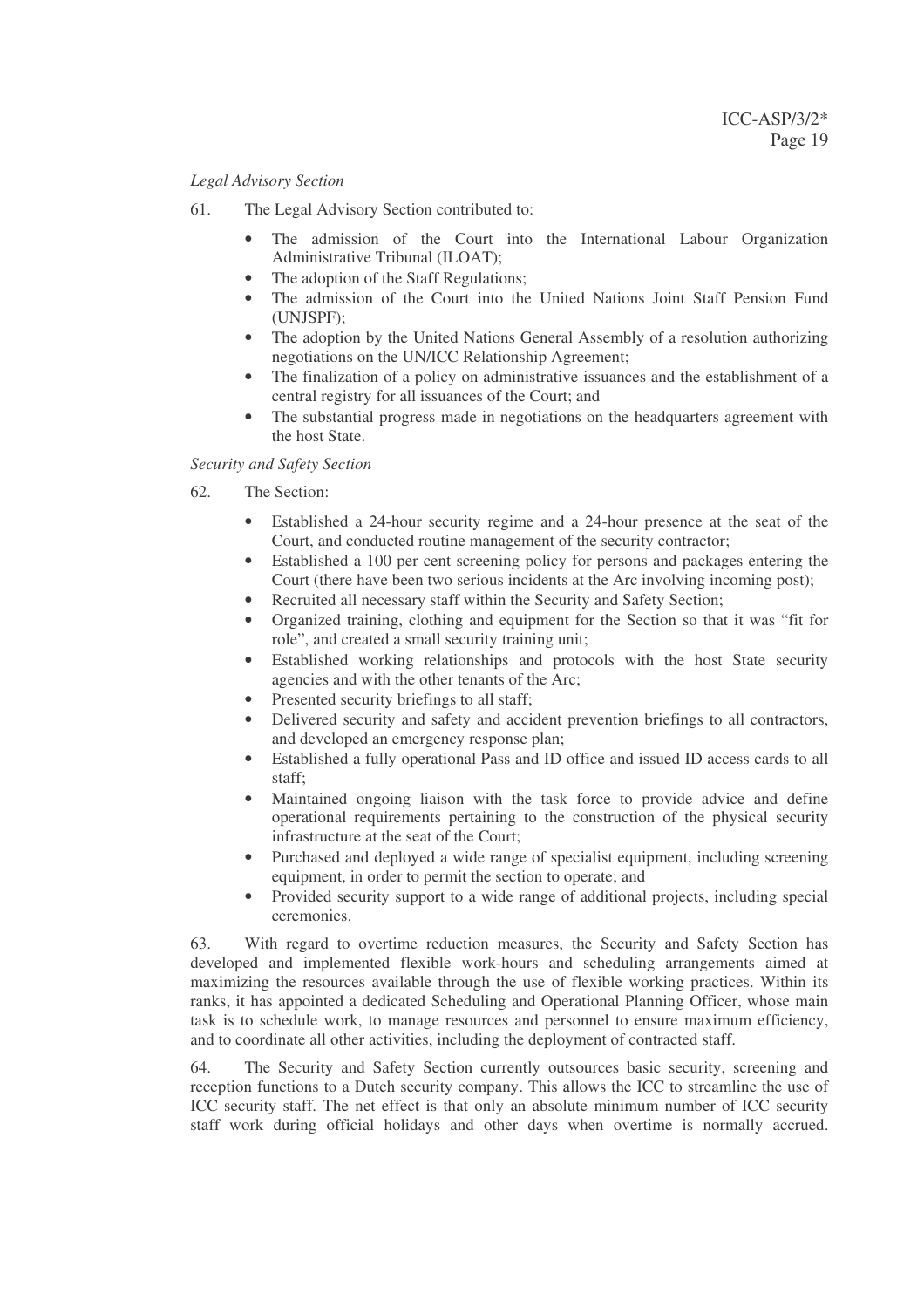*Legal Advisory Section*

61. The Legal Advisory Section contributed to:

- The admission of the Court into the International Labour Organization Administrative Tribunal (ILOAT);
- The adoption of the Staff Regulations;
- The admission of the Court into the United Nations Joint Staff Pension Fund (UNJSPF);
- The adoption by the United Nations General Assembly of a resolution authorizing negotiations on the UN/ICC Relationship Agreement;
- The finalization of a policy on administrative issuances and the establishment of a central registry for all issuances of the Court; and
- The substantial progress made in negotiations on the headquarters agreement with the host State.

*Security and Safety Section*

62. The Section:

- Established a 24-hour security regime and a 24-hour presence at the seat of the Court, and conducted routine management of the security contractor;
- Established a 100 per cent screening policy for persons and packages entering the Court (there have been two serious incidents at the Arc involving incoming post);
- Recruited all necessary staff within the Security and Safety Section;
- Organized training, clothing and equipment for the Section so that it was "fit for role", and created a small security training unit;
- Established working relationships and protocols with the host State security agencies and with the other tenants of the Arc;
- Presented security briefings to all staff;
- Delivered security and safety and accident prevention briefings to all contractors, and developed an emergency response plan;
- Established a fully operational Pass and ID office and issued ID access cards to all staff;
- Maintained ongoing liaison with the task force to provide advice and define operational requirements pertaining to the construction of the physical security infrastructure at the seat of the Court;
- Purchased and deployed a wide range of specialist equipment, including screening equipment, in order to permit the section to operate; and
- Provided security support to a wide range of additional projects, including special ceremonies.

63. With regard to overtime reduction measures, the Security and Safety Section has developed and implemented flexible work-hours and scheduling arrangements aimed at maximizing the resources available through the use of flexible working practices. Within its ranks, it has appointed a dedicated Scheduling and Operational Planning Officer, whose main task is to schedule work, to manage resources and personnel to ensure maximum efficiency, and to coordinate all other activities, including the deployment of contracted staff.

64. The Security and Safety Section currently outsources basic security, screening and reception functions to a Dutch security company. This allows the ICC to streamline the use of ICC security staff. The net effect is that only an absolute minimum number of ICC security staff work during official holidays and other days when overtime is normally accrued.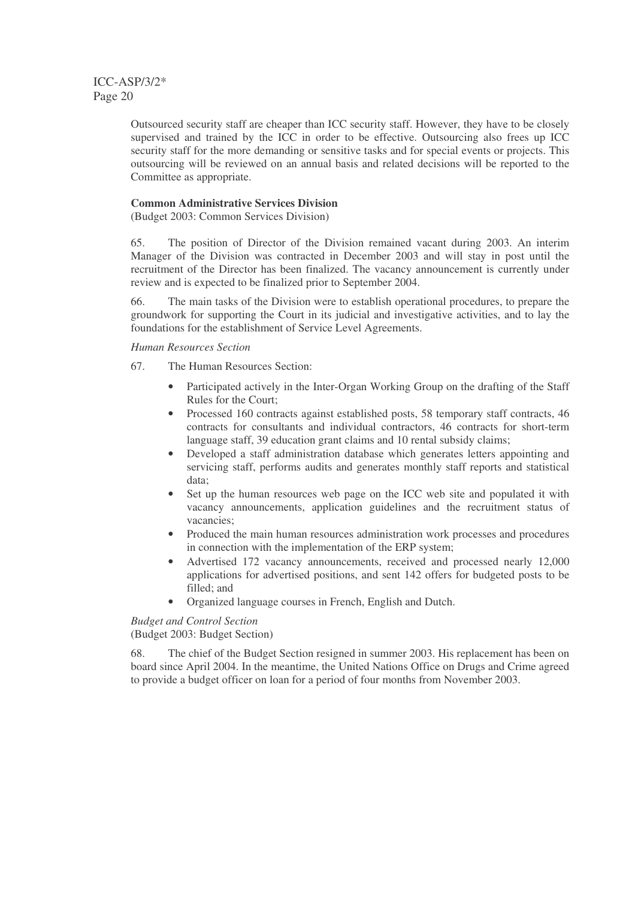Outsourced security staff are cheaper than ICC security staff. However, they have to be closely supervised and trained by the ICC in order to be effective. Outsourcing also frees up ICC security staff for the more demanding or sensitive tasks and for special events or projects. This outsourcing will be reviewed on an annual basis and related decisions will be reported to the Committee as appropriate.

**Common Administrative Services Division**
(Budget 2003: Common Services Division)

65. The position of Director of the Division remained vacant during 2003. An interim Manager of the Division was contracted in December 2003 and will stay in post until the recruitment of the Director has been finalized. The vacancy announcement is currently under review and is expected to be finalized prior to September 2004.

66. The main tasks of the Division were to establish operational procedures, to prepare the groundwork for supporting the Court in its judicial and investigative activities, and to lay the foundations for the establishment of Service Level Agreements.

*Human Resources Section*

67. The Human Resources Section:

- Participated actively in the Inter-Organ Working Group on the drafting of the Staff Rules for the Court;
- Processed 160 contracts against established posts, 58 temporary staff contracts, 46 contracts for consultants and individual contractors, 46 contracts for short-term language staff, 39 education grant claims and 10 rental subsidy claims;
- Developed a staff administration database which generates letters appointing and servicing staff, performs audits and generates monthly staff reports and statistical data;
- Set up the human resources web page on the ICC web site and populated it with vacancy announcements, application guidelines and the recruitment status of vacancies;
- Produced the main human resources administration work processes and procedures in connection with the implementation of the ERP system;
- Advertised 172 vacancy announcements, received and processed nearly 12,000 applications for advertised positions, and sent 142 offers for budgeted posts to be filled; and
- Organized language courses in French, English and Dutch.

*Budget and Control Section*
(Budget 2003: Budget Section)

68. The chief of the Budget Section resigned in summer 2003. His replacement has been on board since April 2004. In the meantime, the United Nations Office on Drugs and Crime agreed to provide a budget officer on loan for a period of four months from November 2003.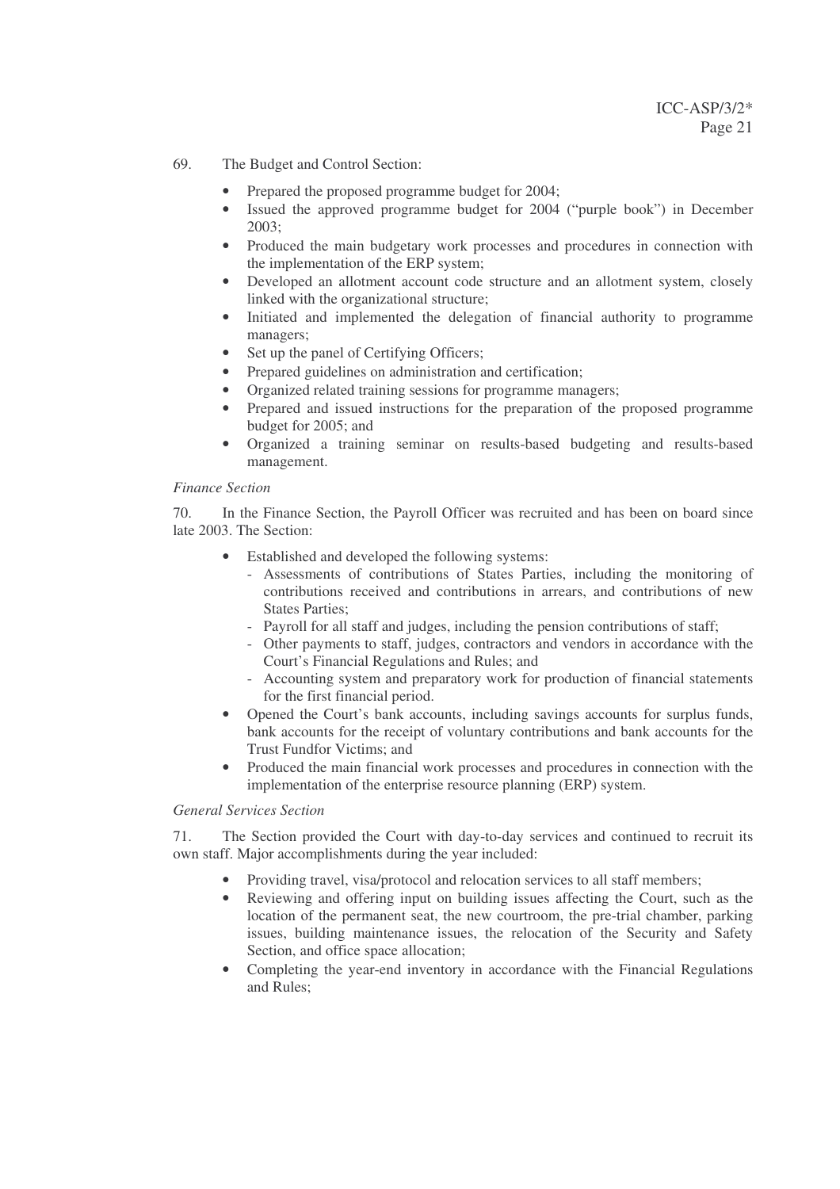69. The Budget and Control Section:

- Prepared the proposed programme budget for 2004;
- Issued the approved programme budget for 2004 ("purple book") in December 2003;
- Produced the main budgetary work processes and procedures in connection with the implementation of the ERP system;
- Developed an allotment account code structure and an allotment system, closely linked with the organizational structure;
- Initiated and implemented the delegation of financial authority to programme managers;
- Set up the panel of Certifying Officers;
- Prepared guidelines on administration and certification;
- Organized related training sessions for programme managers;
- Prepared and issued instructions for the preparation of the proposed programme budget for 2005; and
- Organized a training seminar on results-based budgeting and results-based management.

*Finance Section*

70. In the Finance Section, the Payroll Officer was recruited and has been on board since late 2003. The Section:

- Established and developed the following systems:
  - Assessments of contributions of States Parties, including the monitoring of contributions received and contributions in arrears, and contributions of new States Parties;
  - Payroll for all staff and judges, including the pension contributions of staff;
  - Other payments to staff, judges, contractors and vendors in accordance with the Court's Financial Regulations and Rules; and
  - Accounting system and preparatory work for production of financial statements for the first financial period.
- Opened the Court's bank accounts, including savings accounts for surplus funds, bank accounts for the receipt of voluntary contributions and bank accounts for the Trust Fundfor Victims; and
- Produced the main financial work processes and procedures in connection with the implementation of the enterprise resource planning (ERP) system.

*General Services Section*

71. The Section provided the Court with day-to-day services and continued to recruit its own staff. Major accomplishments during the year included:

- Providing travel, visa/protocol and relocation services to all staff members;
- Reviewing and offering input on building issues affecting the Court, such as the location of the permanent seat, the new courtroom, the pre-trial chamber, parking issues, building maintenance issues, the relocation of the Security and Safety Section, and office space allocation;
- Completing the year-end inventory in accordance with the Financial Regulations and Rules;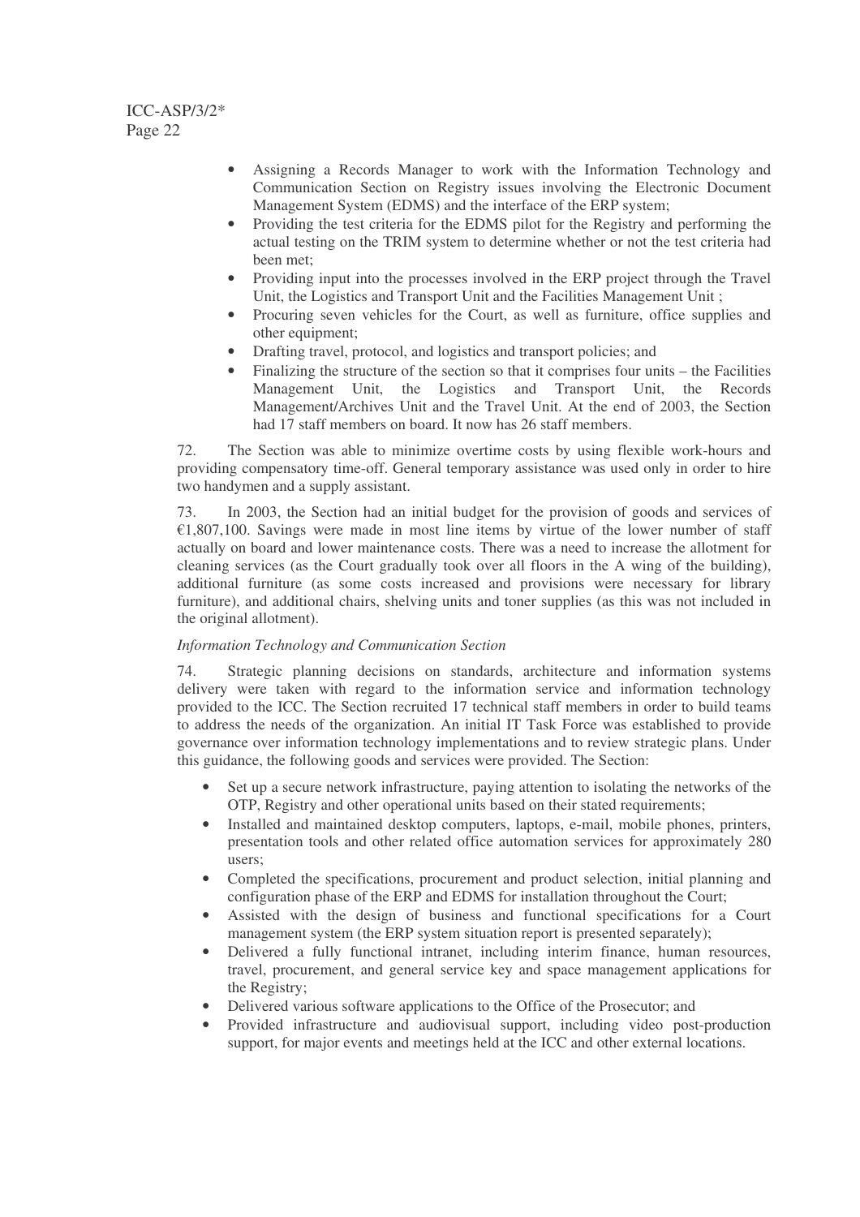- Assigning a Records Manager to work with the Information Technology and Communication Section on Registry issues involving the Electronic Document Management System (EDMS) and the interface of the ERP system;
- Providing the test criteria for the EDMS pilot for the Registry and performing the actual testing on the TRIM system to determine whether or not the test criteria had been met;
- Providing input into the processes involved in the ERP project through the Travel Unit, the Logistics and Transport Unit and the Facilities Management Unit ;
- Procuring seven vehicles for the Court, as well as furniture, office supplies and other equipment;
- Drafting travel, protocol, and logistics and transport policies; and
- Finalizing the structure of the section so that it comprises four units – the Facilities Management Unit, the Logistics and Transport Unit, the Records Management/Archives Unit and the Travel Unit. At the end of 2003, the Section had 17 staff members on board. It now has 26 staff members.

72. The Section was able to minimize overtime costs by using flexible work-hours and providing compensatory time-off. General temporary assistance was used only in order to hire two handymen and a supply assistant.

73. In 2003, the Section had an initial budget for the provision of goods and services of €1,807,100. Savings were made in most line items by virtue of the lower number of staff actually on board and lower maintenance costs. There was a need to increase the allotment for cleaning services (as the Court gradually took over all floors in the A wing of the building), additional furniture (as some costs increased and provisions were necessary for library furniture), and additional chairs, shelving units and toner supplies (as this was not included in the original allotment).

*Information Technology and Communication Section*

74. Strategic planning decisions on standards, architecture and information systems delivery were taken with regard to the information service and information technology provided to the ICC. The Section recruited 17 technical staff members in order to build teams to address the needs of the organization. An initial IT Task Force was established to provide governance over information technology implementations and to review strategic plans. Under this guidance, the following goods and services were provided. The Section:

- Set up a secure network infrastructure, paying attention to isolating the networks of the OTP, Registry and other operational units based on their stated requirements;
- Installed and maintained desktop computers, laptops, e-mail, mobile phones, printers, presentation tools and other related office automation services for approximately 280 users;
- Completed the specifications, procurement and product selection, initial planning and configuration phase of the ERP and EDMS for installation throughout the Court;
- Assisted with the design of business and functional specifications for a Court management system (the ERP system situation report is presented separately);
- Delivered a fully functional intranet, including interim finance, human resources, travel, procurement, and general service key and space management applications for the Registry;
- Delivered various software applications to the Office of the Prosecutor; and
- Provided infrastructure and audiovisual support, including video post-production support, for major events and meetings held at the ICC and other external locations.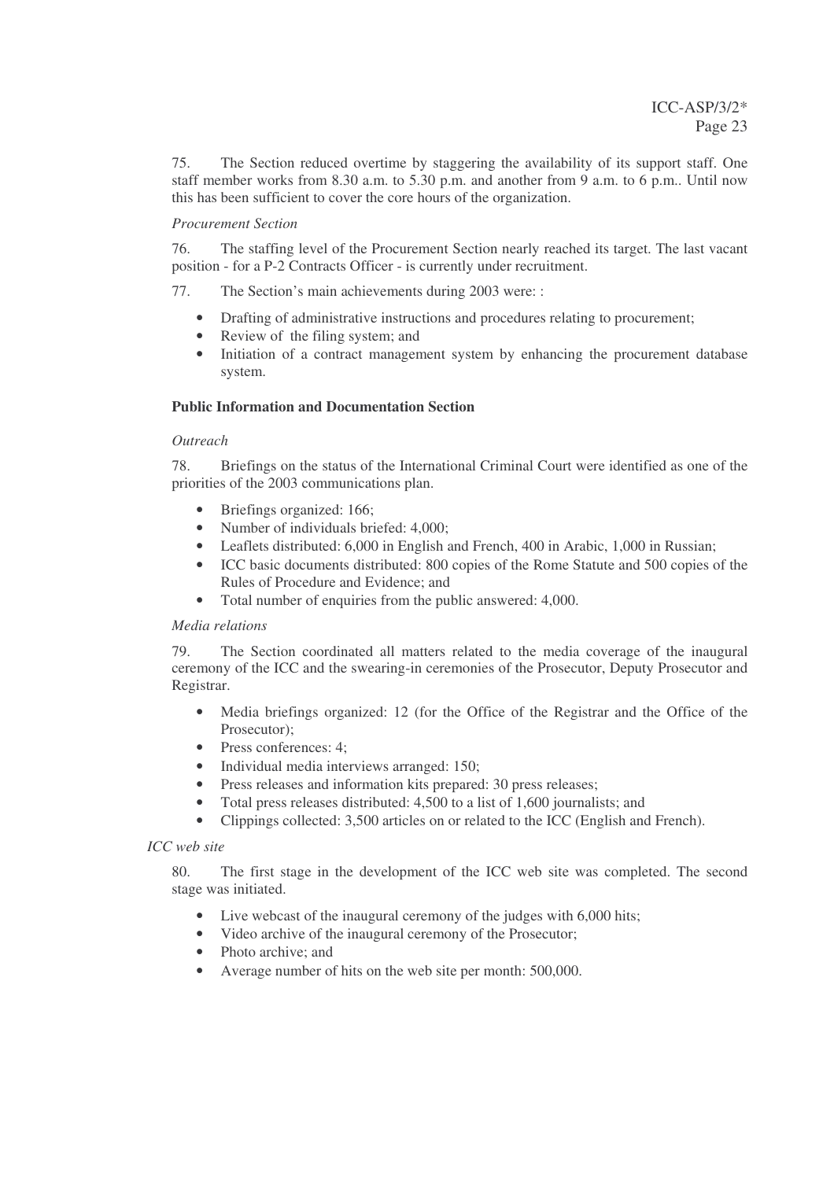75. The Section reduced overtime by staggering the availability of its support staff. One staff member works from 8.30 a.m. to 5.30 p.m. and another from 9 a.m. to 6 p.m.. Until now this has been sufficient to cover the core hours of the organization.

*Procurement Section*

76. The staffing level of the Procurement Section nearly reached its target. The last vacant position - for a P-2 Contracts Officer - is currently under recruitment.

77. The Section's main achievements during 2003 were: :

- Drafting of administrative instructions and procedures relating to procurement;
- Review of the filing system; and
- Initiation of a contract management system by enhancing the procurement database system.

**Public Information and Documentation Section**

*Outreach*

78. Briefings on the status of the International Criminal Court were identified as one of the priorities of the 2003 communications plan.

- Briefings organized: 166;
- Number of individuals briefed: 4,000;
- Leaflets distributed: 6,000 in English and French, 400 in Arabic, 1,000 in Russian;
- ICC basic documents distributed: 800 copies of the Rome Statute and 500 copies of the Rules of Procedure and Evidence; and
- Total number of enquiries from the public answered: 4,000.

*Media relations*

79. The Section coordinated all matters related to the media coverage of the inaugural ceremony of the ICC and the swearing-in ceremonies of the Prosecutor, Deputy Prosecutor and Registrar.

- Media briefings organized: 12 (for the Office of the Registrar and the Office of the Prosecutor);
- Press conferences: 4;
- Individual media interviews arranged: 150;
- Press releases and information kits prepared: 30 press releases;
- Total press releases distributed: 4,500 to a list of 1,600 journalists; and
- Clippings collected: 3,500 articles on or related to the ICC (English and French).

*ICC web site*

80. The first stage in the development of the ICC web site was completed. The second stage was initiated.

- Live webcast of the inaugural ceremony of the judges with 6,000 hits;
- Video archive of the inaugural ceremony of the Prosecutor;
- Photo archive; and
- Average number of hits on the web site per month: 500,000.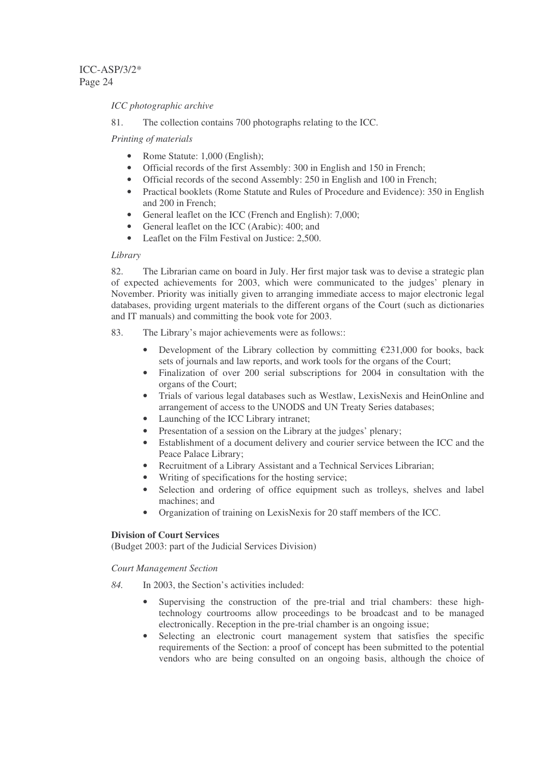*ICC photographic archive*

81. The collection contains 700 photographs relating to the ICC.

*Printing of materials*

- Rome Statute: 1,000 (English);
- Official records of the first Assembly: 300 in English and 150 in French;
- Official records of the second Assembly: 250 in English and 100 in French;
- Practical booklets (Rome Statute and Rules of Procedure and Evidence): 350 in English and 200 in French;
- General leaflet on the ICC (French and English): 7,000;
- General leaflet on the ICC (Arabic): 400; and
- Leaflet on the Film Festival on Justice: 2,500.

*Library*

82. The Librarian came on board in July. Her first major task was to devise a strategic plan of expected achievements for 2003, which were communicated to the judges' plenary in November. Priority was initially given to arranging immediate access to major electronic legal databases, providing urgent materials to the different organs of the Court (such as dictionaries and IT manuals) and committing the book vote for 2003.

83. The Library's major achievements were as follows::

- Development of the Library collection by committing €231,000 for books, back sets of journals and law reports, and work tools for the organs of the Court;
- Finalization of over 200 serial subscriptions for 2004 in consultation with the organs of the Court;
- Trials of various legal databases such as Westlaw, LexisNexis and HeinOnline and arrangement of access to the UNODS and UN Treaty Series databases;
- Launching of the ICC Library intranet;
- Presentation of a session on the Library at the judges' plenary;
- Establishment of a document delivery and courier service between the ICC and the Peace Palace Library;
- Recruitment of a Library Assistant and a Technical Services Librarian;
- Writing of specifications for the hosting service;
- Selection and ordering of office equipment such as trolleys, shelves and label machines; and
- Organization of training on LexisNexis for 20 staff members of the ICC.

**Division of Court Services**

(Budget 2003: part of the Judicial Services Division)

*Court Management Section*

*84.* In 2003, the Section's activities included:

- Supervising the construction of the pre-trial and trial chambers: these high-technology courtrooms allow proceedings to be broadcast and to be managed electronically. Reception in the pre-trial chamber is an ongoing issue;
- Selecting an electronic court management system that satisfies the specific requirements of the Section: a proof of concept has been submitted to the potential vendors who are being consulted on an ongoing basis, although the choice of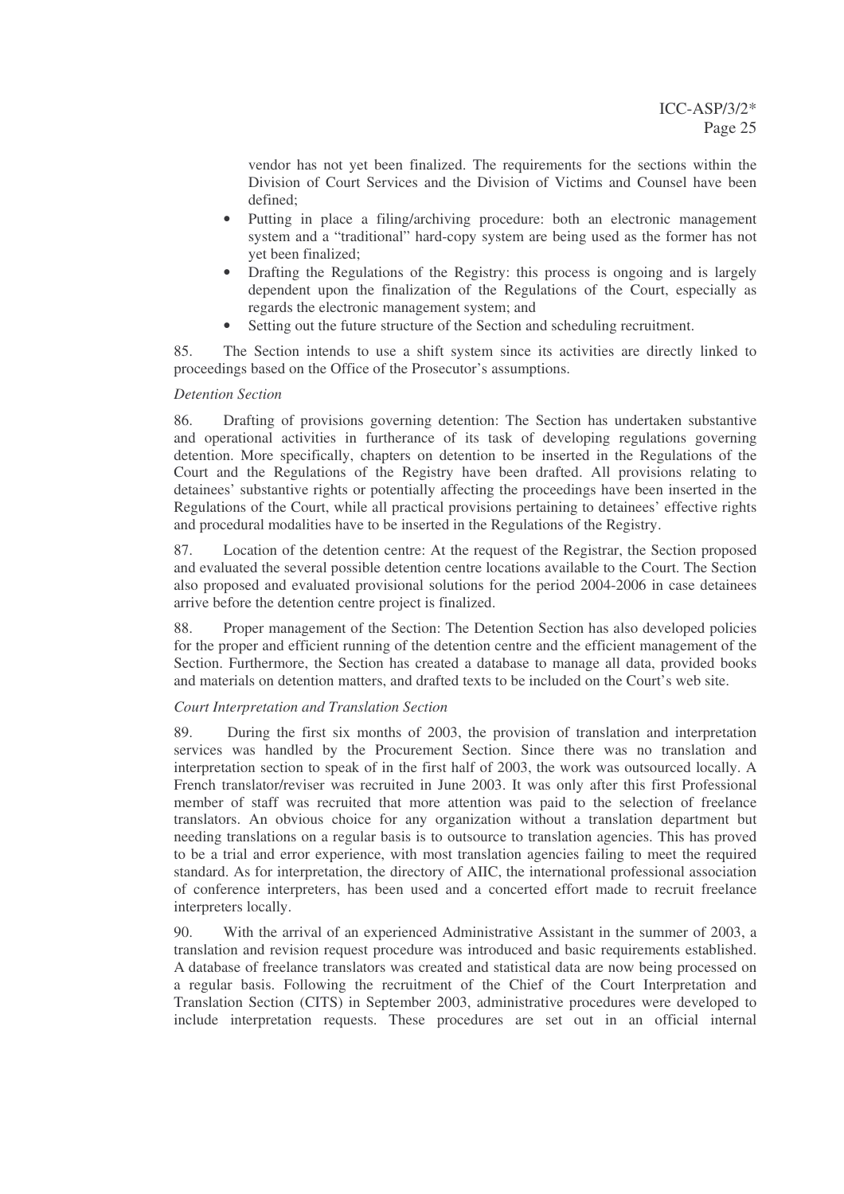vendor has not yet been finalized. The requirements for the sections within the Division of Court Services and the Division of Victims and Counsel have been defined;

- Putting in place a filing/archiving procedure: both an electronic management system and a "traditional" hard-copy system are being used as the former has not yet been finalized;
- Drafting the Regulations of the Registry: this process is ongoing and is largely dependent upon the finalization of the Regulations of the Court, especially as regards the electronic management system; and
- Setting out the future structure of the Section and scheduling recruitment.

85. The Section intends to use a shift system since its activities are directly linked to proceedings based on the Office of the Prosecutor's assumptions.

*Detention Section*

86. Drafting of provisions governing detention: The Section has undertaken substantive and operational activities in furtherance of its task of developing regulations governing detention. More specifically, chapters on detention to be inserted in the Regulations of the Court and the Regulations of the Registry have been drafted. All provisions relating to detainees' substantive rights or potentially affecting the proceedings have been inserted in the Regulations of the Court, while all practical provisions pertaining to detainees' effective rights and procedural modalities have to be inserted in the Regulations of the Registry.

87. Location of the detention centre: At the request of the Registrar, the Section proposed and evaluated the several possible detention centre locations available to the Court. The Section also proposed and evaluated provisional solutions for the period 2004-2006 in case detainees arrive before the detention centre project is finalized.

88. Proper management of the Section: The Detention Section has also developed policies for the proper and efficient running of the detention centre and the efficient management of the Section. Furthermore, the Section has created a database to manage all data, provided books and materials on detention matters, and drafted texts to be included on the Court's web site.

*Court Interpretation and Translation Section*

89. During the first six months of 2003, the provision of translation and interpretation services was handled by the Procurement Section. Since there was no translation and interpretation section to speak of in the first half of 2003, the work was outsourced locally. A French translator/reviser was recruited in June 2003. It was only after this first Professional member of staff was recruited that more attention was paid to the selection of freelance translators. An obvious choice for any organization without a translation department but needing translations on a regular basis is to outsource to translation agencies. This has proved to be a trial and error experience, with most translation agencies failing to meet the required standard. As for interpretation, the directory of AIIC, the international professional association of conference interpreters, has been used and a concerted effort made to recruit freelance interpreters locally.

90. With the arrival of an experienced Administrative Assistant in the summer of 2003, a translation and revision request procedure was introduced and basic requirements established. A database of freelance translators was created and statistical data are now being processed on a regular basis. Following the recruitment of the Chief of the Court Interpretation and Translation Section (CITS) in September 2003, administrative procedures were developed to include interpretation requests. These procedures are set out in an official internal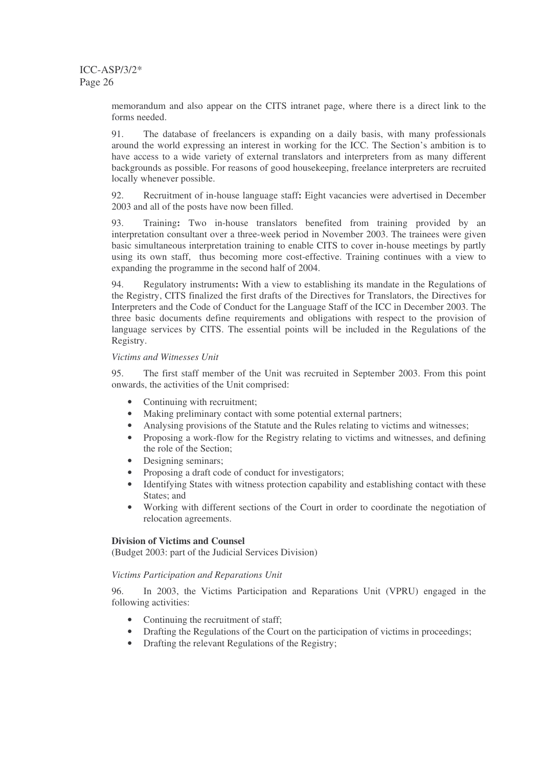memorandum and also appear on the CITS intranet page, where there is a direct link to the forms needed.

91. The database of freelancers is expanding on a daily basis, with many professionals around the world expressing an interest in working for the ICC. The Section's ambition is to have access to a wide variety of external translators and interpreters from as many different backgrounds as possible. For reasons of good housekeeping, freelance interpreters are recruited locally whenever possible.

92. Recruitment of in-house language staff**:** Eight vacancies were advertised in December 2003 and all of the posts have now been filled.

93. Training**:** Two in-house translators benefited from training provided by an interpretation consultant over a three-week period in November 2003. The trainees were given basic simultaneous interpretation training to enable CITS to cover in-house meetings by partly using its own staff, thus becoming more cost-effective. Training continues with a view to expanding the programme in the second half of 2004.

94. Regulatory instruments**:** With a view to establishing its mandate in the Regulations of the Registry, CITS finalized the first drafts of the Directives for Translators, the Directives for Interpreters and the Code of Conduct for the Language Staff of the ICC in December 2003. The three basic documents define requirements and obligations with respect to the provision of language services by CITS. The essential points will be included in the Regulations of the Registry.

*Victims and Witnesses Unit*

95. The first staff member of the Unit was recruited in September 2003. From this point onwards, the activities of the Unit comprised:

- Continuing with recruitment;
- Making preliminary contact with some potential external partners;
- Analysing provisions of the Statute and the Rules relating to victims and witnesses;
- Proposing a work-flow for the Registry relating to victims and witnesses, and defining the role of the Section;
- Designing seminars;
- Proposing a draft code of conduct for investigators;
- Identifying States with witness protection capability and establishing contact with these States; and
- Working with different sections of the Court in order to coordinate the negotiation of relocation agreements.

**Division of Victims and Counsel**

(Budget 2003: part of the Judicial Services Division)

*Victims Participation and Reparations Unit*

96. In 2003, the Victims Participation and Reparations Unit (VPRU) engaged in the following activities:

- Continuing the recruitment of staff;
- Drafting the Regulations of the Court on the participation of victims in proceedings;
- Drafting the relevant Regulations of the Registry;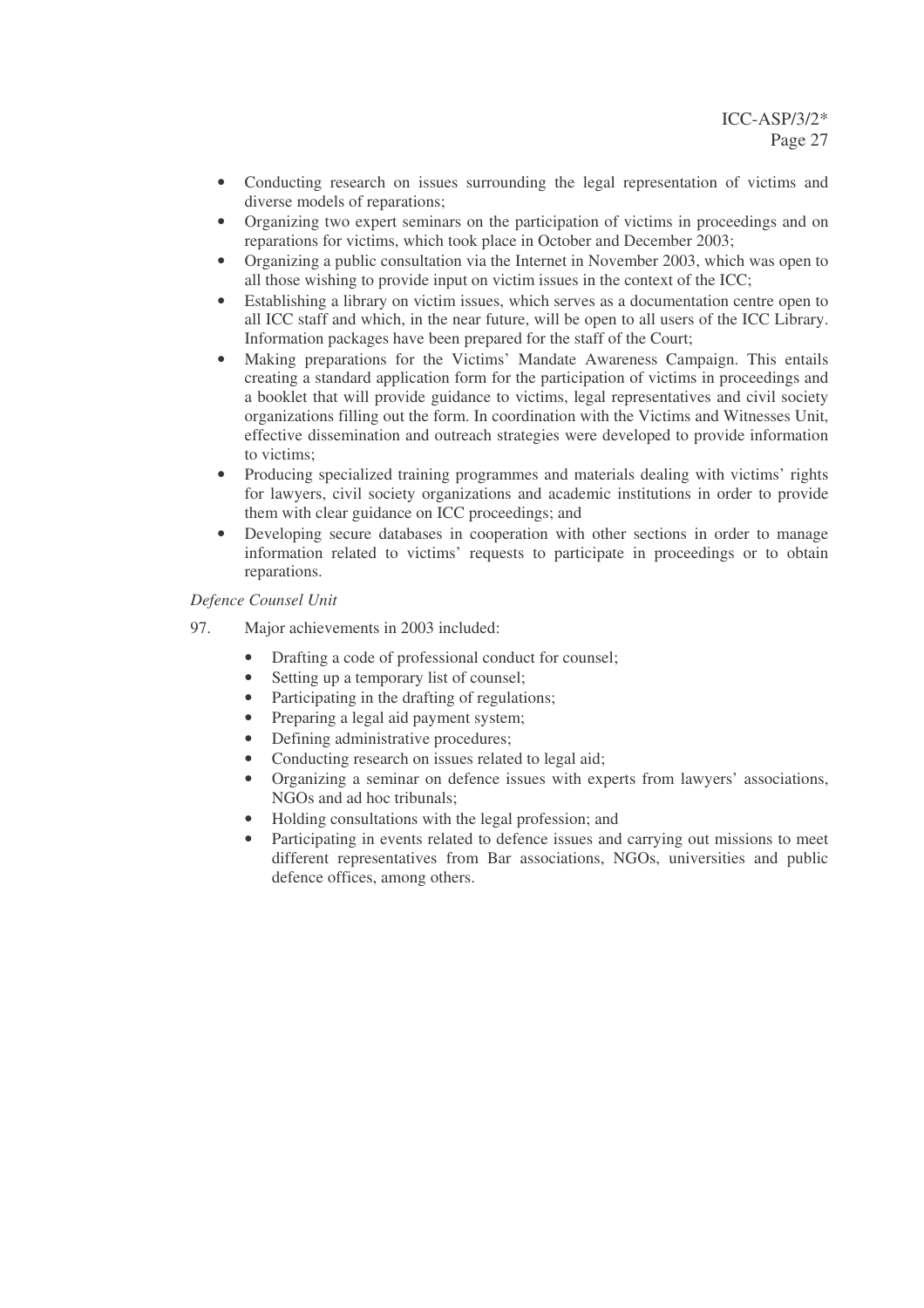- Conducting research on issues surrounding the legal representation of victims and diverse models of reparations;
- Organizing two expert seminars on the participation of victims in proceedings and on reparations for victims, which took place in October and December 2003;
- Organizing a public consultation via the Internet in November 2003, which was open to all those wishing to provide input on victim issues in the context of the ICC;
- Establishing a library on victim issues, which serves as a documentation centre open to all ICC staff and which, in the near future, will be open to all users of the ICC Library. Information packages have been prepared for the staff of the Court;
- Making preparations for the Victims' Mandate Awareness Campaign. This entails creating a standard application form for the participation of victims in proceedings and a booklet that will provide guidance to victims, legal representatives and civil society organizations filling out the form. In coordination with the Victims and Witnesses Unit, effective dissemination and outreach strategies were developed to provide information to victims;
- Producing specialized training programmes and materials dealing with victims' rights for lawyers, civil society organizations and academic institutions in order to provide them with clear guidance on ICC proceedings; and
- Developing secure databases in cooperation with other sections in order to manage information related to victims' requests to participate in proceedings or to obtain reparations.

*Defence Counsel Unit*

97. Major achievements in 2003 included:

- Drafting a code of professional conduct for counsel;
- Setting up a temporary list of counsel;
- Participating in the drafting of regulations;
- Preparing a legal aid payment system;
- Defining administrative procedures;
- Conducting research on issues related to legal aid;
- Organizing a seminar on defence issues with experts from lawyers' associations, NGOs and ad hoc tribunals;
- Holding consultations with the legal profession; and
- Participating in events related to defence issues and carrying out missions to meet different representatives from Bar associations, NGOs, universities and public defence offices, among others.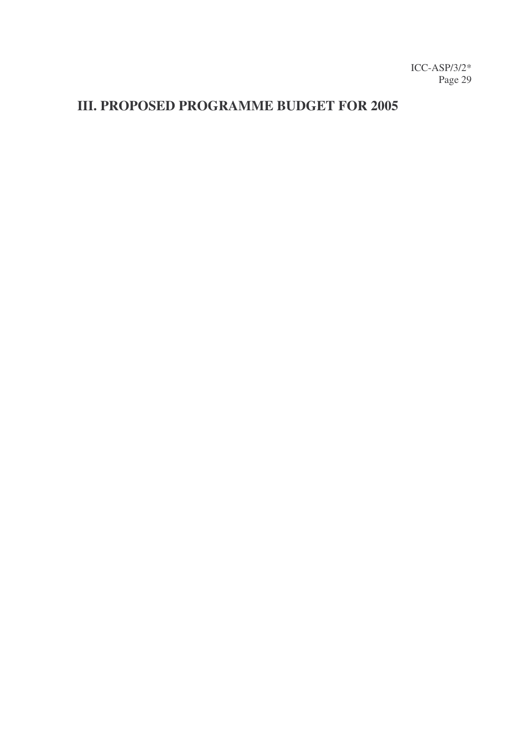# III. PROPOSED PROGRAMME BUDGET FOR 2005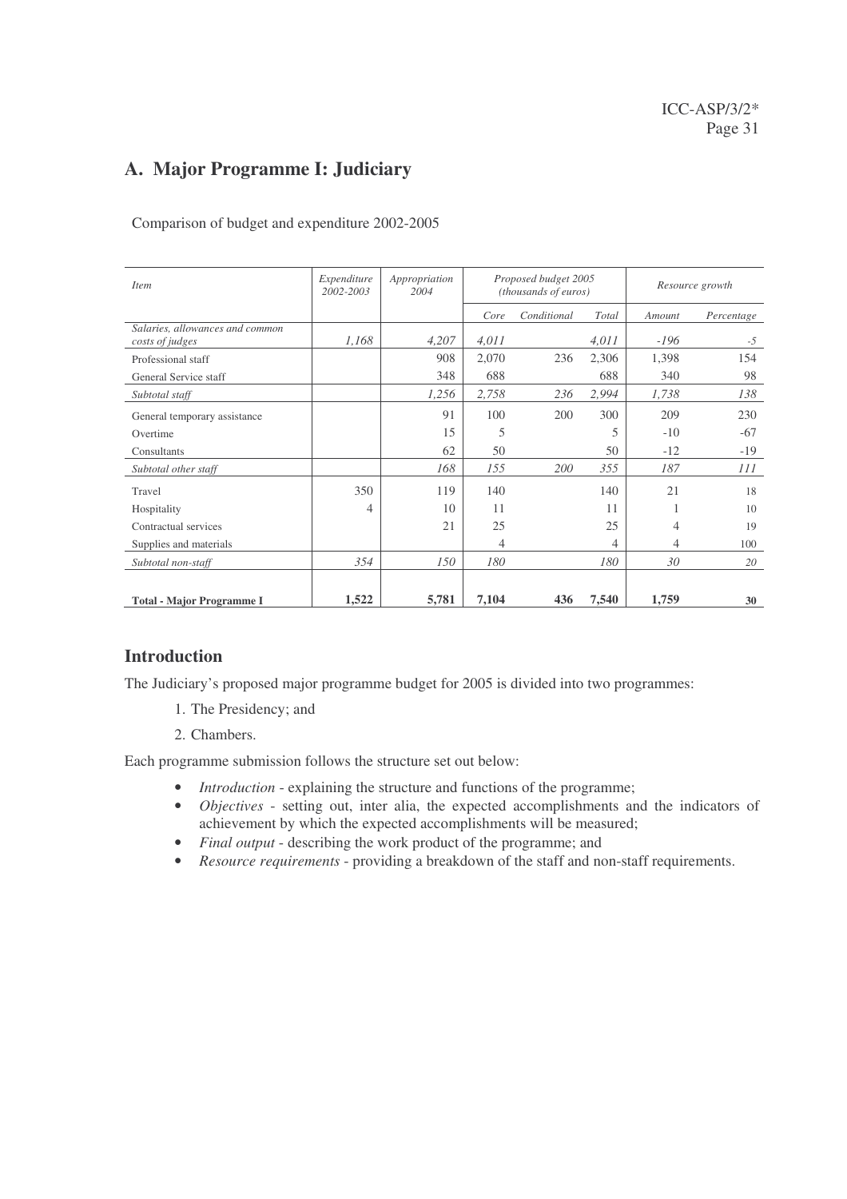## A. Major Programme I: Judiciary

Comparison of budget and expenditure 2002-2005

| *Item* | *Expenditure 2002-2003* | *Appropriation 2004* | *Proposed budget 2005 (thousands of euros)* | | | *Resource growth* | |
|---|---|---|---|---|---|---|---|
| | | | *Core* | *Conditional* | *Total* | *Amount* | *Percentage* |
| *Salaries, allowances and common costs of judges* | *1,168* | *4,207* | *4,011* | | *4,011* | *-196* | *-5* |
| Professional staff | | 908 | 2,070 | 236 | 2,306 | 1,398 | 154 |
| General Service staff | | 348 | 688 | | 688 | 340 | 98 |
| *Subtotal staff* | | *1,256* | *2,758* | *236* | *2,994* | *1,738* | *138* |
| General temporary assistance | | 91 | 100 | 200 | 300 | 209 | 230 |
| Overtime | | 15 | 5 | | 5 | -10 | -67 |
| Consultants | | 62 | 50 | | 50 | -12 | -19 |
| *Subtotal other staff* | | *168* | *155* | *200* | *355* | *187* | *111* |
| Travel | 350 | 119 | 140 | | 140 | 21 | 18 |
| Hospitality | 4 | 10 | 11 | | 11 | 1 | 10 |
| Contractual services | | 21 | 25 | | 25 | 4 | 19 |
| Supplies and materials | | | 4 | | 4 | 4 | 100 |
| *Subtotal non-staff* | *354* | *150* | *180* | | *180* | *30* | *20* |
| **Total - Major Programme I** | **1,522** | **5,781** | **7,104** | **436** | **7,540** | **1,759** | **30** |

## Introduction

The Judiciary's proposed major programme budget for 2005 is divided into two programmes:

1. The Presidency; and
2. Chambers.

Each programme submission follows the structure set out below:

- *Introduction* - explaining the structure and functions of the programme;
- *Objectives* - setting out, inter alia, the expected accomplishments and the indicators of achievement by which the expected accomplishments will be measured;
- *Final output* - describing the work product of the programme; and
- *Resource requirements* - providing a breakdown of the staff and non-staff requirements.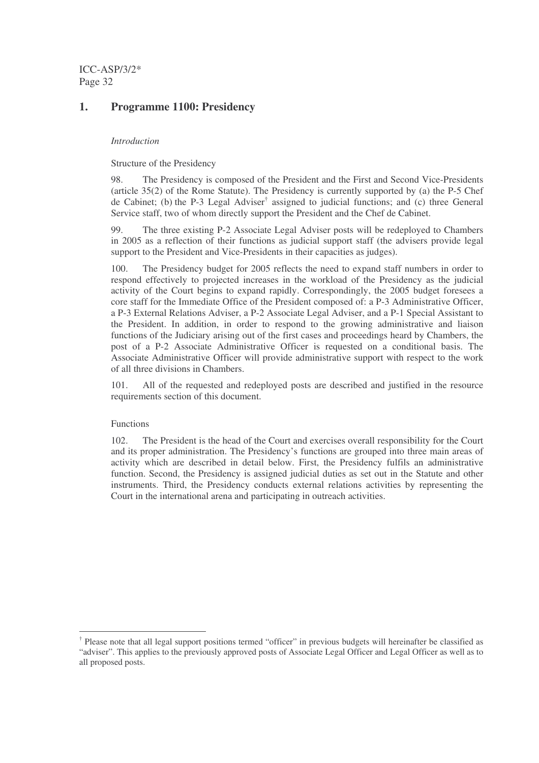## 1. Programme 1100: Presidency

*Introduction*

Structure of the Presidency

98. The Presidency is composed of the President and the First and Second Vice-Presidents (article 35(2) of the Rome Statute). The Presidency is currently supported by (a) the P-5 Chef de Cabinet; (b) the P-3 Legal Adviser[†] assigned to judicial functions; and (c) three General Service staff, two of whom directly support the President and the Chef de Cabinet.

99. The three existing P-2 Associate Legal Adviser posts will be redeployed to Chambers in 2005 as a reflection of their functions as judicial support staff (the advisers provide legal support to the President and Vice-Presidents in their capacities as judges).

100. The Presidency budget for 2005 reflects the need to expand staff numbers in order to respond effectively to projected increases in the workload of the Presidency as the judicial activity of the Court begins to expand rapidly. Correspondingly, the 2005 budget foresees a core staff for the Immediate Office of the President composed of: a P-3 Administrative Officer, a P-3 External Relations Adviser, a P-2 Associate Legal Adviser, and a P-1 Special Assistant to the President. In addition, in order to respond to the growing administrative and liaison functions of the Judiciary arising out of the first cases and proceedings heard by Chambers, the post of a P-2 Associate Administrative Officer is requested on a conditional basis. The Associate Administrative Officer will provide administrative support with respect to the work of all three divisions in Chambers.

101. All of the requested and redeployed posts are described and justified in the resource requirements section of this document.

Functions

102. The President is the head of the Court and exercises overall responsibility for the Court and its proper administration. The Presidency's functions are grouped into three main areas of activity which are described in detail below. First, the Presidency fulfils an administrative function. Second, the Presidency is assigned judicial duties as set out in the Statute and other instruments. Third, the Presidency conducts external relations activities by representing the Court in the international arena and participating in outreach activities.

---

[†] Please note that all legal support positions termed "officer" in previous budgets will hereinafter be classified as "adviser". This applies to the previously approved posts of Associate Legal Officer and Legal Officer as well as to all proposed posts.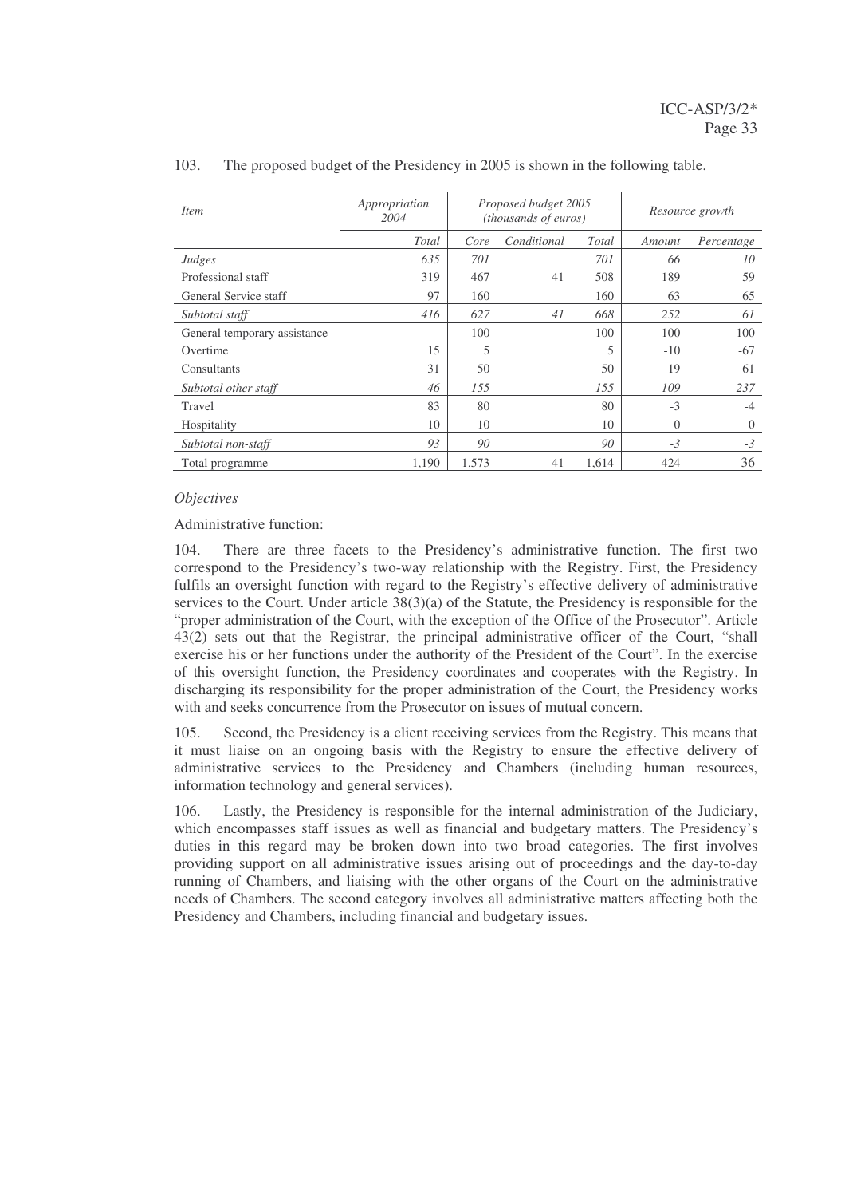103. The proposed budget of the Presidency in 2005 is shown in the following table.

| *Item* | *Appropriation 2004* | *Proposed budget 2005 (thousands of euros)* | | | *Resource growth* | |
|---|---|---|---|---|---|---|
| | *Total* | *Core* | *Conditional* | *Total* | *Amount* | *Percentage* |
| *Judges* | *635* | *701* | | *701* | *66* | *10* |
| Professional staff | 319 | 467 | 41 | 508 | 189 | 59 |
| General Service staff | 97 | 160 | | 160 | 63 | 65 |
| *Subtotal staff* | *416* | *627* | *41* | *668* | *252* | *61* |
| General temporary assistance | | 100 | | 100 | 100 | 100 |
| Overtime | 15 | 5 | | 5 | -10 | -67 |
| Consultants | 31 | 50 | | 50 | 19 | 61 |
| *Subtotal other staff* | *46* | *155* | | *155* | *109* | *237* |
| Travel | 83 | 80 | | 80 | -3 | -4 |
| Hospitality | 10 | 10 | | 10 | 0 | 0 |
| *Subtotal non-staff* | *93* | *90* | | *90* | *-3* | *-3* |
| Total programme | 1,190 | 1,573 | 41 | 1,614 | 424 | 36 |

*Objectives*

Administrative function:

104. There are three facets to the Presidency's administrative function. The first two correspond to the Presidency's two-way relationship with the Registry. First, the Presidency fulfils an oversight function with regard to the Registry's effective delivery of administrative services to the Court. Under article 38(3)(a) of the Statute, the Presidency is responsible for the "proper administration of the Court, with the exception of the Office of the Prosecutor". Article 43(2) sets out that the Registrar, the principal administrative officer of the Court, "shall exercise his or her functions under the authority of the President of the Court". In the exercise of this oversight function, the Presidency coordinates and cooperates with the Registry. In discharging its responsibility for the proper administration of the Court, the Presidency works with and seeks concurrence from the Prosecutor on issues of mutual concern.

105. Second, the Presidency is a client receiving services from the Registry. This means that it must liaise on an ongoing basis with the Registry to ensure the effective delivery of administrative services to the Presidency and Chambers (including human resources, information technology and general services).

106. Lastly, the Presidency is responsible for the internal administration of the Judiciary, which encompasses staff issues as well as financial and budgetary matters. The Presidency's duties in this regard may be broken down into two broad categories. The first involves providing support on all administrative issues arising out of proceedings and the day-to-day running of Chambers, and liaising with the other organs of the Court on the administrative needs of Chambers. The second category involves all administrative matters affecting both the Presidency and Chambers, including financial and budgetary issues.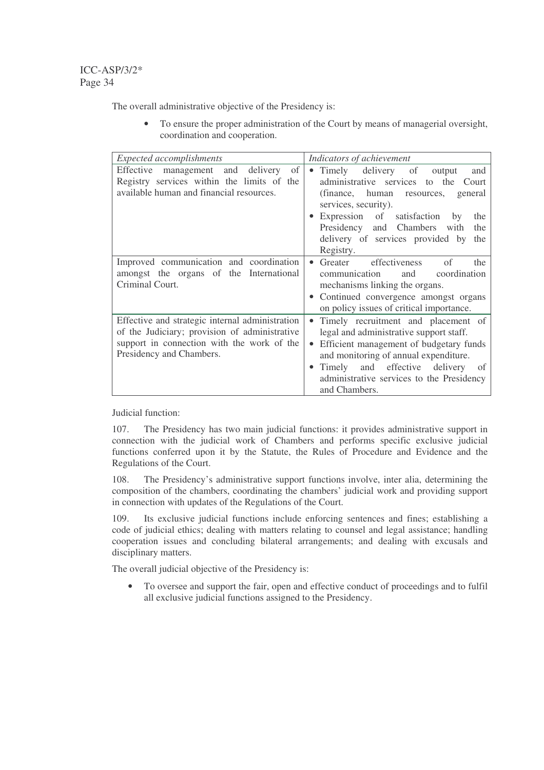The overall administrative objective of the Presidency is:

- To ensure the proper administration of the Court by means of managerial oversight, coordination and cooperation.

| *Expected accomplishments* | *Indicators of achievement* |
|---|---|
| Effective management and delivery of Registry services within the limits of the available human and financial resources. | • Timely delivery of output and administrative services to the Court (finance, human resources, general services, security).<br>• Expression of satisfaction by the Presidency and Chambers with the delivery of services provided by the Registry. |
| Improved communication and coordination amongst the organs of the International Criminal Court. | • Greater effectiveness of the communication and coordination mechanisms linking the organs.<br>• Continued convergence amongst organs on policy issues of critical importance. |
| Effective and strategic internal administration of the Judiciary; provision of administrative support in connection with the work of the Presidency and Chambers. | • Timely recruitment and placement of legal and administrative support staff.<br>• Efficient management of budgetary funds and monitoring of annual expenditure.<br>• Timely and effective delivery of administrative services to the Presidency and Chambers. |

Judicial function:

107. The Presidency has two main judicial functions: it provides administrative support in connection with the judicial work of Chambers and performs specific exclusive judicial functions conferred upon it by the Statute, the Rules of Procedure and Evidence and the Regulations of the Court.

108. The Presidency's administrative support functions involve, inter alia, determining the composition of the chambers, coordinating the chambers' judicial work and providing support in connection with updates of the Regulations of the Court.

109. Its exclusive judicial functions include enforcing sentences and fines; establishing a code of judicial ethics; dealing with matters relating to counsel and legal assistance; handling cooperation issues and concluding bilateral arrangements; and dealing with excusals and disciplinary matters.

The overall judicial objective of the Presidency is:

- To oversee and support the fair, open and effective conduct of proceedings and to fulfil all exclusive judicial functions assigned to the Presidency.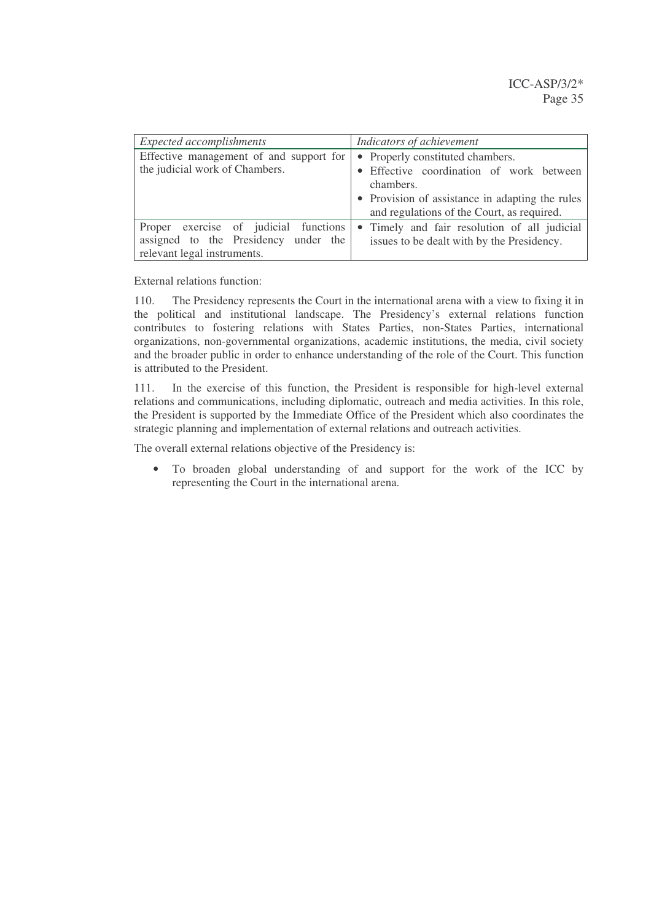| *Expected accomplishments* | *Indicators of achievement* |
|---|---|
| Effective management of and support for the judicial work of Chambers. | • Properly constituted chambers.<br>• Effective coordination of work between chambers.<br>• Provision of assistance in adapting the rules and regulations of the Court, as required. |
| Proper exercise of judicial functions assigned to the Presidency under the relevant legal instruments. | • Timely and fair resolution of all judicial issues to be dealt with by the Presidency. |

External relations function:

110. The Presidency represents the Court in the international arena with a view to fixing it in the political and institutional landscape. The Presidency's external relations function contributes to fostering relations with States Parties, non-States Parties, international organizations, non-governmental organizations, academic institutions, the media, civil society and the broader public in order to enhance understanding of the role of the Court. This function is attributed to the President.

111. In the exercise of this function, the President is responsible for high-level external relations and communications, including diplomatic, outreach and media activities. In this role, the President is supported by the Immediate Office of the President which also coordinates the strategic planning and implementation of external relations and outreach activities.

The overall external relations objective of the Presidency is:

- To broaden global understanding of and support for the work of the ICC by representing the Court in the international arena.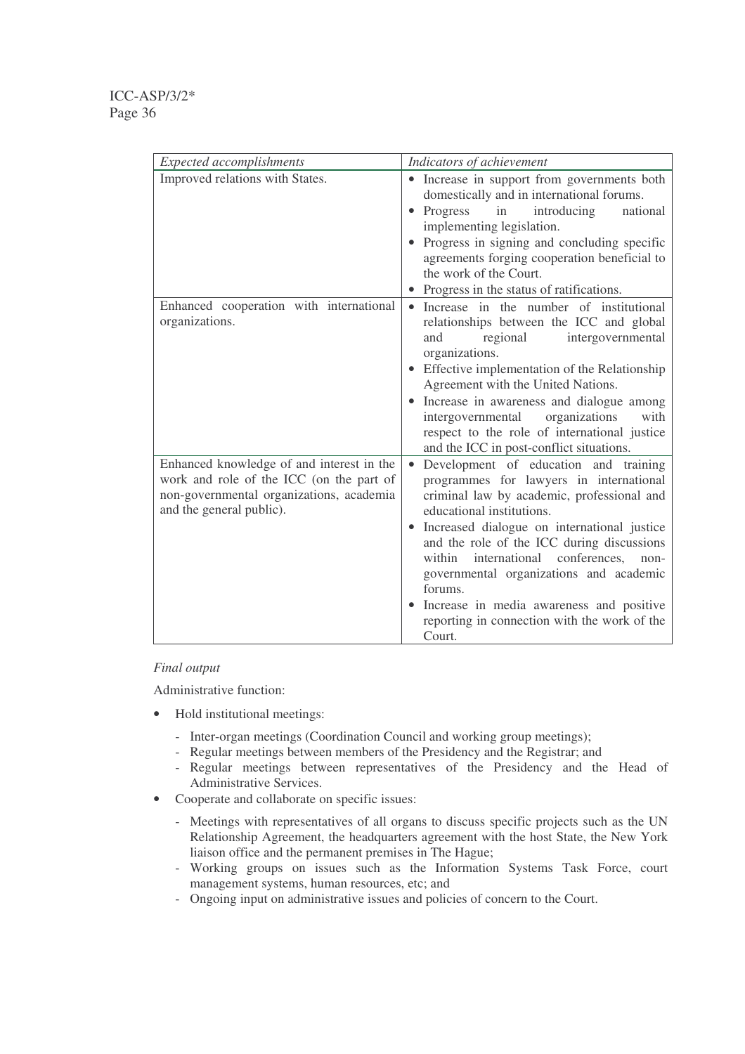| *Expected accomplishments* | *Indicators of achievement* |
|---|---|
| Improved relations with States. | • Increase in support from governments both domestically and in international forums.<br>• Progress in introducing national implementing legislation.<br>• Progress in signing and concluding specific agreements forging cooperation beneficial to the work of the Court.<br>• Progress in the status of ratifications. |
| Enhanced cooperation with international organizations. | • Increase in the number of institutional relationships between the ICC and global and regional intergovernmental organizations.<br>• Effective implementation of the Relationship Agreement with the United Nations.<br>• Increase in awareness and dialogue among intergovernmental organizations with respect to the role of international justice and the ICC in post-conflict situations. |
| Enhanced knowledge of and interest in the work and role of the ICC (on the part of non-governmental organizations, academia and the general public). | • Development of education and training programmes for lawyers in international criminal law by academic, professional and educational institutions.<br>• Increased dialogue on international justice and the role of the ICC during discussions within international conferences, non-governmental organizations and academic forums.<br>• Increase in media awareness and positive reporting in connection with the work of the Court. |

*Final output*

Administrative function:

- Hold institutional meetings:
  - Inter-organ meetings (Coordination Council and working group meetings);
  - Regular meetings between members of the Presidency and the Registrar; and
  - Regular meetings between representatives of the Presidency and the Head of Administrative Services.
- Cooperate and collaborate on specific issues:
  - Meetings with representatives of all organs to discuss specific projects such as the UN Relationship Agreement, the headquarters agreement with the host State, the New York liaison office and the permanent premises in The Hague;
  - Working groups on issues such as the Information Systems Task Force, court management systems, human resources, etc; and
  - Ongoing input on administrative issues and policies of concern to the Court.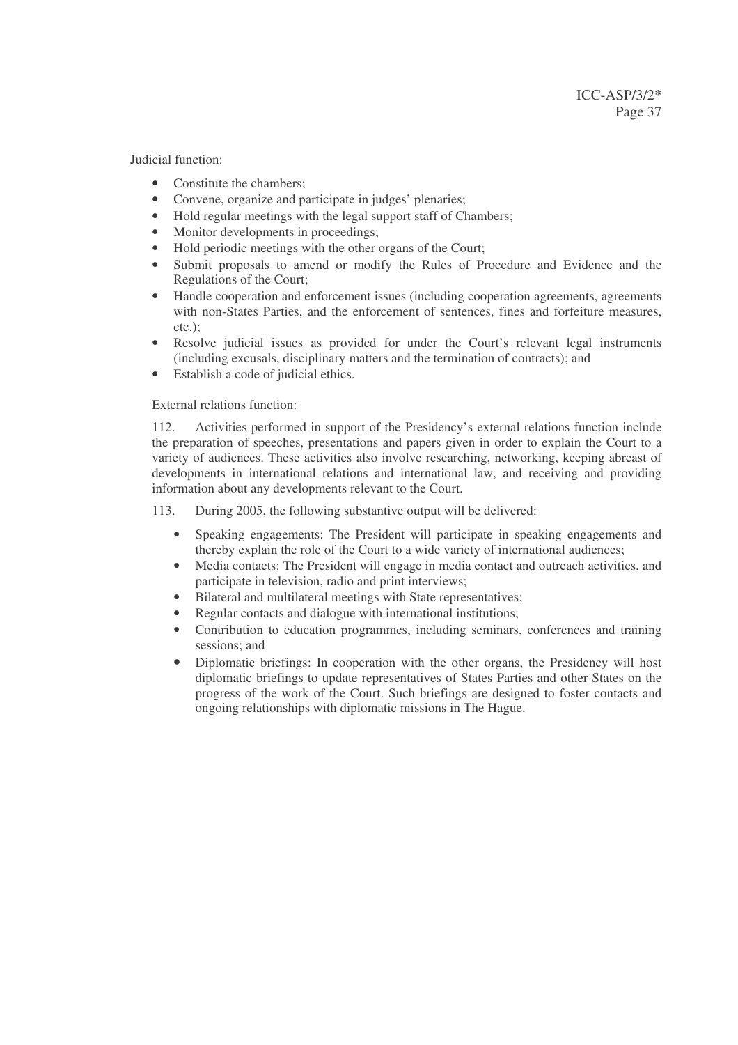Judicial function:

- Constitute the chambers;
- Convene, organize and participate in judges' plenaries;
- Hold regular meetings with the legal support staff of Chambers;
- Monitor developments in proceedings;
- Hold periodic meetings with the other organs of the Court;
- Submit proposals to amend or modify the Rules of Procedure and Evidence and the Regulations of the Court;
- Handle cooperation and enforcement issues (including cooperation agreements, agreements with non-States Parties, and the enforcement of sentences, fines and forfeiture measures, etc.);
- Resolve judicial issues as provided for under the Court's relevant legal instruments (including excusals, disciplinary matters and the termination of contracts); and
- Establish a code of judicial ethics.

External relations function:

112. Activities performed in support of the Presidency's external relations function include the preparation of speeches, presentations and papers given in order to explain the Court to a variety of audiences. These activities also involve researching, networking, keeping abreast of developments in international relations and international law, and receiving and providing information about any developments relevant to the Court.

113. During 2005, the following substantive output will be delivered:

- Speaking engagements: The President will participate in speaking engagements and thereby explain the role of the Court to a wide variety of international audiences;
- Media contacts: The President will engage in media contact and outreach activities, and participate in television, radio and print interviews;
- Bilateral and multilateral meetings with State representatives;
- Regular contacts and dialogue with international institutions;
- Contribution to education programmes, including seminars, conferences and training sessions; and
- Diplomatic briefings: In cooperation with the other organs, the Presidency will host diplomatic briefings to update representatives of States Parties and other States on the progress of the work of the Court. Such briefings are designed to foster contacts and ongoing relationships with diplomatic missions in The Hague.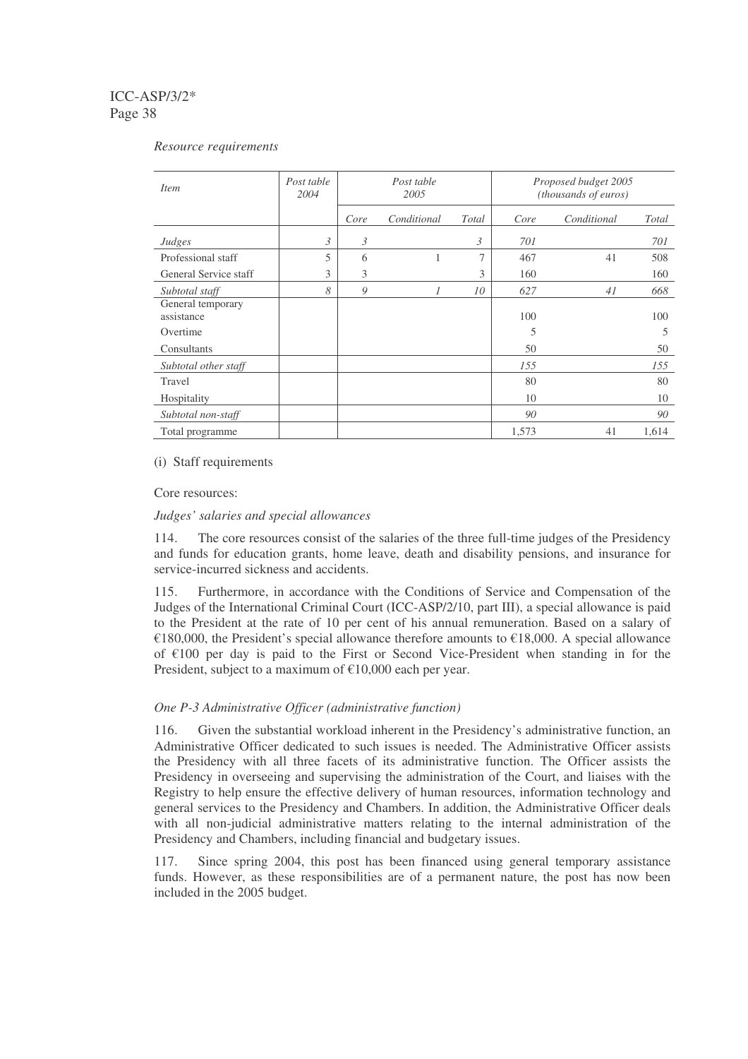*Resource requirements*

| *Item* | *Post table 2004* | *Post table 2005* | | | *Proposed budget 2005 (thousands of euros)* | | |
|---|---|---|---|---|---|---|---|
| | | *Core* | *Conditional* | *Total* | *Core* | *Conditional* | *Total* |
| *Judges* | *3* | *3* | | *3* | *701* | | *701* |
| Professional staff | 5 | 6 | 1 | 7 | 467 | 41 | 508 |
| General Service staff | 3 | 3 | | 3 | 160 | | 160 |
| *Subtotal staff* | *8* | *9* | *1* | *10* | *627* | *41* | *668* |
| General temporary assistance | | | | | 100 | | 100 |
| Overtime | | | | | 5 | | 5 |
| Consultants | | | | | 50 | | 50 |
| *Subtotal other staff* | | | | | *155* | | *155* |
| Travel | | | | | 80 | | 80 |
| Hospitality | | | | | 10 | | 10 |
| *Subtotal non-staff* | | | | | *90* | | *90* |
| Total programme | | | | | 1,573 | 41 | 1,614 |

(i) Staff requirements

Core resources:

*Judges' salaries and special allowances*

114. The core resources consist of the salaries of the three full-time judges of the Presidency and funds for education grants, home leave, death and disability pensions, and insurance for service-incurred sickness and accidents.

115. Furthermore, in accordance with the Conditions of Service and Compensation of the Judges of the International Criminal Court (ICC-ASP/2/10, part III), a special allowance is paid to the President at the rate of 10 per cent of his annual remuneration. Based on a salary of €180,000, the President's special allowance therefore amounts to €18,000. A special allowance of €100 per day is paid to the First or Second Vice-President when standing in for the President, subject to a maximum of €10,000 each per year.

*One P-3 Administrative Officer (administrative function)*

116. Given the substantial workload inherent in the Presidency's administrative function, an Administrative Officer dedicated to such issues is needed. The Administrative Officer assists the Presidency with all three facets of its administrative function. The Officer assists the Presidency in overseeing and supervising the administration of the Court, and liaises with the Registry to help ensure the effective delivery of human resources, information technology and general services to the Presidency and Chambers. In addition, the Administrative Officer deals with all non-judicial administrative matters relating to the internal administration of the Presidency and Chambers, including financial and budgetary issues.

117. Since spring 2004, this post has been financed using general temporary assistance funds. However, as these responsibilities are of a permanent nature, the post has now been included in the 2005 budget.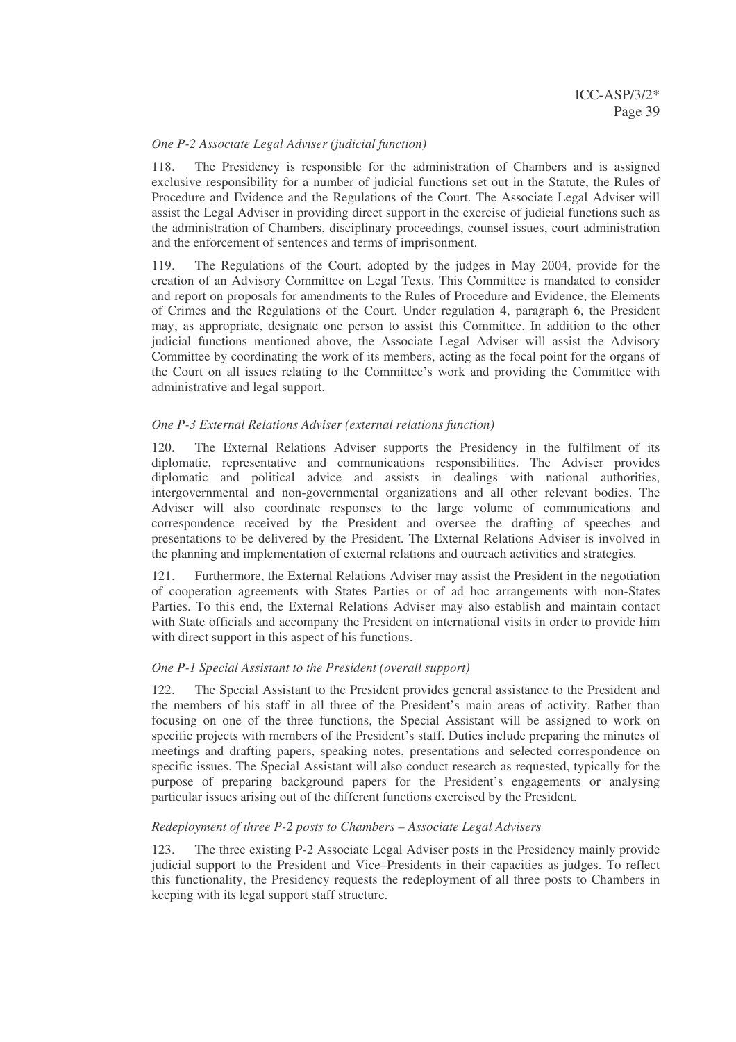*One P-2 Associate Legal Adviser (judicial function)*

118. The Presidency is responsible for the administration of Chambers and is assigned exclusive responsibility for a number of judicial functions set out in the Statute, the Rules of Procedure and Evidence and the Regulations of the Court. The Associate Legal Adviser will assist the Legal Adviser in providing direct support in the exercise of judicial functions such as the administration of Chambers, disciplinary proceedings, counsel issues, court administration and the enforcement of sentences and terms of imprisonment.

119. The Regulations of the Court, adopted by the judges in May 2004, provide for the creation of an Advisory Committee on Legal Texts. This Committee is mandated to consider and report on proposals for amendments to the Rules of Procedure and Evidence, the Elements of Crimes and the Regulations of the Court. Under regulation 4, paragraph 6, the President may, as appropriate, designate one person to assist this Committee. In addition to the other judicial functions mentioned above, the Associate Legal Adviser will assist the Advisory Committee by coordinating the work of its members, acting as the focal point for the organs of the Court on all issues relating to the Committee's work and providing the Committee with administrative and legal support.

*One P-3 External Relations Adviser (external relations function)*

120. The External Relations Adviser supports the Presidency in the fulfilment of its diplomatic, representative and communications responsibilities. The Adviser provides diplomatic and political advice and assists in dealings with national authorities, intergovernmental and non-governmental organizations and all other relevant bodies. The Adviser will also coordinate responses to the large volume of communications and correspondence received by the President and oversee the drafting of speeches and presentations to be delivered by the President. The External Relations Adviser is involved in the planning and implementation of external relations and outreach activities and strategies.

121. Furthermore, the External Relations Adviser may assist the President in the negotiation of cooperation agreements with States Parties or of ad hoc arrangements with non-States Parties. To this end, the External Relations Adviser may also establish and maintain contact with State officials and accompany the President on international visits in order to provide him with direct support in this aspect of his functions.

*One P-1 Special Assistant to the President (overall support)*

122. The Special Assistant to the President provides general assistance to the President and the members of his staff in all three of the President's main areas of activity. Rather than focusing on one of the three functions, the Special Assistant will be assigned to work on specific projects with members of the President's staff. Duties include preparing the minutes of meetings and drafting papers, speaking notes, presentations and selected correspondence on specific issues. The Special Assistant will also conduct research as requested, typically for the purpose of preparing background papers for the President's engagements or analysing particular issues arising out of the different functions exercised by the President.

*Redeployment of three P-2 posts to Chambers – Associate Legal Advisers*

123. The three existing P-2 Associate Legal Adviser posts in the Presidency mainly provide judicial support to the President and Vice–Presidents in their capacities as judges. To reflect this functionality, the Presidency requests the redeployment of all three posts to Chambers in keeping with its legal support staff structure.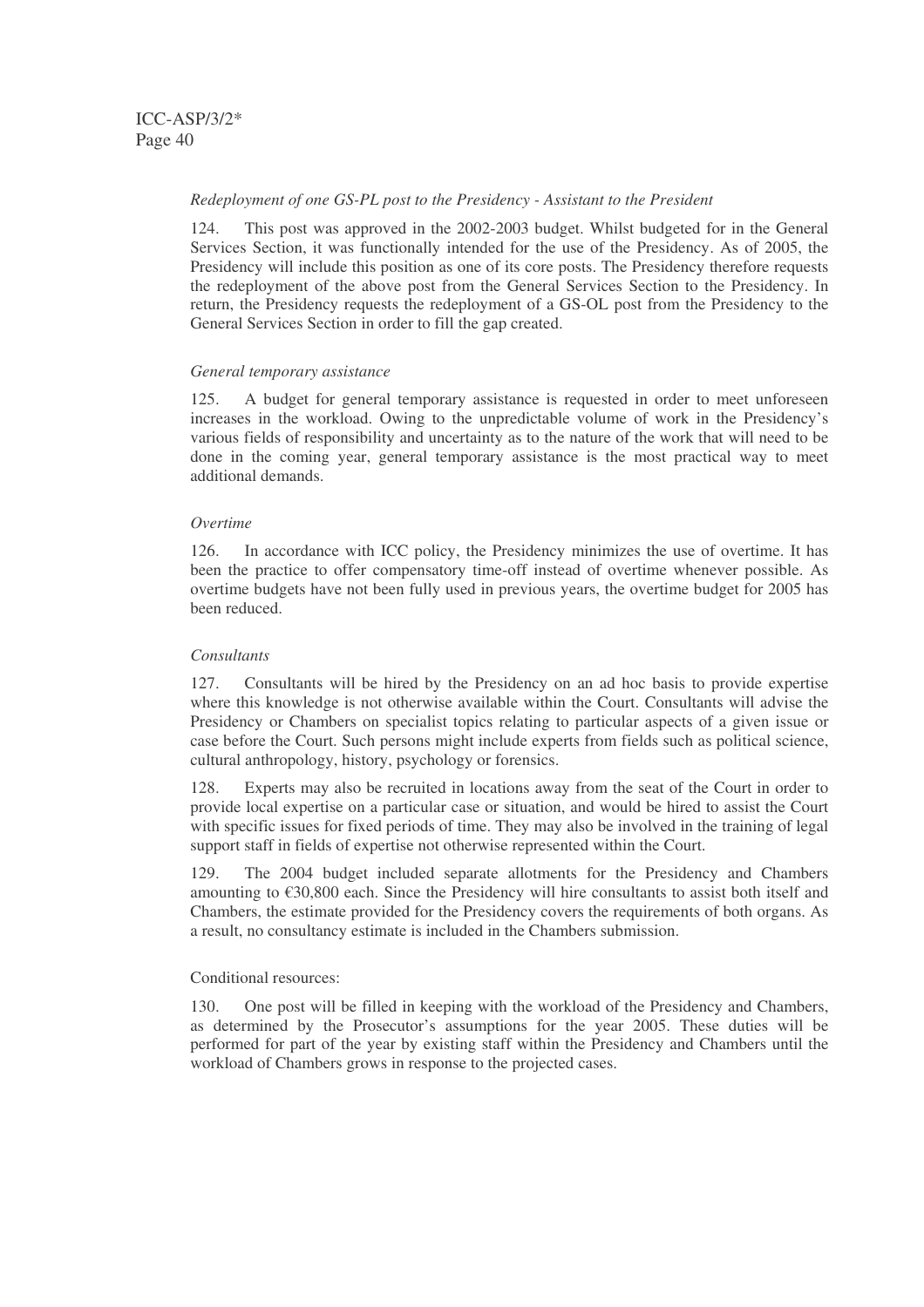*Redeployment of one GS-PL post to the Presidency - Assistant to the President*

124. This post was approved in the 2002-2003 budget. Whilst budgeted for in the General Services Section, it was functionally intended for the use of the Presidency. As of 2005, the Presidency will include this position as one of its core posts. The Presidency therefore requests the redeployment of the above post from the General Services Section to the Presidency. In return, the Presidency requests the redeployment of a GS-OL post from the Presidency to the General Services Section in order to fill the gap created.

*General temporary assistance*

125. A budget for general temporary assistance is requested in order to meet unforeseen increases in the workload. Owing to the unpredictable volume of work in the Presidency's various fields of responsibility and uncertainty as to the nature of the work that will need to be done in the coming year, general temporary assistance is the most practical way to meet additional demands.

*Overtime*

126. In accordance with ICC policy, the Presidency minimizes the use of overtime. It has been the practice to offer compensatory time-off instead of overtime whenever possible. As overtime budgets have not been fully used in previous years, the overtime budget for 2005 has been reduced.

*Consultants*

127. Consultants will be hired by the Presidency on an ad hoc basis to provide expertise where this knowledge is not otherwise available within the Court. Consultants will advise the Presidency or Chambers on specialist topics relating to particular aspects of a given issue or case before the Court. Such persons might include experts from fields such as political science, cultural anthropology, history, psychology or forensics.

128. Experts may also be recruited in locations away from the seat of the Court in order to provide local expertise on a particular case or situation, and would be hired to assist the Court with specific issues for fixed periods of time. They may also be involved in the training of legal support staff in fields of expertise not otherwise represented within the Court.

129. The 2004 budget included separate allotments for the Presidency and Chambers amounting to €30,800 each. Since the Presidency will hire consultants to assist both itself and Chambers, the estimate provided for the Presidency covers the requirements of both organs. As a result, no consultancy estimate is included in the Chambers submission.

Conditional resources:

130. One post will be filled in keeping with the workload of the Presidency and Chambers, as determined by the Prosecutor's assumptions for the year 2005. These duties will be performed for part of the year by existing staff within the Presidency and Chambers until the workload of Chambers grows in response to the projected cases.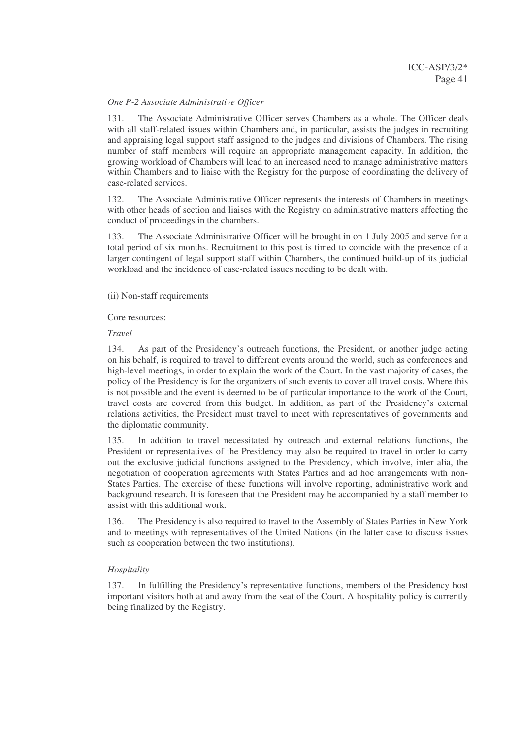*One P-2 Associate Administrative Officer*

131. The Associate Administrative Officer serves Chambers as a whole. The Officer deals with all staff-related issues within Chambers and, in particular, assists the judges in recruiting and appraising legal support staff assigned to the judges and divisions of Chambers. The rising number of staff members will require an appropriate management capacity. In addition, the growing workload of Chambers will lead to an increased need to manage administrative matters within Chambers and to liaise with the Registry for the purpose of coordinating the delivery of case-related services.

132. The Associate Administrative Officer represents the interests of Chambers in meetings with other heads of section and liaises with the Registry on administrative matters affecting the conduct of proceedings in the chambers.

133. The Associate Administrative Officer will be brought in on 1 July 2005 and serve for a total period of six months. Recruitment to this post is timed to coincide with the presence of a larger contingent of legal support staff within Chambers, the continued build-up of its judicial workload and the incidence of case-related issues needing to be dealt with.

(ii) Non-staff requirements

Core resources:

*Travel*

134. As part of the Presidency's outreach functions, the President, or another judge acting on his behalf, is required to travel to different events around the world, such as conferences and high-level meetings, in order to explain the work of the Court. In the vast majority of cases, the policy of the Presidency is for the organizers of such events to cover all travel costs. Where this is not possible and the event is deemed to be of particular importance to the work of the Court, travel costs are covered from this budget. In addition, as part of the Presidency's external relations activities, the President must travel to meet with representatives of governments and the diplomatic community.

135. In addition to travel necessitated by outreach and external relations functions, the President or representatives of the Presidency may also be required to travel in order to carry out the exclusive judicial functions assigned to the Presidency, which involve, inter alia, the negotiation of cooperation agreements with States Parties and ad hoc arrangements with non-States Parties. The exercise of these functions will involve reporting, administrative work and background research. It is foreseen that the President may be accompanied by a staff member to assist with this additional work.

136. The Presidency is also required to travel to the Assembly of States Parties in New York and to meetings with representatives of the United Nations (in the latter case to discuss issues such as cooperation between the two institutions).

*Hospitality*

137. In fulfilling the Presidency's representative functions, members of the Presidency host important visitors both at and away from the seat of the Court. A hospitality policy is currently being finalized by the Registry.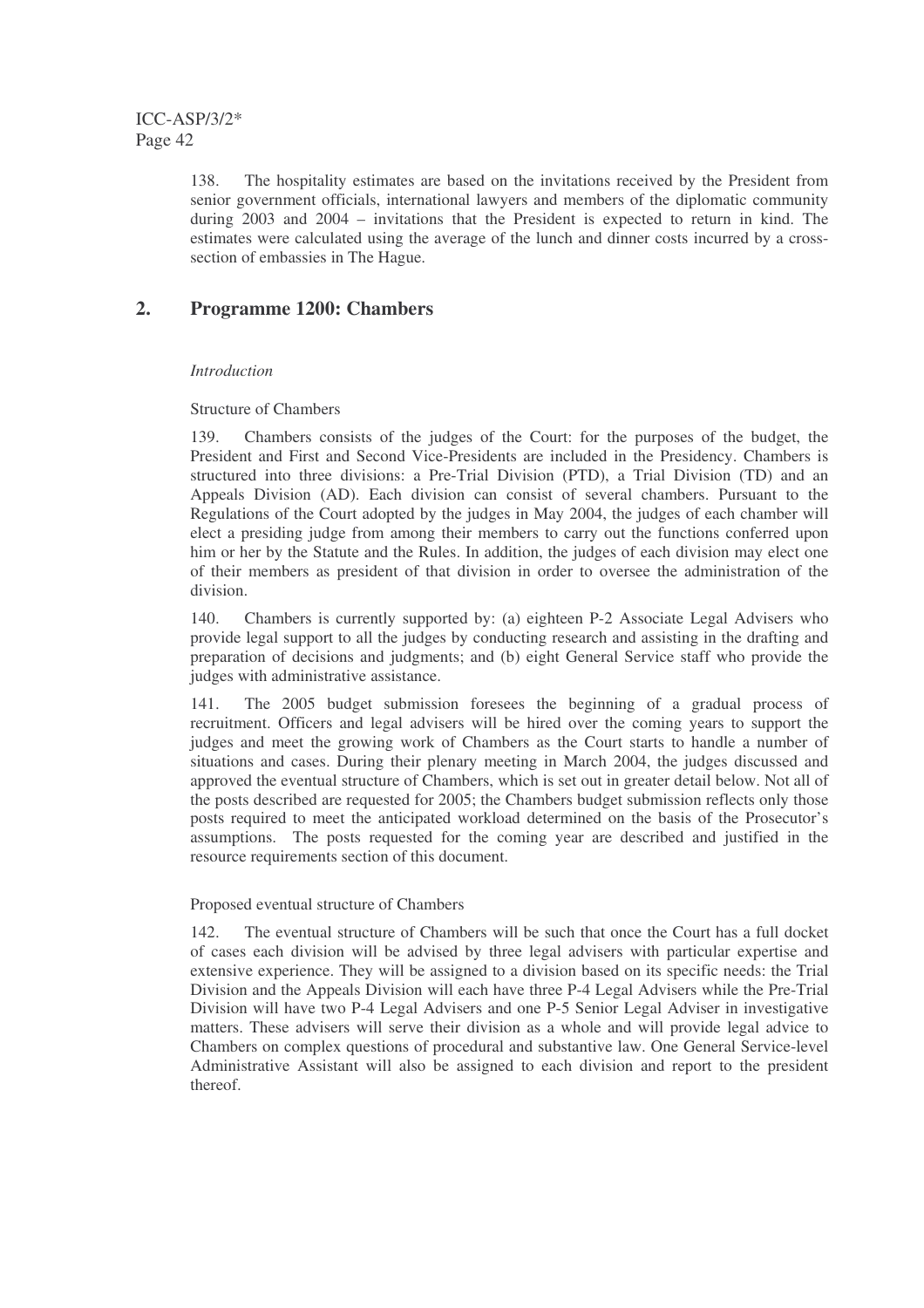138. The hospitality estimates are based on the invitations received by the President from senior government officials, international lawyers and members of the diplomatic community during 2003 and 2004 – invitations that the President is expected to return in kind. The estimates were calculated using the average of the lunch and dinner costs incurred by a cross-section of embassies in The Hague.

## 2. Programme 1200: Chambers

*Introduction*

Structure of Chambers

139. Chambers consists of the judges of the Court: for the purposes of the budget, the President and First and Second Vice-Presidents are included in the Presidency. Chambers is structured into three divisions: a Pre-Trial Division (PTD), a Trial Division (TD) and an Appeals Division (AD). Each division can consist of several chambers. Pursuant to the Regulations of the Court adopted by the judges in May 2004, the judges of each chamber will elect a presiding judge from among their members to carry out the functions conferred upon him or her by the Statute and the Rules. In addition, the judges of each division may elect one of their members as president of that division in order to oversee the administration of the division.

140. Chambers is currently supported by: (a) eighteen P-2 Associate Legal Advisers who provide legal support to all the judges by conducting research and assisting in the drafting and preparation of decisions and judgments; and (b) eight General Service staff who provide the judges with administrative assistance.

141. The 2005 budget submission foresees the beginning of a gradual process of recruitment. Officers and legal advisers will be hired over the coming years to support the judges and meet the growing work of Chambers as the Court starts to handle a number of situations and cases. During their plenary meeting in March 2004, the judges discussed and approved the eventual structure of Chambers, which is set out in greater detail below. Not all of the posts described are requested for 2005; the Chambers budget submission reflects only those posts required to meet the anticipated workload determined on the basis of the Prosecutor's assumptions. The posts requested for the coming year are described and justified in the resource requirements section of this document.

Proposed eventual structure of Chambers

142. The eventual structure of Chambers will be such that once the Court has a full docket of cases each division will be advised by three legal advisers with particular expertise and extensive experience. They will be assigned to a division based on its specific needs: the Trial Division and the Appeals Division will each have three P-4 Legal Advisers while the Pre-Trial Division will have two P-4 Legal Advisers and one P-5 Senior Legal Adviser in investigative matters. These advisers will serve their division as a whole and will provide legal advice to Chambers on complex questions of procedural and substantive law. One General Service-level Administrative Assistant will also be assigned to each division and report to the president thereof.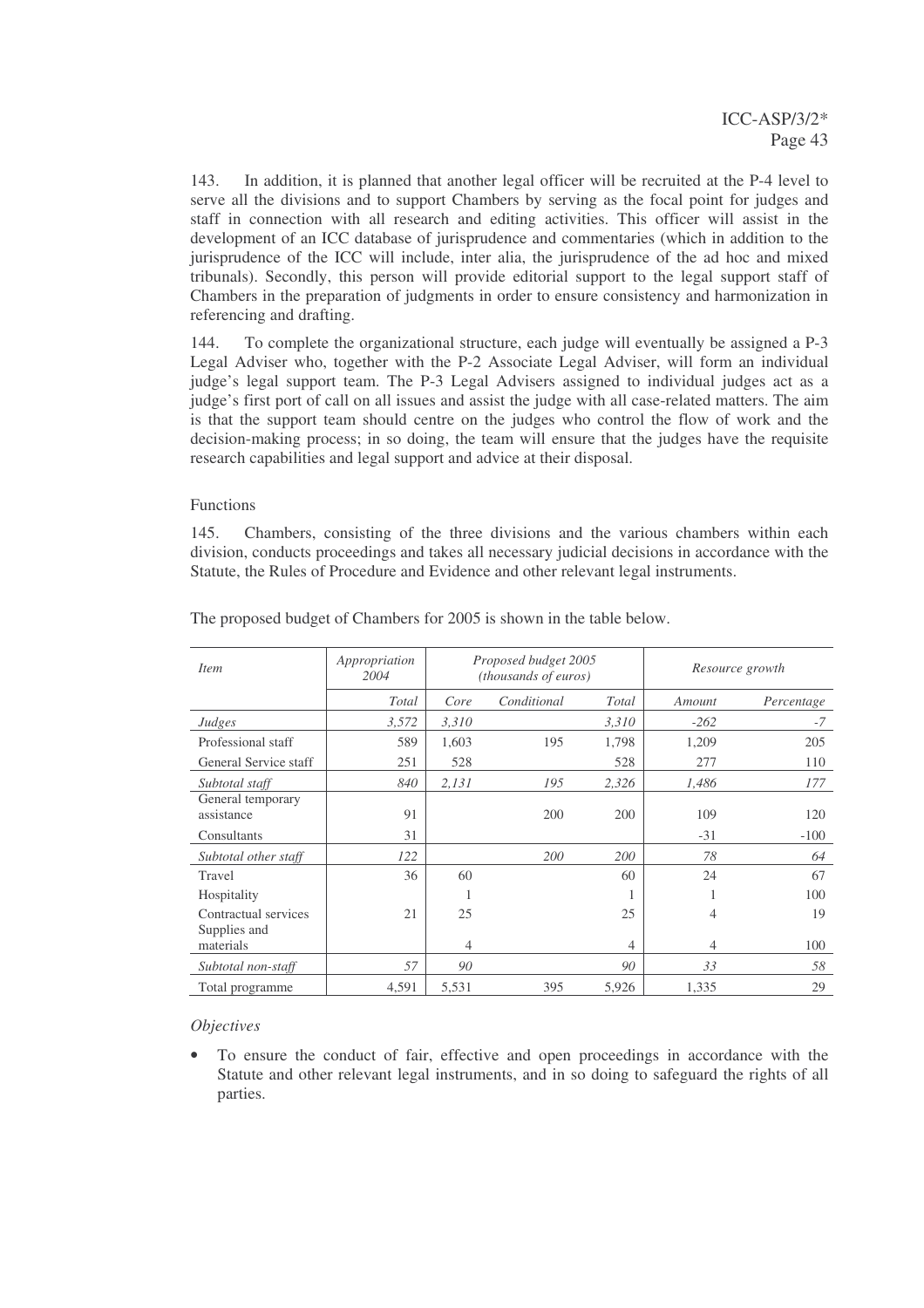143. In addition, it is planned that another legal officer will be recruited at the P-4 level to serve all the divisions and to support Chambers by serving as the focal point for judges and staff in connection with all research and editing activities. This officer will assist in the development of an ICC database of jurisprudence and commentaries (which in addition to the jurisprudence of the ICC will include, inter alia, the jurisprudence of the ad hoc and mixed tribunals). Secondly, this person will provide editorial support to the legal support staff of Chambers in the preparation of judgments in order to ensure consistency and harmonization in referencing and drafting.

144. To complete the organizational structure, each judge will eventually be assigned a P-3 Legal Adviser who, together with the P-2 Associate Legal Adviser, will form an individual judge's legal support team. The P-3 Legal Advisers assigned to individual judges act as a judge's first port of call on all issues and assist the judge with all case-related matters. The aim is that the support team should centre on the judges who control the flow of work and the decision-making process; in so doing, the team will ensure that the judges have the requisite research capabilities and legal support and advice at their disposal.

Functions

145. Chambers, consisting of the three divisions and the various chambers within each division, conducts proceedings and takes all necessary judicial decisions in accordance with the Statute, the Rules of Procedure and Evidence and other relevant legal instruments.

The proposed budget of Chambers for 2005 is shown in the table below.

| *Item* | *Appropriation 2004* | *Proposed budget 2005 (thousands of euros)* | | | *Resource growth* | |
|---|---|---|---|---|---|---|
| | *Total* | *Core* | *Conditional* | *Total* | *Amount* | *Percentage* |
| *Judges* | *3,572* | *3,310* | | *3,310* | *-262* | *-7* |
| Professional staff | 589 | 1,603 | 195 | 1,798 | 1,209 | 205 |
| General Service staff | 251 | 528 | | 528 | 277 | 110 |
| *Subtotal staff* | *840* | *2,131* | *195* | *2,326* | *1,486* | *177* |
| General temporary assistance | 91 | | 200 | 200 | 109 | 120 |
| Consultants | 31 | | | | -31 | -100 |
| *Subtotal other staff* | *122* | | *200* | *200* | *78* | *64* |
| Travel | 36 | 60 | | 60 | 24 | 67 |
| Hospitality | | 1 | | 1 | 1 | 100 |
| Contractual services | 21 | 25 | | 25 | 4 | 19 |
| Supplies and materials | | 4 | | 4 | 4 | 100 |
| *Subtotal non-staff* | *57* | *90* | | *90* | *33* | *58* |
| Total programme | 4,591 | 5,531 | 395 | 5,926 | 1,335 | 29 |

*Objectives*

- To ensure the conduct of fair, effective and open proceedings in accordance with the Statute and other relevant legal instruments, and in so doing to safeguard the rights of all parties.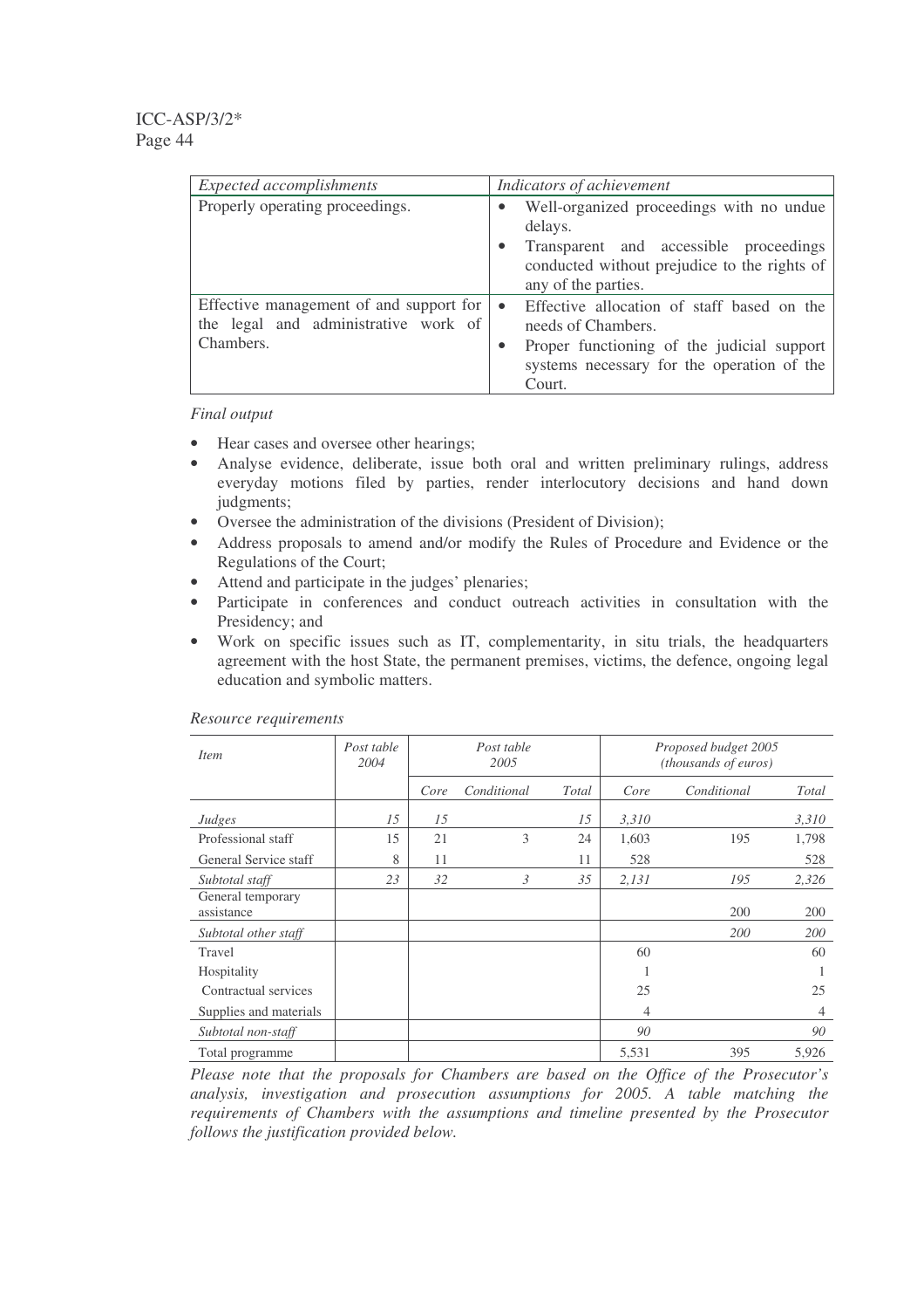| *Expected accomplishments* | *Indicators of achievement* |
|---|---|
| Properly operating proceedings. | • Well-organized proceedings with no undue delays.<br>• Transparent and accessible proceedings conducted without prejudice to the rights of any of the parties. |
| Effective management of and support for the legal and administrative work of Chambers. | • Effective allocation of staff based on the needs of Chambers.<br>• Proper functioning of the judicial support systems necessary for the operation of the Court. |

*Final output*

- Hear cases and oversee other hearings;
- Analyse evidence, deliberate, issue both oral and written preliminary rulings, address everyday motions filed by parties, render interlocutory decisions and hand down judgments;
- Oversee the administration of the divisions (President of Division);
- Address proposals to amend and/or modify the Rules of Procedure and Evidence or the Regulations of the Court;
- Attend and participate in the judges' plenaries;
- Participate in conferences and conduct outreach activities in consultation with the Presidency; and
- Work on specific issues such as IT, complementarity, in situ trials, the headquarters agreement with the host State, the permanent premises, victims, the defence, ongoing legal education and symbolic matters.

*Resource requirements*

| *Item* | *Post table 2004* | *Post table 2005* | | | *Proposed budget 2005 (thousands of euros)* | | |
|---|---|---|---|---|---|---|---|
| | | *Core* | *Conditional* | *Total* | *Core* | *Conditional* | *Total* |
| *Judges* | *15* | *15* | | *15* | *3,310* | | *3,310* |
| Professional staff | 15 | 21 | 3 | 24 | 1,603 | 195 | 1,798 |
| General Service staff | 8 | 11 | | 11 | 528 | | 528 |
| *Subtotal staff* | *23* | *32* | *3* | *35* | *2,131* | *195* | *2,326* |
| General temporary assistance | | | | | | 200 | 200 |
| *Subtotal other staff* | | | | | | *200* | *200* |
| Travel | | | | | 60 | | 60 |
| Hospitality | | | | | 1 | | 1 |
| Contractual services | | | | | 25 | | 25 |
| Supplies and materials | | | | | 4 | | 4 |
| *Subtotal non-staff* | | | | | *90* | | *90* |
| Total programme | | | | | 5,531 | 395 | 5,926 |

*Please note that the proposals for Chambers are based on the Office of the Prosecutor's analysis, investigation and prosecution assumptions for 2005. A table matching the requirements of Chambers with the assumptions and timeline presented by the Prosecutor follows the justification provided below.*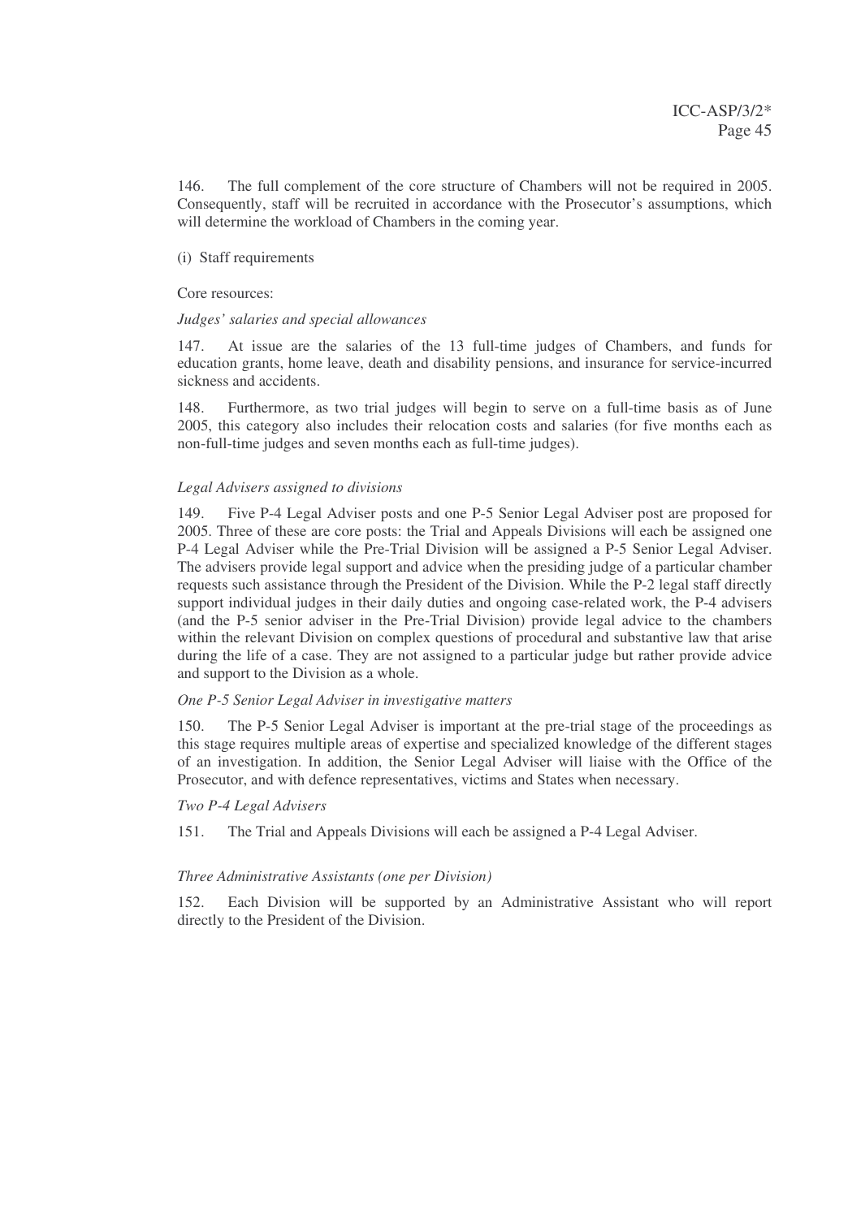146. The full complement of the core structure of Chambers will not be required in 2005. Consequently, staff will be recruited in accordance with the Prosecutor's assumptions, which will determine the workload of Chambers in the coming year.

(i) Staff requirements

Core resources:

*Judges' salaries and special allowances*

147. At issue are the salaries of the 13 full-time judges of Chambers, and funds for education grants, home leave, death and disability pensions, and insurance for service-incurred sickness and accidents.

148. Furthermore, as two trial judges will begin to serve on a full-time basis as of June 2005, this category also includes their relocation costs and salaries (for five months each as non-full-time judges and seven months each as full-time judges).

*Legal Advisers assigned to divisions*

149. Five P-4 Legal Adviser posts and one P-5 Senior Legal Adviser post are proposed for 2005. Three of these are core posts: the Trial and Appeals Divisions will each be assigned one P-4 Legal Adviser while the Pre-Trial Division will be assigned a P-5 Senior Legal Adviser. The advisers provide legal support and advice when the presiding judge of a particular chamber requests such assistance through the President of the Division. While the P-2 legal staff directly support individual judges in their daily duties and ongoing case-related work, the P-4 advisers (and the P-5 senior adviser in the Pre-Trial Division) provide legal advice to the chambers within the relevant Division on complex questions of procedural and substantive law that arise during the life of a case. They are not assigned to a particular judge but rather provide advice and support to the Division as a whole.

*One P-5 Senior Legal Adviser in investigative matters*

150. The P-5 Senior Legal Adviser is important at the pre-trial stage of the proceedings as this stage requires multiple areas of expertise and specialized knowledge of the different stages of an investigation. In addition, the Senior Legal Adviser will liaise with the Office of the Prosecutor, and with defence representatives, victims and States when necessary.

*Two P-4 Legal Advisers*

151. The Trial and Appeals Divisions will each be assigned a P-4 Legal Adviser.

*Three Administrative Assistants (one per Division)*

152. Each Division will be supported by an Administrative Assistant who will report directly to the President of the Division.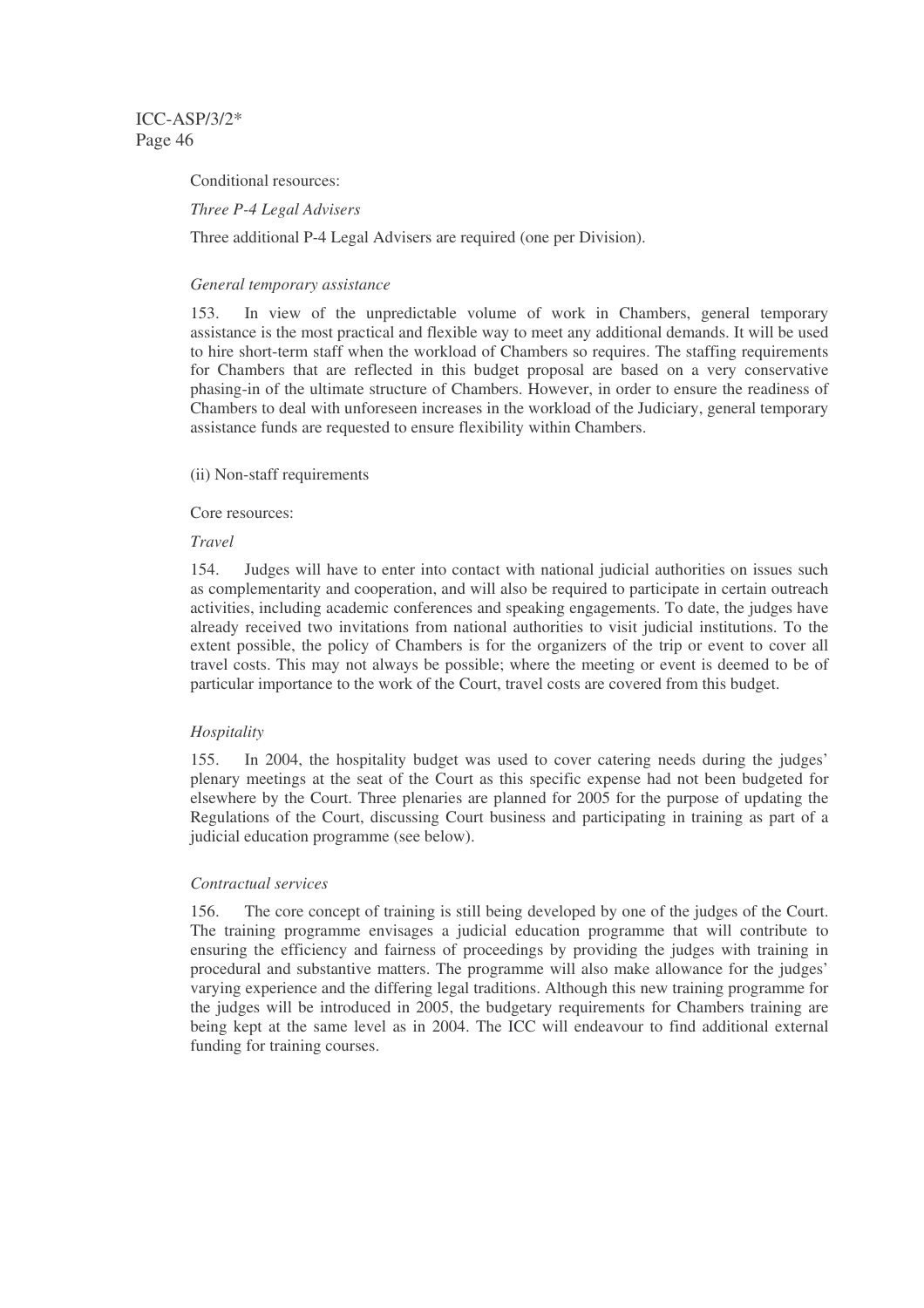Conditional resources:

*Three P-4 Legal Advisers*

Three additional P-4 Legal Advisers are required (one per Division).

*General temporary assistance*

153. In view of the unpredictable volume of work in Chambers, general temporary assistance is the most practical and flexible way to meet any additional demands. It will be used to hire short-term staff when the workload of Chambers so requires. The staffing requirements for Chambers that are reflected in this budget proposal are based on a very conservative phasing-in of the ultimate structure of Chambers. However, in order to ensure the readiness of Chambers to deal with unforeseen increases in the workload of the Judiciary, general temporary assistance funds are requested to ensure flexibility within Chambers.

(ii) Non-staff requirements

Core resources:

*Travel*

154. Judges will have to enter into contact with national judicial authorities on issues such as complementarity and cooperation, and will also be required to participate in certain outreach activities, including academic conferences and speaking engagements. To date, the judges have already received two invitations from national authorities to visit judicial institutions. To the extent possible, the policy of Chambers is for the organizers of the trip or event to cover all travel costs. This may not always be possible; where the meeting or event is deemed to be of particular importance to the work of the Court, travel costs are covered from this budget.

*Hospitality*

155. In 2004, the hospitality budget was used to cover catering needs during the judges' plenary meetings at the seat of the Court as this specific expense had not been budgeted for elsewhere by the Court. Three plenaries are planned for 2005 for the purpose of updating the Regulations of the Court, discussing Court business and participating in training as part of a judicial education programme (see below).

*Contractual services*

156. The core concept of training is still being developed by one of the judges of the Court. The training programme envisages a judicial education programme that will contribute to ensuring the efficiency and fairness of proceedings by providing the judges with training in procedural and substantive matters. The programme will also make allowance for the judges' varying experience and the differing legal traditions. Although this new training programme for the judges will be introduced in 2005, the budgetary requirements for Chambers training are being kept at the same level as in 2004. The ICC will endeavour to find additional external funding for training courses.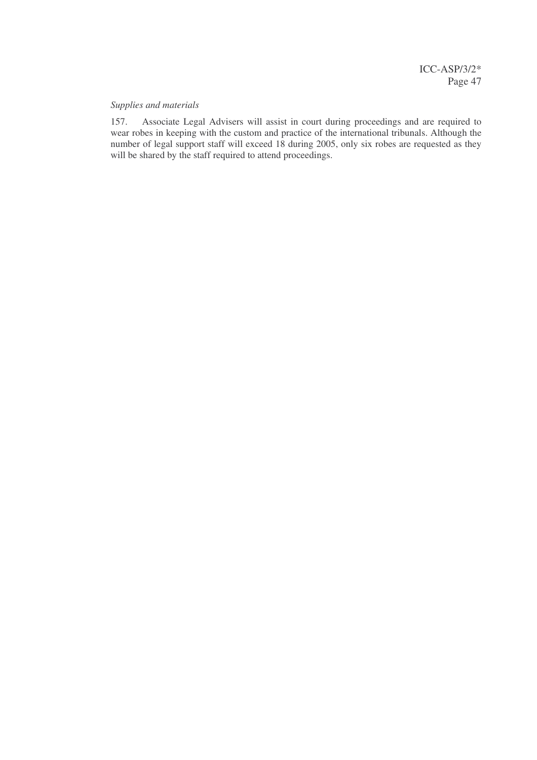*Supplies and materials*

157. Associate Legal Advisers will assist in court during proceedings and are required to wear robes in keeping with the custom and practice of the international tribunals. Although the number of legal support staff will exceed 18 during 2005, only six robes are requested as they will be shared by the staff required to attend proceedings.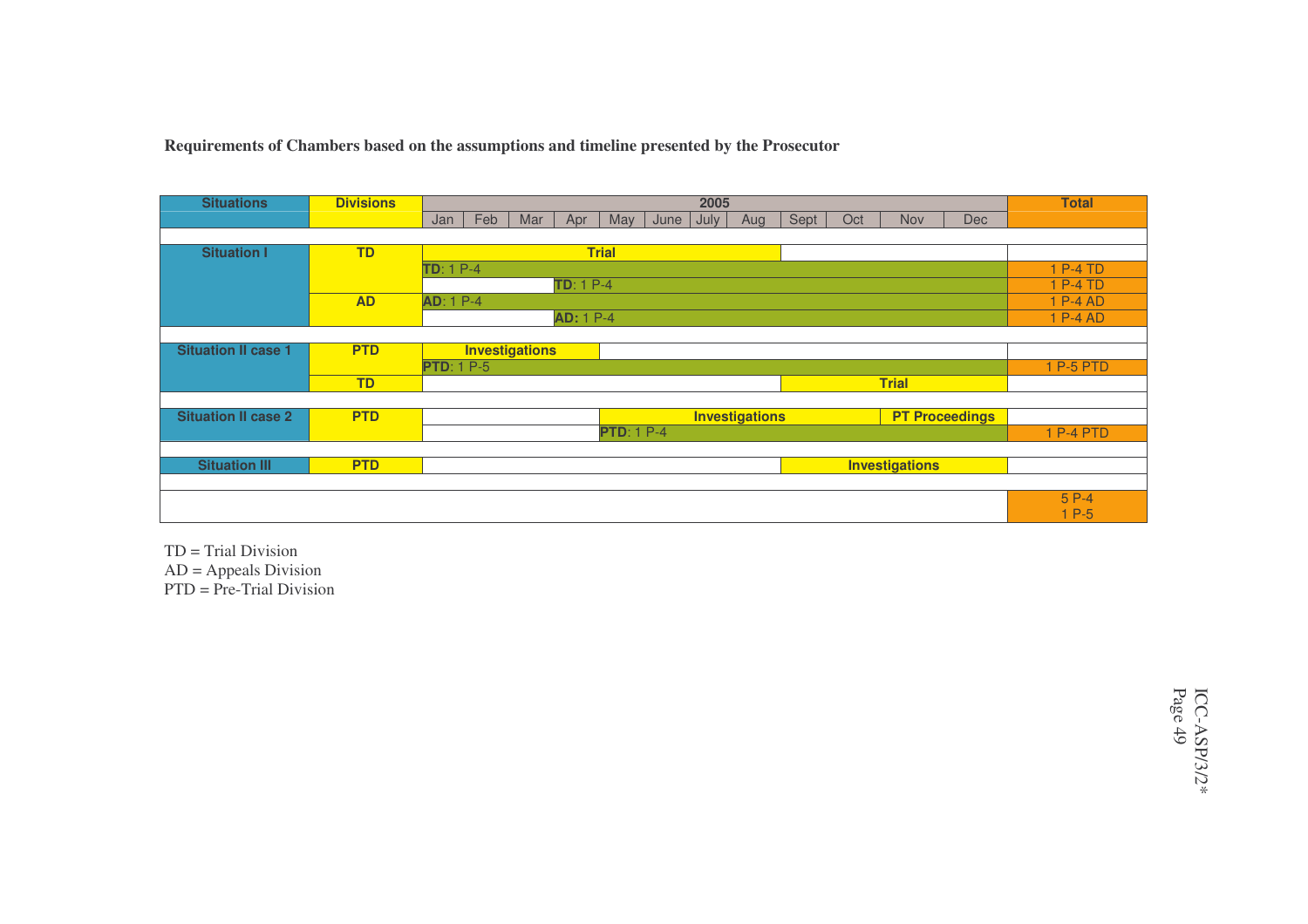**Requirements of Chambers based on the assumptions and timeline presented by the Prosecutor**

| Situations | Divisions | Jan | Feb | Mar | Apr | May | June | July | Aug | Sept | Oct | Nov | Dec | Total |
|---|---|---|---|---|---|---|---|---|---|---|---|---|---|---|
| Situation I | TD | Trial (Jan–Aug) | | | | | | | | | | | | |
| | | TD: 1 P-4 (Jan–Dec) | | | | | | | | | | | | 1 P-4 TD |
| | | | | | TD: 1 P-4 (Apr–Dec) | | | | | | | | | 1 P-4 TD |
| | AD | AD: 1 P-4 (Jan–Dec) | | | | | | | | | | | | 1 P-4 AD |
| | | | | | AD: 1 P-4 (Apr–Dec) | | | | | | | | | 1 P-4 AD |
| Situation II case 1 | PTD | Investigations (Jan–Apr) | | | | | | | | | | | | |
| | | PTD: 1 P-5 (Jan–Dec) | | | | | | | | | | | | 1 P-5 PTD |
| | TD | | | | | | | | | Trial (Sept–Dec) | | | | |
| Situation II case 2 | PTD | | | | | Investigations (May–Oct) | | | | | | PT Proceedings (Nov–Dec) | | |
| | | | | | | PTD: 1 P-4 (May–Dec) | | | | | | | | 1 P-4 PTD |
| Situation III | PTD | | | | | | | | | Investigations (Sept–Dec) | | | | |
| | | | | | | | | | | | | | | 5 P-4<br>1 P-5 |

TD = Trial Division
AD = Appeals Division
PTD = Pre-Trial Division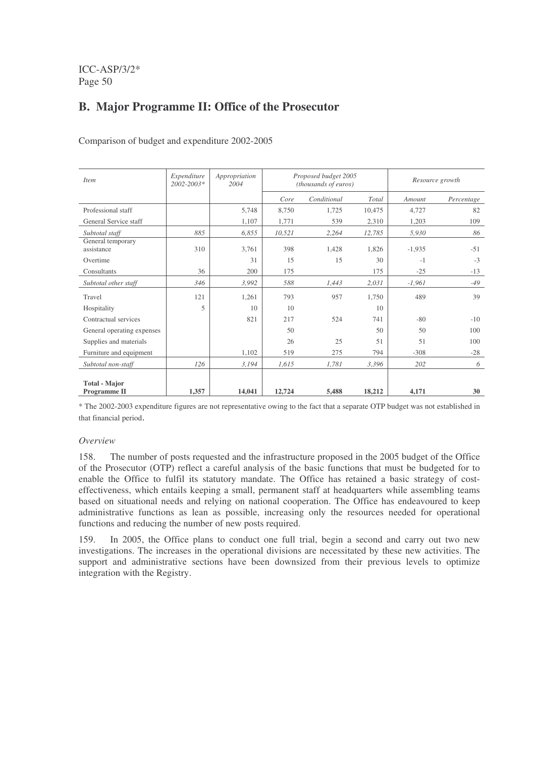## B. Major Programme II: Office of the Prosecutor

Comparison of budget and expenditure 2002-2005

| *Item* | *Expenditure 2002-2003\** | *Appropriation 2004* | *Proposed budget 2005 (thousands of euros)* | | | *Resource growth* | |
|---|---|---|---|---|---|---|---|
| | | | *Core* | *Conditional* | *Total* | *Amount* | *Percentage* |
| Professional staff | | 5,748 | 8,750 | 1,725 | 10,475 | 4,727 | 82 |
| General Service staff | | 1,107 | 1,771 | 539 | 2,310 | 1,203 | 109 |
| *Subtotal staff* | *885* | *6,855* | *10,521* | *2,264* | *12,785* | *5,930* | *86* |
| General temporary assistance | 310 | 3,761 | 398 | 1,428 | 1,826 | -1,935 | -51 |
| Overtime | | 31 | 15 | 15 | 30 | -1 | -3 |
| Consultants | 36 | 200 | 175 | | 175 | -25 | -13 |
| *Subtotal other staff* | *346* | *3,992* | *588* | *1,443* | *2,031* | *-1,961* | *-49* |
| Travel | 121 | 1,261 | 793 | 957 | 1,750 | 489 | 39 |
| Hospitality | 5 | 10 | 10 | | 10 | | |
| Contractual services | | 821 | 217 | 524 | 741 | -80 | -10 |
| General operating expenses | | | 50 | | 50 | 50 | 100 |
| Supplies and materials | | | 26 | 25 | 51 | 51 | 100 |
| Furniture and equipment | | 1,102 | 519 | 275 | 794 | -308 | -28 |
| *Subtotal non-staff* | *126* | *3,194* | *1,615* | *1,781* | *3,396* | *202* | *6* |
| **Total - Major Programme II** | **1,357** | **14,041** | **12,724** | **5,488** | **18,212** | **4,171** | **30** |

\* The 2002-2003 expenditure figures are not representative owing to the fact that a separate OTP budget was not established in that financial period.

*Overview*

158. The number of posts requested and the infrastructure proposed in the 2005 budget of the Office of the Prosecutor (OTP) reflect a careful analysis of the basic functions that must be budgeted for to enable the Office to fulfil its statutory mandate. The Office has retained a basic strategy of cost-effectiveness, which entails keeping a small, permanent staff at headquarters while assembling teams based on situational needs and relying on national cooperation. The Office has endeavoured to keep administrative functions as lean as possible, increasing only the resources needed for operational functions and reducing the number of new posts required.

159. In 2005, the Office plans to conduct one full trial, begin a second and carry out two new investigations. The increases in the operational divisions are necessitated by these new activities. The support and administrative sections have been downsized from their previous levels to optimize integration with the Registry.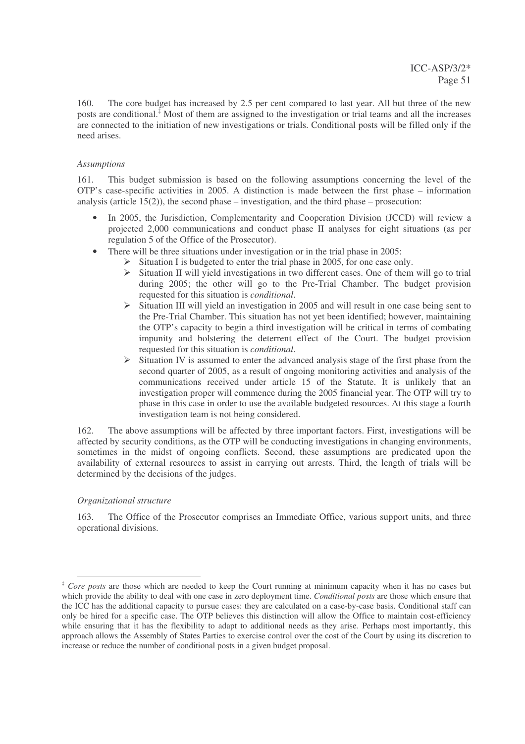160. The core budget has increased by 2.5 per cent compared to last year. All but three of the new posts are conditional.[‡] Most of them are assigned to the investigation or trial teams and all the increases are connected to the initiation of new investigations or trials. Conditional posts will be filled only if the need arises.

*Assumptions*

161. This budget submission is based on the following assumptions concerning the level of the OTP's case-specific activities in 2005. A distinction is made between the first phase – information analysis (article 15(2)), the second phase – investigation, and the third phase – prosecution:

- In 2005, the Jurisdiction, Complementarity and Cooperation Division (JCCD) will review a projected 2,000 communications and conduct phase II analyses for eight situations (as per regulation 5 of the Office of the Prosecutor).
- There will be three situations under investigation or in the trial phase in 2005:
    - Situation I is budgeted to enter the trial phase in 2005, for one case only.
    - Situation II will yield investigations in two different cases. One of them will go to trial during 2005; the other will go to the Pre-Trial Chamber. The budget provision requested for this situation is *conditional*.
    - Situation III will yield an investigation in 2005 and will result in one case being sent to the Pre-Trial Chamber. This situation has not yet been identified; however, maintaining the OTP's capacity to begin a third investigation will be critical in terms of combating impunity and bolstering the deterrent effect of the Court. The budget provision requested for this situation is *conditional*.
    - Situation IV is assumed to enter the advanced analysis stage of the first phase from the second quarter of 2005, as a result of ongoing monitoring activities and analysis of the communications received under article 15 of the Statute. It is unlikely that an investigation proper will commence during the 2005 financial year. The OTP will try to phase in this case in order to use the available budgeted resources. At this stage a fourth investigation team is not being considered.

162. The above assumptions will be affected by three important factors. First, investigations will be affected by security conditions, as the OTP will be conducting investigations in changing environments, sometimes in the midst of ongoing conflicts. Second, these assumptions are predicated upon the availability of external resources to assist in carrying out arrests. Third, the length of trials will be determined by the decisions of the judges.

*Organizational structure*

163. The Office of the Prosecutor comprises an Immediate Office, various support units, and three operational divisions.

---

[‡] *Core posts* are those which are needed to keep the Court running at minimum capacity when it has no cases but which provide the ability to deal with one case in zero deployment time. *Conditional posts* are those which ensure that the ICC has the additional capacity to pursue cases: they are calculated on a case-by-case basis. Conditional staff can only be hired for a specific case. The OTP believes this distinction will allow the Office to maintain cost-efficiency while ensuring that it has the flexibility to adapt to additional needs as they arise. Perhaps most importantly, this approach allows the Assembly of States Parties to exercise control over the cost of the Court by using its discretion to increase or reduce the number of conditional posts in a given budget proposal.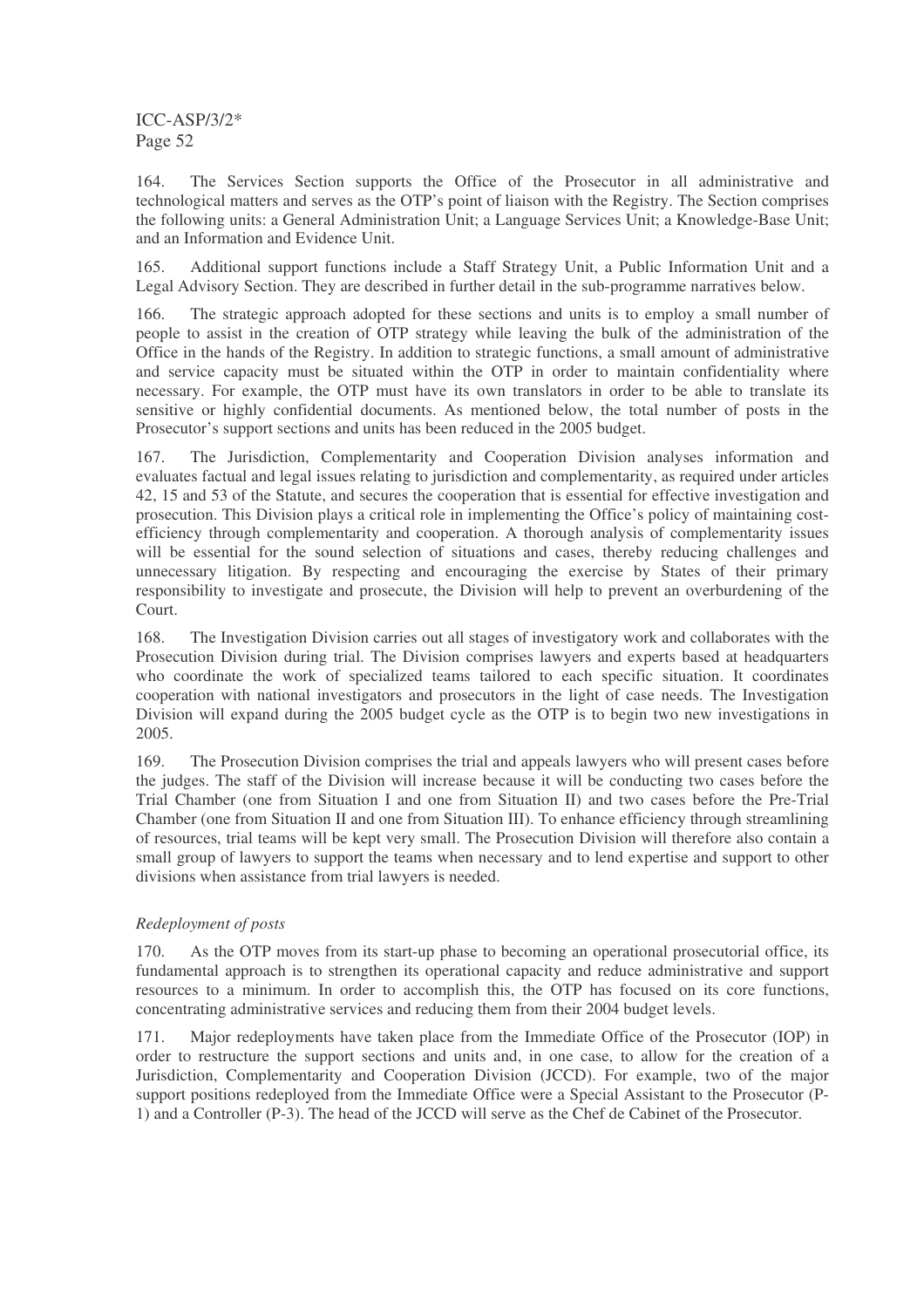164. The Services Section supports the Office of the Prosecutor in all administrative and technological matters and serves as the OTP's point of liaison with the Registry. The Section comprises the following units: a General Administration Unit; a Language Services Unit; a Knowledge-Base Unit; and an Information and Evidence Unit.

165. Additional support functions include a Staff Strategy Unit, a Public Information Unit and a Legal Advisory Section. They are described in further detail in the sub-programme narratives below.

166. The strategic approach adopted for these sections and units is to employ a small number of people to assist in the creation of OTP strategy while leaving the bulk of the administration of the Office in the hands of the Registry. In addition to strategic functions, a small amount of administrative and service capacity must be situated within the OTP in order to maintain confidentiality where necessary. For example, the OTP must have its own translators in order to be able to translate its sensitive or highly confidential documents. As mentioned below, the total number of posts in the Prosecutor's support sections and units has been reduced in the 2005 budget.

167. The Jurisdiction, Complementarity and Cooperation Division analyses information and evaluates factual and legal issues relating to jurisdiction and complementarity, as required under articles 42, 15 and 53 of the Statute, and secures the cooperation that is essential for effective investigation and prosecution. This Division plays a critical role in implementing the Office's policy of maintaining cost-efficiency through complementarity and cooperation. A thorough analysis of complementarity issues will be essential for the sound selection of situations and cases, thereby reducing challenges and unnecessary litigation. By respecting and encouraging the exercise by States of their primary responsibility to investigate and prosecute, the Division will help to prevent an overburdening of the Court.

168. The Investigation Division carries out all stages of investigatory work and collaborates with the Prosecution Division during trial. The Division comprises lawyers and experts based at headquarters who coordinate the work of specialized teams tailored to each specific situation. It coordinates cooperation with national investigators and prosecutors in the light of case needs. The Investigation Division will expand during the 2005 budget cycle as the OTP is to begin two new investigations in 2005.

169. The Prosecution Division comprises the trial and appeals lawyers who will present cases before the judges. The staff of the Division will increase because it will be conducting two cases before the Trial Chamber (one from Situation I and one from Situation II) and two cases before the Pre-Trial Chamber (one from Situation II and one from Situation III). To enhance efficiency through streamlining of resources, trial teams will be kept very small. The Prosecution Division will therefore also contain a small group of lawyers to support the teams when necessary and to lend expertise and support to other divisions when assistance from trial lawyers is needed.

*Redeployment of posts*

170. As the OTP moves from its start-up phase to becoming an operational prosecutorial office, its fundamental approach is to strengthen its operational capacity and reduce administrative and support resources to a minimum. In order to accomplish this, the OTP has focused on its core functions, concentrating administrative services and reducing them from their 2004 budget levels.

171. Major redeployments have taken place from the Immediate Office of the Prosecutor (IOP) in order to restructure the support sections and units and, in one case, to allow for the creation of a Jurisdiction, Complementarity and Cooperation Division (JCCD). For example, two of the major support positions redeployed from the Immediate Office were a Special Assistant to the Prosecutor (P-1) and a Controller (P-3). The head of the JCCD will serve as the Chef de Cabinet of the Prosecutor.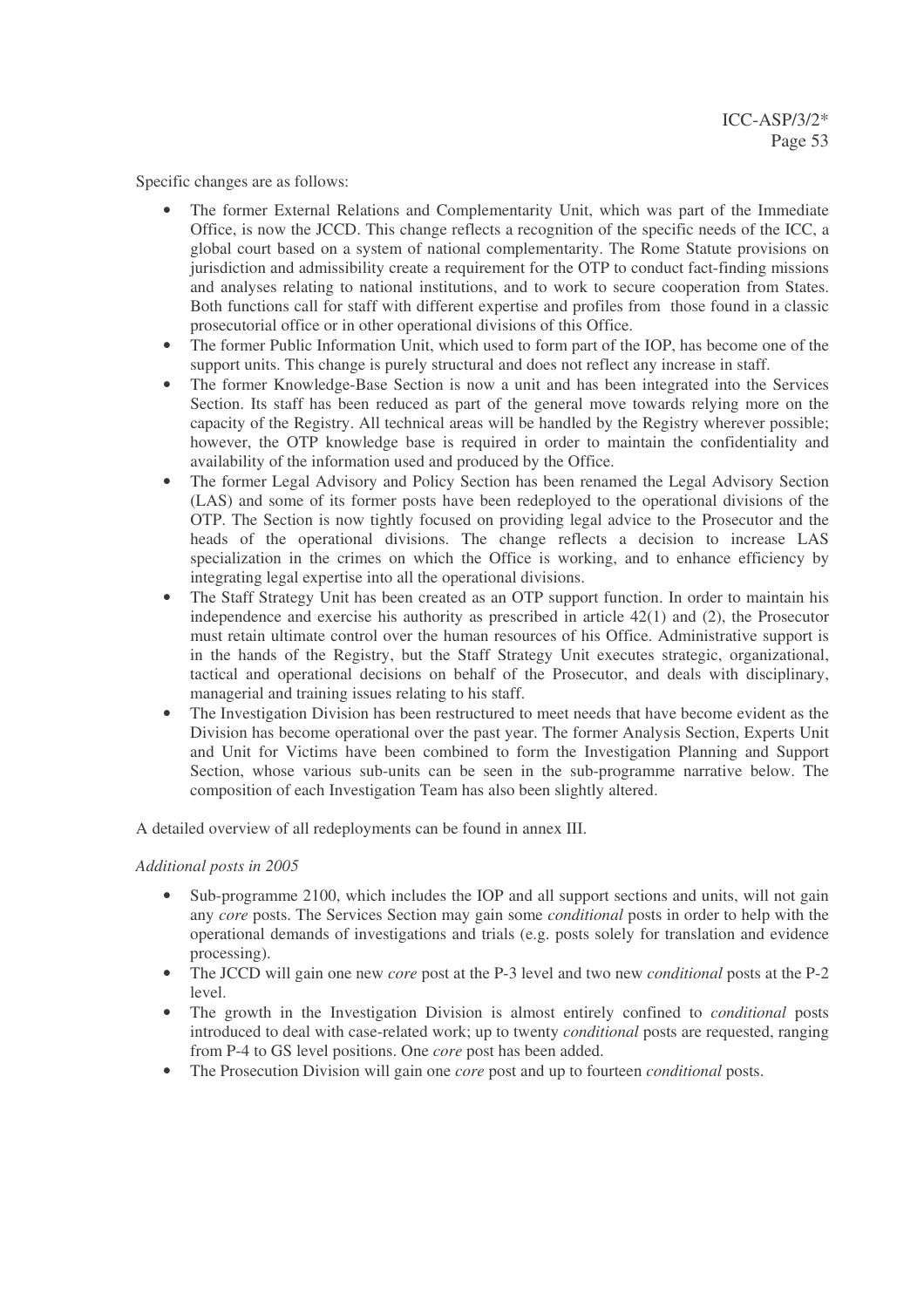Specific changes are as follows:

- The former External Relations and Complementarity Unit, which was part of the Immediate Office, is now the JCCD. This change reflects a recognition of the specific needs of the ICC, a global court based on a system of national complementarity. The Rome Statute provisions on jurisdiction and admissibility create a requirement for the OTP to conduct fact-finding missions and analyses relating to national institutions, and to work to secure cooperation from States. Both functions call for staff with different expertise and profiles from those found in a classic prosecutorial office or in other operational divisions of this Office.
- The former Public Information Unit, which used to form part of the IOP, has become one of the support units. This change is purely structural and does not reflect any increase in staff.
- The former Knowledge-Base Section is now a unit and has been integrated into the Services Section. Its staff has been reduced as part of the general move towards relying more on the capacity of the Registry. All technical areas will be handled by the Registry wherever possible; however, the OTP knowledge base is required in order to maintain the confidentiality and availability of the information used and produced by the Office.
- The former Legal Advisory and Policy Section has been renamed the Legal Advisory Section (LAS) and some of its former posts have been redeployed to the operational divisions of the OTP. The Section is now tightly focused on providing legal advice to the Prosecutor and the heads of the operational divisions. The change reflects a decision to increase LAS specialization in the crimes on which the Office is working, and to enhance efficiency by integrating legal expertise into all the operational divisions.
- The Staff Strategy Unit has been created as an OTP support function. In order to maintain his independence and exercise his authority as prescribed in article 42(1) and (2), the Prosecutor must retain ultimate control over the human resources of his Office. Administrative support is in the hands of the Registry, but the Staff Strategy Unit executes strategic, organizational, tactical and operational decisions on behalf of the Prosecutor, and deals with disciplinary, managerial and training issues relating to his staff.
- The Investigation Division has been restructured to meet needs that have become evident as the Division has become operational over the past year. The former Analysis Section, Experts Unit and Unit for Victims have been combined to form the Investigation Planning and Support Section, whose various sub-units can be seen in the sub-programme narrative below. The composition of each Investigation Team has also been slightly altered.

A detailed overview of all redeployments can be found in annex III.

*Additional posts in 2005*

- Sub-programme 2100, which includes the IOP and all support sections and units, will not gain any *core* posts. The Services Section may gain some *conditional* posts in order to help with the operational demands of investigations and trials (e.g. posts solely for translation and evidence processing).
- The JCCD will gain one new *core* post at the P-3 level and two new *conditional* posts at the P-2 level.
- The growth in the Investigation Division is almost entirely confined to *conditional* posts introduced to deal with case-related work; up to twenty *conditional* posts are requested, ranging from P-4 to GS level positions. One *core* post has been added.
- The Prosecution Division will gain one *core* post and up to fourteen *conditional* posts.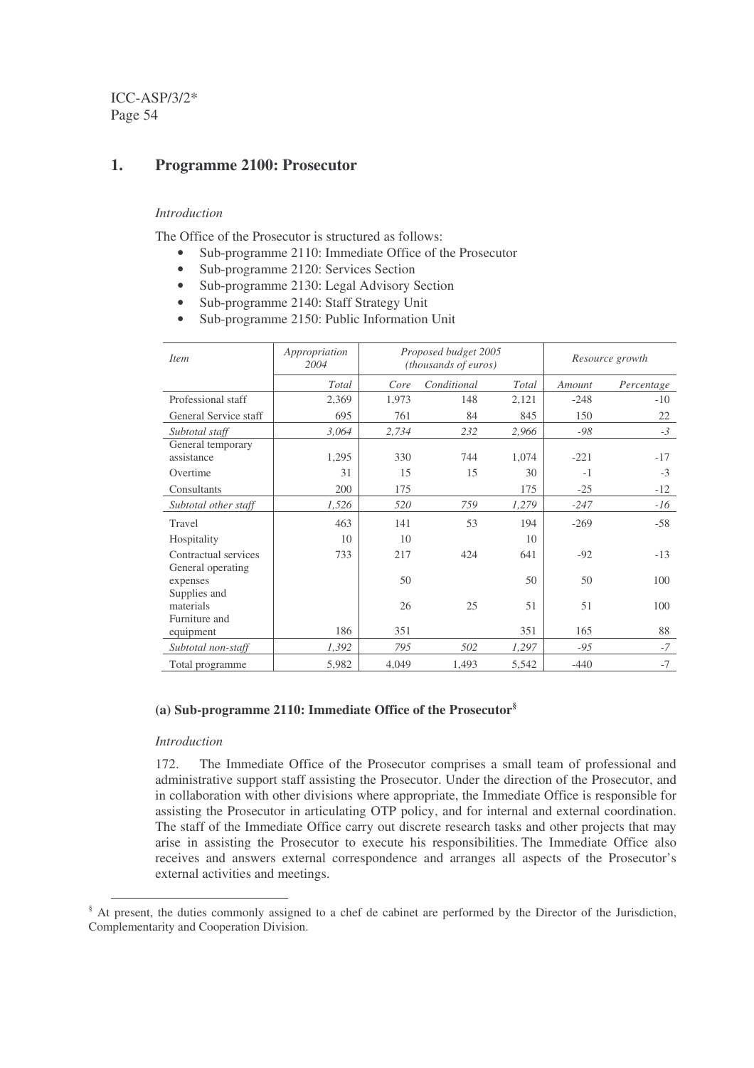## 1. Programme 2100: Prosecutor

*Introduction*

The Office of the Prosecutor is structured as follows:

- Sub-programme 2110: Immediate Office of the Prosecutor
- Sub-programme 2120: Services Section
- Sub-programme 2130: Legal Advisory Section
- Sub-programme 2140: Staff Strategy Unit
- Sub-programme 2150: Public Information Unit

| *Item* | *Appropriation 2004* | *Proposed budget 2005 (thousands of euros)* | | | *Resource growth* | |
|---|---|---|---|---|---|---|
| | *Total* | *Core* | *Conditional* | *Total* | *Amount* | *Percentage* |
| Professional staff | 2,369 | 1,973 | 148 | 2,121 | -248 | -10 |
| General Service staff | 695 | 761 | 84 | 845 | 150 | 22 |
| *Subtotal staff* | *3,064* | *2,734* | *232* | *2,966* | *-98* | *-3* |
| General temporary assistance | 1,295 | 330 | 744 | 1,074 | -221 | -17 |
| Overtime | 31 | 15 | 15 | 30 | -1 | -3 |
| Consultants | 200 | 175 | | 175 | -25 | -12 |
| *Subtotal other staff* | *1,526* | *520* | *759* | *1,279* | *-247* | *-16* |
| Travel | 463 | 141 | 53 | 194 | -269 | -58 |
| Hospitality | 10 | 10 | | 10 | | |
| Contractual services | 733 | 217 | 424 | 641 | -92 | -13 |
| General operating expenses | | 50 | | 50 | 50 | 100 |
| Supplies and materials | | 26 | 25 | 51 | 51 | 100 |
| Furniture and equipment | 186 | 351 | | 351 | 165 | 88 |
| *Subtotal non-staff* | *1,392* | *795* | *502* | *1,297* | *-95* | *-7* |
| Total programme | 5,982 | 4,049 | 1,493 | 5,542 | -440 | -7 |

### (a) Sub-programme 2110: Immediate Office of the Prosecutor[§]

*Introduction*

172. The Immediate Office of the Prosecutor comprises a small team of professional and administrative support staff assisting the Prosecutor. Under the direction of the Prosecutor, and in collaboration with other divisions where appropriate, the Immediate Office is responsible for assisting the Prosecutor in articulating OTP policy, and for internal and external coordination. The staff of the Immediate Office carry out discrete research tasks and other projects that may arise in assisting the Prosecutor to execute his responsibilities. The Immediate Office also receives and answers external correspondence and arranges all aspects of the Prosecutor's external activities and meetings.

[§] At present, the duties commonly assigned to a chef de cabinet are performed by the Director of the Jurisdiction, Complementarity and Cooperation Division.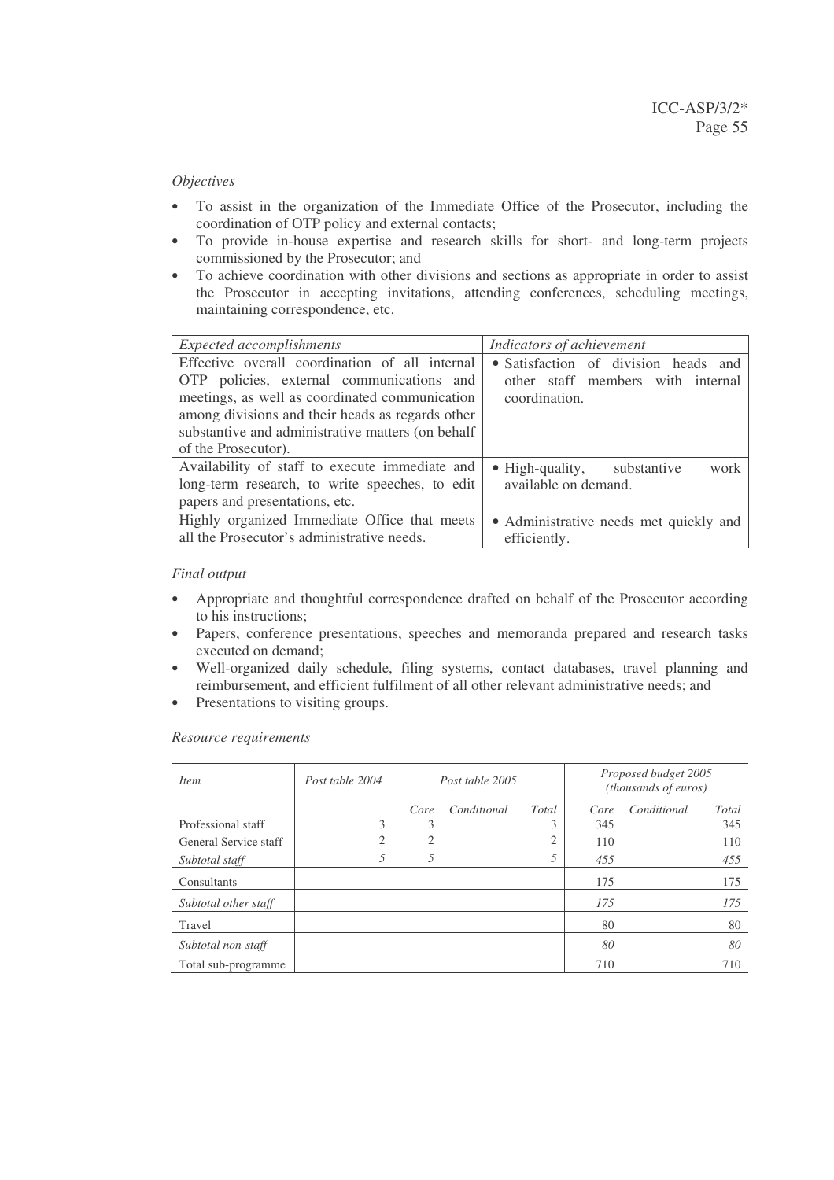*Objectives*

- To assist in the organization of the Immediate Office of the Prosecutor, including the coordination of OTP policy and external contacts;
- To provide in-house expertise and research skills for short- and long-term projects commissioned by the Prosecutor; and
- To achieve coordination with other divisions and sections as appropriate in order to assist the Prosecutor in accepting invitations, attending conferences, scheduling meetings, maintaining correspondence, etc.

| *Expected accomplishments* | *Indicators of achievement* |
|---|---|
| Effective overall coordination of all internal OTP policies, external communications and meetings, as well as coordinated communication among divisions and their heads as regards other substantive and administrative matters (on behalf of the Prosecutor). | • Satisfaction of division heads and other staff members with internal coordination. |
| Availability of staff to execute immediate and long-term research, to write speeches, to edit papers and presentations, etc. | • High-quality, substantive work available on demand. |
| Highly organized Immediate Office that meets all the Prosecutor's administrative needs. | • Administrative needs met quickly and efficiently. |

*Final output*

- Appropriate and thoughtful correspondence drafted on behalf of the Prosecutor according to his instructions;
- Papers, conference presentations, speeches and memoranda prepared and research tasks executed on demand;
- Well-organized daily schedule, filing systems, contact databases, travel planning and reimbursement, and efficient fulfilment of all other relevant administrative needs; and
- Presentations to visiting groups.

*Resource requirements*

| *Item* | *Post table 2004* | *Post table 2005* | | | *Proposed budget 2005 (thousands of euros)* | | |
|---|---|---|---|---|---|---|---|
| | | *Core* | *Conditional* | *Total* | *Core* | *Conditional* | *Total* |
| Professional staff | 3 | 3 | | 3 | 345 | | 345 |
| General Service staff | 2 | 2 | | 2 | 110 | | 110 |
| *Subtotal staff* | *5* | *5* | | *5* | *455* | | *455* |
| Consultants | | | | | 175 | | 175 |
| *Subtotal other staff* | | | | | *175* | | *175* |
| Travel | | | | | 80 | | 80 |
| *Subtotal non-staff* | | | | | *80* | | *80* |
| Total sub-programme | | | | | 710 | | 710 |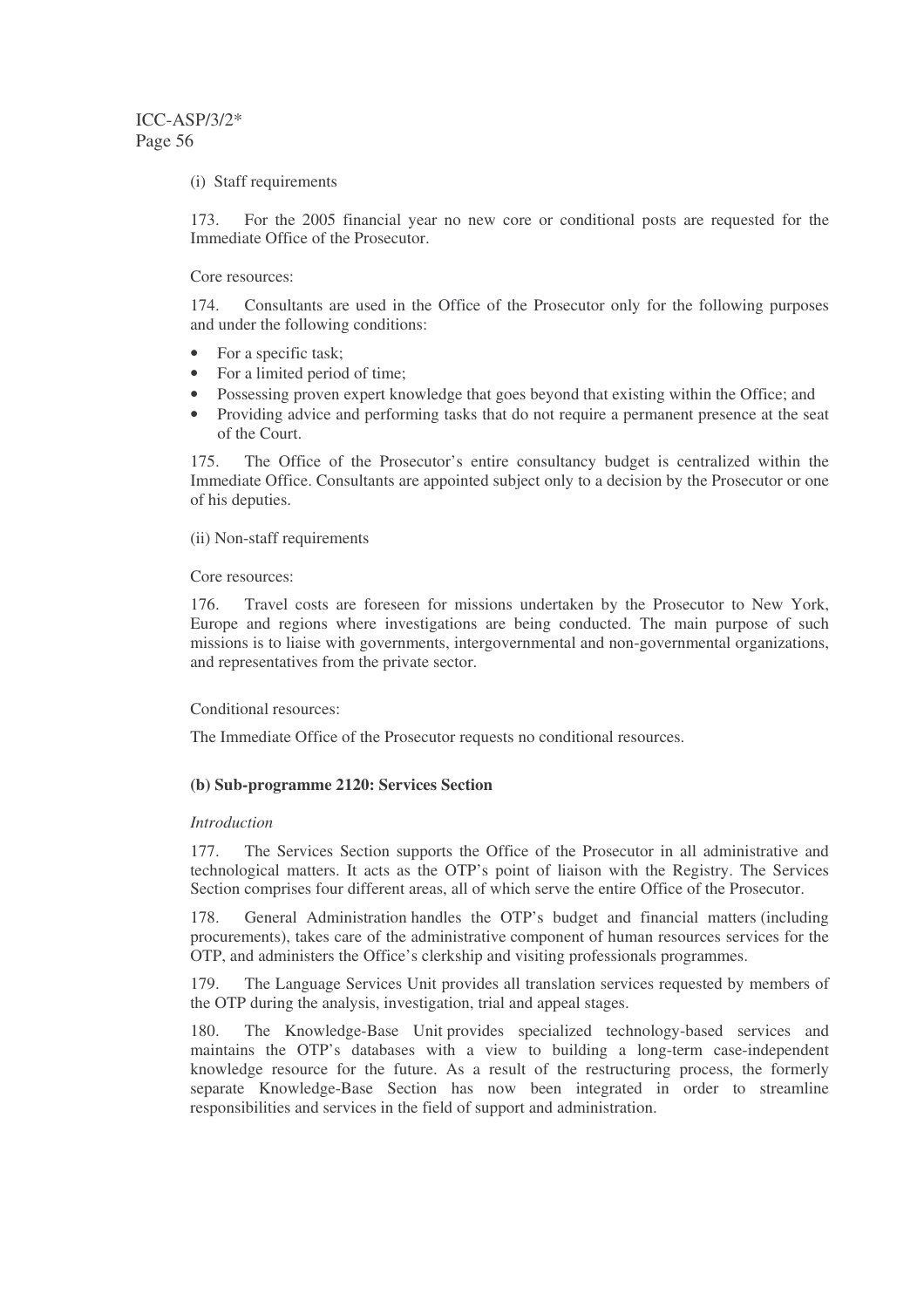(i) Staff requirements

173. For the 2005 financial year no new core or conditional posts are requested for the Immediate Office of the Prosecutor.

Core resources:

174. Consultants are used in the Office of the Prosecutor only for the following purposes and under the following conditions:

- For a specific task;
- For a limited period of time;
- Possessing proven expert knowledge that goes beyond that existing within the Office; and
- Providing advice and performing tasks that do not require a permanent presence at the seat of the Court.

175. The Office of the Prosecutor's entire consultancy budget is centralized within the Immediate Office. Consultants are appointed subject only to a decision by the Prosecutor or one of his deputies.

(ii) Non-staff requirements

Core resources:

176. Travel costs are foreseen for missions undertaken by the Prosecutor to New York, Europe and regions where investigations are being conducted. The main purpose of such missions is to liaise with governments, intergovernmental and non-governmental organizations, and representatives from the private sector.

Conditional resources:

The Immediate Office of the Prosecutor requests no conditional resources.

**(b) Sub-programme 2120: Services Section**

*Introduction*

177. The Services Section supports the Office of the Prosecutor in all administrative and technological matters. It acts as the OTP's point of liaison with the Registry. The Services Section comprises four different areas, all of which serve the entire Office of the Prosecutor.

178. General Administration handles the OTP's budget and financial matters (including procurements), takes care of the administrative component of human resources services for the OTP, and administers the Office's clerkship and visiting professionals programmes.

179. The Language Services Unit provides all translation services requested by members of the OTP during the analysis, investigation, trial and appeal stages.

180. The Knowledge-Base Unit provides specialized technology-based services and maintains the OTP's databases with a view to building a long-term case-independent knowledge resource for the future. As a result of the restructuring process, the formerly separate Knowledge-Base Section has now been integrated in order to streamline responsibilities and services in the field of support and administration.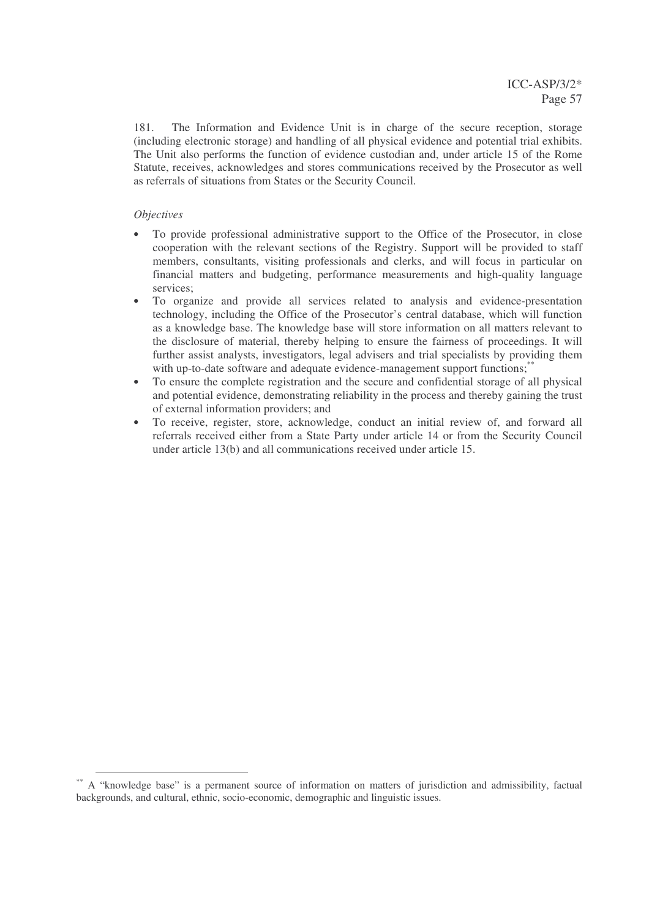181. The Information and Evidence Unit is in charge of the secure reception, storage (including electronic storage) and handling of all physical evidence and potential trial exhibits. The Unit also performs the function of evidence custodian and, under article 15 of the Rome Statute, receives, acknowledges and stores communications received by the Prosecutor as well as referrals of situations from States or the Security Council.

*Objectives*

- To provide professional administrative support to the Office of the Prosecutor, in close cooperation with the relevant sections of the Registry. Support will be provided to staff members, consultants, visiting professionals and clerks, and will focus in particular on financial matters and budgeting, performance measurements and high-quality language services;
- To organize and provide all services related to analysis and evidence-presentation technology, including the Office of the Prosecutor's central database, which will function as a knowledge base. The knowledge base will store information on all matters relevant to the disclosure of material, thereby helping to ensure the fairness of proceedings. It will further assist analysts, investigators, legal advisers and trial specialists by providing them with up-to-date software and adequate evidence-management support functions;[**]
- To ensure the complete registration and the secure and confidential storage of all physical and potential evidence, demonstrating reliability in the process and thereby gaining the trust of external information providers; and
- To receive, register, store, acknowledge, conduct an initial review of, and forward all referrals received either from a State Party under article 14 or from the Security Council under article 13(b) and all communications received under article 15.

---

[**] A "knowledge base" is a permanent source of information on matters of jurisdiction and admissibility, factual backgrounds, and cultural, ethnic, socio-economic, demographic and linguistic issues.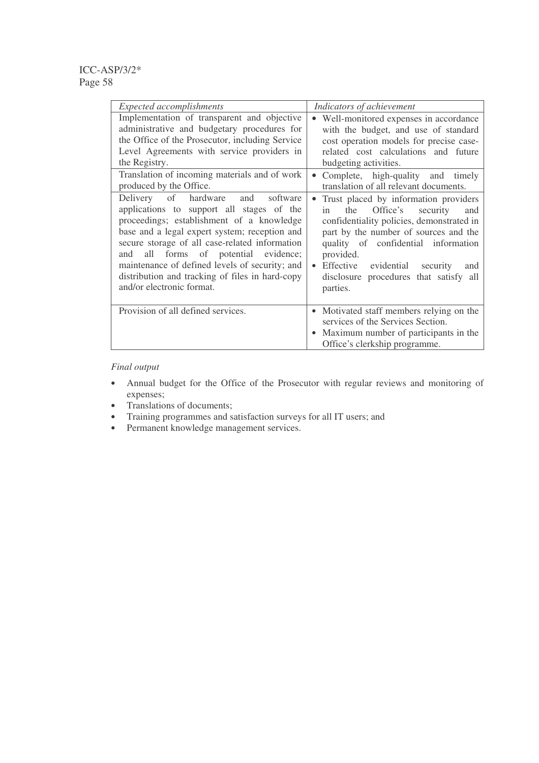| *Expected accomplishments* | *Indicators of achievement* |
|---|---|
| Implementation of transparent and objective administrative and budgetary procedures for the Office of the Prosecutor, including Service Level Agreements with service providers in the Registry. | • Well-monitored expenses in accordance with the budget, and use of standard cost operation models for precise case-related cost calculations and future budgeting activities. |
| Translation of incoming materials and of work produced by the Office. | • Complete, high-quality and timely translation of all relevant documents. |
| Delivery of hardware and software applications to support all stages of the proceedings; establishment of a knowledge base and a legal expert system; reception and secure storage of all case-related information and all forms of potential evidence; maintenance of defined levels of security; and distribution and tracking of files in hard-copy and/or electronic format. | • Trust placed by information providers in the Office's security and confidentiality policies, demonstrated in part by the number of sources and the quality of confidential information provided. <br> • Effective evidential security and disclosure procedures that satisfy all parties. |
| Provision of all defined services. | • Motivated staff members relying on the services of the Services Section. <br> • Maximum number of participants in the Office's clerkship programme. |

*Final output*

- Annual budget for the Office of the Prosecutor with regular reviews and monitoring of expenses;
- Translations of documents;
- Training programmes and satisfaction surveys for all IT users; and
- Permanent knowledge management services.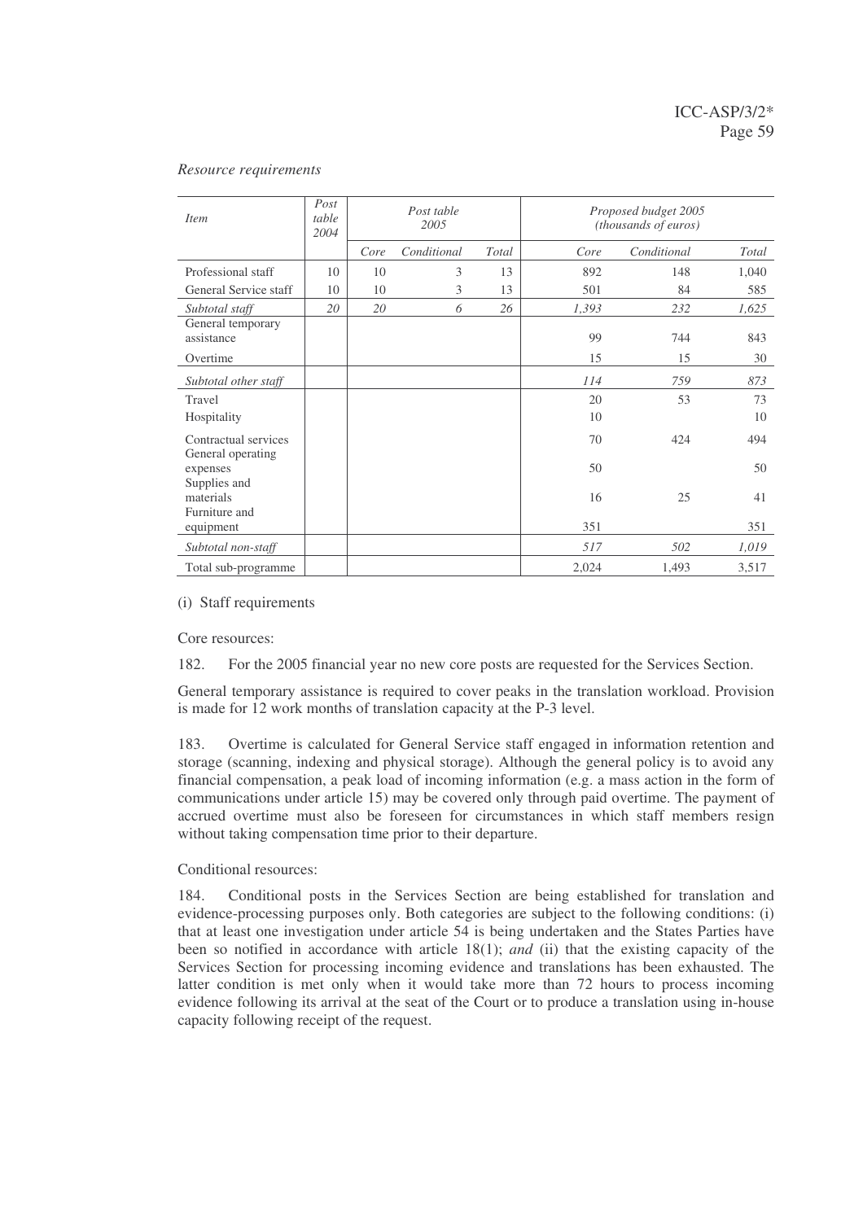*Resource requirements*

| *Item* | *Post table 2004* | *Post table 2005* | | | *Proposed budget 2005 (thousands of euros)* | | |
|---|---|---|---|---|---|---|---|
| | | *Core* | *Conditional* | *Total* | *Core* | *Conditional* | *Total* |
| Professional staff | 10 | 10 | 3 | 13 | 892 | 148 | 1,040 |
| General Service staff | 10 | 10 | 3 | 13 | 501 | 84 | 585 |
| *Subtotal staff* | *20* | *20* | *6* | *26* | *1,393* | *232* | *1,625* |
| General temporary assistance | | | | | 99 | 744 | 843 |
| Overtime | | | | | 15 | 15 | 30 |
| *Subtotal other staff* | | | | | *114* | *759* | *873* |
| Travel | | | | | 20 | 53 | 73 |
| Hospitality | | | | | 10 | | 10 |
| Contractual services | | | | | 70 | 424 | 494 |
| General operating expenses | | | | | 50 | | 50 |
| Supplies and materials | | | | | 16 | 25 | 41 |
| Furniture and equipment | | | | | 351 | | 351 |
| *Subtotal non-staff* | | | | | *517* | *502* | *1,019* |
| Total sub-programme | | | | | 2,024 | 1,493 | 3,517 |

(i) Staff requirements

Core resources:

182. For the 2005 financial year no new core posts are requested for the Services Section.

General temporary assistance is required to cover peaks in the translation workload. Provision is made for 12 work months of translation capacity at the P-3 level.

183. Overtime is calculated for General Service staff engaged in information retention and storage (scanning, indexing and physical storage). Although the general policy is to avoid any financial compensation, a peak load of incoming information (e.g. a mass action in the form of communications under article 15) may be covered only through paid overtime. The payment of accrued overtime must also be foreseen for circumstances in which staff members resign without taking compensation time prior to their departure.

Conditional resources:

184. Conditional posts in the Services Section are being established for translation and evidence-processing purposes only. Both categories are subject to the following conditions: (i) that at least one investigation under article 54 is being undertaken and the States Parties have been so notified in accordance with article 18(1); *and* (ii) that the existing capacity of the Services Section for processing incoming evidence and translations has been exhausted. The latter condition is met only when it would take more than 72 hours to process incoming evidence following its arrival at the seat of the Court or to produce a translation using in-house capacity following receipt of the request.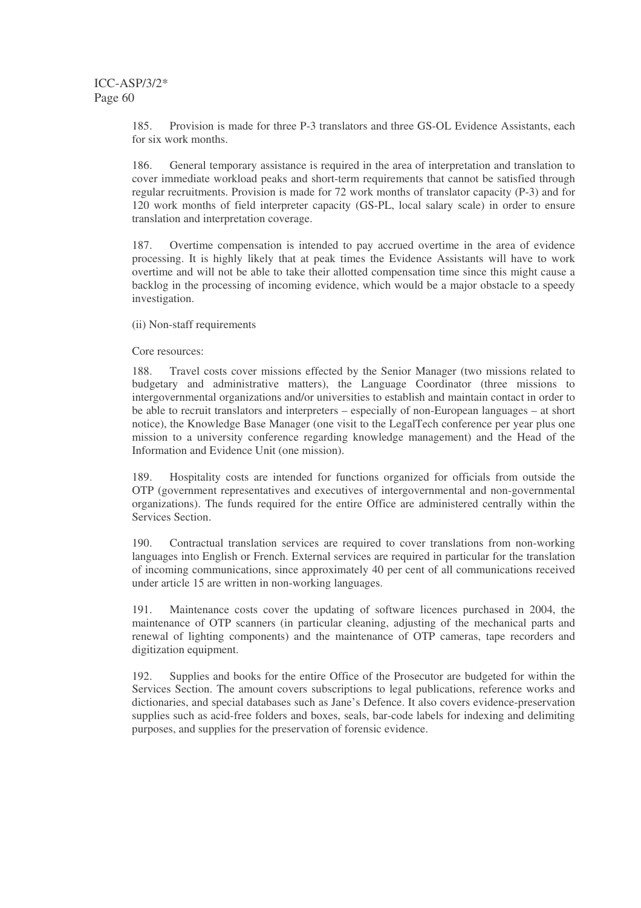185. Provision is made for three P-3 translators and three GS-OL Evidence Assistants, each for six work months.

186. General temporary assistance is required in the area of interpretation and translation to cover immediate workload peaks and short-term requirements that cannot be satisfied through regular recruitments. Provision is made for 72 work months of translator capacity (P-3) and for 120 work months of field interpreter capacity (GS-PL, local salary scale) in order to ensure translation and interpretation coverage.

187. Overtime compensation is intended to pay accrued overtime in the area of evidence processing. It is highly likely that at peak times the Evidence Assistants will have to work overtime and will not be able to take their allotted compensation time since this might cause a backlog in the processing of incoming evidence, which would be a major obstacle to a speedy investigation.

(ii) Non-staff requirements

Core resources:

188. Travel costs cover missions effected by the Senior Manager (two missions related to budgetary and administrative matters), the Language Coordinator (three missions to intergovernmental organizations and/or universities to establish and maintain contact in order to be able to recruit translators and interpreters – especially of non-European languages – at short notice), the Knowledge Base Manager (one visit to the LegalTech conference per year plus one mission to a university conference regarding knowledge management) and the Head of the Information and Evidence Unit (one mission).

189. Hospitality costs are intended for functions organized for officials from outside the OTP (government representatives and executives of intergovernmental and non-governmental organizations). The funds required for the entire Office are administered centrally within the Services Section.

190. Contractual translation services are required to cover translations from non-working languages into English or French. External services are required in particular for the translation of incoming communications, since approximately 40 per cent of all communications received under article 15 are written in non-working languages.

191. Maintenance costs cover the updating of software licences purchased in 2004, the maintenance of OTP scanners (in particular cleaning, adjusting of the mechanical parts and renewal of lighting components) and the maintenance of OTP cameras, tape recorders and digitization equipment.

192. Supplies and books for the entire Office of the Prosecutor are budgeted for within the Services Section. The amount covers subscriptions to legal publications, reference works and dictionaries, and special databases such as Jane's Defence. It also covers evidence-preservation supplies such as acid-free folders and boxes, seals, bar-code labels for indexing and delimiting purposes, and supplies for the preservation of forensic evidence.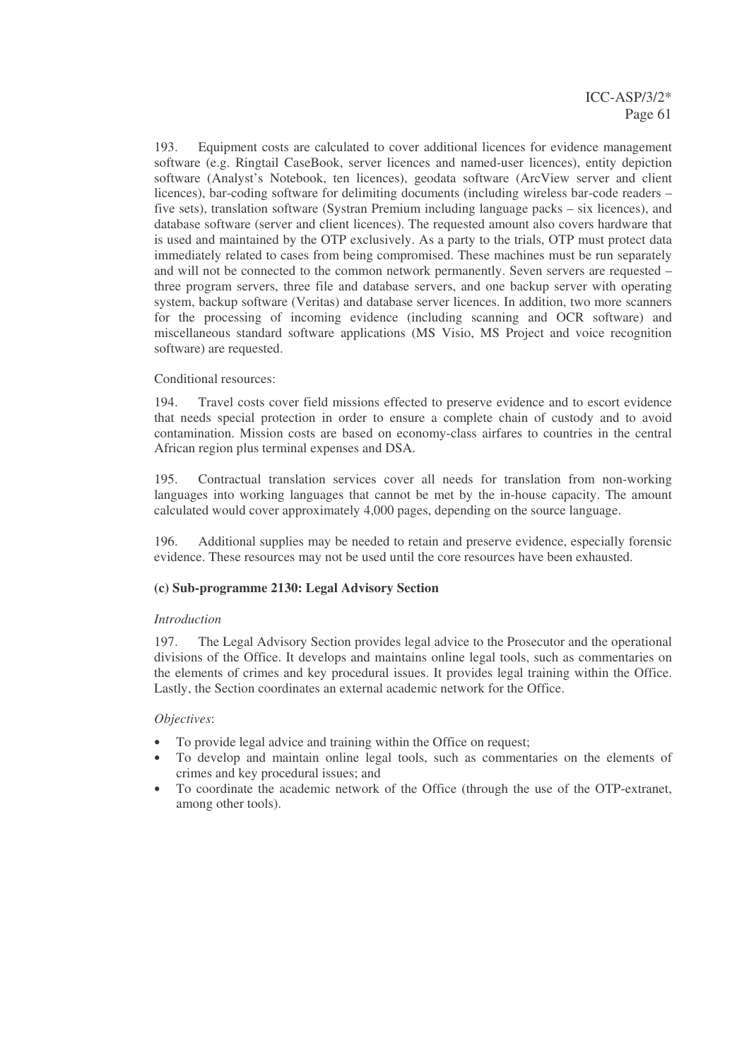193. Equipment costs are calculated to cover additional licences for evidence management software (e.g. Ringtail CaseBook, server licences and named-user licences), entity depiction software (Analyst's Notebook, ten licences), geodata software (ArcView server and client licences), bar-coding software for delimiting documents (including wireless bar-code readers – five sets), translation software (Systran Premium including language packs – six licences), and database software (server and client licences). The requested amount also covers hardware that is used and maintained by the OTP exclusively. As a party to the trials, OTP must protect data immediately related to cases from being compromised. These machines must be run separately and will not be connected to the common network permanently. Seven servers are requested – three program servers, three file and database servers, and one backup server with operating system, backup software (Veritas) and database server licences. In addition, two more scanners for the processing of incoming evidence (including scanning and OCR software) and miscellaneous standard software applications (MS Visio, MS Project and voice recognition software) are requested.

Conditional resources:

194. Travel costs cover field missions effected to preserve evidence and to escort evidence that needs special protection in order to ensure a complete chain of custody and to avoid contamination. Mission costs are based on economy-class airfares to countries in the central African region plus terminal expenses and DSA.

195. Contractual translation services cover all needs for translation from non-working languages into working languages that cannot be met by the in-house capacity. The amount calculated would cover approximately 4,000 pages, depending on the source language.

196. Additional supplies may be needed to retain and preserve evidence, especially forensic evidence. These resources may not be used until the core resources have been exhausted.

### (c) Sub-programme 2130: Legal Advisory Section

*Introduction*

197. The Legal Advisory Section provides legal advice to the Prosecutor and the operational divisions of the Office. It develops and maintains online legal tools, such as commentaries on the elements of crimes and key procedural issues. It provides legal training within the Office. Lastly, the Section coordinates an external academic network for the Office.

*Objectives*:

- To provide legal advice and training within the Office on request;
- To develop and maintain online legal tools, such as commentaries on the elements of crimes and key procedural issues; and
- To coordinate the academic network of the Office (through the use of the OTP-extranet, among other tools).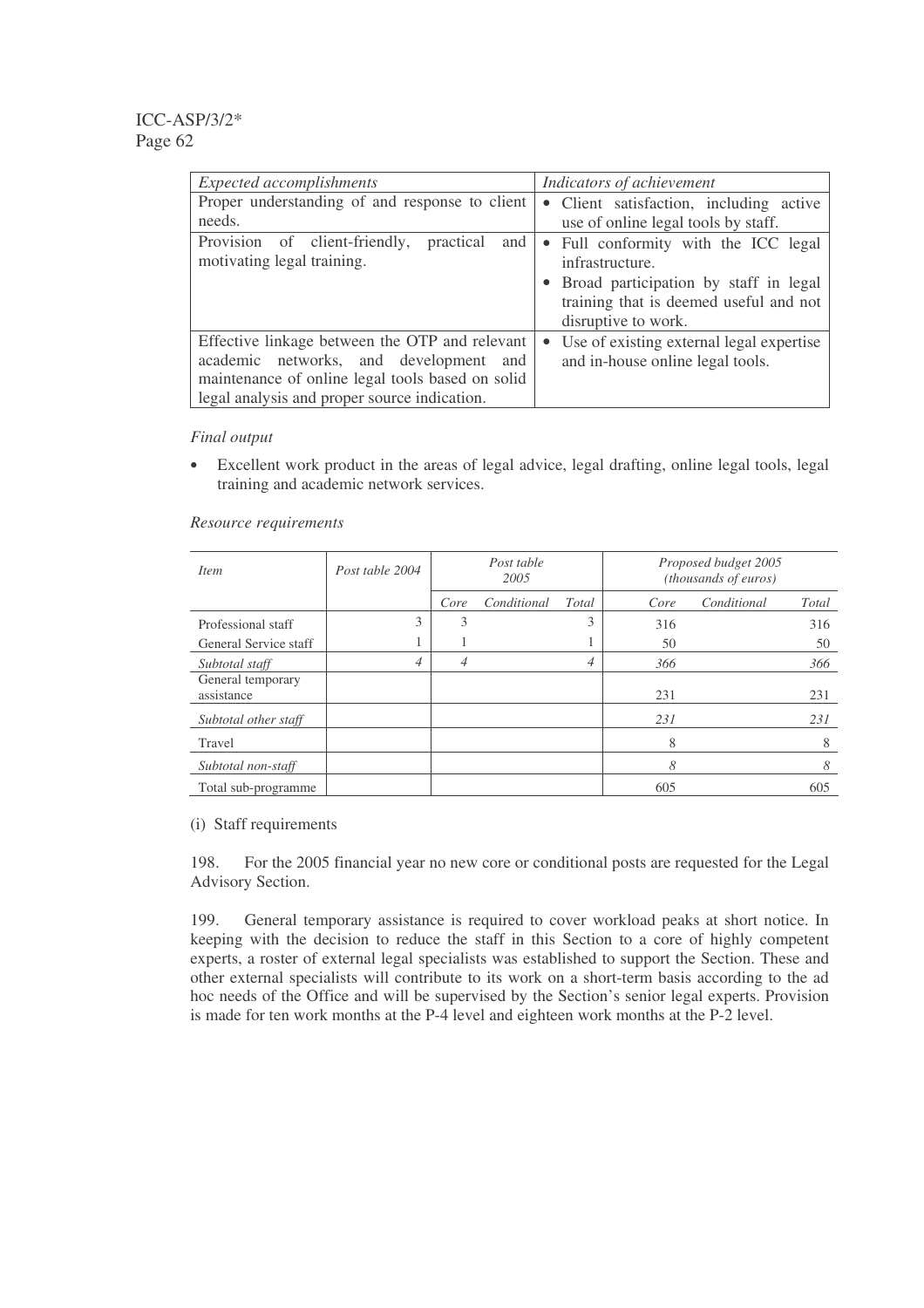| *Expected accomplishments* | *Indicators of achievement* |
|---|---|
| Proper understanding of and response to client needs. | • Client satisfaction, including active use of online legal tools by staff. |
| Provision of client-friendly, practical and motivating legal training. | • Full conformity with the ICC legal infrastructure.<br>• Broad participation by staff in legal training that is deemed useful and not disruptive to work. |
| Effective linkage between the OTP and relevant academic networks, and development and maintenance of online legal tools based on solid legal analysis and proper source indication. | • Use of existing external legal expertise and in-house online legal tools. |

*Final output*

- Excellent work product in the areas of legal advice, legal drafting, online legal tools, legal training and academic network services.

*Resource requirements*

| *Item* | *Post table 2004* | *Post table 2005* | | | *Proposed budget 2005 (thousands of euros)* | | |
|---|---|---|---|---|---|---|---|
| | | *Core* | *Conditional* | *Total* | *Core* | *Conditional* | *Total* |
| Professional staff | 3 | 3 | | 3 | 316 | | 316 |
| General Service staff | 1 | 1 | | 1 | 50 | | 50 |
| *Subtotal staff* | *4* | *4* | | *4* | *366* | | *366* |
| General temporary assistance | | | | | 231 | | 231 |
| *Subtotal other staff* | | | | | *231* | | *231* |
| Travel | | | | | 8 | | 8 |
| *Subtotal non-staff* | | | | | *8* | | *8* |
| Total sub-programme | | | | | 605 | | 605 |

(i) Staff requirements

198. For the 2005 financial year no new core or conditional posts are requested for the Legal Advisory Section.

199. General temporary assistance is required to cover workload peaks at short notice. In keeping with the decision to reduce the staff in this Section to a core of highly competent experts, a roster of external legal specialists was established to support the Section. These and other external specialists will contribute to its work on a short-term basis according to the ad hoc needs of the Office and will be supervised by the Section's senior legal experts. Provision is made for ten work months at the P-4 level and eighteen work months at the P-2 level.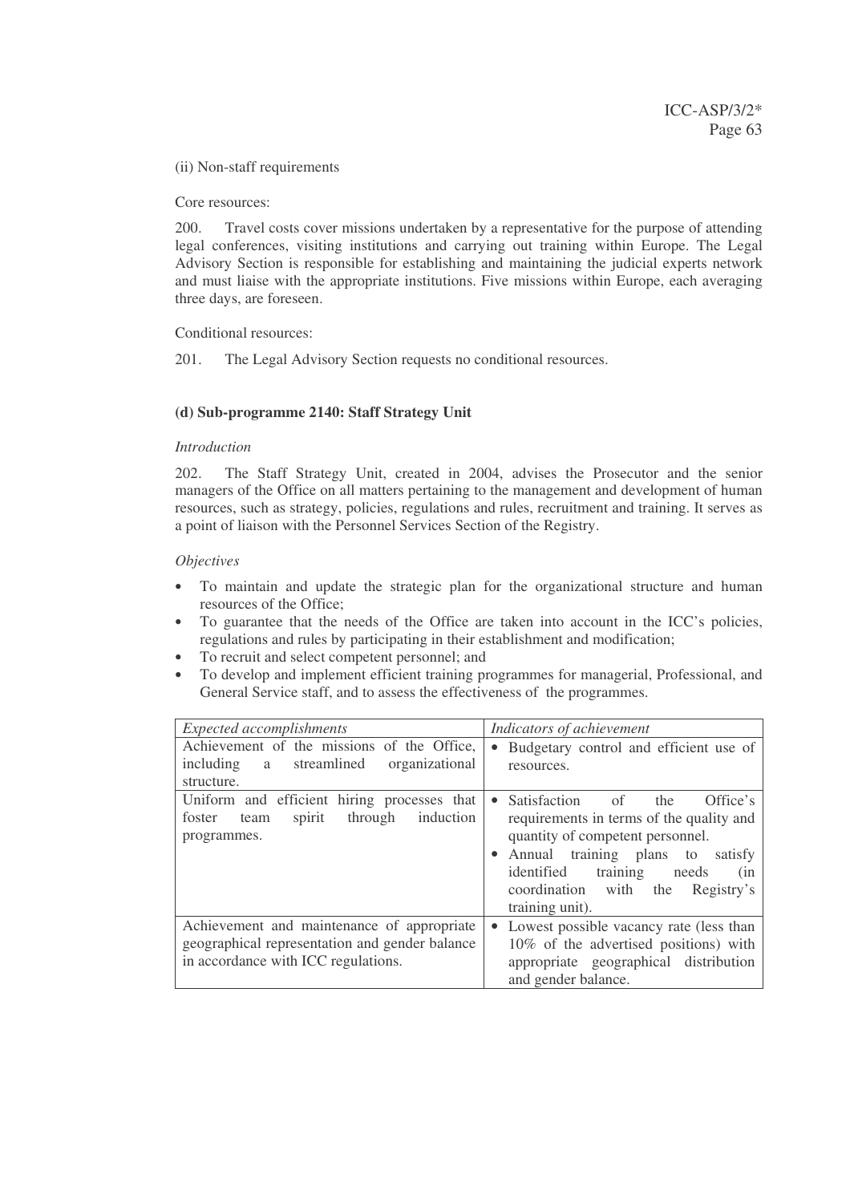(ii) Non-staff requirements

Core resources:

200. Travel costs cover missions undertaken by a representative for the purpose of attending legal conferences, visiting institutions and carrying out training within Europe. The Legal Advisory Section is responsible for establishing and maintaining the judicial experts network and must liaise with the appropriate institutions. Five missions within Europe, each averaging three days, are foreseen.

Conditional resources:

201. The Legal Advisory Section requests no conditional resources.

### (d) Sub-programme 2140: Staff Strategy Unit

*Introduction*

202. The Staff Strategy Unit, created in 2004, advises the Prosecutor and the senior managers of the Office on all matters pertaining to the management and development of human resources, such as strategy, policies, regulations and rules, recruitment and training. It serves as a point of liaison with the Personnel Services Section of the Registry.

*Objectives*

- To maintain and update the strategic plan for the organizational structure and human resources of the Office;
- To guarantee that the needs of the Office are taken into account in the ICC's policies, regulations and rules by participating in their establishment and modification;
- To recruit and select competent personnel; and
- To develop and implement efficient training programmes for managerial, Professional, and General Service staff, and to assess the effectiveness of the programmes.

| *Expected accomplishments* | *Indicators of achievement* |
|---|---|
| Achievement of the missions of the Office, including a streamlined organizational structure. | • Budgetary control and efficient use of resources. |
| Uniform and efficient hiring processes that foster team spirit through induction programmes. | • Satisfaction of the Office's requirements in terms of the quality and quantity of competent personnel.<br>• Annual training plans to satisfy identified training needs (in coordination with the Registry's training unit). |
| Achievement and maintenance of appropriate geographical representation and gender balance in accordance with ICC regulations. | • Lowest possible vacancy rate (less than 10% of the advertised positions) with appropriate geographical distribution and gender balance. |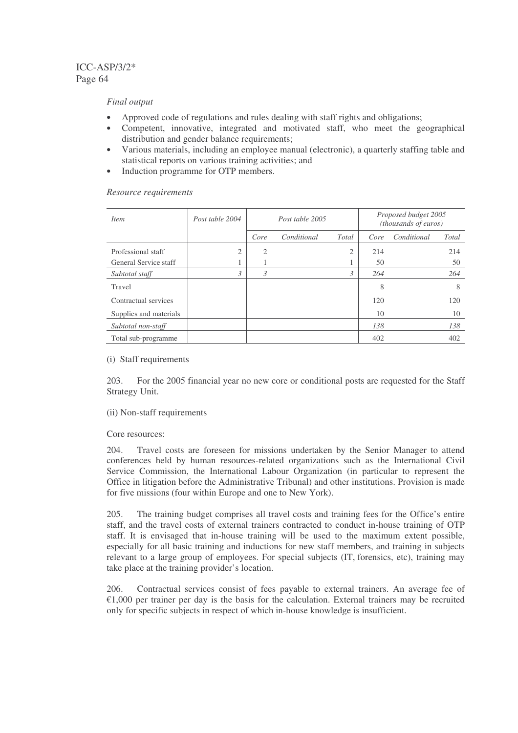*Final output*

- Approved code of regulations and rules dealing with staff rights and obligations;
- Competent, innovative, integrated and motivated staff, who meet the geographical distribution and gender balance requirements;
- Various materials, including an employee manual (electronic), a quarterly staffing table and statistical reports on various training activities; and
- Induction programme for OTP members.

*Resource requirements*

| *Item* | *Post table 2004* | *Post table 2005* | | | *Proposed budget 2005 (thousands of euros)* | | |
|---|---|---|---|---|---|---|---|
| | | *Core* | *Conditional* | *Total* | *Core* | *Conditional* | *Total* |
| Professional staff | 2 | 2 | | 2 | 214 | | 214 |
| General Service staff | 1 | 1 | | 1 | 50 | | 50 |
| *Subtotal staff* | *3* | *3* | | *3* | *264* | | *264* |
| Travel | | | | | 8 | | 8 |
| Contractual services | | | | | 120 | | 120 |
| Supplies and materials | | | | | 10 | | 10 |
| *Subtotal non-staff* | | | | | *138* | | *138* |
| Total sub-programme | | | | | 402 | | 402 |

(i) Staff requirements

203. For the 2005 financial year no new core or conditional posts are requested for the Staff Strategy Unit.

(ii) Non-staff requirements

Core resources:

204. Travel costs are foreseen for missions undertaken by the Senior Manager to attend conferences held by human resources-related organizations such as the International Civil Service Commission, the International Labour Organization (in particular to represent the Office in litigation before the Administrative Tribunal) and other institutions. Provision is made for five missions (four within Europe and one to New York).

205. The training budget comprises all travel costs and training fees for the Office's entire staff, and the travel costs of external trainers contracted to conduct in-house training of OTP staff. It is envisaged that in-house training will be used to the maximum extent possible, especially for all basic training and inductions for new staff members, and training in subjects relevant to a large group of employees. For special subjects (IT, forensics, etc), training may take place at the training provider's location.

206. Contractual services consist of fees payable to external trainers. An average fee of €1,000 per trainer per day is the basis for the calculation. External trainers may be recruited only for specific subjects in respect of which in-house knowledge is insufficient.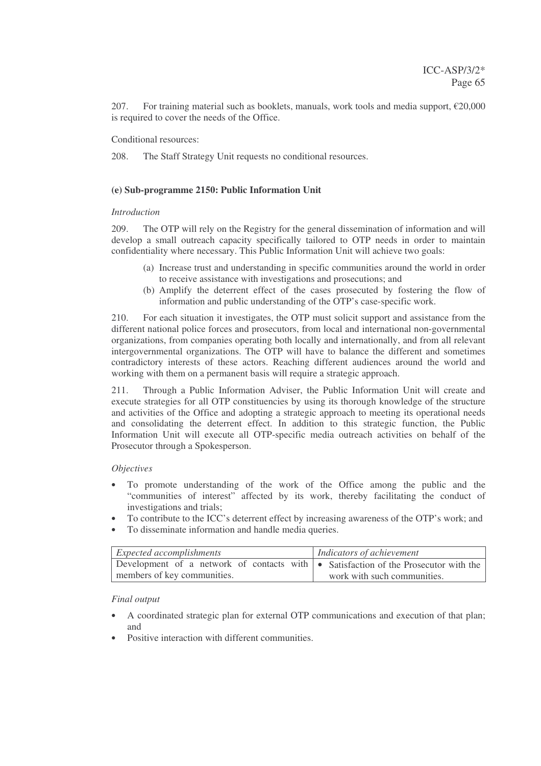207. For training material such as booklets, manuals, work tools and media support, €20,000 is required to cover the needs of the Office.

Conditional resources:

208. The Staff Strategy Unit requests no conditional resources.

### (e) Sub-programme 2150: Public Information Unit

*Introduction*

209. The OTP will rely on the Registry for the general dissemination of information and will develop a small outreach capacity specifically tailored to OTP needs in order to maintain confidentiality where necessary. This Public Information Unit will achieve two goals:

(a) Increase trust and understanding in specific communities around the world in order to receive assistance with investigations and prosecutions; and
(b) Amplify the deterrent effect of the cases prosecuted by fostering the flow of information and public understanding of the OTP's case-specific work.

210. For each situation it investigates, the OTP must solicit support and assistance from the different national police forces and prosecutors, from local and international non-governmental organizations, from companies operating both locally and internationally, and from all relevant intergovernmental organizations. The OTP will have to balance the different and sometimes contradictory interests of these actors. Reaching different audiences around the world and working with them on a permanent basis will require a strategic approach.

211. Through a Public Information Adviser, the Public Information Unit will create and execute strategies for all OTP constituencies by using its thorough knowledge of the structure and activities of the Office and adopting a strategic approach to meeting its operational needs and consolidating the deterrent effect. In addition to this strategic function, the Public Information Unit will execute all OTP-specific media outreach activities on behalf of the Prosecutor through a Spokesperson.

*Objectives*

- To promote understanding of the work of the Office among the public and the "communities of interest" affected by its work, thereby facilitating the conduct of investigations and trials;
- To contribute to the ICC's deterrent effect by increasing awareness of the OTP's work; and
- To disseminate information and handle media queries.

| *Expected accomplishments* | *Indicators of achievement* |
|---|---|
| Development of a network of contacts with members of key communities. | • Satisfaction of the Prosecutor with the work with such communities. |

*Final output*

- A coordinated strategic plan for external OTP communications and execution of that plan; and
- Positive interaction with different communities.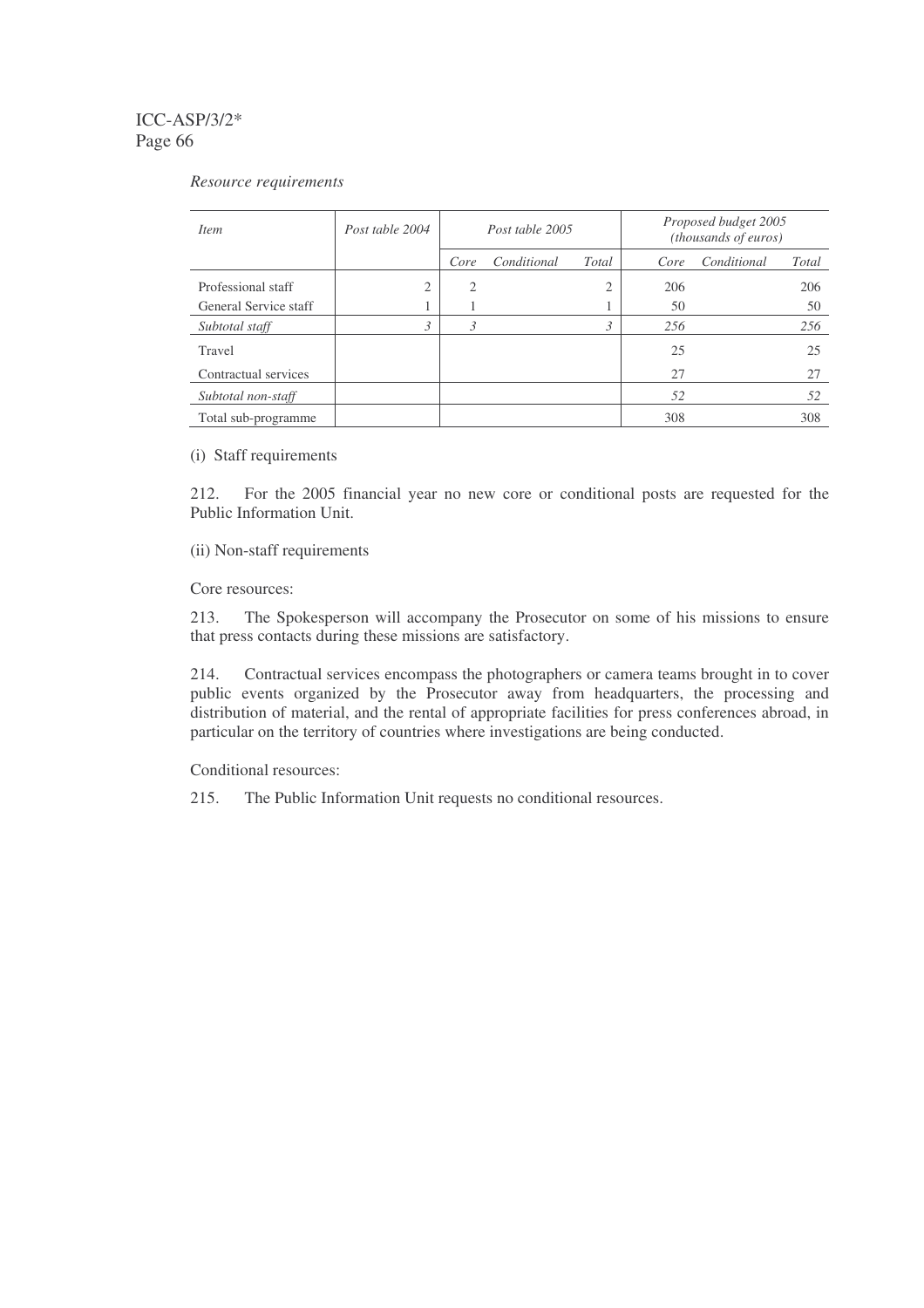*Resource requirements*

| *Item* | *Post table 2004* | *Post table 2005* | | | *Proposed budget 2005 (thousands of euros)* | | |
|---|---|---|---|---|---|---|---|
| | | *Core* | *Conditional* | *Total* | *Core* | *Conditional* | *Total* |
| Professional staff | 2 | 2 | | 2 | 206 | | 206 |
| General Service staff | 1 | 1 | | 1 | 50 | | 50 |
| *Subtotal staff* | *3* | *3* | | *3* | *256* | | *256* |
| Travel | | | | | 25 | | 25 |
| Contractual services | | | | | 27 | | 27 |
| *Subtotal non-staff* | | | | | *52* | | *52* |
| Total sub-programme | | | | | 308 | | 308 |

(i) Staff requirements

212. For the 2005 financial year no new core or conditional posts are requested for the Public Information Unit.

(ii) Non-staff requirements

Core resources:

213. The Spokesperson will accompany the Prosecutor on some of his missions to ensure that press contacts during these missions are satisfactory.

214. Contractual services encompass the photographers or camera teams brought in to cover public events organized by the Prosecutor away from headquarters, the processing and distribution of material, and the rental of appropriate facilities for press conferences abroad, in particular on the territory of countries where investigations are being conducted.

Conditional resources:

215. The Public Information Unit requests no conditional resources.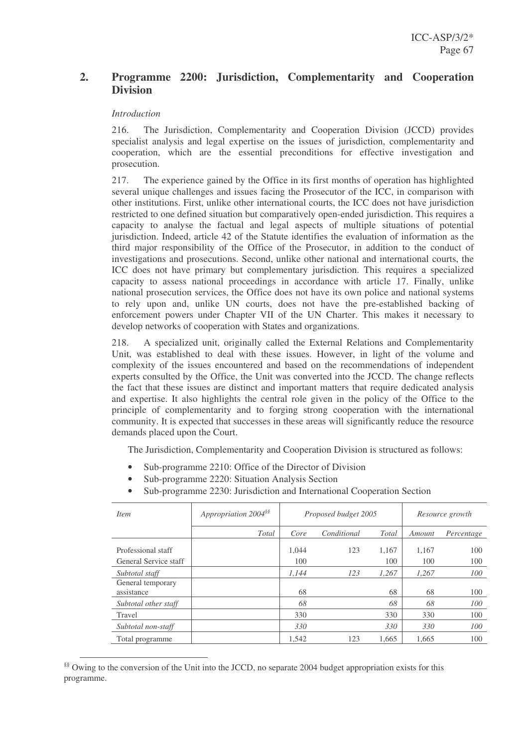## 2. Programme 2200: Jurisdiction, Complementarity and Cooperation Division

*Introduction*

216. The Jurisdiction, Complementarity and Cooperation Division (JCCD) provides specialist analysis and legal expertise on the issues of jurisdiction, complementarity and cooperation, which are the essential preconditions for effective investigation and prosecution.

217. The experience gained by the Office in its first months of operation has highlighted several unique challenges and issues facing the Prosecutor of the ICC, in comparison with other institutions. First, unlike other international courts, the ICC does not have jurisdiction restricted to one defined situation but comparatively open-ended jurisdiction. This requires a capacity to analyse the factual and legal aspects of multiple situations of potential jurisdiction. Indeed, article 42 of the Statute identifies the evaluation of information as the third major responsibility of the Office of the Prosecutor, in addition to the conduct of investigations and prosecutions. Second, unlike other national and international courts, the ICC does not have primary but complementary jurisdiction. This requires a specialized capacity to assess national proceedings in accordance with article 17. Finally, unlike national prosecution services, the Office does not have its own police and national systems to rely upon and, unlike UN courts, does not have the pre-established backing of enforcement powers under Chapter VII of the UN Charter. This makes it necessary to develop networks of cooperation with States and organizations.

218. A specialized unit, originally called the External Relations and Complementarity Unit, was established to deal with these issues. However, in light of the volume and complexity of the issues encountered and based on the recommendations of independent experts consulted by the Office, the Unit was converted into the JCCD. The change reflects the fact that these issues are distinct and important matters that require dedicated analysis and expertise. It also highlights the central role given in the policy of the Office to the principle of complementarity and to forging strong cooperation with the international community. It is expected that successes in these areas will significantly reduce the resource demands placed upon the Court.

The Jurisdiction, Complementarity and Cooperation Division is structured as follows:

- Sub-programme 2210: Office of the Director of Division
- Sub-programme 2220: Situation Analysis Section
- Sub-programme 2230: Jurisdiction and International Cooperation Section

| *Item* | *Appropriation 2004*[§§] | *Proposed budget 2005* | | | *Resource growth* | |
|---|---|---|---|---|---|---|
| | *Total* | *Core* | *Conditional* | *Total* | *Amount* | *Percentage* |
| Professional staff | | 1,044 | 123 | 1,167 | 1,167 | 100 |
| General Service staff | | 100 | | 100 | 100 | 100 |
| *Subtotal staff* | | *1,144* | *123* | *1,267* | *1,267* | *100* |
| General temporary assistance | | 68 | | 68 | 68 | 100 |
| *Subtotal other staff* | | *68* | | *68* | *68* | *100* |
| Travel | | 330 | | 330 | 330 | 100 |
| *Subtotal non-staff* | | *330* | | *330* | *330* | *100* |
| Total programme | | 1,542 | 123 | 1,665 | 1,665 | 100 |

[§§] Owing to the conversion of the Unit into the JCCD, no separate 2004 budget appropriation exists for this programme.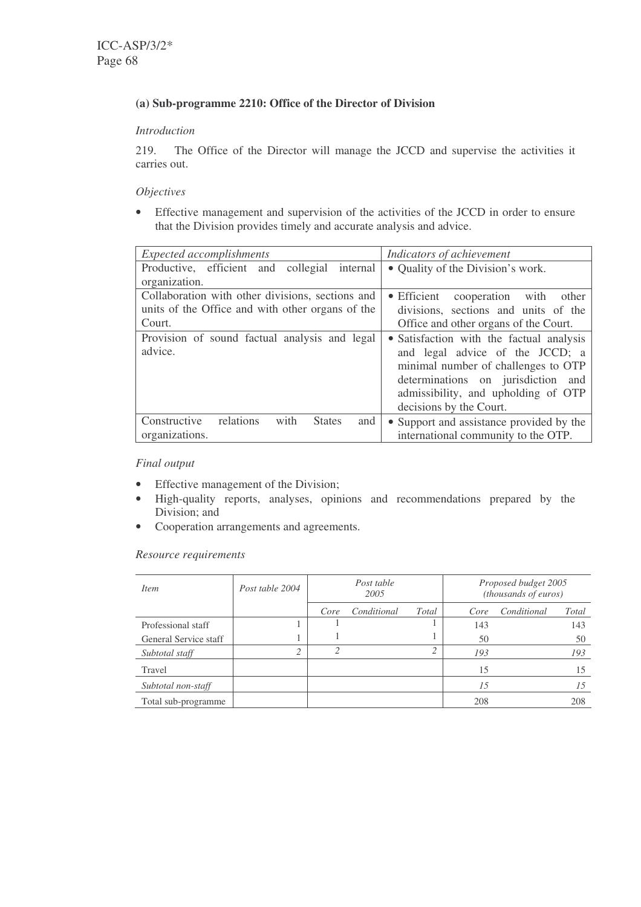### (a) Sub-programme 2210: Office of the Director of Division

*Introduction*

219. The Office of the Director will manage the JCCD and supervise the activities it carries out.

*Objectives*

- Effective management and supervision of the activities of the JCCD in order to ensure that the Division provides timely and accurate analysis and advice.

| *Expected accomplishments* | *Indicators of achievement* |
| --- | --- |
| Productive, efficient and collegial internal organization. | • Quality of the Division's work. |
| Collaboration with other divisions, sections and units of the Office and with other organs of the Court. | • Efficient cooperation with other divisions, sections and units of the Office and other organs of the Court. |
| Provision of sound factual analysis and legal advice. | • Satisfaction with the factual analysis and legal advice of the JCCD; a minimal number of challenges to OTP determinations on jurisdiction and admissibility, and upholding of OTP decisions by the Court. |
| Constructive relations with States and organizations. | • Support and assistance provided by the international community to the OTP. |

*Final output*

- Effective management of the Division;
- High-quality reports, analyses, opinions and recommendations prepared by the Division; and
- Cooperation arrangements and agreements.

*Resource requirements*

| *Item* | *Post table 2004* | *Post table 2005* | | | *Proposed budget 2005 (thousands of euros)* | | |
| --- | --- | --- | --- | --- | --- | --- | --- |
| | | *Core* | *Conditional* | *Total* | *Core* | *Conditional* | *Total* |
| Professional staff | 1 | 1 | | 1 | 143 | | 143 |
| General Service staff | 1 | 1 | | 1 | 50 | | 50 |
| *Subtotal staff* | *2* | *2* | | *2* | *193* | | *193* |
| Travel | | | | | 15 | | 15 |
| *Subtotal non-staff* | | | | | *15* | | *15* |
| Total sub-programme | | | | | 208 | | 208 |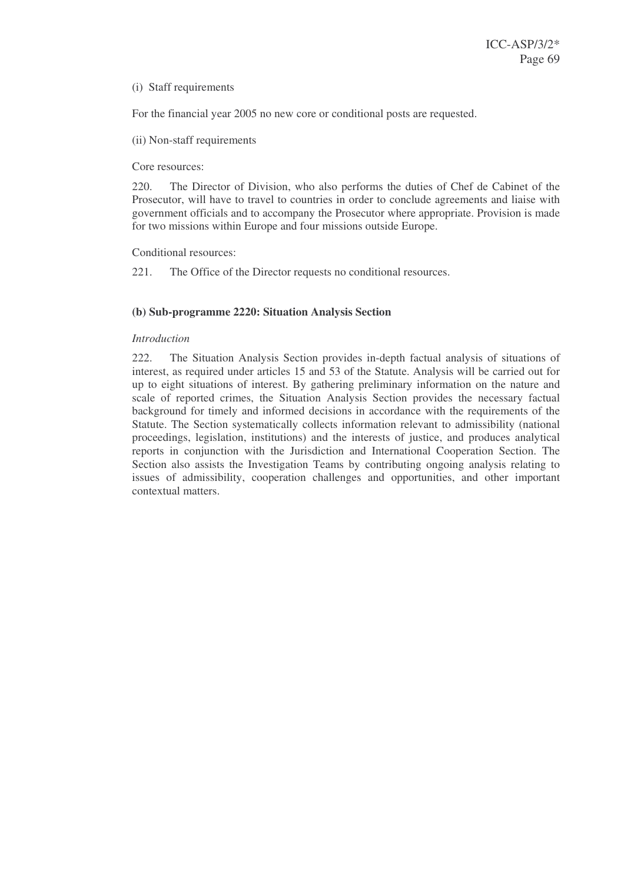(i) Staff requirements

For the financial year 2005 no new core or conditional posts are requested.

(ii) Non-staff requirements

Core resources:

220. The Director of Division, who also performs the duties of Chef de Cabinet of the Prosecutor, will have to travel to countries in order to conclude agreements and liaise with government officials and to accompany the Prosecutor where appropriate. Provision is made for two missions within Europe and four missions outside Europe.

Conditional resources:

221. The Office of the Director requests no conditional resources.

**(b) Sub-programme 2220: Situation Analysis Section**

*Introduction*

222. The Situation Analysis Section provides in-depth factual analysis of situations of interest, as required under articles 15 and 53 of the Statute. Analysis will be carried out for up to eight situations of interest. By gathering preliminary information on the nature and scale of reported crimes, the Situation Analysis Section provides the necessary factual background for timely and informed decisions in accordance with the requirements of the Statute. The Section systematically collects information relevant to admissibility (national proceedings, legislation, institutions) and the interests of justice, and produces analytical reports in conjunction with the Jurisdiction and International Cooperation Section. The Section also assists the Investigation Teams by contributing ongoing analysis relating to issues of admissibility, cooperation challenges and opportunities, and other important contextual matters.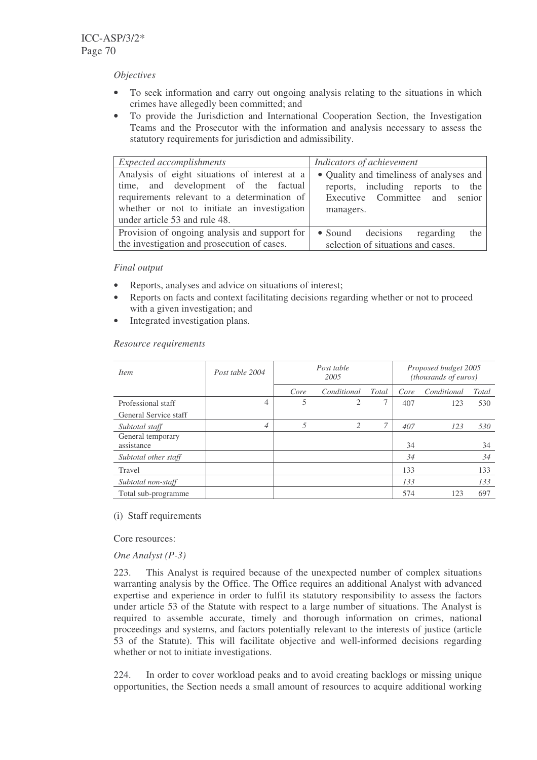*Objectives*

- To seek information and carry out ongoing analysis relating to the situations in which crimes have allegedly been committed; and
- To provide the Jurisdiction and International Cooperation Section, the Investigation Teams and the Prosecutor with the information and analysis necessary to assess the statutory requirements for jurisdiction and admissibility.

| *Expected accomplishments* | *Indicators of achievement* |
|---|---|
| Analysis of eight situations of interest at a time, and development of the factual requirements relevant to a determination of whether or not to initiate an investigation under article 53 and rule 48. | • Quality and timeliness of analyses and reports, including reports to the Executive Committee and senior managers. |
| Provision of ongoing analysis and support for the investigation and prosecution of cases. | • Sound decisions regarding the selection of situations and cases. |

*Final output*

- Reports, analyses and advice on situations of interest;
- Reports on facts and context facilitating decisions regarding whether or not to proceed with a given investigation; and
- Integrated investigation plans.

*Resource requirements*

| *Item* | *Post table 2004* | *Post table 2005* | | | *Proposed budget 2005 (thousands of euros)* | | |
|---|---|---|---|---|---|---|---|
| | | *Core* | *Conditional* | *Total* | *Core* | *Conditional* | *Total* |
| Professional staff | 4 | 5 | 2 | 7 | 407 | 123 | 530 |
| General Service staff | | | | | | | |
| *Subtotal staff* | *4* | *5* | *2* | *7* | *407* | *123* | *530* |
| General temporary assistance | | | | | 34 | | 34 |
| *Subtotal other staff* | | | | | *34* | | *34* |
| Travel | | | | | 133 | | 133 |
| *Subtotal non-staff* | | | | | *133* | | *133* |
| Total sub-programme | | | | | 574 | 123 | 697 |

(i) Staff requirements

Core resources:

*One Analyst (P-3)*

223. This Analyst is required because of the unexpected number of complex situations warranting analysis by the Office. The Office requires an additional Analyst with advanced expertise and experience in order to fulfil its statutory responsibility to assess the factors under article 53 of the Statute with respect to a large number of situations. The Analyst is required to assemble accurate, timely and thorough information on crimes, national proceedings and systems, and factors potentially relevant to the interests of justice (article 53 of the Statute). This will facilitate objective and well-informed decisions regarding whether or not to initiate investigations.

224. In order to cover workload peaks and to avoid creating backlogs or missing unique opportunities, the Section needs a small amount of resources to acquire additional working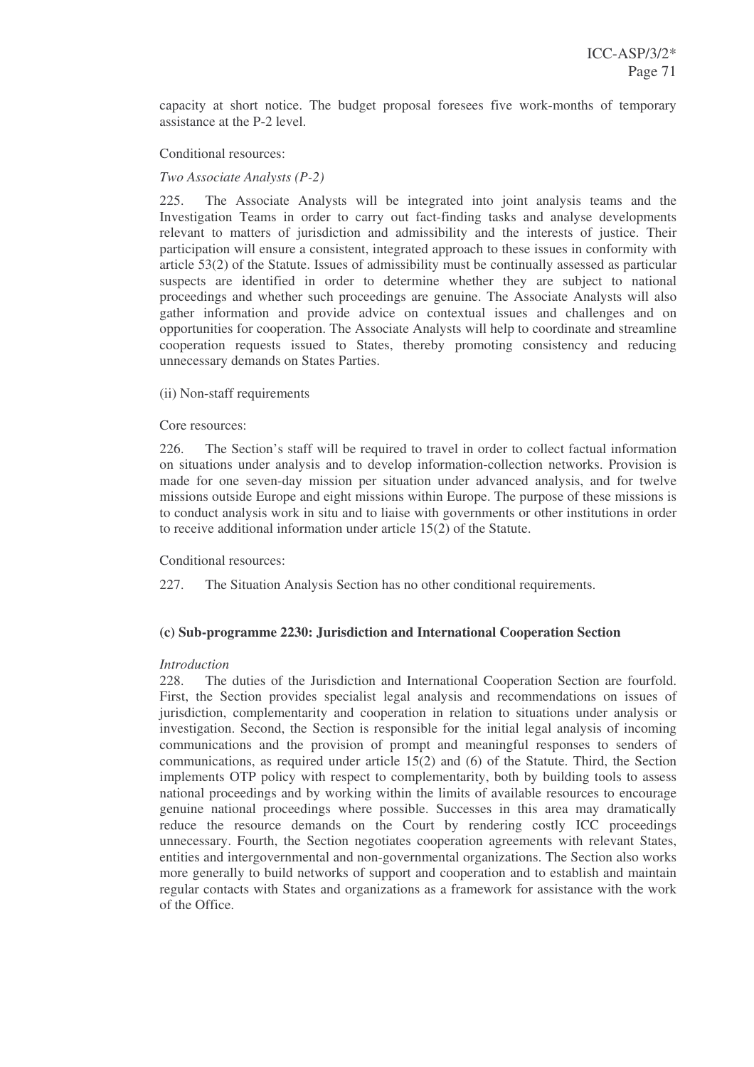capacity at short notice. The budget proposal foresees five work-months of temporary assistance at the P-2 level.

Conditional resources:

*Two Associate Analysts (P-2)*

225. The Associate Analysts will be integrated into joint analysis teams and the Investigation Teams in order to carry out fact-finding tasks and analyse developments relevant to matters of jurisdiction and admissibility and the interests of justice. Their participation will ensure a consistent, integrated approach to these issues in conformity with article 53(2) of the Statute. Issues of admissibility must be continually assessed as particular suspects are identified in order to determine whether they are subject to national proceedings and whether such proceedings are genuine. The Associate Analysts will also gather information and provide advice on contextual issues and challenges and on opportunities for cooperation. The Associate Analysts will help to coordinate and streamline cooperation requests issued to States, thereby promoting consistency and reducing unnecessary demands on States Parties.

(ii) Non-staff requirements

Core resources:

226. The Section's staff will be required to travel in order to collect factual information on situations under analysis and to develop information-collection networks. Provision is made for one seven-day mission per situation under advanced analysis, and for twelve missions outside Europe and eight missions within Europe. The purpose of these missions is to conduct analysis work in situ and to liaise with governments or other institutions in order to receive additional information under article 15(2) of the Statute.

Conditional resources:

227. The Situation Analysis Section has no other conditional requirements.

### (c) Sub-programme 2230: Jurisdiction and International Cooperation Section

*Introduction*

228. The duties of the Jurisdiction and International Cooperation Section are fourfold. First, the Section provides specialist legal analysis and recommendations on issues of jurisdiction, complementarity and cooperation in relation to situations under analysis or investigation. Second, the Section is responsible for the initial legal analysis of incoming communications and the provision of prompt and meaningful responses to senders of communications, as required under article 15(2) and (6) of the Statute. Third, the Section implements OTP policy with respect to complementarity, both by building tools to assess national proceedings and by working within the limits of available resources to encourage genuine national proceedings where possible. Successes in this area may dramatically reduce the resource demands on the Court by rendering costly ICC proceedings unnecessary. Fourth, the Section negotiates cooperation agreements with relevant States, entities and intergovernmental and non-governmental organizations. The Section also works more generally to build networks of support and cooperation and to establish and maintain regular contacts with States and organizations as a framework for assistance with the work of the Office.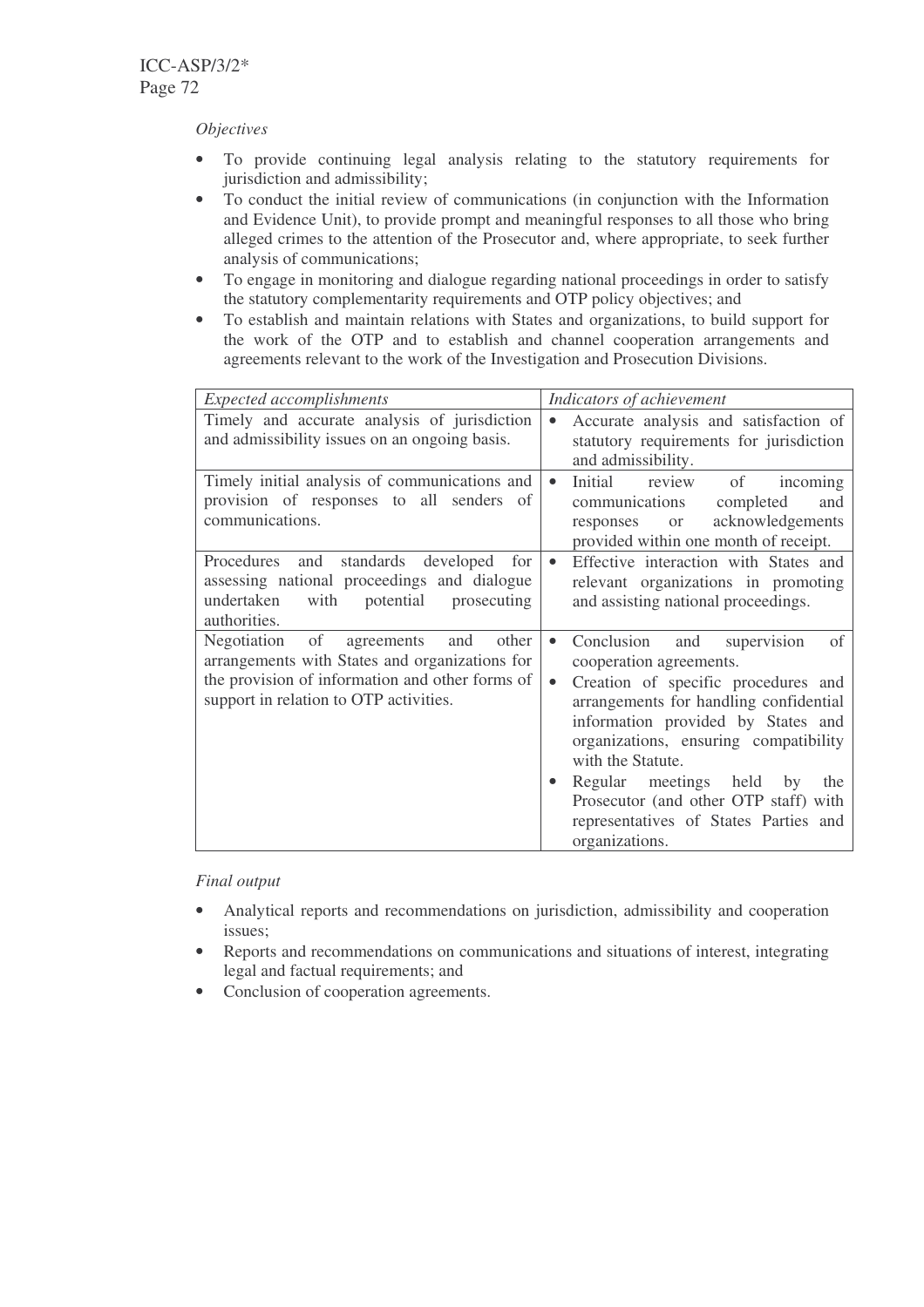*Objectives*

- To provide continuing legal analysis relating to the statutory requirements for jurisdiction and admissibility;
- To conduct the initial review of communications (in conjunction with the Information and Evidence Unit), to provide prompt and meaningful responses to all those who bring alleged crimes to the attention of the Prosecutor and, where appropriate, to seek further analysis of communications;
- To engage in monitoring and dialogue regarding national proceedings in order to satisfy the statutory complementarity requirements and OTP policy objectives; and
- To establish and maintain relations with States and organizations, to build support for the work of the OTP and to establish and channel cooperation arrangements and agreements relevant to the work of the Investigation and Prosecution Divisions.

| *Expected accomplishments* | *Indicators of achievement* |
|---|---|
| Timely and accurate analysis of jurisdiction and admissibility issues on an ongoing basis. | • Accurate analysis and satisfaction of statutory requirements for jurisdiction and admissibility. |
| Timely initial analysis of communications and provision of responses to all senders of communications. | • Initial review of incoming communications completed and responses or acknowledgements provided within one month of receipt. |
| Procedures and standards developed for assessing national proceedings and dialogue undertaken with potential prosecuting authorities. | • Effective interaction with States and relevant organizations in promoting and assisting national proceedings. |
| Negotiation of agreements and other arrangements with States and organizations for the provision of information and other forms of support in relation to OTP activities. | • Conclusion and supervision of cooperation agreements.<br>• Creation of specific procedures and arrangements for handling confidential information provided by States and organizations, ensuring compatibility with the Statute.<br>• Regular meetings held by the Prosecutor (and other OTP staff) with representatives of States Parties and organizations. |

*Final output*

- Analytical reports and recommendations on jurisdiction, admissibility and cooperation issues;
- Reports and recommendations on communications and situations of interest, integrating legal and factual requirements; and
- Conclusion of cooperation agreements.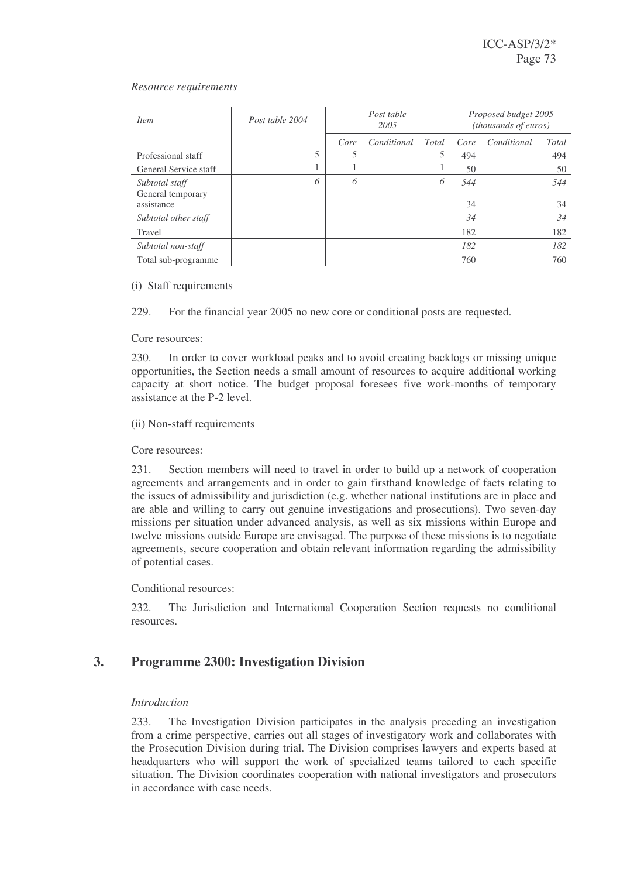*Resource requirements*

| *Item* | *Post table 2004* | *Post table 2005* | | | *Proposed budget 2005 (thousands of euros)* | | |
|---|---|---|---|---|---|---|---|
| | | *Core* | *Conditional* | *Total* | *Core* | *Conditional* | *Total* |
| Professional staff | 5 | 5 | | 5 | 494 | | 494 |
| General Service staff | 1 | 1 | | 1 | 50 | | 50 |
| *Subtotal staff* | *6* | *6* | | *6* | *544* | | *544* |
| General temporary assistance | | | | | 34 | | 34 |
| *Subtotal other staff* | | | | | *34* | | *34* |
| Travel | | | | | 182 | | 182 |
| *Subtotal non-staff* | | | | | *182* | | *182* |
| Total sub-programme | | | | | 760 | | 760 |

(i) Staff requirements

229. For the financial year 2005 no new core or conditional posts are requested.

Core resources:

230. In order to cover workload peaks and to avoid creating backlogs or missing unique opportunities, the Section needs a small amount of resources to acquire additional working capacity at short notice. The budget proposal foresees five work-months of temporary assistance at the P-2 level.

(ii) Non-staff requirements

Core resources:

231. Section members will need to travel in order to build up a network of cooperation agreements and arrangements and in order to gain firsthand knowledge of facts relating to the issues of admissibility and jurisdiction (e.g. whether national institutions are in place and are able and willing to carry out genuine investigations and prosecutions). Two seven-day missions per situation under advanced analysis, as well as six missions within Europe and twelve missions outside Europe are envisaged. The purpose of these missions is to negotiate agreements, secure cooperation and obtain relevant information regarding the admissibility of potential cases.

Conditional resources:

232. The Jurisdiction and International Cooperation Section requests no conditional resources.

## 3. Programme 2300: Investigation Division

*Introduction*

233. The Investigation Division participates in the analysis preceding an investigation from a crime perspective, carries out all stages of investigatory work and collaborates with the Prosecution Division during trial. The Division comprises lawyers and experts based at headquarters who will support the work of specialized teams tailored to each specific situation. The Division coordinates cooperation with national investigators and prosecutors in accordance with case needs.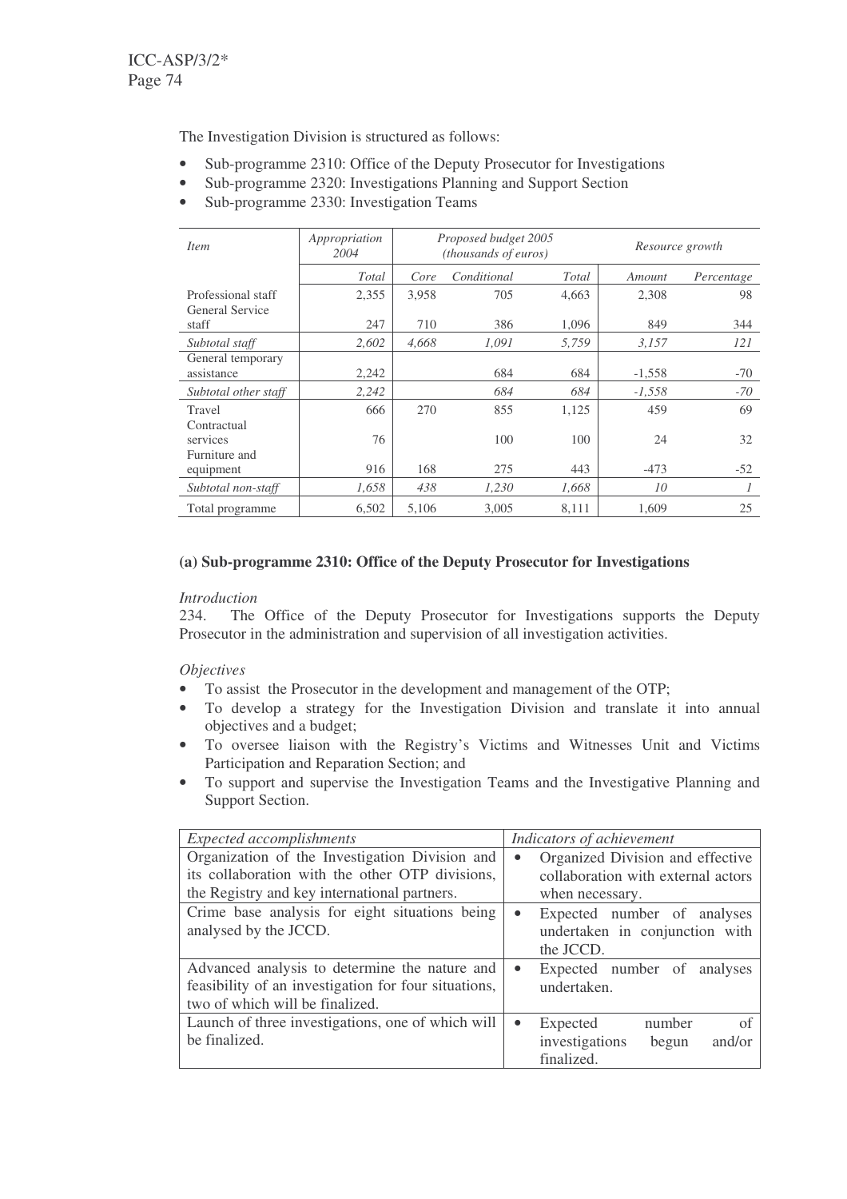The Investigation Division is structured as follows:

- Sub-programme 2310: Office of the Deputy Prosecutor for Investigations
- Sub-programme 2320: Investigations Planning and Support Section
- Sub-programme 2330: Investigation Teams

| *Item* | *Appropriation 2004* | *Proposed budget 2005 (thousands of euros)* | | | *Resource growth* | |
|---|---|---|---|---|---|---|
| | *Total* | *Core* | *Conditional* | *Total* | *Amount* | *Percentage* |
| Professional staff | 2,355 | 3,958 | 705 | 4,663 | 2,308 | 98 |
| General Service staff | 247 | 710 | 386 | 1,096 | 849 | 344 |
| *Subtotal staff* | *2,602* | *4,668* | *1,091* | *5,759* | *3,157* | *121* |
| General temporary assistance | 2,242 | | 684 | 684 | -1,558 | -70 |
| *Subtotal other staff* | *2,242* | | *684* | *684* | *-1,558* | *-70* |
| Travel | 666 | 270 | 855 | 1,125 | 459 | 69 |
| Contractual services | 76 | | 100 | 100 | 24 | 32 |
| Furniture and equipment | 916 | 168 | 275 | 443 | -473 | -52 |
| *Subtotal non-staff* | *1,658* | *438* | *1,230* | *1,668* | *10* | *1* |
| Total programme | 6,502 | 5,106 | 3,005 | 8,111 | 1,609 | 25 |

### (a) Sub-programme 2310: Office of the Deputy Prosecutor for Investigations

*Introduction*

234. The Office of the Deputy Prosecutor for Investigations supports the Deputy Prosecutor in the administration and supervision of all investigation activities.

*Objectives*

- To assist the Prosecutor in the development and management of the OTP;
- To develop a strategy for the Investigation Division and translate it into annual objectives and a budget;
- To oversee liaison with the Registry's Victims and Witnesses Unit and Victims Participation and Reparation Section; and
- To support and supervise the Investigation Teams and the Investigative Planning and Support Section.

| *Expected accomplishments* | *Indicators of achievement* |
|---|---|
| Organization of the Investigation Division and its collaboration with the other OTP divisions, the Registry and key international partners. | • Organized Division and effective collaboration with external actors when necessary. |
| Crime base analysis for eight situations being analysed by the JCCD. | • Expected number of analyses undertaken in conjunction with the JCCD. |
| Advanced analysis to determine the nature and feasibility of an investigation for four situations, two of which will be finalized. | • Expected number of analyses undertaken. |
| Launch of three investigations, one of which will be finalized. | • Expected number of investigations begun and/or finalized. |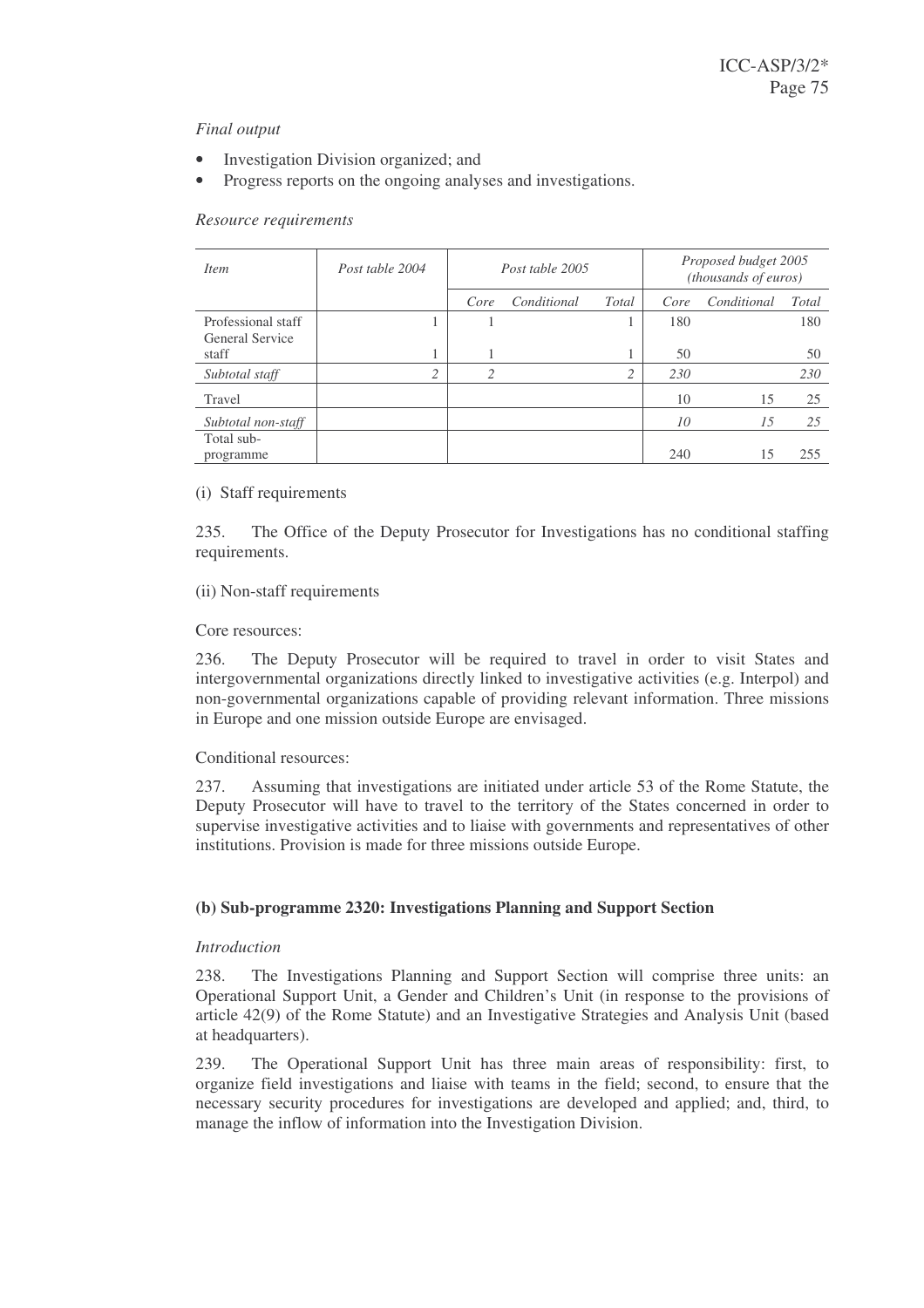*Final output*

- Investigation Division organized; and
- Progress reports on the ongoing analyses and investigations.

*Resource requirements*

| *Item* | *Post table 2004* | *Post table 2005* | | | *Proposed budget 2005 (thousands of euros)* | | |
|---|---|---|---|---|---|---|---|
| | | *Core* | *Conditional* | *Total* | *Core* | *Conditional* | *Total* |
| Professional staff | 1 | 1 | | 1 | 180 | | 180 |
| General Service staff | 1 | 1 | | 1 | 50 | | 50 |
| *Subtotal staff* | *2* | *2* | | *2* | *230* | | *230* |
| Travel | | | | | 10 | 15 | 25 |
| *Subtotal non-staff* | | | | | *10* | *15* | *25* |
| Total sub-programme | | | | | 240 | 15 | 255 |

(i) Staff requirements

235. The Office of the Deputy Prosecutor for Investigations has no conditional staffing requirements.

(ii) Non-staff requirements

Core resources:

236. The Deputy Prosecutor will be required to travel in order to visit States and intergovernmental organizations directly linked to investigative activities (e.g. Interpol) and non-governmental organizations capable of providing relevant information. Three missions in Europe and one mission outside Europe are envisaged.

Conditional resources:

237. Assuming that investigations are initiated under article 53 of the Rome Statute, the Deputy Prosecutor will have to travel to the territory of the States concerned in order to supervise investigative activities and to liaise with governments and representatives of other institutions. Provision is made for three missions outside Europe.

**(b) Sub-programme 2320: Investigations Planning and Support Section**

*Introduction*

238. The Investigations Planning and Support Section will comprise three units: an Operational Support Unit, a Gender and Children's Unit (in response to the provisions of article 42(9) of the Rome Statute) and an Investigative Strategies and Analysis Unit (based at headquarters).

239. The Operational Support Unit has three main areas of responsibility: first, to organize field investigations and liaise with teams in the field; second, to ensure that the necessary security procedures for investigations are developed and applied; and, third, to manage the inflow of information into the Investigation Division.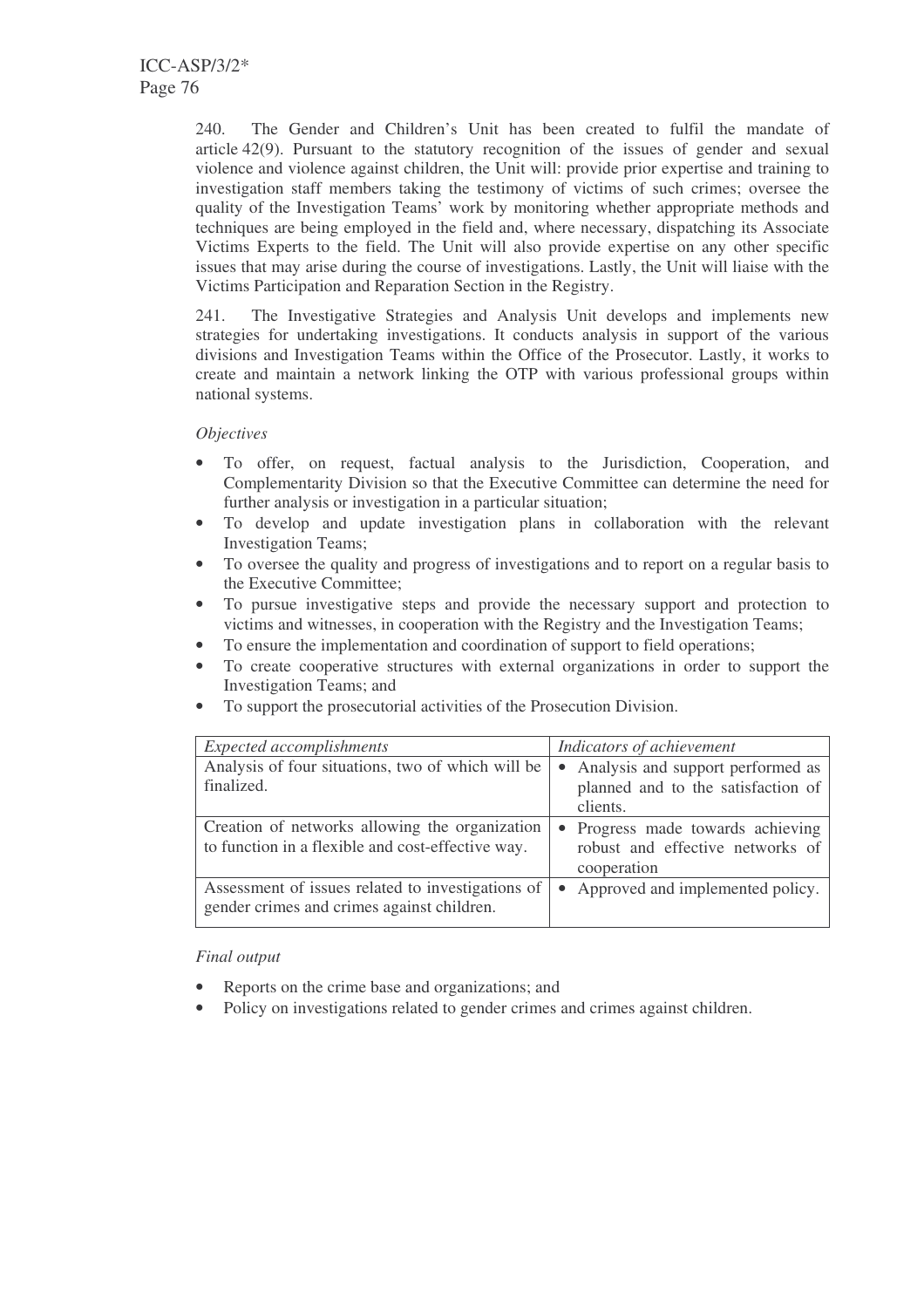240. The Gender and Children's Unit has been created to fulfil the mandate of article 42(9). Pursuant to the statutory recognition of the issues of gender and sexual violence and violence against children, the Unit will: provide prior expertise and training to investigation staff members taking the testimony of victims of such crimes; oversee the quality of the Investigation Teams' work by monitoring whether appropriate methods and techniques are being employed in the field and, where necessary, dispatching its Associate Victims Experts to the field. The Unit will also provide expertise on any other specific issues that may arise during the course of investigations. Lastly, the Unit will liaise with the Victims Participation and Reparation Section in the Registry.

241. The Investigative Strategies and Analysis Unit develops and implements new strategies for undertaking investigations. It conducts analysis in support of the various divisions and Investigation Teams within the Office of the Prosecutor. Lastly, it works to create and maintain a network linking the OTP with various professional groups within national systems.

*Objectives*

- To offer, on request, factual analysis to the Jurisdiction, Cooperation, and Complementarity Division so that the Executive Committee can determine the need for further analysis or investigation in a particular situation;
- To develop and update investigation plans in collaboration with the relevant Investigation Teams;
- To oversee the quality and progress of investigations and to report on a regular basis to the Executive Committee;
- To pursue investigative steps and provide the necessary support and protection to victims and witnesses, in cooperation with the Registry and the Investigation Teams;
- To ensure the implementation and coordination of support to field operations;
- To create cooperative structures with external organizations in order to support the Investigation Teams; and
- To support the prosecutorial activities of the Prosecution Division.

| *Expected accomplishments* | *Indicators of achievement* |
|---|---|
| Analysis of four situations, two of which will be finalized. | • Analysis and support performed as planned and to the satisfaction of clients. |
| Creation of networks allowing the organization to function in a flexible and cost-effective way. | • Progress made towards achieving robust and effective networks of cooperation |
| Assessment of issues related to investigations of gender crimes and crimes against children. | • Approved and implemented policy. |

*Final output*

- Reports on the crime base and organizations; and
- Policy on investigations related to gender crimes and crimes against children.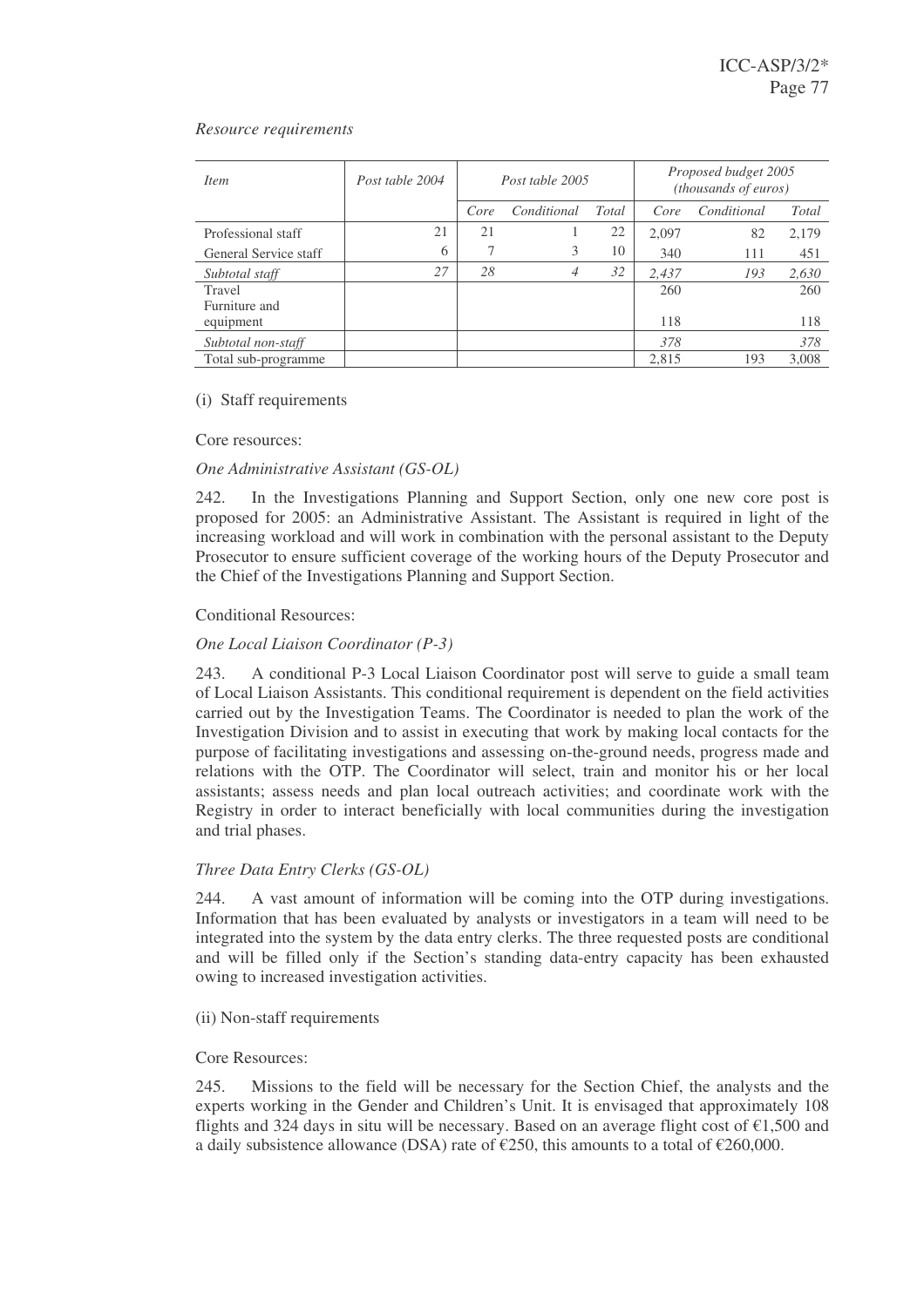*Resource requirements*

| *Item* | *Post table 2004* | *Post table 2005* | | | *Proposed budget 2005 (thousands of euros)* | | |
|---|---|---|---|---|---|---|---|
| | | *Core* | *Conditional* | *Total* | *Core* | *Conditional* | *Total* |
| Professional staff | 21 | 21 | 1 | 22 | 2,097 | 82 | 2,179 |
| General Service staff | 6 | 7 | 3 | 10 | 340 | 111 | 451 |
| *Subtotal staff* | *27* | *28* | *4* | *32* | *2,437* | *193* | *2,630* |
| Travel | | | | | 260 | | 260 |
| Furniture and equipment | | | | | 118 | | 118 |
| *Subtotal non-staff* | | | | | *378* | | *378* |
| Total sub-programme | | | | | 2,815 | 193 | 3,008 |

(i) Staff requirements

Core resources:

*One Administrative Assistant (GS-OL)*

242. In the Investigations Planning and Support Section, only one new core post is proposed for 2005: an Administrative Assistant. The Assistant is required in light of the increasing workload and will work in combination with the personal assistant to the Deputy Prosecutor to ensure sufficient coverage of the working hours of the Deputy Prosecutor and the Chief of the Investigations Planning and Support Section.

Conditional Resources:

*One Local Liaison Coordinator (P-3)*

243. A conditional P-3 Local Liaison Coordinator post will serve to guide a small team of Local Liaison Assistants. This conditional requirement is dependent on the field activities carried out by the Investigation Teams. The Coordinator is needed to plan the work of the Investigation Division and to assist in executing that work by making local contacts for the purpose of facilitating investigations and assessing on-the-ground needs, progress made and relations with the OTP. The Coordinator will select, train and monitor his or her local assistants; assess needs and plan local outreach activities; and coordinate work with the Registry in order to interact beneficially with local communities during the investigation and trial phases.

*Three Data Entry Clerks (GS-OL)*

244. A vast amount of information will be coming into the OTP during investigations. Information that has been evaluated by analysts or investigators in a team will need to be integrated into the system by the data entry clerks. The three requested posts are conditional and will be filled only if the Section's standing data-entry capacity has been exhausted owing to increased investigation activities.

(ii) Non-staff requirements

Core Resources:

245. Missions to the field will be necessary for the Section Chief, the analysts and the experts working in the Gender and Children's Unit. It is envisaged that approximately 108 flights and 324 days in situ will be necessary. Based on an average flight cost of €1,500 and a daily subsistence allowance (DSA) rate of €250, this amounts to a total of €260,000.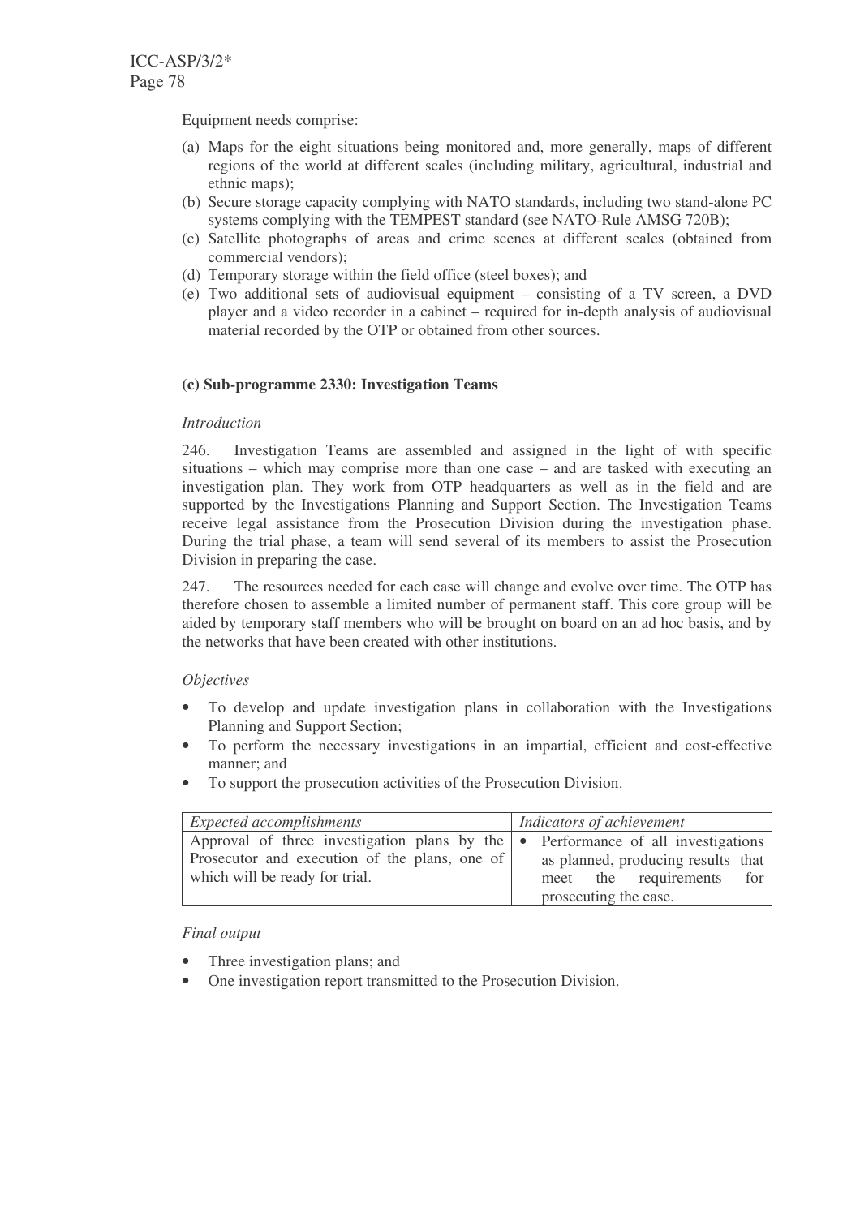Equipment needs comprise:

(a) Maps for the eight situations being monitored and, more generally, maps of different regions of the world at different scales (including military, agricultural, industrial and ethnic maps);
(b) Secure storage capacity complying with NATO standards, including two stand-alone PC systems complying with the TEMPEST standard (see NATO-Rule AMSG 720B);
(c) Satellite photographs of areas and crime scenes at different scales (obtained from commercial vendors);
(d) Temporary storage within the field office (steel boxes); and
(e) Two additional sets of audiovisual equipment – consisting of a TV screen, a DVD player and a video recorder in a cabinet – required for in-depth analysis of audiovisual material recorded by the OTP or obtained from other sources.

### (c) Sub-programme 2330: Investigation Teams

*Introduction*

246. Investigation Teams are assembled and assigned in the light of with specific situations – which may comprise more than one case – and are tasked with executing an investigation plan. They work from OTP headquarters as well as in the field and are supported by the Investigations Planning and Support Section. The Investigation Teams receive legal assistance from the Prosecution Division during the investigation phase. During the trial phase, a team will send several of its members to assist the Prosecution Division in preparing the case.

247. The resources needed for each case will change and evolve over time. The OTP has therefore chosen to assemble a limited number of permanent staff. This core group will be aided by temporary staff members who will be brought on board on an ad hoc basis, and by the networks that have been created with other institutions.

*Objectives*

- To develop and update investigation plans in collaboration with the Investigations Planning and Support Section;
- To perform the necessary investigations in an impartial, efficient and cost-effective manner; and
- To support the prosecution activities of the Prosecution Division.

| *Expected accomplishments* | *Indicators of achievement* |
| --- | --- |
| Approval of three investigation plans by the Prosecutor and execution of the plans, one of which will be ready for trial. | • Performance of all investigations as planned, producing results that meet the requirements for prosecuting the case. |

*Final output*

- Three investigation plans; and
- One investigation report transmitted to the Prosecution Division.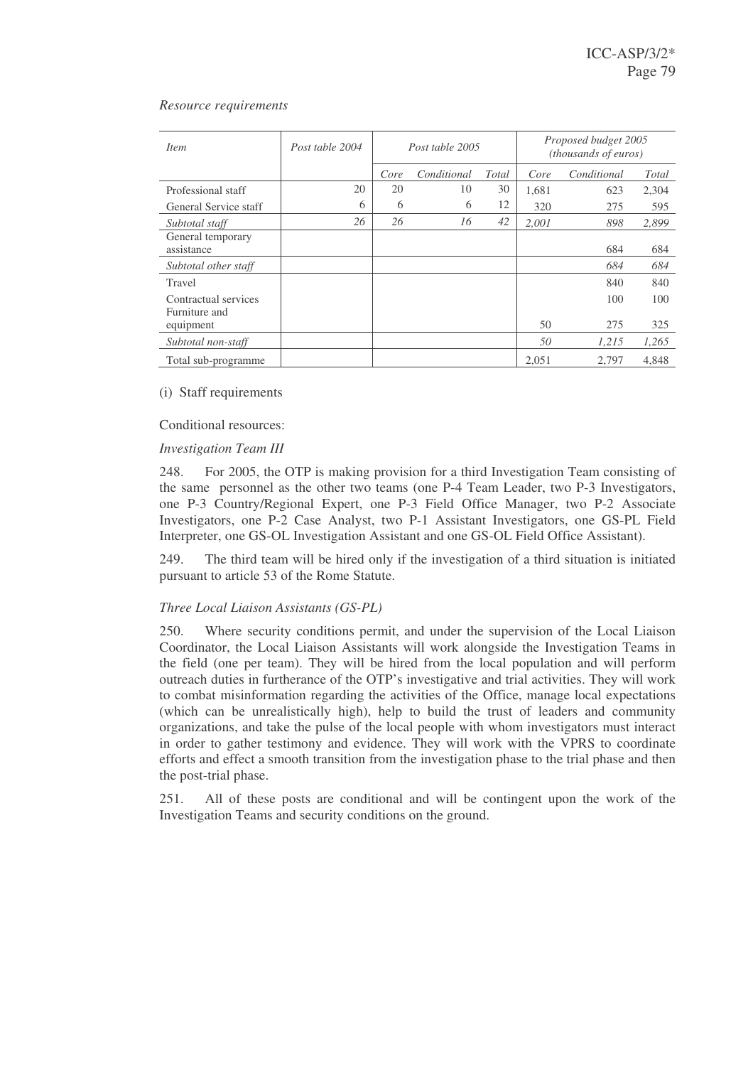*Resource requirements*

| *Item* | *Post table 2004* | *Post table 2005* | | | *Proposed budget 2005 (thousands of euros)* | | |
|---|---|---|---|---|---|---|---|
| | | *Core* | *Conditional* | *Total* | *Core* | *Conditional* | *Total* |
| Professional staff | 20 | 20 | 10 | 30 | 1,681 | 623 | 2,304 |
| General Service staff | 6 | 6 | 6 | 12 | 320 | 275 | 595 |
| *Subtotal staff* | *26* | *26* | *16* | *42* | *2,001* | *898* | *2,899* |
| General temporary assistance | | | | | | 684 | 684 |
| *Subtotal other staff* | | | | | | *684* | *684* |
| Travel | | | | | | 840 | 840 |
| Contractual services | | | | | | 100 | 100 |
| Furniture and equipment | | | | | 50 | 275 | 325 |
| *Subtotal non-staff* | | | | | *50* | *1,215* | *1,265* |
| Total sub-programme | | | | | 2,051 | 2,797 | 4,848 |

(i) Staff requirements

Conditional resources:

*Investigation Team III*

248. For 2005, the OTP is making provision for a third Investigation Team consisting of the same personnel as the other two teams (one P-4 Team Leader, two P-3 Investigators, one P-3 Country/Regional Expert, one P-3 Field Office Manager, two P-2 Associate Investigators, one P-2 Case Analyst, two P-1 Assistant Investigators, one GS-PL Field Interpreter, one GS-OL Investigation Assistant and one GS-OL Field Office Assistant).

249. The third team will be hired only if the investigation of a third situation is initiated pursuant to article 53 of the Rome Statute.

*Three Local Liaison Assistants (GS-PL)*

250. Where security conditions permit, and under the supervision of the Local Liaison Coordinator, the Local Liaison Assistants will work alongside the Investigation Teams in the field (one per team). They will be hired from the local population and will perform outreach duties in furtherance of the OTP's investigative and trial activities. They will work to combat misinformation regarding the activities of the Office, manage local expectations (which can be unrealistically high), help to build the trust of leaders and community organizations, and take the pulse of the local people with whom investigators must interact in order to gather testimony and evidence. They will work with the VPRS to coordinate efforts and effect a smooth transition from the investigation phase to the trial phase and then the post-trial phase.

251. All of these posts are conditional and will be contingent upon the work of the Investigation Teams and security conditions on the ground.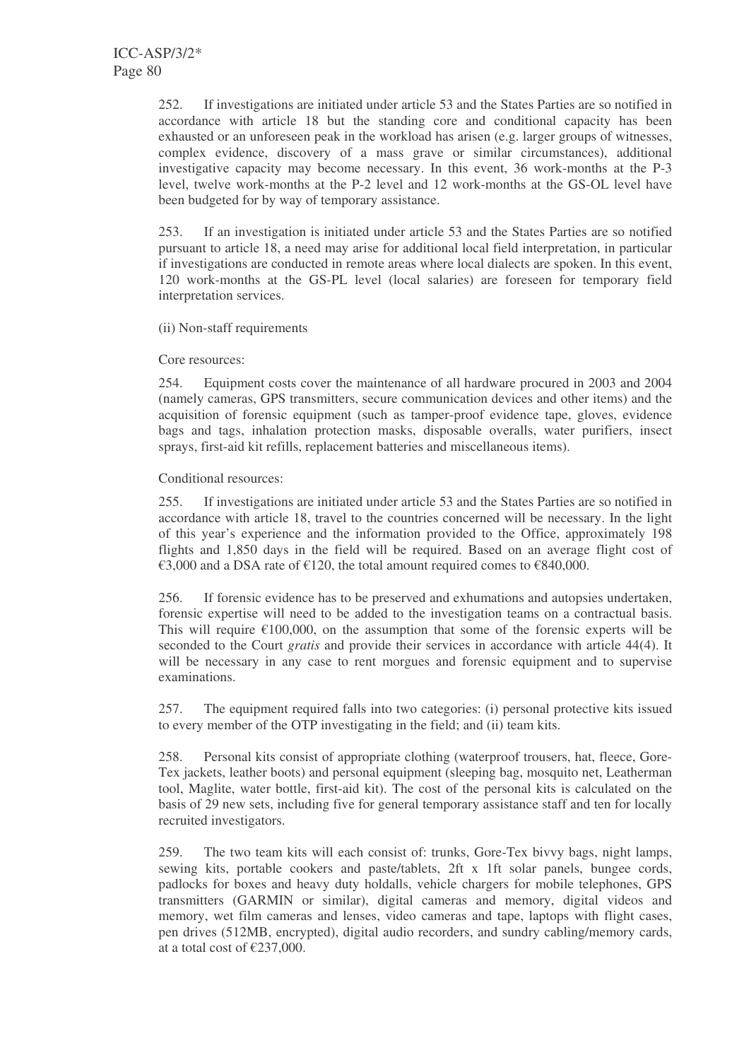252. If investigations are initiated under article 53 and the States Parties are so notified in accordance with article 18 but the standing core and conditional capacity has been exhausted or an unforeseen peak in the workload has arisen (e.g. larger groups of witnesses, complex evidence, discovery of a mass grave or similar circumstances), additional investigative capacity may become necessary. In this event, 36 work-months at the P-3 level, twelve work-months at the P-2 level and 12 work-months at the GS-OL level have been budgeted for by way of temporary assistance.

253. If an investigation is initiated under article 53 and the States Parties are so notified pursuant to article 18, a need may arise for additional local field interpretation, in particular if investigations are conducted in remote areas where local dialects are spoken. In this event, 120 work-months at the GS-PL level (local salaries) are foreseen for temporary field interpretation services.

(ii) Non-staff requirements

Core resources:

254. Equipment costs cover the maintenance of all hardware procured in 2003 and 2004 (namely cameras, GPS transmitters, secure communication devices and other items) and the acquisition of forensic equipment (such as tamper-proof evidence tape, gloves, evidence bags and tags, inhalation protection masks, disposable overalls, water purifiers, insect sprays, first-aid kit refills, replacement batteries and miscellaneous items).

Conditional resources:

255. If investigations are initiated under article 53 and the States Parties are so notified in accordance with article 18, travel to the countries concerned will be necessary. In the light of this year's experience and the information provided to the Office, approximately 198 flights and 1,850 days in the field will be required. Based on an average flight cost of €3,000 and a DSA rate of €120, the total amount required comes to €840,000.

256. If forensic evidence has to be preserved and exhumations and autopsies undertaken, forensic expertise will need to be added to the investigation teams on a contractual basis. This will require €100,000, on the assumption that some of the forensic experts will be seconded to the Court *gratis* and provide their services in accordance with article 44(4). It will be necessary in any case to rent morgues and forensic equipment and to supervise examinations.

257. The equipment required falls into two categories: (i) personal protective kits issued to every member of the OTP investigating in the field; and (ii) team kits.

258. Personal kits consist of appropriate clothing (waterproof trousers, hat, fleece, Gore-Tex jackets, leather boots) and personal equipment (sleeping bag, mosquito net, Leatherman tool, Maglite, water bottle, first-aid kit). The cost of the personal kits is calculated on the basis of 29 new sets, including five for general temporary assistance staff and ten for locally recruited investigators.

259. The two team kits will each consist of: trunks, Gore-Tex bivvy bags, night lamps, sewing kits, portable cookers and paste/tablets, 2ft x 1ft solar panels, bungee cords, padlocks for boxes and heavy duty holdalls, vehicle chargers for mobile telephones, GPS transmitters (GARMIN or similar), digital cameras and memory, digital videos and memory, wet film cameras and lenses, video cameras and tape, laptops with flight cases, pen drives (512MB, encrypted), digital audio recorders, and sundry cabling/memory cards, at a total cost of €237,000.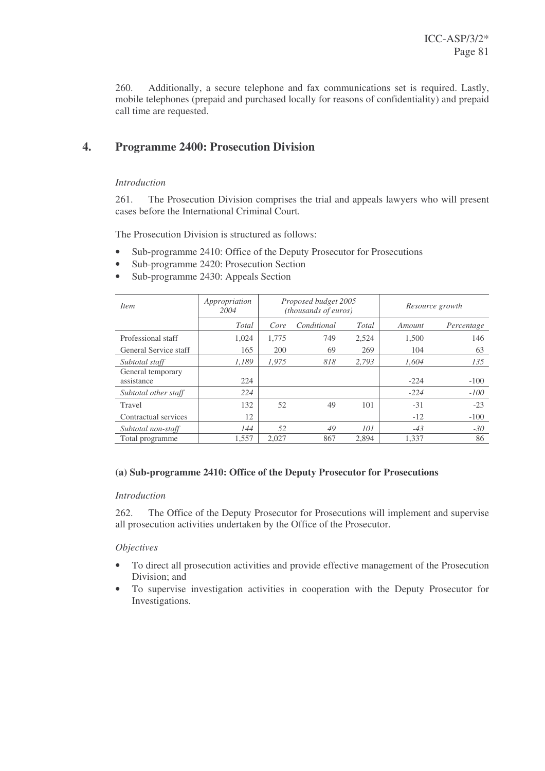260. Additionally, a secure telephone and fax communications set is required. Lastly, mobile telephones (prepaid and purchased locally for reasons of confidentiality) and prepaid call time are requested.

## 4. Programme 2400: Prosecution Division

*Introduction*

261. The Prosecution Division comprises the trial and appeals lawyers who will present cases before the International Criminal Court.

The Prosecution Division is structured as follows:

- Sub-programme 2410: Office of the Deputy Prosecutor for Prosecutions
- Sub-programme 2420: Prosecution Section
- Sub-programme 2430: Appeals Section

| *Item* | *Appropriation 2004* | *Proposed budget 2005 (thousands of euros)* | | | *Resource growth* | |
|---|---|---|---|---|---|---|
| | *Total* | *Core* | *Conditional* | *Total* | *Amount* | *Percentage* |
| Professional staff | 1,024 | 1,775 | 749 | 2,524 | 1,500 | 146 |
| General Service staff | 165 | 200 | 69 | 269 | 104 | 63 |
| *Subtotal staff* | *1,189* | *1,975* | *818* | *2,793* | *1,604* | *135* |
| General temporary assistance | 224 | | | | -224 | -100 |
| *Subtotal other staff* | *224* | | | | *-224* | *-100* |
| Travel | 132 | 52 | 49 | 101 | -31 | -23 |
| Contractual services | 12 | | | | -12 | -100 |
| *Subtotal non-staff* | *144* | *52* | *49* | *101* | *-43* | *-30* |
| Total programme | 1,557 | 2,027 | 867 | 2,894 | 1,337 | 86 |

### (a) Sub-programme 2410: Office of the Deputy Prosecutor for Prosecutions

*Introduction*

262. The Office of the Deputy Prosecutor for Prosecutions will implement and supervise all prosecution activities undertaken by the Office of the Prosecutor.

*Objectives*

- To direct all prosecution activities and provide effective management of the Prosecution Division; and
- To supervise investigation activities in cooperation with the Deputy Prosecutor for Investigations.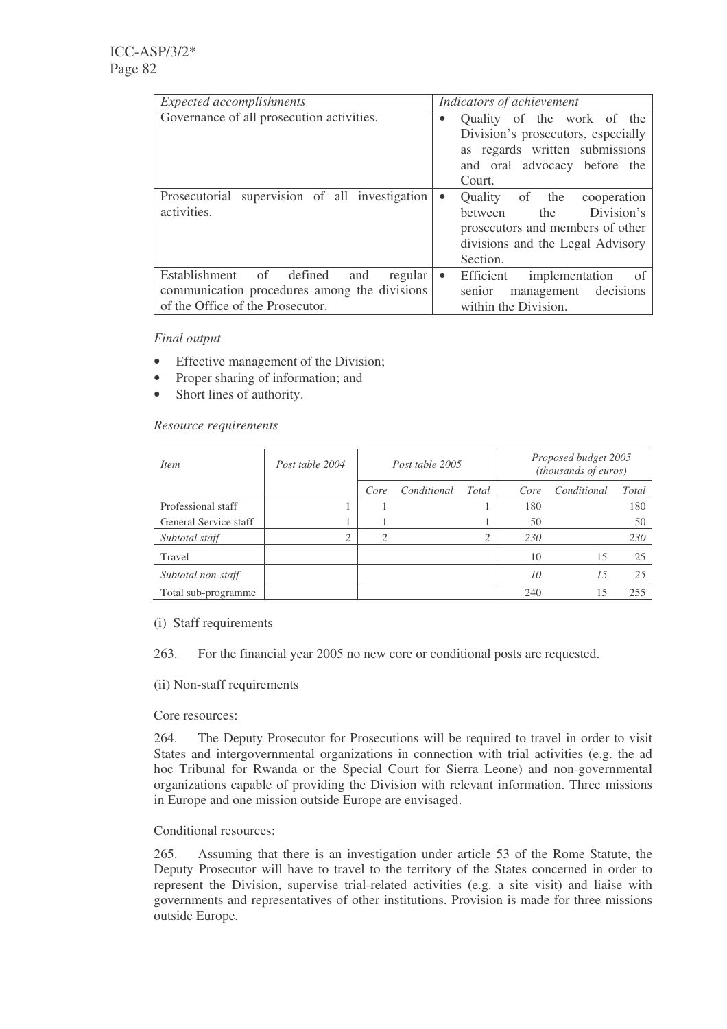| *Expected accomplishments* | *Indicators of achievement* |
|---|---|
| Governance of all prosecution activities. | • Quality of the work of the Division's prosecutors, especially as regards written submissions and oral advocacy before the Court. |
| Prosecutorial supervision of all investigation activities. | • Quality of the cooperation between the Division's prosecutors and members of other divisions and the Legal Advisory Section. |
| Establishment of defined and regular communication procedures among the divisions of the Office of the Prosecutor. | • Efficient implementation of senior management decisions within the Division. |

*Final output*

- Effective management of the Division;
- Proper sharing of information; and
- Short lines of authority.

*Resource requirements*

| *Item* | *Post table 2004* | *Post table 2005* | | | *Proposed budget 2005 (thousands of euros)* | | |
|---|---|---|---|---|---|---|---|
| | | *Core* | *Conditional* | *Total* | *Core* | *Conditional* | *Total* |
| Professional staff | 1 | 1 | | 1 | 180 | | 180 |
| General Service staff | 1 | 1 | | 1 | 50 | | 50 |
| *Subtotal staff* | *2* | *2* | | *2* | *230* | | *230* |
| Travel | | | | | 10 | 15 | 25 |
| *Subtotal non-staff* | | | | | *10* | *15* | *25* |
| Total sub-programme | | | | | 240 | 15 | 255 |

(i) Staff requirements

263. For the financial year 2005 no new core or conditional posts are requested.

(ii) Non-staff requirements

Core resources:

264. The Deputy Prosecutor for Prosecutions will be required to travel in order to visit States and intergovernmental organizations in connection with trial activities (e.g. the ad hoc Tribunal for Rwanda or the Special Court for Sierra Leone) and non-governmental organizations capable of providing the Division with relevant information. Three missions in Europe and one mission outside Europe are envisaged.

Conditional resources:

265. Assuming that there is an investigation under article 53 of the Rome Statute, the Deputy Prosecutor will have to travel to the territory of the States concerned in order to represent the Division, supervise trial-related activities (e.g. a site visit) and liaise with governments and representatives of other institutions. Provision is made for three missions outside Europe.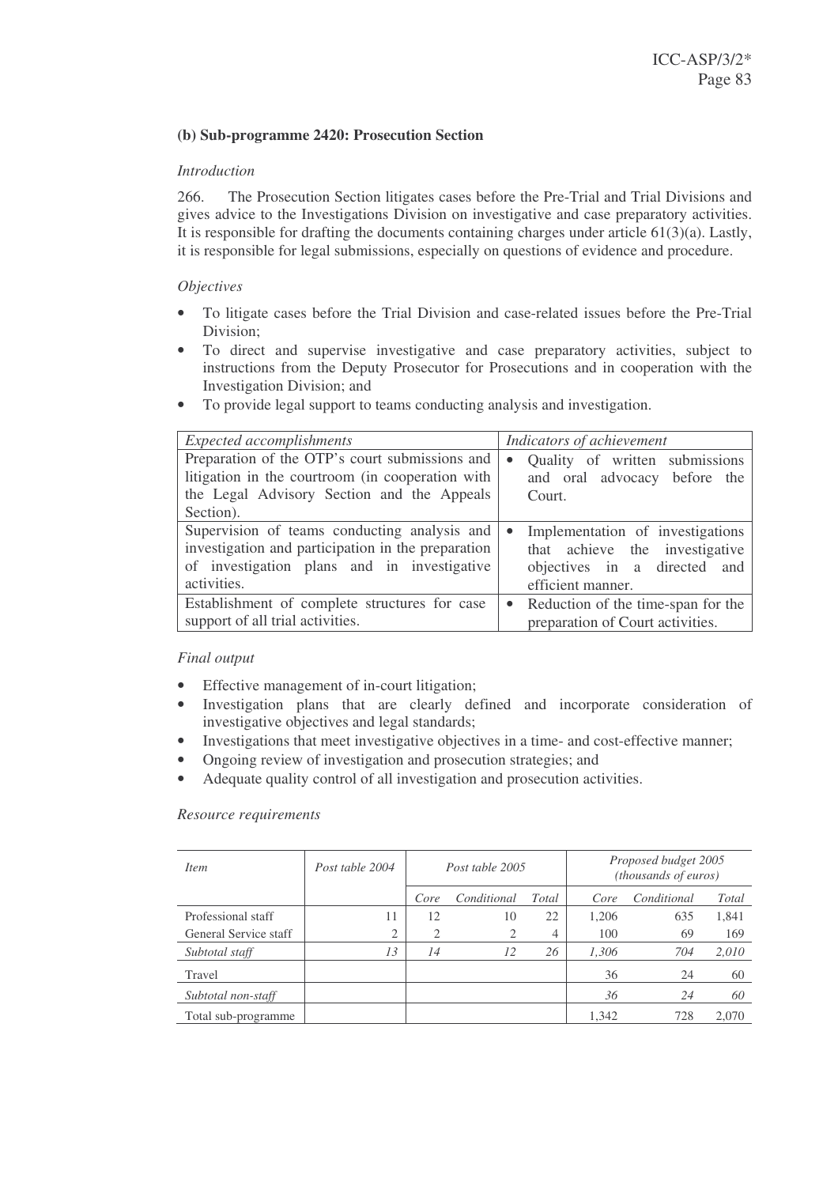### (b) Sub-programme 2420: Prosecution Section

*Introduction*

266. The Prosecution Section litigates cases before the Pre-Trial and Trial Divisions and gives advice to the Investigations Division on investigative and case preparatory activities. It is responsible for drafting the documents containing charges under article 61(3)(a). Lastly, it is responsible for legal submissions, especially on questions of evidence and procedure.

*Objectives*

- To litigate cases before the Trial Division and case-related issues before the Pre-Trial Division;
- To direct and supervise investigative and case preparatory activities, subject to instructions from the Deputy Prosecutor for Prosecutions and in cooperation with the Investigation Division; and
- To provide legal support to teams conducting analysis and investigation.

| *Expected accomplishments* | *Indicators of achievement* |
|---|---|
| Preparation of the OTP's court submissions and litigation in the courtroom (in cooperation with the Legal Advisory Section and the Appeals Section). | • Quality of written submissions and oral advocacy before the Court. |
| Supervision of teams conducting analysis and investigation and participation in the preparation of investigation plans and in investigative activities. | • Implementation of investigations that achieve the investigative objectives in a directed and efficient manner. |
| Establishment of complete structures for case support of all trial activities. | • Reduction of the time-span for the preparation of Court activities. |

*Final output*

- Effective management of in-court litigation;
- Investigation plans that are clearly defined and incorporate consideration of investigative objectives and legal standards;
- Investigations that meet investigative objectives in a time- and cost-effective manner;
- Ongoing review of investigation and prosecution strategies; and
- Adequate quality control of all investigation and prosecution activities.

*Resource requirements*

| *Item* | *Post table 2004* | *Post table 2005* | | | *Proposed budget 2005 (thousands of euros)* | | |
|---|---|---|---|---|---|---|---|
| | | *Core* | *Conditional* | *Total* | *Core* | *Conditional* | *Total* |
| Professional staff | 11 | 12 | 10 | 22 | 1,206 | 635 | 1,841 |
| General Service staff | 2 | 2 | 2 | 4 | 100 | 69 | 169 |
| *Subtotal staff* | *13* | *14* | *12* | *26* | *1,306* | *704* | *2,010* |
| Travel | | | | | 36 | 24 | 60 |
| *Subtotal non-staff* | | | | | *36* | *24* | *60* |
| Total sub-programme | | | | | 1,342 | 728 | 2,070 |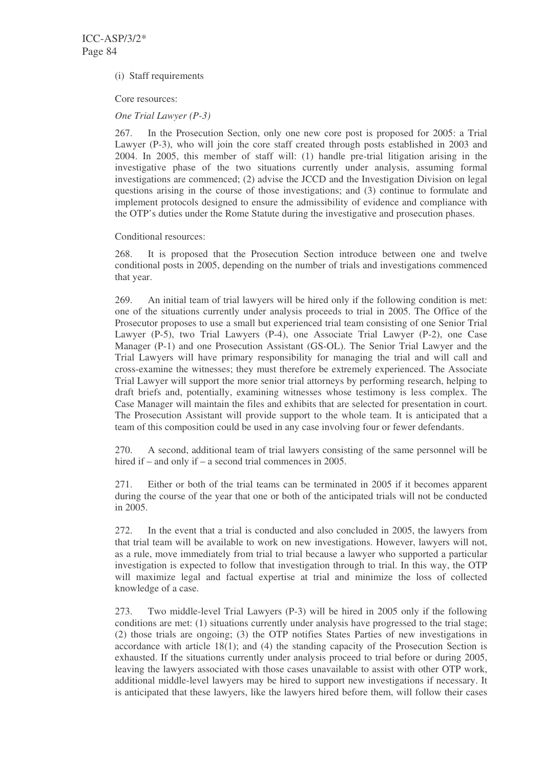(i) Staff requirements

Core resources:

*One Trial Lawyer (P-3)*

267. In the Prosecution Section, only one new core post is proposed for 2005: a Trial Lawyer (P-3), who will join the core staff created through posts established in 2003 and 2004. In 2005, this member of staff will: (1) handle pre-trial litigation arising in the investigative phase of the two situations currently under analysis, assuming formal investigations are commenced; (2) advise the JCCD and the Investigation Division on legal questions arising in the course of those investigations; and (3) continue to formulate and implement protocols designed to ensure the admissibility of evidence and compliance with the OTP's duties under the Rome Statute during the investigative and prosecution phases.

Conditional resources:

268. It is proposed that the Prosecution Section introduce between one and twelve conditional posts in 2005, depending on the number of trials and investigations commenced that year.

269. An initial team of trial lawyers will be hired only if the following condition is met: one of the situations currently under analysis proceeds to trial in 2005. The Office of the Prosecutor proposes to use a small but experienced trial team consisting of one Senior Trial Lawyer (P-5), two Trial Lawyers (P-4), one Associate Trial Lawyer (P-2), one Case Manager (P-1) and one Prosecution Assistant (GS-OL). The Senior Trial Lawyer and the Trial Lawyers will have primary responsibility for managing the trial and will call and cross-examine the witnesses; they must therefore be extremely experienced. The Associate Trial Lawyer will support the more senior trial attorneys by performing research, helping to draft briefs and, potentially, examining witnesses whose testimony is less complex. The Case Manager will maintain the files and exhibits that are selected for presentation in court. The Prosecution Assistant will provide support to the whole team. It is anticipated that a team of this composition could be used in any case involving four or fewer defendants.

270. A second, additional team of trial lawyers consisting of the same personnel will be hired if – and only if – a second trial commences in 2005.

271. Either or both of the trial teams can be terminated in 2005 if it becomes apparent during the course of the year that one or both of the anticipated trials will not be conducted in 2005.

272. In the event that a trial is conducted and also concluded in 2005, the lawyers from that trial team will be available to work on new investigations. However, lawyers will not, as a rule, move immediately from trial to trial because a lawyer who supported a particular investigation is expected to follow that investigation through to trial. In this way, the OTP will maximize legal and factual expertise at trial and minimize the loss of collected knowledge of a case.

273. Two middle-level Trial Lawyers (P-3) will be hired in 2005 only if the following conditions are met: (1) situations currently under analysis have progressed to the trial stage; (2) those trials are ongoing; (3) the OTP notifies States Parties of new investigations in accordance with article 18(1); and (4) the standing capacity of the Prosecution Section is exhausted. If the situations currently under analysis proceed to trial before or during 2005, leaving the lawyers associated with those cases unavailable to assist with other OTP work, additional middle-level lawyers may be hired to support new investigations if necessary. It is anticipated that these lawyers, like the lawyers hired before them, will follow their cases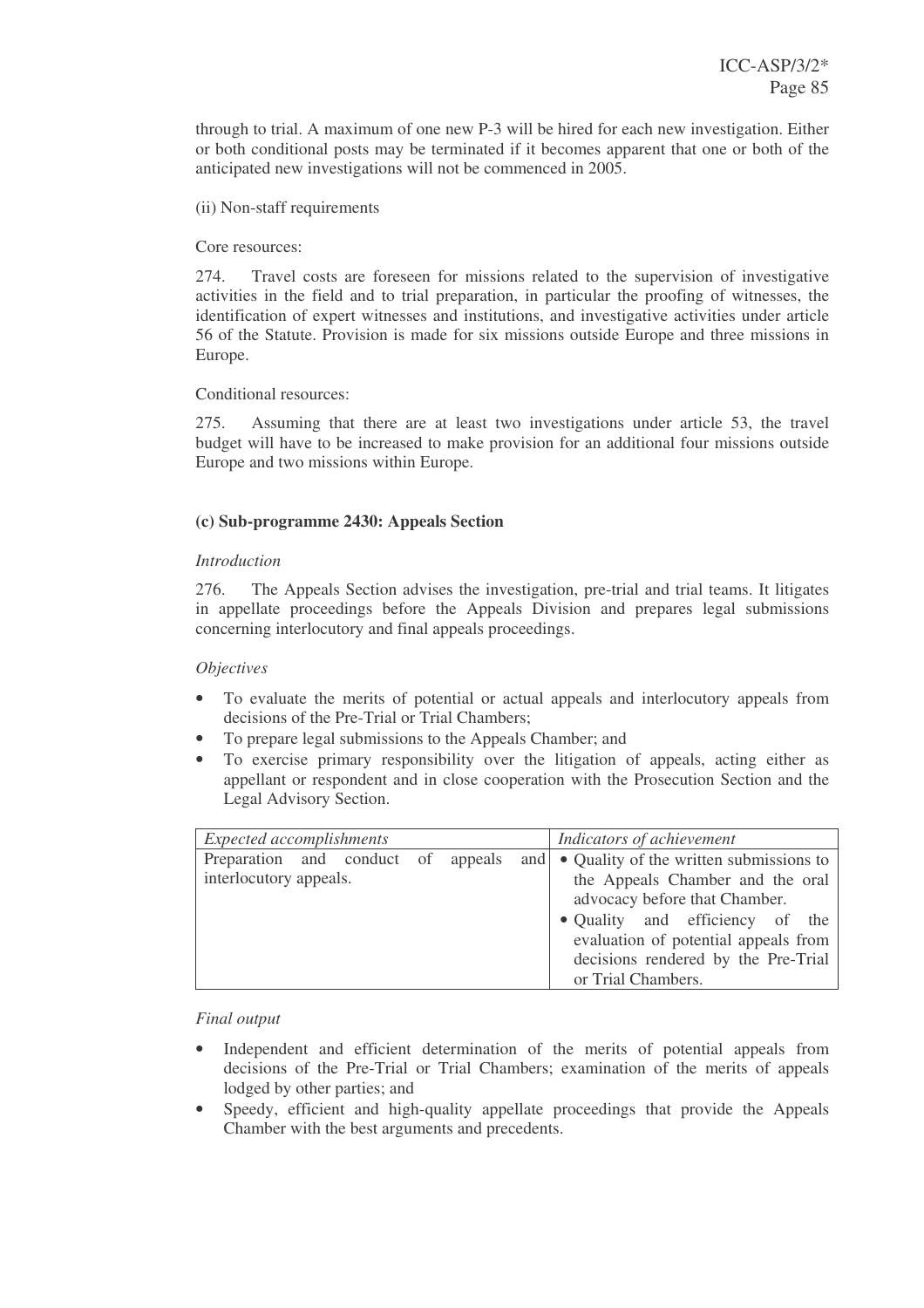through to trial. A maximum of one new P-3 will be hired for each new investigation. Either or both conditional posts may be terminated if it becomes apparent that one or both of the anticipated new investigations will not be commenced in 2005.

(ii) Non-staff requirements

Core resources:

274. Travel costs are foreseen for missions related to the supervision of investigative activities in the field and to trial preparation, in particular the proofing of witnesses, the identification of expert witnesses and institutions, and investigative activities under article 56 of the Statute. Provision is made for six missions outside Europe and three missions in Europe.

Conditional resources:

275. Assuming that there are at least two investigations under article 53, the travel budget will have to be increased to make provision for an additional four missions outside Europe and two missions within Europe.

### (c) Sub-programme 2430: Appeals Section

*Introduction*

276. The Appeals Section advises the investigation, pre-trial and trial teams. It litigates in appellate proceedings before the Appeals Division and prepares legal submissions concerning interlocutory and final appeals proceedings.

*Objectives*

- To evaluate the merits of potential or actual appeals and interlocutory appeals from decisions of the Pre-Trial or Trial Chambers;
- To prepare legal submissions to the Appeals Chamber; and
- To exercise primary responsibility over the litigation of appeals, acting either as appellant or respondent and in close cooperation with the Prosecution Section and the Legal Advisory Section.

| *Expected accomplishments* | *Indicators of achievement* |
| --- | --- |
| Preparation and conduct of appeals and interlocutory appeals. | • Quality of the written submissions to the Appeals Chamber and the oral advocacy before that Chamber.<br>• Quality and efficiency of the evaluation of potential appeals from decisions rendered by the Pre-Trial or Trial Chambers. |

*Final output*

- Independent and efficient determination of the merits of potential appeals from decisions of the Pre-Trial or Trial Chambers; examination of the merits of appeals lodged by other parties; and
- Speedy, efficient and high-quality appellate proceedings that provide the Appeals Chamber with the best arguments and precedents.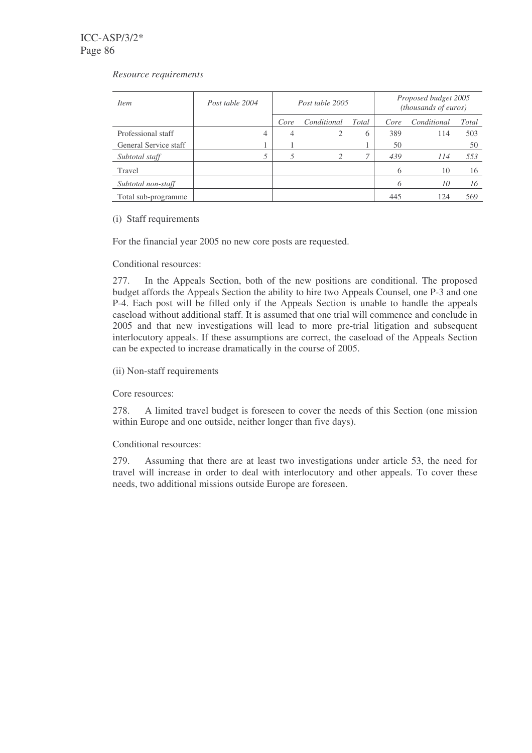*Resource requirements*

| *Item* | *Post table 2004* | *Post table 2005* | | | *Proposed budget 2005 (thousands of euros)* | | |
|---|---|---|---|---|---|---|---|
| | | *Core* | *Conditional* | *Total* | *Core* | *Conditional* | *Total* |
| Professional staff | 4 | 4 | 2 | 6 | 389 | 114 | 503 |
| General Service staff | 1 | 1 | | 1 | 50 | | 50 |
| *Subtotal staff* | *5* | *5* | *2* | *7* | *439* | *114* | *553* |
| Travel | | | | | 6 | 10 | 16 |
| *Subtotal non-staff* | | | | | *6* | *10* | *16* |
| Total sub-programme | | | | | 445 | 124 | 569 |

(i) Staff requirements

For the financial year 2005 no new core posts are requested.

Conditional resources:

277. In the Appeals Section, both of the new positions are conditional. The proposed budget affords the Appeals Section the ability to hire two Appeals Counsel, one P-3 and one P-4. Each post will be filled only if the Appeals Section is unable to handle the appeals caseload without additional staff. It is assumed that one trial will commence and conclude in 2005 and that new investigations will lead to more pre-trial litigation and subsequent interlocutory appeals. If these assumptions are correct, the caseload of the Appeals Section can be expected to increase dramatically in the course of 2005.

(ii) Non-staff requirements

Core resources:

278. A limited travel budget is foreseen to cover the needs of this Section (one mission within Europe and one outside, neither longer than five days).

Conditional resources:

279. Assuming that there are at least two investigations under article 53, the need for travel will increase in order to deal with interlocutory and other appeals. To cover these needs, two additional missions outside Europe are foreseen.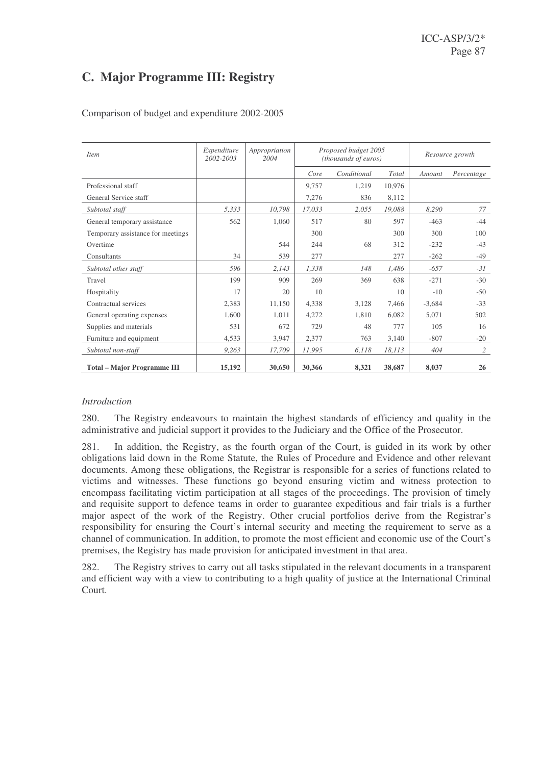## C. Major Programme III: Registry

Comparison of budget and expenditure 2002-2005

| *Item* | *Expenditure 2002-2003* | *Appropriation 2004* | *Proposed budget 2005 (thousands of euros)* | | | *Resource growth* | |
|---|---|---|---|---|---|---|---|
| | | | *Core* | *Conditional* | *Total* | *Amount* | *Percentage* |
| Professional staff | | | 9,757 | 1,219 | 10,976 | | |
| General Service staff | | | 7,276 | 836 | 8,112 | | |
| *Subtotal staff* | *5,333* | *10,798* | *17,033* | *2,055* | *19,088* | *8,290* | *77* |
| General temporary assistance | 562 | 1,060 | 517 | 80 | 597 | -463 | -44 |
| Temporary assistance for meetings | | | 300 | | 300 | 300 | 100 |
| Overtime | | 544 | 244 | 68 | 312 | -232 | -43 |
| Consultants | 34 | 539 | 277 | | 277 | -262 | -49 |
| *Subtotal other staff* | *596* | *2,143* | *1,338* | *148* | *1,486* | *-657* | *-31* |
| Travel | 199 | 909 | 269 | 369 | 638 | -271 | -30 |
| Hospitality | 17 | 20 | 10 | | 10 | -10 | -50 |
| Contractual services | 2,383 | 11,150 | 4,338 | 3,128 | 7,466 | -3,684 | -33 |
| General operating expenses | 1,600 | 1,011 | 4,272 | 1,810 | 6,082 | 5,071 | 502 |
| Supplies and materials | 531 | 672 | 729 | 48 | 777 | 105 | 16 |
| Furniture and equipment | 4,533 | 3,947 | 2,377 | 763 | 3,140 | -807 | -20 |
| *Subtotal non-staff* | *9,263* | *17,709* | *11,995* | *6,118* | *18,113* | *404* | *2* |
| **Total – Major Programme III** | **15,192** | **30,650** | **30,366** | **8,321** | **38,687** | **8,037** | **26** |

*Introduction*

280. The Registry endeavours to maintain the highest standards of efficiency and quality in the administrative and judicial support it provides to the Judiciary and the Office of the Prosecutor.

281. In addition, the Registry, as the fourth organ of the Court, is guided in its work by other obligations laid down in the Rome Statute, the Rules of Procedure and Evidence and other relevant documents. Among these obligations, the Registrar is responsible for a series of functions related to victims and witnesses. These functions go beyond ensuring victim and witness protection to encompass facilitating victim participation at all stages of the proceedings. The provision of timely and requisite support to defence teams in order to guarantee expeditious and fair trials is a further major aspect of the work of the Registry. Other crucial portfolios derive from the Registrar's responsibility for ensuring the Court's internal security and meeting the requirement to serve as a channel of communication. In addition, to promote the most efficient and economic use of the Court's premises, the Registry has made provision for anticipated investment in that area.

282. The Registry strives to carry out all tasks stipulated in the relevant documents in a transparent and efficient way with a view to contributing to a high quality of justice at the International Criminal Court.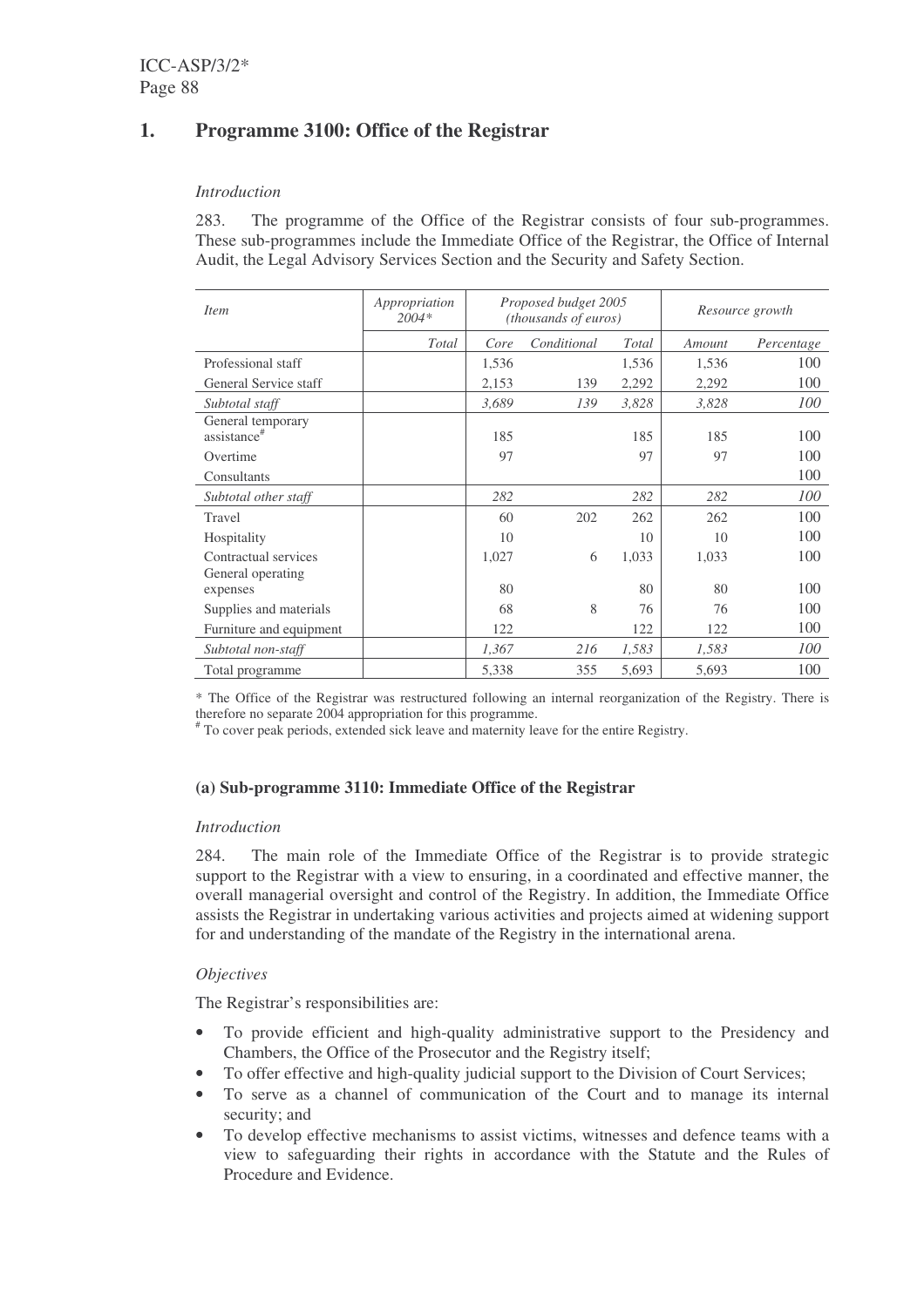## 1. Programme 3100: Office of the Registrar

*Introduction*

283. The programme of the Office of the Registrar consists of four sub-programmes. These sub-programmes include the Immediate Office of the Registrar, the Office of Internal Audit, the Legal Advisory Services Section and the Security and Safety Section.

| *Item* | *Appropriation 2004** | *Proposed budget 2005 (thousands of euros)* | | | *Resource growth* | |
|---|---|---|---|---|---|---|
| | *Total* | *Core* | *Conditional* | *Total* | *Amount* | *Percentage* |
| Professional staff | | 1,536 | | 1,536 | 1,536 | 100 |
| General Service staff | | 2,153 | 139 | 2,292 | 2,292 | 100 |
| *Subtotal staff* | | *3,689* | *139* | *3,828* | *3,828* | *100* |
| General temporary assistance# | | 185 | | 185 | 185 | 100 |
| Overtime | | 97 | | 97 | 97 | 100 |
| Consultants | | | | | | 100 |
| *Subtotal other staff* | | *282* | | *282* | *282* | *100* |
| Travel | | 60 | 202 | 262 | 262 | 100 |
| Hospitality | | 10 | | 10 | 10 | 100 |
| Contractual services | | 1,027 | 6 | 1,033 | 1,033 | 100 |
| General operating expenses | | 80 | | 80 | 80 | 100 |
| Supplies and materials | | 68 | 8 | 76 | 76 | 100 |
| Furniture and equipment | | 122 | | 122 | 122 | 100 |
| *Subtotal non-staff* | | *1,367* | *216* | *1,583* | *1,583* | *100* |
| Total programme | | 5,338 | 355 | 5,693 | 5,693 | 100 |

\* The Office of the Registrar was restructured following an internal reorganization of the Registry. There is therefore no separate 2004 appropriation for this programme.
\# To cover peak periods, extended sick leave and maternity leave for the entire Registry.

### (a) Sub-programme 3110: Immediate Office of the Registrar

*Introduction*

284. The main role of the Immediate Office of the Registrar is to provide strategic support to the Registrar with a view to ensuring, in a coordinated and effective manner, the overall managerial oversight and control of the Registry. In addition, the Immediate Office assists the Registrar in undertaking various activities and projects aimed at widening support for and understanding of the mandate of the Registry in the international arena.

*Objectives*

The Registrar's responsibilities are:

- To provide efficient and high-quality administrative support to the Presidency and Chambers, the Office of the Prosecutor and the Registry itself;
- To offer effective and high-quality judicial support to the Division of Court Services;
- To serve as a channel of communication of the Court and to manage its internal security; and
- To develop effective mechanisms to assist victims, witnesses and defence teams with a view to safeguarding their rights in accordance with the Statute and the Rules of Procedure and Evidence.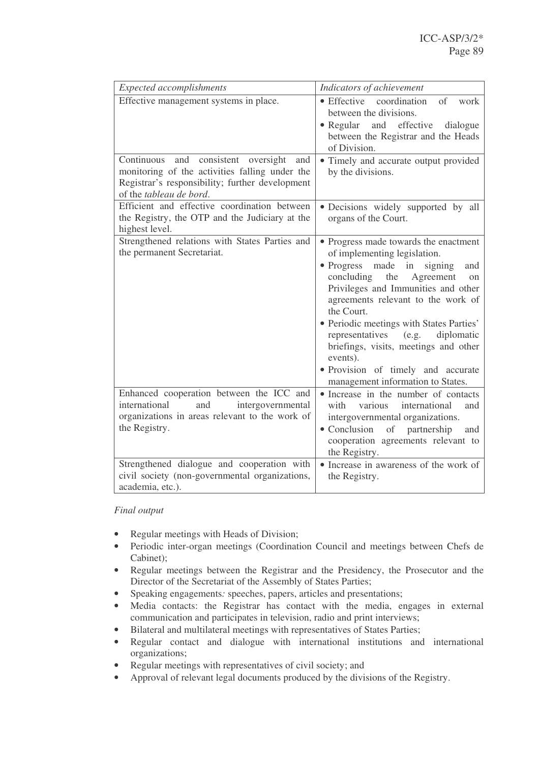| *Expected accomplishments* | *Indicators of achievement* |
|---|---|
| Effective management systems in place. | • Effective coordination of work between the divisions.<br>• Regular and effective dialogue between the Registrar and the Heads of Division. |
| Continuous and consistent oversight and monitoring of the activities falling under the Registrar's responsibility; further development of the *tableau de bord*. | • Timely and accurate output provided by the divisions. |
| Efficient and effective coordination between the Registry, the OTP and the Judiciary at the highest level. | • Decisions widely supported by all organs of the Court. |
| Strengthened relations with States Parties and the permanent Secretariat. | • Progress made towards the enactment of implementing legislation.<br>• Progress made in signing and concluding the Agreement on Privileges and Immunities and other agreements relevant to the work of the Court.<br>• Periodic meetings with States Parties' representatives (e.g. diplomatic briefings, visits, meetings and other events).<br>• Provision of timely and accurate management information to States. |
| Enhanced cooperation between the ICC and international and intergovernmental organizations in areas relevant to the work of the Registry. | • Increase in the number of contacts with various international and intergovernmental organizations.<br>• Conclusion of partnership and cooperation agreements relevant to the Registry. |
| Strengthened dialogue and cooperation with civil society (non-governmental organizations, academia, etc.). | • Increase in awareness of the work of the Registry. |

*Final output*

- Regular meetings with Heads of Division;
- Periodic inter-organ meetings (Coordination Council and meetings between Chefs de Cabinet);
- Regular meetings between the Registrar and the Presidency, the Prosecutor and the Director of the Secretariat of the Assembly of States Parties;
- Speaking engagements*:* speeches, papers, articles and presentations;
- Media contacts: the Registrar has contact with the media, engages in external communication and participates in television, radio and print interviews;
- Bilateral and multilateral meetings with representatives of States Parties;
- Regular contact and dialogue with international institutions and international organizations;
- Regular meetings with representatives of civil society; and
- Approval of relevant legal documents produced by the divisions of the Registry.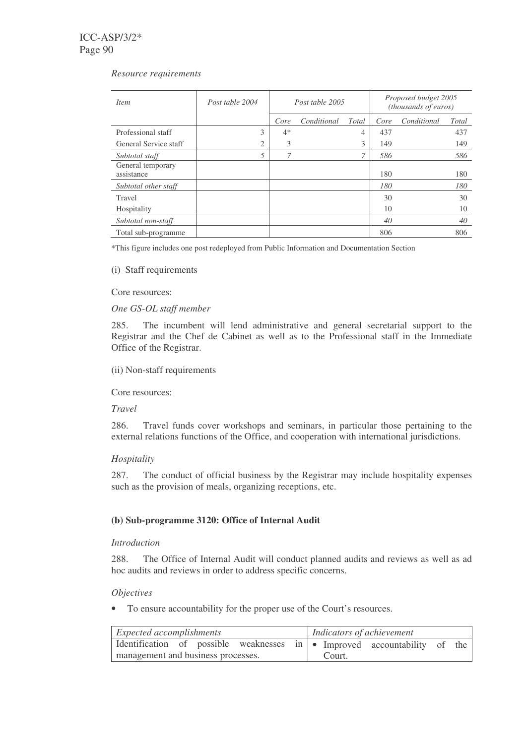*Resource requirements*

| *Item* | *Post table 2004* | *Post table 2005* | | | *Proposed budget 2005 (thousands of euros)* | | |
|---|---|---|---|---|---|---|---|
| | | *Core* | *Conditional* | *Total* | *Core* | *Conditional* | *Total* |
| Professional staff | 3 | 4* | | 4 | 437 | | 437 |
| General Service staff | 2 | 3 | | 3 | 149 | | 149 |
| *Subtotal staff* | *5* | *7* | | *7* | *586* | | *586* |
| General temporary assistance | | | | | 180 | | 180 |
| *Subtotal other staff* | | | | | *180* | | *180* |
| Travel | | | | | 30 | | 30 |
| Hospitality | | | | | 10 | | 10 |
| *Subtotal non-staff* | | | | | *40* | | *40* |
| Total sub-programme | | | | | 806 | | 806 |

*This figure includes one post redeployed from Public Information and Documentation Section

(i) Staff requirements

Core resources:

*One GS-OL staff member*

285. The incumbent will lend administrative and general secretarial support to the Registrar and the Chef de Cabinet as well as to the Professional staff in the Immediate Office of the Registrar.

(ii) Non-staff requirements

Core resources:

*Travel*

286. Travel funds cover workshops and seminars, in particular those pertaining to the external relations functions of the Office, and cooperation with international jurisdictions.

*Hospitality*

287. The conduct of official business by the Registrar may include hospitality expenses such as the provision of meals, organizing receptions, etc.

### (b) Sub-programme 3120: Office of Internal Audit

*Introduction*

288. The Office of Internal Audit will conduct planned audits and reviews as well as ad hoc audits and reviews in order to address specific concerns.

*Objectives*

- To ensure accountability for the proper use of the Court's resources.

| *Expected accomplishments* | *Indicators of achievement* |
|---|---|
| Identification of possible weaknesses in management and business processes. | • Improved accountability of the Court. |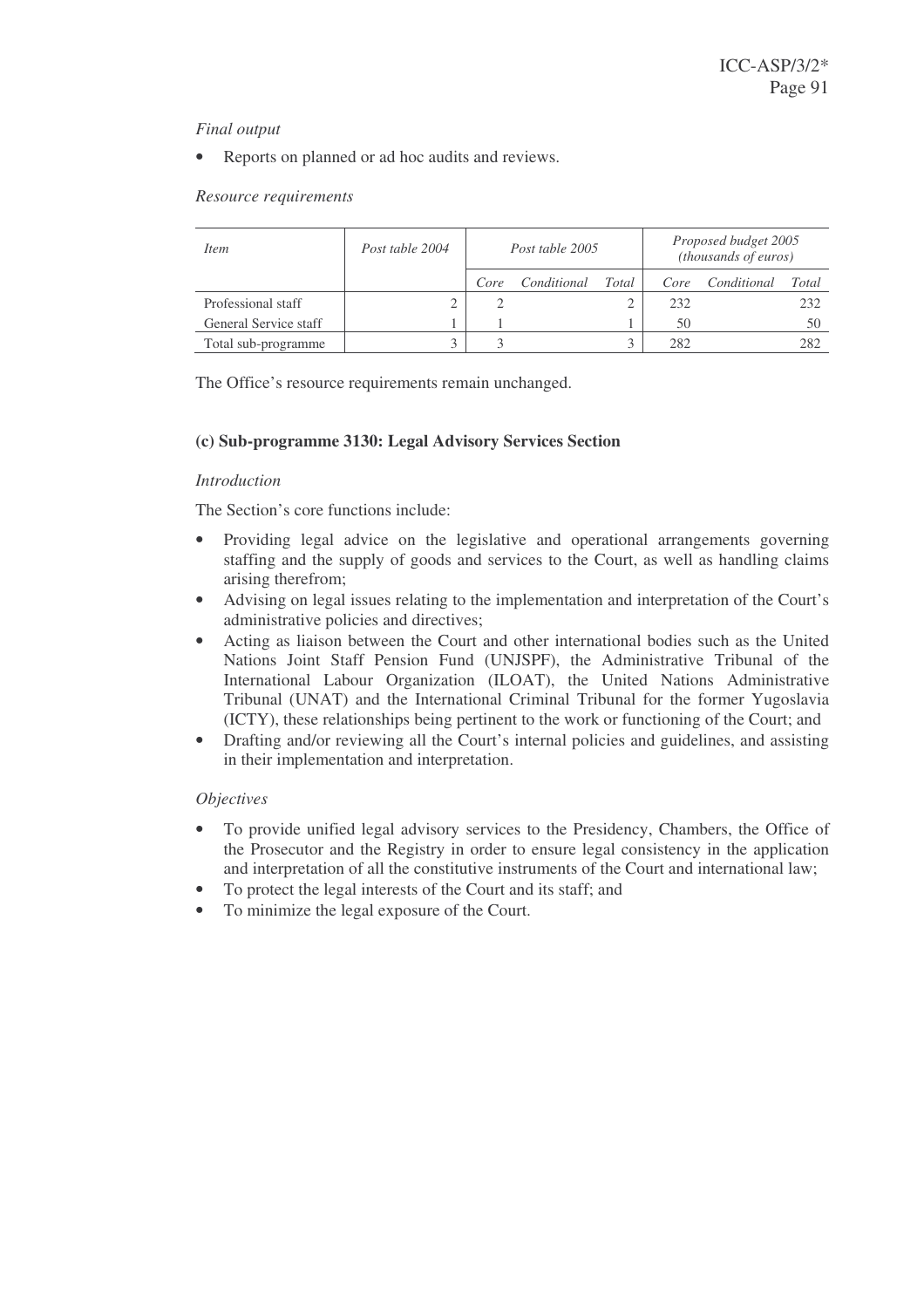*Final output*

- Reports on planned or ad hoc audits and reviews.

*Resource requirements*

| *Item* | *Post table 2004* | *Post table 2005* | | | *Proposed budget 2005 (thousands of euros)* | | |
|---|---|---|---|---|---|---|---|
| | | *Core* | *Conditional* | *Total* | *Core* | *Conditional* | *Total* |
| Professional staff | 2 | 2 | | 2 | 232 | | 232 |
| General Service staff | 1 | 1 | | 1 | 50 | | 50 |
| Total sub-programme | 3 | 3 | | 3 | 282 | | 282 |

The Office's resource requirements remain unchanged.

### (c) Sub-programme 3130: Legal Advisory Services Section

*Introduction*

The Section's core functions include:

- Providing legal advice on the legislative and operational arrangements governing staffing and the supply of goods and services to the Court, as well as handling claims arising therefrom;
- Advising on legal issues relating to the implementation and interpretation of the Court's administrative policies and directives;
- Acting as liaison between the Court and other international bodies such as the United Nations Joint Staff Pension Fund (UNJSPF), the Administrative Tribunal of the International Labour Organization (ILOAT), the United Nations Administrative Tribunal (UNAT) and the International Criminal Tribunal for the former Yugoslavia (ICTY), these relationships being pertinent to the work or functioning of the Court; and
- Drafting and/or reviewing all the Court's internal policies and guidelines, and assisting in their implementation and interpretation.

*Objectives*

- To provide unified legal advisory services to the Presidency, Chambers, the Office of the Prosecutor and the Registry in order to ensure legal consistency in the application and interpretation of all the constitutive instruments of the Court and international law;
- To protect the legal interests of the Court and its staff; and
- To minimize the legal exposure of the Court.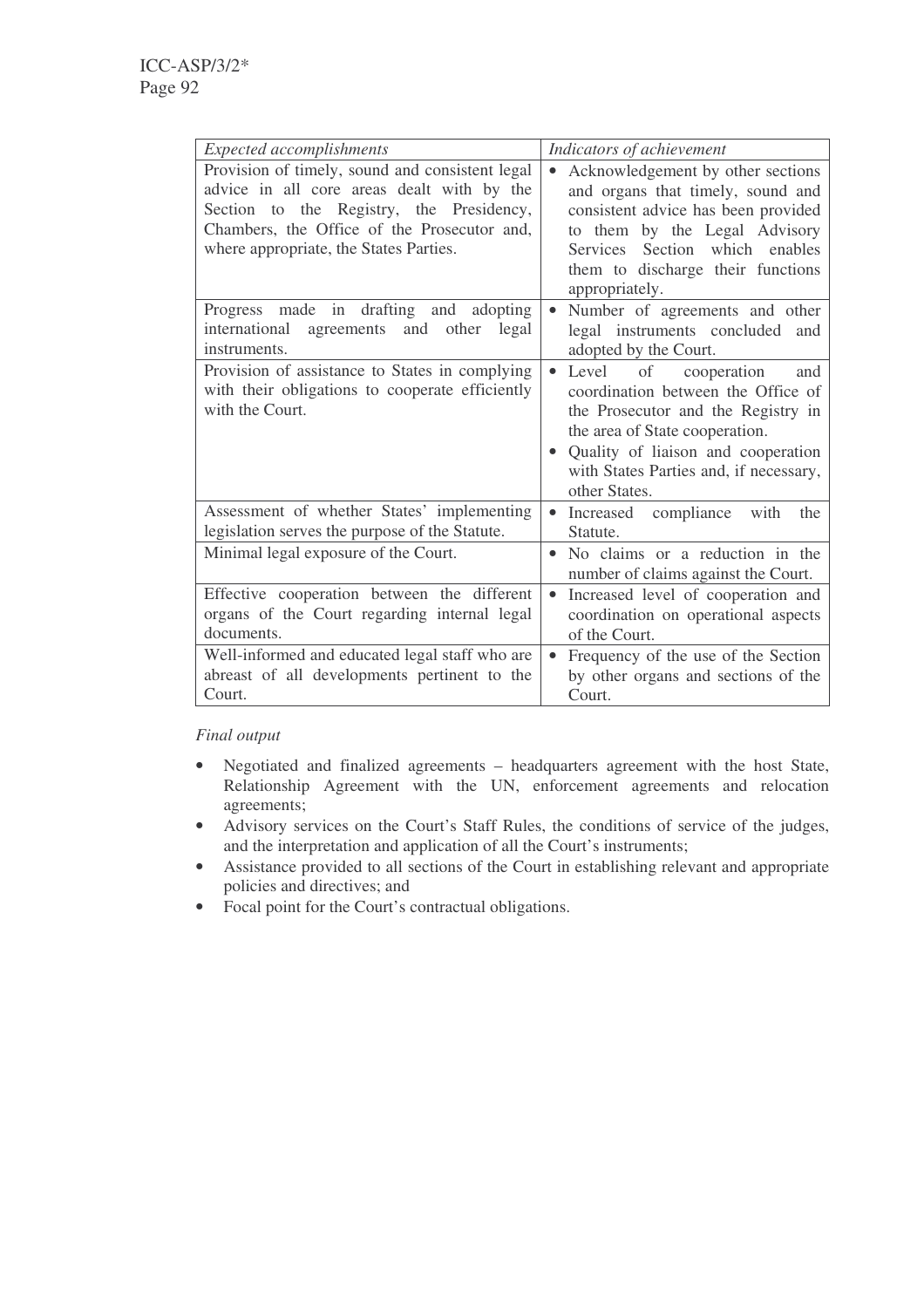| *Expected accomplishments* | *Indicators of achievement* |
| --- | --- |
| Provision of timely, sound and consistent legal advice in all core areas dealt with by the Section to the Registry, the Presidency, Chambers, the Office of the Prosecutor and, where appropriate, the States Parties. | • Acknowledgement by other sections and organs that timely, sound and consistent advice has been provided to them by the Legal Advisory Services Section which enables them to discharge their functions appropriately. |
| Progress made in drafting and adopting international agreements and other legal instruments. | • Number of agreements and other legal instruments concluded and adopted by the Court. |
| Provision of assistance to States in complying with their obligations to cooperate efficiently with the Court. | • Level of cooperation and coordination between the Office of the Prosecutor and the Registry in the area of State cooperation. • Quality of liaison and cooperation with States Parties and, if necessary, other States. |
| Assessment of whether States' implementing legislation serves the purpose of the Statute. | • Increased compliance with the Statute. |
| Minimal legal exposure of the Court. | • No claims or a reduction in the number of claims against the Court. |
| Effective cooperation between the different organs of the Court regarding internal legal documents. | • Increased level of cooperation and coordination on operational aspects of the Court. |
| Well-informed and educated legal staff who are abreast of all developments pertinent to the Court. | • Frequency of the use of the Section by other organs and sections of the Court. |

*Final output*

- Negotiated and finalized agreements – headquarters agreement with the host State, Relationship Agreement with the UN, enforcement agreements and relocation agreements;
- Advisory services on the Court's Staff Rules, the conditions of service of the judges, and the interpretation and application of all the Court's instruments;
- Assistance provided to all sections of the Court in establishing relevant and appropriate policies and directives; and
- Focal point for the Court's contractual obligations.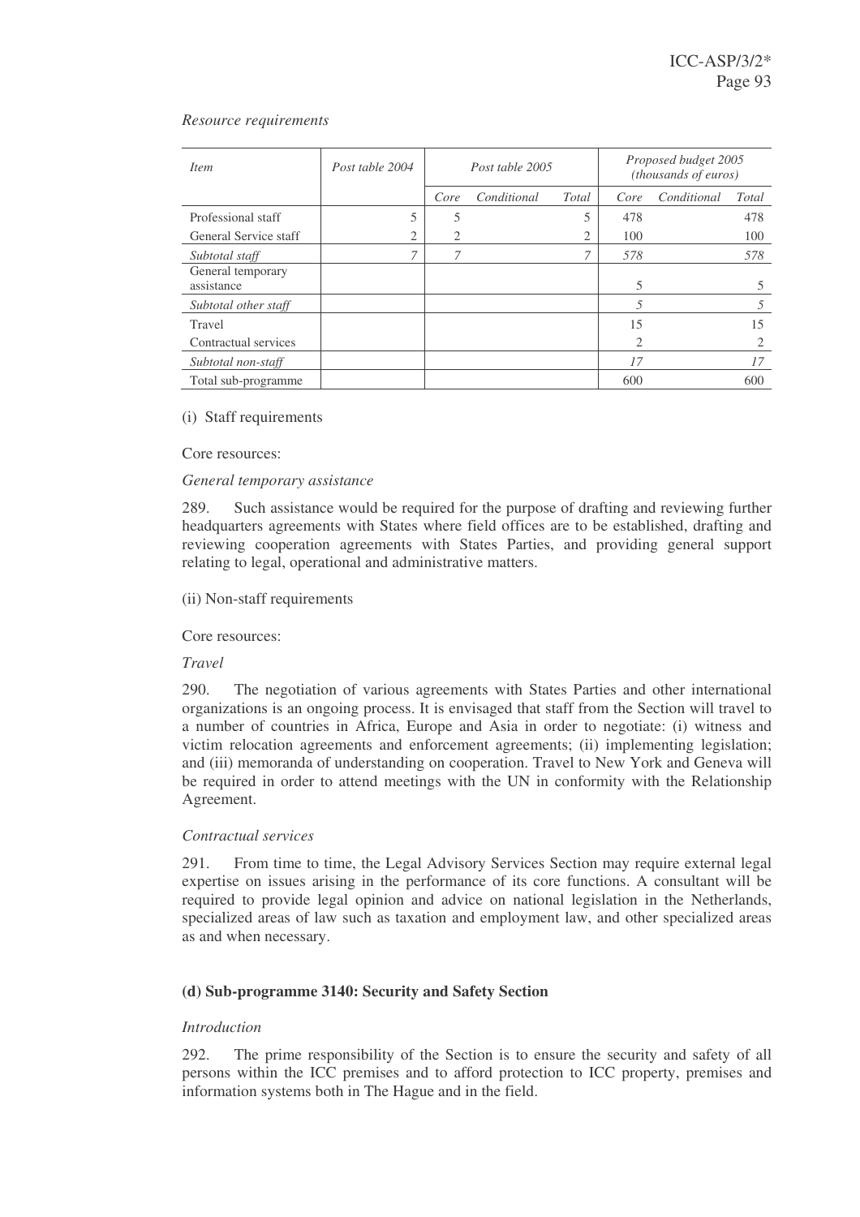*Resource requirements*

| *Item* | *Post table 2004* | *Post table 2005* | | | *Proposed budget 2005 (thousands of euros)* | | |
|---|---|---|---|---|---|---|---|
| | | *Core* | *Conditional* | *Total* | *Core* | *Conditional* | *Total* |
| Professional staff | 5 | 5 | | 5 | 478 | | 478 |
| General Service staff | 2 | 2 | | 2 | 100 | | 100 |
| *Subtotal staff* | *7* | *7* | | *7* | *578* | | *578* |
| General temporary assistance | | | | | 5 | | 5 |
| *Subtotal other staff* | | | | | *5* | | *5* |
| Travel | | | | | 15 | | 15 |
| Contractual services | | | | | 2 | | 2 |
| *Subtotal non-staff* | | | | | *17* | | *17* |
| Total sub-programme | | | | | 600 | | 600 |

(i) Staff requirements

Core resources:

*General temporary assistance*

289. Such assistance would be required for the purpose of drafting and reviewing further headquarters agreements with States where field offices are to be established, drafting and reviewing cooperation agreements with States Parties, and providing general support relating to legal, operational and administrative matters.

(ii) Non-staff requirements

Core resources:

*Travel*

290. The negotiation of various agreements with States Parties and other international organizations is an ongoing process. It is envisaged that staff from the Section will travel to a number of countries in Africa, Europe and Asia in order to negotiate: (i) witness and victim relocation agreements and enforcement agreements; (ii) implementing legislation; and (iii) memoranda of understanding on cooperation. Travel to New York and Geneva will be required in order to attend meetings with the UN in conformity with the Relationship Agreement.

*Contractual services*

291. From time to time, the Legal Advisory Services Section may require external legal expertise on issues arising in the performance of its core functions. A consultant will be required to provide legal opinion and advice on national legislation in the Netherlands, specialized areas of law such as taxation and employment law, and other specialized areas as and when necessary.

**(d) Sub-programme 3140: Security and Safety Section**

*Introduction*

292. The prime responsibility of the Section is to ensure the security and safety of all persons within the ICC premises and to afford protection to ICC property, premises and information systems both in The Hague and in the field.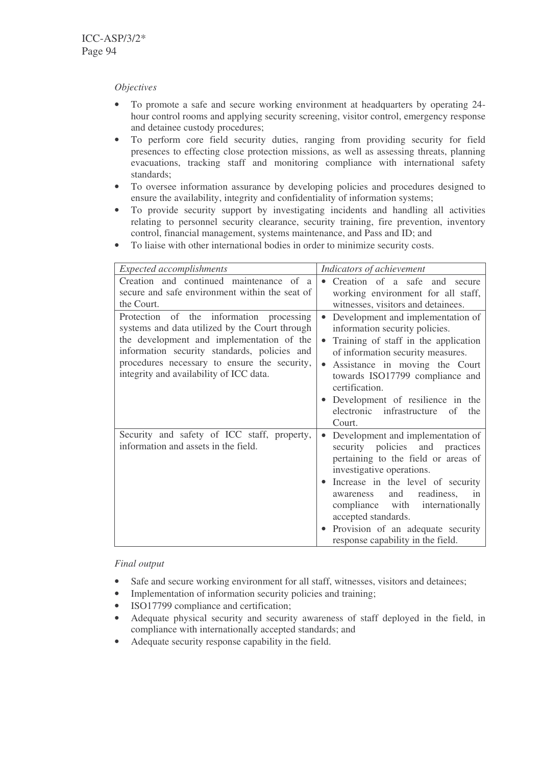*Objectives*

- To promote a safe and secure working environment at headquarters by operating 24-hour control rooms and applying security screening, visitor control, emergency response and detainee custody procedures;
- To perform core field security duties, ranging from providing security for field presences to effecting close protection missions, as well as assessing threats, planning evacuations, tracking staff and monitoring compliance with international safety standards;
- To oversee information assurance by developing policies and procedures designed to ensure the availability, integrity and confidentiality of information systems;
- To provide security support by investigating incidents and handling all activities relating to personnel security clearance, security training, fire prevention, inventory control, financial management, systems maintenance, and Pass and ID; and
- To liaise with other international bodies in order to minimize security costs.

| *Expected accomplishments* | *Indicators of achievement* |
|---|---|
| Creation and continued maintenance of a secure and safe environment within the seat of the Court. | • Creation of a safe and secure working environment for all staff, witnesses, visitors and detainees. |
| Protection of the information processing systems and data utilized by the Court through the development and implementation of the information security standards, policies and procedures necessary to ensure the security, integrity and availability of ICC data. | • Development and implementation of information security policies.<br>• Training of staff in the application of information security measures.<br>• Assistance in moving the Court towards ISO17799 compliance and certification.<br>• Development of resilience in the electronic infrastructure of the Court. |
| Security and safety of ICC staff, property, information and assets in the field. | • Development and implementation of security policies and practices pertaining to the field or areas of investigative operations.<br>• Increase in the level of security awareness and readiness, in compliance with internationally accepted standards.<br>• Provision of an adequate security response capability in the field. |

*Final output*

- Safe and secure working environment for all staff, witnesses, visitors and detainees;
- Implementation of information security policies and training;
- ISO17799 compliance and certification;
- Adequate physical security and security awareness of staff deployed in the field, in compliance with internationally accepted standards; and
- Adequate security response capability in the field.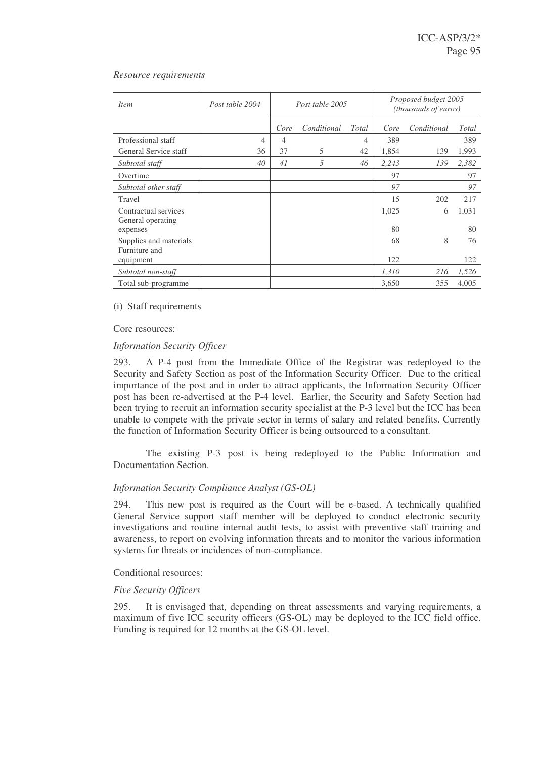*Resource requirements*

| *Item* | *Post table 2004* | *Post table 2005* | | | *Proposed budget 2005 (thousands of euros)* | | |
|---|---|---|---|---|---|---|---|
| | | *Core* | *Conditional* | *Total* | *Core* | *Conditional* | *Total* |
| Professional staff | 4 | 4 | | 4 | 389 | | 389 |
| General Service staff | 36 | 37 | 5 | 42 | 1,854 | 139 | 1,993 |
| *Subtotal staff* | *40* | *41* | *5* | *46* | *2,243* | *139* | *2,382* |
| Overtime | | | | | 97 | | 97 |
| *Subtotal other staff* | | | | | *97* | | *97* |
| Travel | | | | | 15 | 202 | 217 |
| Contractual services | | | | | 1,025 | 6 | 1,031 |
| General operating expenses | | | | | 80 | | 80 |
| Supplies and materials | | | | | 68 | 8 | 76 |
| Furniture and equipment | | | | | 122 | | 122 |
| *Subtotal non-staff* | | | | | *1,310* | *216* | *1,526* |
| Total sub-programme | | | | | 3,650 | 355 | 4,005 |

(i) Staff requirements

Core resources:

*Information Security Officer*

293. A P-4 post from the Immediate Office of the Registrar was redeployed to the Security and Safety Section as post of the Information Security Officer. Due to the critical importance of the post and in order to attract applicants, the Information Security Officer post has been re-advertised at the P-4 level. Earlier, the Security and Safety Section had been trying to recruit an information security specialist at the P-3 level but the ICC has been unable to compete with the private sector in terms of salary and related benefits. Currently the function of Information Security Officer is being outsourced to a consultant.

The existing P-3 post is being redeployed to the Public Information and Documentation Section.

*Information Security Compliance Analyst (GS-OL)*

294. This new post is required as the Court will be e-based. A technically qualified General Service support staff member will be deployed to conduct electronic security investigations and routine internal audit tests, to assist with preventive staff training and awareness, to report on evolving information threats and to monitor the various information systems for threats or incidences of non-compliance.

Conditional resources:

*Five Security Officers*

295. It is envisaged that, depending on threat assessments and varying requirements, a maximum of five ICC security officers (GS-OL) may be deployed to the ICC field office. Funding is required for 12 months at the GS-OL level.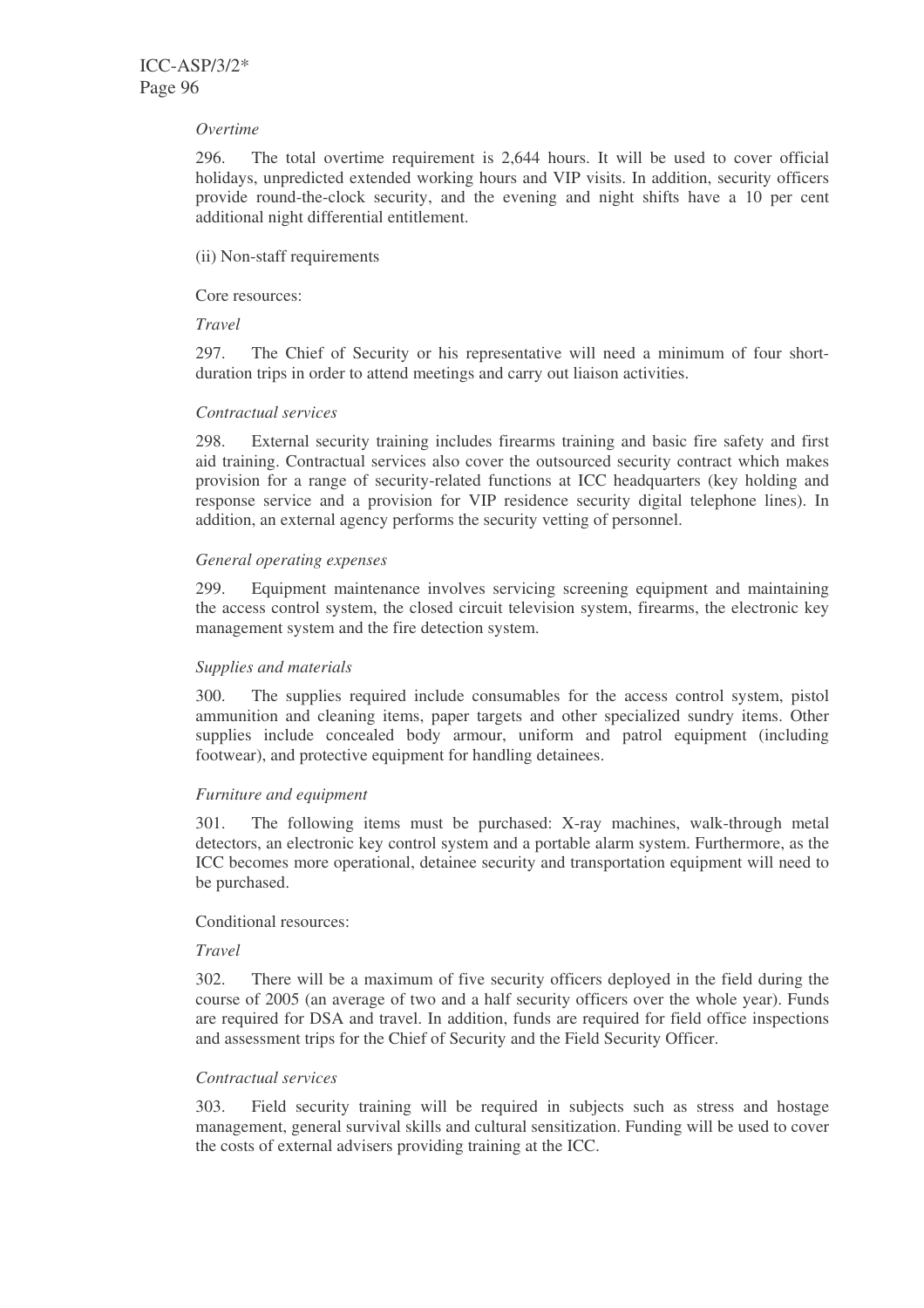*Overtime*

296. The total overtime requirement is 2,644 hours. It will be used to cover official holidays, unpredicted extended working hours and VIP visits. In addition, security officers provide round-the-clock security, and the evening and night shifts have a 10 per cent additional night differential entitlement.

(ii) Non-staff requirements

Core resources:

*Travel*

297. The Chief of Security or his representative will need a minimum of four short-duration trips in order to attend meetings and carry out liaison activities.

*Contractual services*

298. External security training includes firearms training and basic fire safety and first aid training. Contractual services also cover the outsourced security contract which makes provision for a range of security-related functions at ICC headquarters (key holding and response service and a provision for VIP residence security digital telephone lines). In addition, an external agency performs the security vetting of personnel.

*General operating expenses*

299. Equipment maintenance involves servicing screening equipment and maintaining the access control system, the closed circuit television system, firearms, the electronic key management system and the fire detection system.

*Supplies and materials*

300. The supplies required include consumables for the access control system, pistol ammunition and cleaning items, paper targets and other specialized sundry items. Other supplies include concealed body armour, uniform and patrol equipment (including footwear), and protective equipment for handling detainees.

*Furniture and equipment*

301. The following items must be purchased: X-ray machines, walk-through metal detectors, an electronic key control system and a portable alarm system. Furthermore, as the ICC becomes more operational, detainee security and transportation equipment will need to be purchased.

Conditional resources:

*Travel*

302. There will be a maximum of five security officers deployed in the field during the course of 2005 (an average of two and a half security officers over the whole year). Funds are required for DSA and travel. In addition, funds are required for field office inspections and assessment trips for the Chief of Security and the Field Security Officer.

*Contractual services*

303. Field security training will be required in subjects such as stress and hostage management, general survival skills and cultural sensitization. Funding will be used to cover the costs of external advisers providing training at the ICC.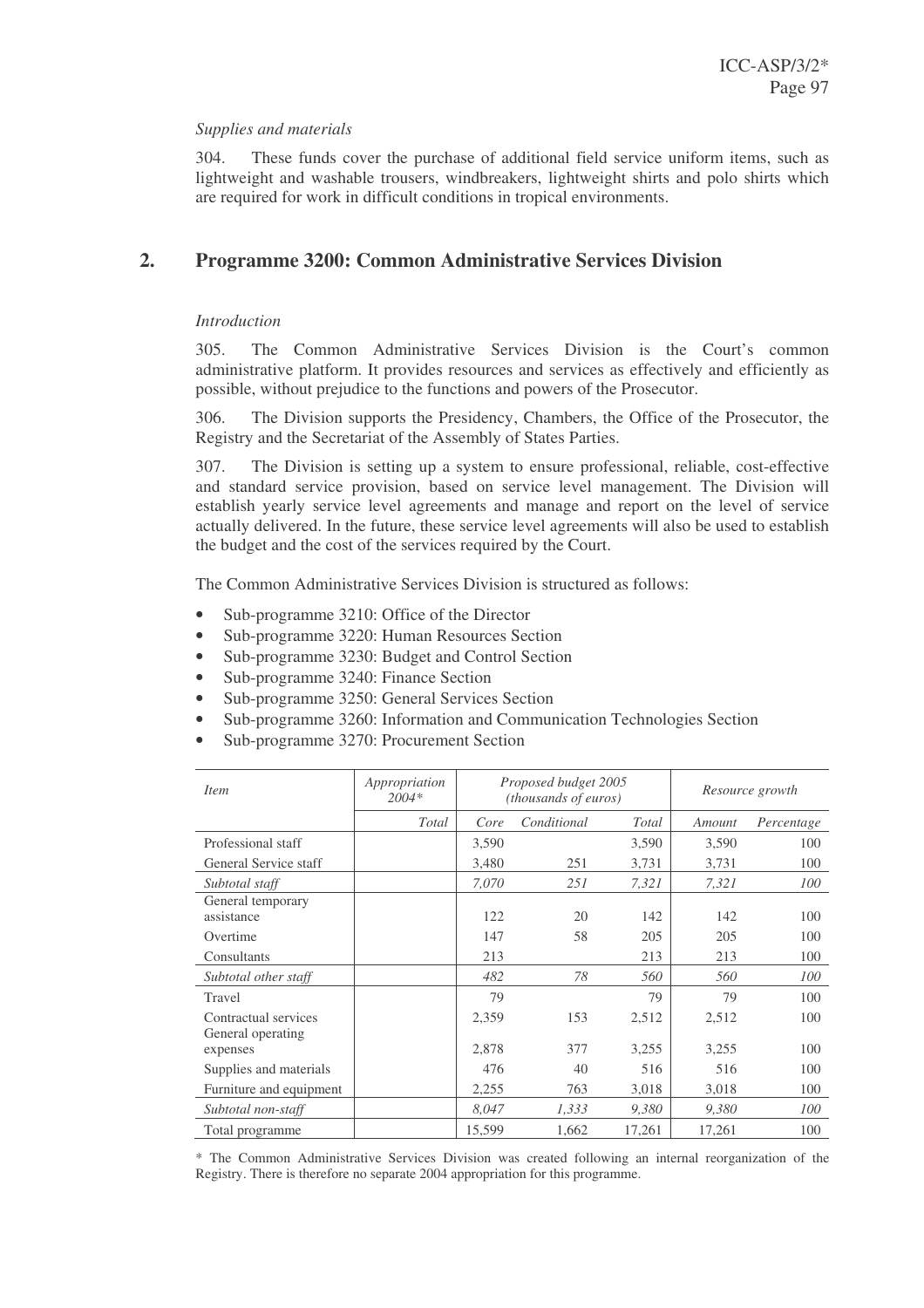*Supplies and materials*

304. These funds cover the purchase of additional field service uniform items, such as lightweight and washable trousers, windbreakers, lightweight shirts and polo shirts which are required for work in difficult conditions in tropical environments.

## 2. Programme 3200: Common Administrative Services Division

*Introduction*

305. The Common Administrative Services Division is the Court's common administrative platform. It provides resources and services as effectively and efficiently as possible, without prejudice to the functions and powers of the Prosecutor.

306. The Division supports the Presidency, Chambers, the Office of the Prosecutor, the Registry and the Secretariat of the Assembly of States Parties.

307. The Division is setting up a system to ensure professional, reliable, cost-effective and standard service provision, based on service level management. The Division will establish yearly service level agreements and manage and report on the level of service actually delivered. In the future, these service level agreements will also be used to establish the budget and the cost of the services required by the Court.

The Common Administrative Services Division is structured as follows:

- Sub-programme 3210: Office of the Director
- Sub-programme 3220: Human Resources Section
- Sub-programme 3230: Budget and Control Section
- Sub-programme 3240: Finance Section
- Sub-programme 3250: General Services Section
- Sub-programme 3260: Information and Communication Technologies Section
- Sub-programme 3270: Procurement Section

| *Item* | *Appropriation 2004\** | *Proposed budget 2005 (thousands of euros)* | | | *Resource growth* | |
|---|---|---|---|---|---|---|
| | *Total* | *Core* | *Conditional* | *Total* | *Amount* | *Percentage* |
| Professional staff | | 3,590 | | 3,590 | 3,590 | 100 |
| General Service staff | | 3,480 | 251 | 3,731 | 3,731 | 100 |
| *Subtotal staff* | | *7,070* | *251* | *7,321* | *7,321* | *100* |
| General temporary assistance | | 122 | 20 | 142 | 142 | 100 |
| Overtime | | 147 | 58 | 205 | 205 | 100 |
| Consultants | | 213 | | 213 | 213 | 100 |
| *Subtotal other staff* | | *482* | *78* | *560* | *560* | *100* |
| Travel | | 79 | | 79 | 79 | 100 |
| Contractual services | | 2,359 | 153 | 2,512 | 2,512 | 100 |
| General operating expenses | | 2,878 | 377 | 3,255 | 3,255 | 100 |
| Supplies and materials | | 476 | 40 | 516 | 516 | 100 |
| Furniture and equipment | | 2,255 | 763 | 3,018 | 3,018 | 100 |
| *Subtotal non-staff* | | *8,047* | *1,333* | *9,380* | *9,380* | *100* |
| Total programme | | 15,599 | 1,662 | 17,261 | 17,261 | 100 |

\* The Common Administrative Services Division was created following an internal reorganization of the Registry. There is therefore no separate 2004 appropriation for this programme.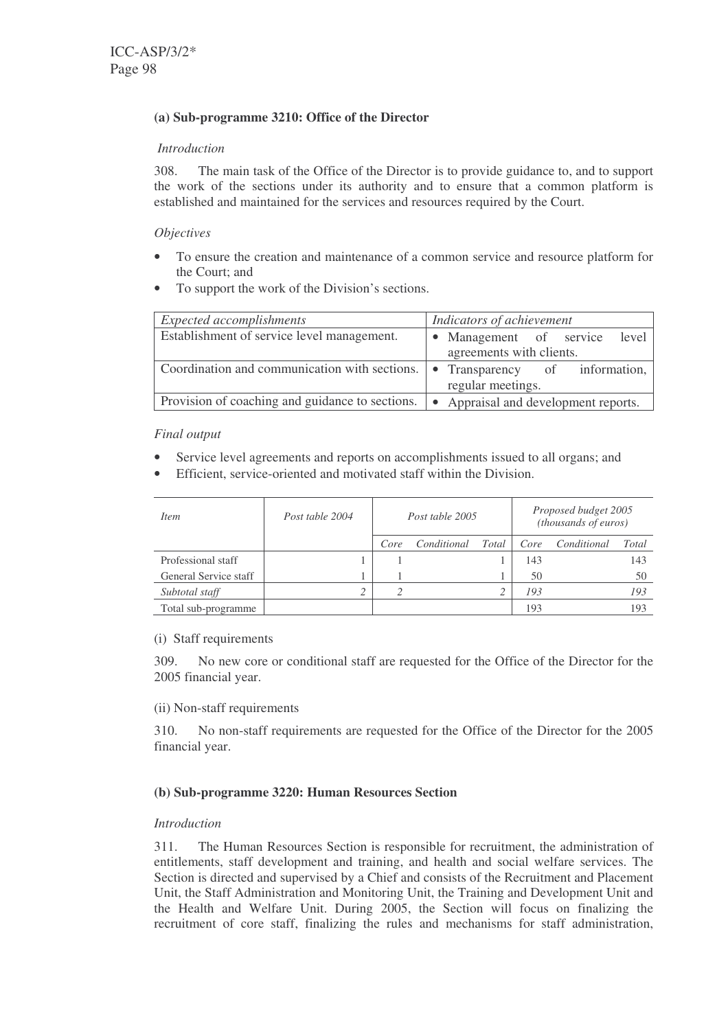### (a) Sub-programme 3210: Office of the Director

*Introduction*

308. The main task of the Office of the Director is to provide guidance to, and to support the work of the sections under its authority and to ensure that a common platform is established and maintained for the services and resources required by the Court.

*Objectives*

- To ensure the creation and maintenance of a common service and resource platform for the Court; and
- To support the work of the Division's sections.

| *Expected accomplishments* | *Indicators of achievement* |
|---|---|
| Establishment of service level management. | • Management of service level agreements with clients. |
| Coordination and communication with sections. | • Transparency of information, regular meetings. |
| Provision of coaching and guidance to sections. | • Appraisal and development reports. |

*Final output*

- Service level agreements and reports on accomplishments issued to all organs; and
- Efficient, service-oriented and motivated staff within the Division.

| *Item* | *Post table 2004* | *Post table 2005* | | | *Proposed budget 2005 (thousands of euros)* | | |
|---|---|---|---|---|---|---|---|
| | | *Core* | *Conditional* | *Total* | *Core* | *Conditional* | *Total* |
| Professional staff | 1 | 1 | | 1 | 143 | | 143 |
| General Service staff | 1 | 1 | | 1 | 50 | | 50 |
| *Subtotal staff* | *2* | *2* | | *2* | *193* | | *193* |
| Total sub-programme | | | | | 193 | | 193 |

(i) Staff requirements

309. No new core or conditional staff are requested for the Office of the Director for the 2005 financial year.

(ii) Non-staff requirements

310. No non-staff requirements are requested for the Office of the Director for the 2005 financial year.

### (b) Sub-programme 3220: Human Resources Section

*Introduction*

311. The Human Resources Section is responsible for recruitment, the administration of entitlements, staff development and training, and health and social welfare services. The Section is directed and supervised by a Chief and consists of the Recruitment and Placement Unit, the Staff Administration and Monitoring Unit, the Training and Development Unit and the Health and Welfare Unit. During 2005, the Section will focus on finalizing the recruitment of core staff, finalizing the rules and mechanisms for staff administration,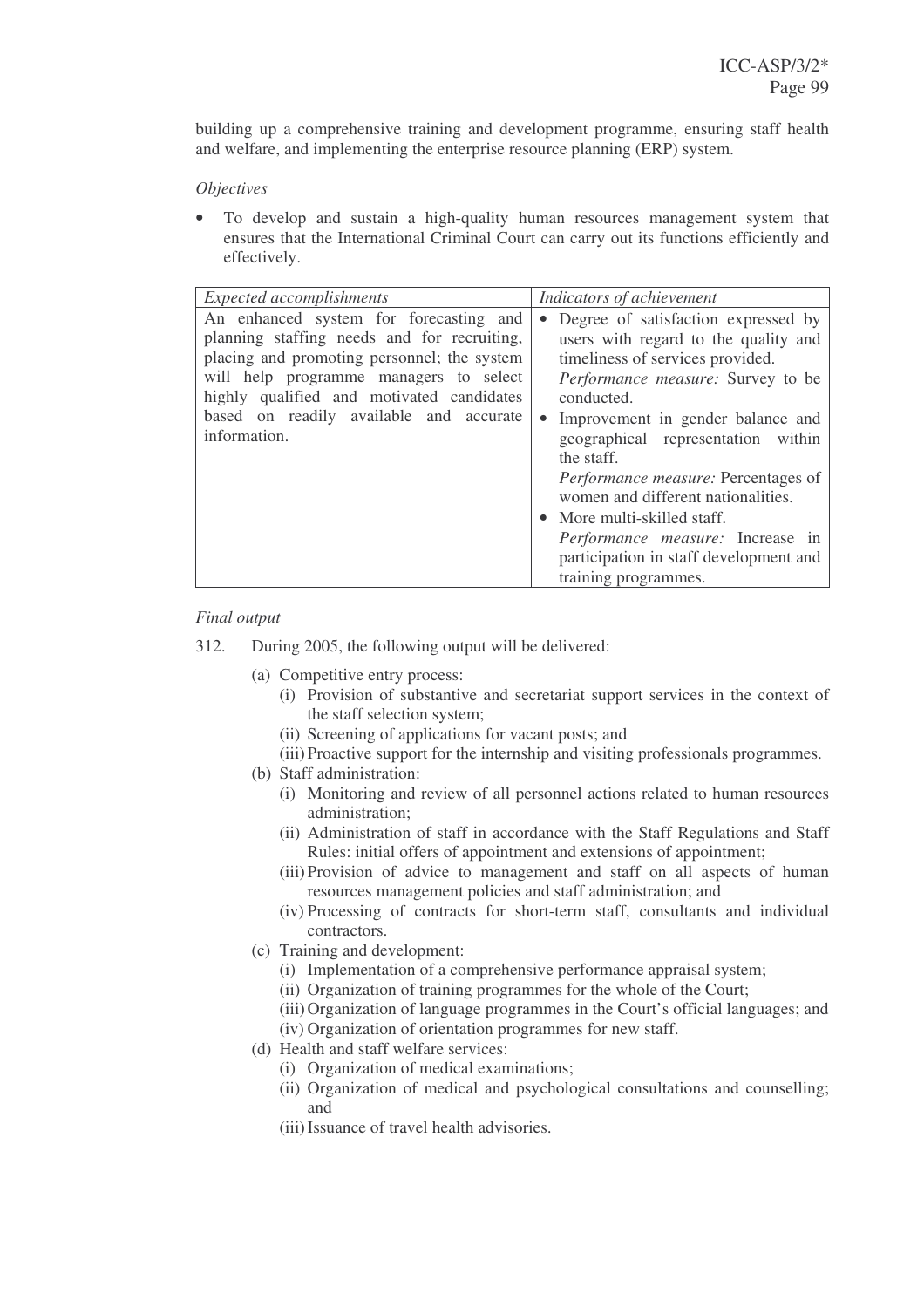building up a comprehensive training and development programme, ensuring staff health and welfare, and implementing the enterprise resource planning (ERP) system.

*Objectives*

- To develop and sustain a high-quality human resources management system that ensures that the International Criminal Court can carry out its functions efficiently and effectively.

| *Expected accomplishments* | *Indicators of achievement* |
|---|---|
| An enhanced system for forecasting and planning staffing needs and for recruiting, placing and promoting personnel; the system will help programme managers to select highly qualified and motivated candidates based on readily available and accurate information. | • Degree of satisfaction expressed by users with regard to the quality and timeliness of services provided.<br>*Performance measure:* Survey to be conducted.<br>• Improvement in gender balance and geographical representation within the staff.<br>*Performance measure:* Percentages of women and different nationalities.<br>• More multi-skilled staff.<br>*Performance measure:* Increase in participation in staff development and training programmes. |

*Final output*

312. During 2005, the following output will be delivered:

(a) Competitive entry process:
   (i) Provision of substantive and secretariat support services in the context of the staff selection system;
   (ii) Screening of applications for vacant posts; and
   (iii) Proactive support for the internship and visiting professionals programmes.

(b) Staff administration:
   (i) Monitoring and review of all personnel actions related to human resources administration;
   (ii) Administration of staff in accordance with the Staff Regulations and Staff Rules: initial offers of appointment and extensions of appointment;
   (iii) Provision of advice to management and staff on all aspects of human resources management policies and staff administration; and
   (iv) Processing of contracts for short-term staff, consultants and individual contractors.

(c) Training and development:
   (i) Implementation of a comprehensive performance appraisal system;
   (ii) Organization of training programmes for the whole of the Court;
   (iii) Organization of language programmes in the Court's official languages; and
   (iv) Organization of orientation programmes for new staff.

(d) Health and staff welfare services:
   (i) Organization of medical examinations;
   (ii) Organization of medical and psychological consultations and counselling; and
   (iii) Issuance of travel health advisories.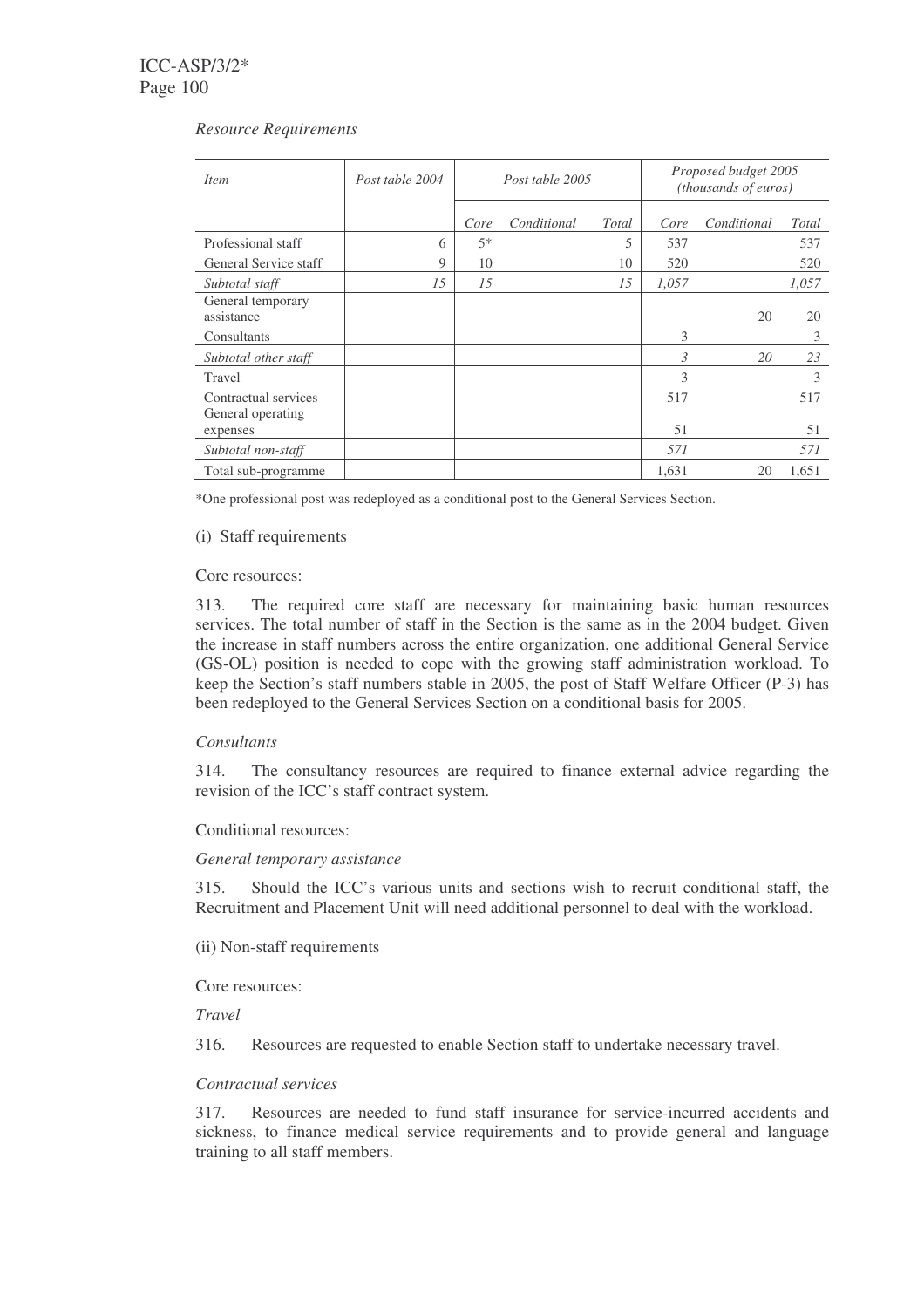*Resource Requirements*

| *Item* | *Post table 2004* | *Post table 2005* | | | *Proposed budget 2005 (thousands of euros)* | | |
|---|---|---|---|---|---|---|---|
| | | *Core* | *Conditional* | *Total* | *Core* | *Conditional* | *Total* |
| Professional staff | 6 | 5* | | 5 | 537 | | 537 |
| General Service staff | 9 | 10 | | 10 | 520 | | 520 |
| *Subtotal staff* | *15* | *15* | | *15* | *1,057* | | *1,057* |
| General temporary assistance | | | | | | 20 | 20 |
| Consultants | | | | | 3 | | 3 |
| *Subtotal other staff* | | | | | *3* | *20* | *23* |
| Travel | | | | | 3 | | 3 |
| Contractual services | | | | | 517 | | 517 |
| General operating expenses | | | | | 51 | | 51 |
| *Subtotal non-staff* | | | | | *571* | | *571* |
| Total sub-programme | | | | | 1,631 | 20 | 1,651 |

*One professional post was redeployed as a conditional post to the General Services Section.

(i) Staff requirements

Core resources:

313. The required core staff are necessary for maintaining basic human resources services. The total number of staff in the Section is the same as in the 2004 budget. Given the increase in staff numbers across the entire organization, one additional General Service (GS-OL) position is needed to cope with the growing staff administration workload. To keep the Section's staff numbers stable in 2005, the post of Staff Welfare Officer (P-3) has been redeployed to the General Services Section on a conditional basis for 2005.

*Consultants*

314. The consultancy resources are required to finance external advice regarding the revision of the ICC's staff contract system.

Conditional resources:

*General temporary assistance*

315. Should the ICC's various units and sections wish to recruit conditional staff, the Recruitment and Placement Unit will need additional personnel to deal with the workload.

(ii) Non-staff requirements

Core resources:

*Travel*

316. Resources are requested to enable Section staff to undertake necessary travel.

*Contractual services*

317. Resources are needed to fund staff insurance for service-incurred accidents and sickness, to finance medical service requirements and to provide general and language training to all staff members.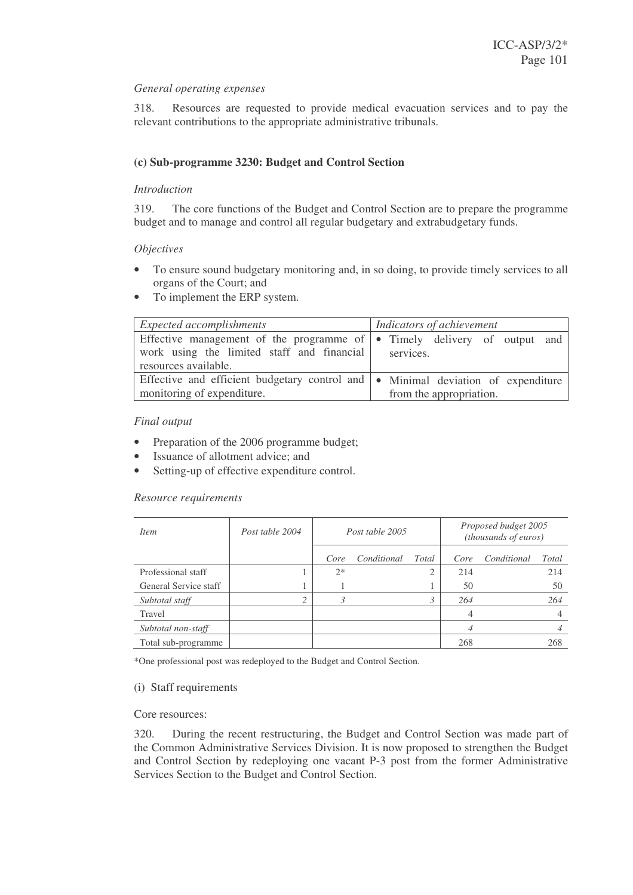*General operating expenses*

318. Resources are requested to provide medical evacuation services and to pay the relevant contributions to the appropriate administrative tribunals.

**(c) Sub-programme 3230: Budget and Control Section**

*Introduction*

319. The core functions of the Budget and Control Section are to prepare the programme budget and to manage and control all regular budgetary and extrabudgetary funds.

*Objectives*

- To ensure sound budgetary monitoring and, in so doing, to provide timely services to all organs of the Court; and
- To implement the ERP system.

| *Expected accomplishments* | *Indicators of achievement* |
|---|---|
| Effective management of the programme of work using the limited staff and financial resources available. | • Timely delivery of output and services. |
| Effective and efficient budgetary control and monitoring of expenditure. | • Minimal deviation of expenditure from the appropriation. |

*Final output*

- Preparation of the 2006 programme budget;
- Issuance of allotment advice; and
- Setting-up of effective expenditure control.

*Resource requirements*

| *Item* | *Post table 2004* | *Post table 2005* | | | *Proposed budget 2005 (thousands of euros)* | | |
|---|---|---|---|---|---|---|---|
| | | *Core* | *Conditional* | *Total* | *Core* | *Conditional* | *Total* |
| Professional staff | 1 | 2* | | 2 | 214 | | 214 |
| General Service staff | 1 | 1 | | 1 | 50 | | 50 |
| *Subtotal staff* | *2* | *3* | | *3* | *264* | | *264* |
| Travel | | | | | 4 | | 4 |
| *Subtotal non-staff* | | | | | *4* | | *4* |
| Total sub-programme | | | | | 268 | | 268 |

*One professional post was redeployed to the Budget and Control Section.

(i) Staff requirements

Core resources:

320. During the recent restructuring, the Budget and Control Section was made part of the Common Administrative Services Division. It is now proposed to strengthen the Budget and Control Section by redeploying one vacant P-3 post from the former Administrative Services Section to the Budget and Control Section.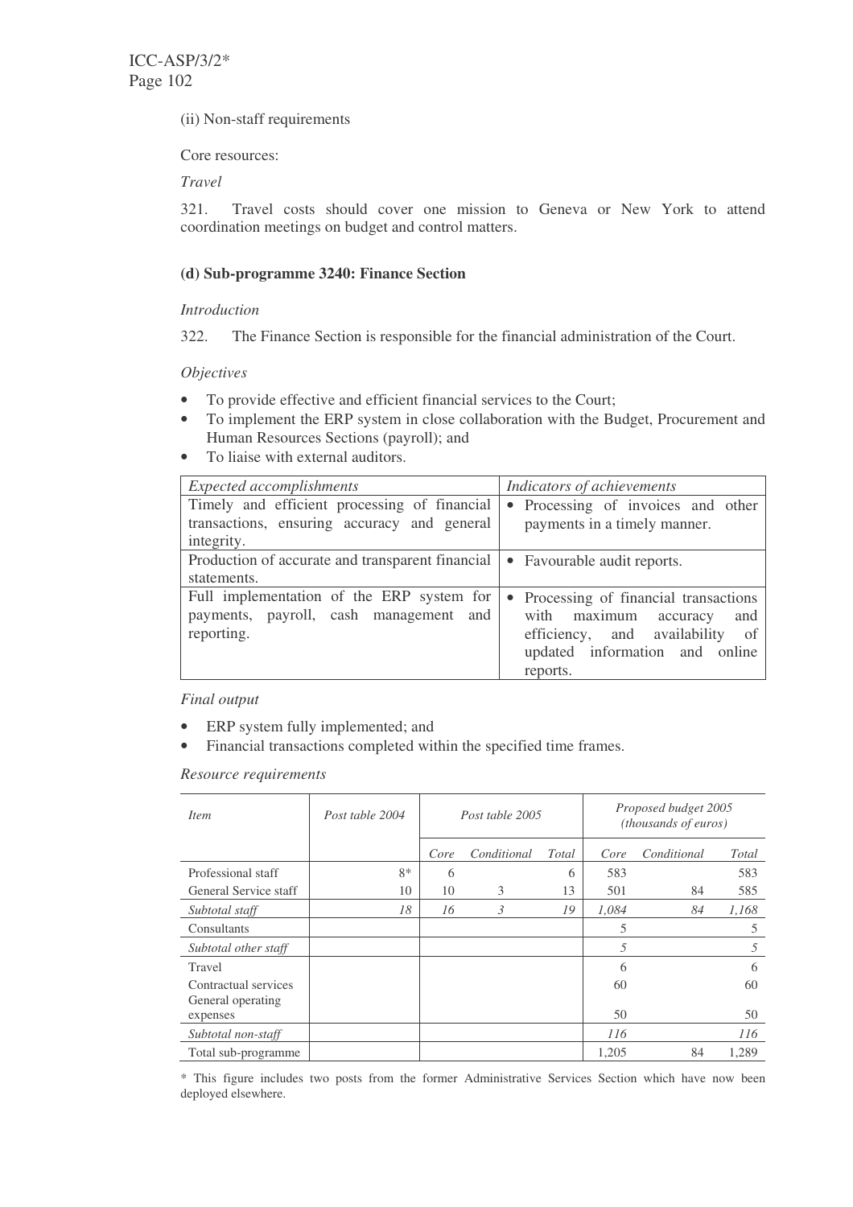(ii) Non-staff requirements

Core resources:

*Travel*

321. Travel costs should cover one mission to Geneva or New York to attend coordination meetings on budget and control matters.

### (d) Sub-programme 3240: Finance Section

*Introduction*

322. The Finance Section is responsible for the financial administration of the Court.

*Objectives*

- To provide effective and efficient financial services to the Court;
- To implement the ERP system in close collaboration with the Budget, Procurement and Human Resources Sections (payroll); and
- To liaise with external auditors.

| *Expected accomplishments* | *Indicators of achievements* |
|---|---|
| Timely and efficient processing of financial transactions, ensuring accuracy and general integrity. | • Processing of invoices and other payments in a timely manner. |
| Production of accurate and transparent financial statements. | • Favourable audit reports. |
| Full implementation of the ERP system for payments, payroll, cash management and reporting. | • Processing of financial transactions with maximum accuracy and efficiency, and availability of updated information and online reports. |

*Final output*

- ERP system fully implemented; and
- Financial transactions completed within the specified time frames.

*Resource requirements*

| *Item* | *Post table 2004* | *Post table 2005* | | | *Proposed budget 2005 (thousands of euros)* | | |
|---|---|---|---|---|---|---|---|
| | | *Core* | *Conditional* | *Total* | *Core* | *Conditional* | *Total* |
| Professional staff | 8* | 6 | | 6 | 583 | | 583 |
| General Service staff | 10 | 10 | 3 | 13 | 501 | 84 | 585 |
| *Subtotal staff* | *18* | *16* | *3* | *19* | *1,084* | *84* | *1,168* |
| Consultants | | | | | 5 | | 5 |
| *Subtotal other staff* | | | | | *5* | | *5* |
| Travel | | | | | 6 | | 6 |
| Contractual services | | | | | 60 | | 60 |
| General operating expenses | | | | | 50 | | 50 |
| *Subtotal non-staff* | | | | | *116* | | *116* |
| Total sub-programme | | | | | 1,205 | 84 | 1,289 |

\* This figure includes two posts from the former Administrative Services Section which have now been deployed elsewhere.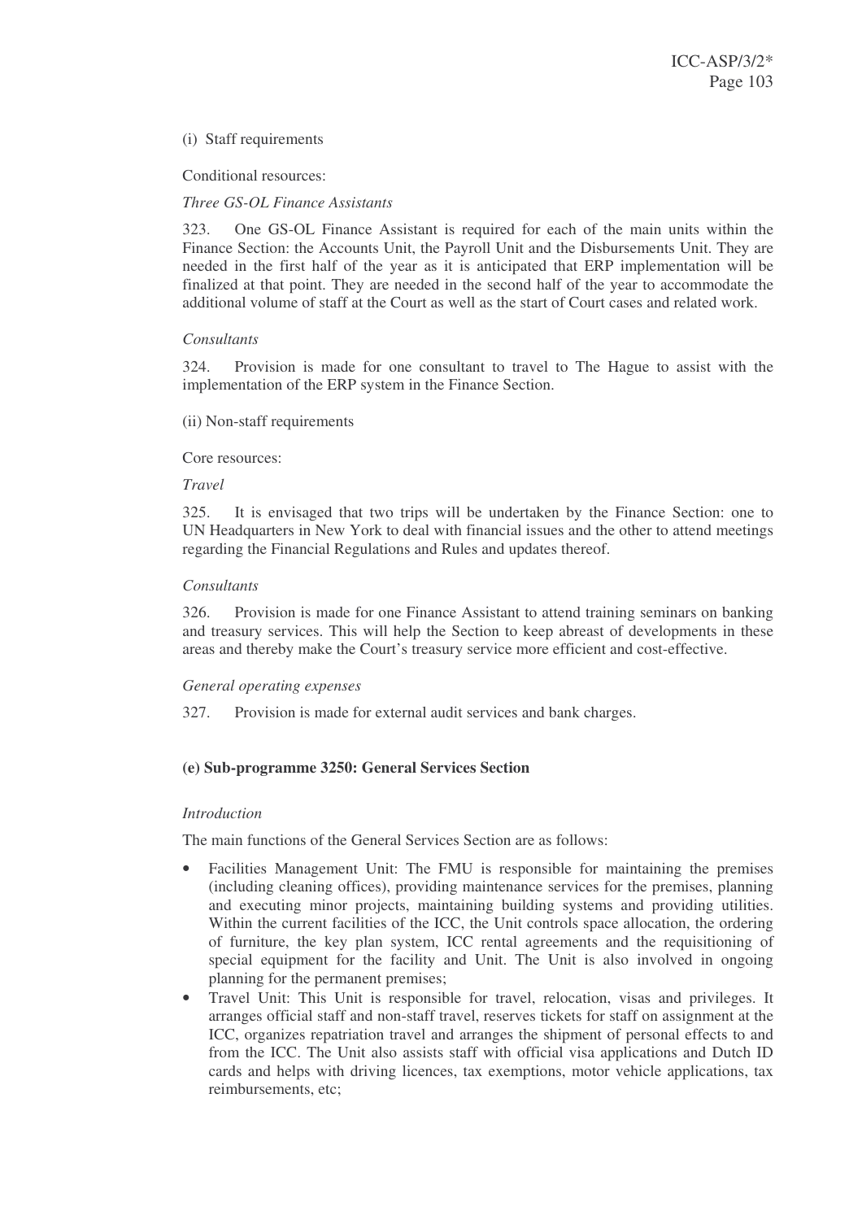(i) Staff requirements

Conditional resources:

*Three GS-OL Finance Assistants*

323. One GS-OL Finance Assistant is required for each of the main units within the Finance Section: the Accounts Unit, the Payroll Unit and the Disbursements Unit. They are needed in the first half of the year as it is anticipated that ERP implementation will be finalized at that point. They are needed in the second half of the year to accommodate the additional volume of staff at the Court as well as the start of Court cases and related work.

*Consultants*

324. Provision is made for one consultant to travel to The Hague to assist with the implementation of the ERP system in the Finance Section.

(ii) Non-staff requirements

Core resources:

*Travel*

325. It is envisaged that two trips will be undertaken by the Finance Section: one to UN Headquarters in New York to deal with financial issues and the other to attend meetings regarding the Financial Regulations and Rules and updates thereof.

*Consultants*

326. Provision is made for one Finance Assistant to attend training seminars on banking and treasury services. This will help the Section to keep abreast of developments in these areas and thereby make the Court's treasury service more efficient and cost-effective.

*General operating expenses*

327. Provision is made for external audit services and bank charges.

### (e) Sub-programme 3250: General Services Section

*Introduction*

The main functions of the General Services Section are as follows:

- Facilities Management Unit: The FMU is responsible for maintaining the premises (including cleaning offices), providing maintenance services for the premises, planning and executing minor projects, maintaining building systems and providing utilities. Within the current facilities of the ICC, the Unit controls space allocation, the ordering of furniture, the key plan system, ICC rental agreements and the requisitioning of special equipment for the facility and Unit. The Unit is also involved in ongoing planning for the permanent premises;
- Travel Unit: This Unit is responsible for travel, relocation, visas and privileges. It arranges official staff and non-staff travel, reserves tickets for staff on assignment at the ICC, organizes repatriation travel and arranges the shipment of personal effects to and from the ICC. The Unit also assists staff with official visa applications and Dutch ID cards and helps with driving licences, tax exemptions, motor vehicle applications, tax reimbursements, etc;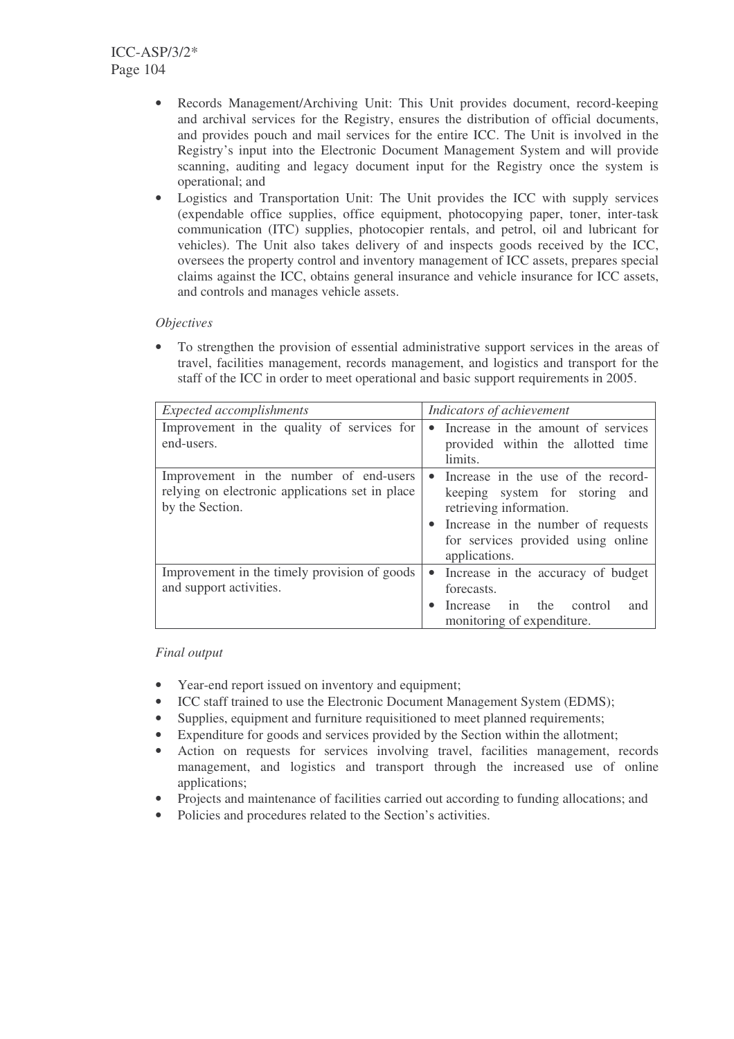- Records Management/Archiving Unit: This Unit provides document, record-keeping and archival services for the Registry, ensures the distribution of official documents, and provides pouch and mail services for the entire ICC. The Unit is involved in the Registry's input into the Electronic Document Management System and will provide scanning, auditing and legacy document input for the Registry once the system is operational; and
- Logistics and Transportation Unit: The Unit provides the ICC with supply services (expendable office supplies, office equipment, photocopying paper, toner, inter-task communication (ITC) supplies, photocopier rentals, and petrol, oil and lubricant for vehicles). The Unit also takes delivery of and inspects goods received by the ICC, oversees the property control and inventory management of ICC assets, prepares special claims against the ICC, obtains general insurance and vehicle insurance for ICC assets, and controls and manages vehicle assets.

*Objectives*

- To strengthen the provision of essential administrative support services in the areas of travel, facilities management, records management, and logistics and transport for the staff of the ICC in order to meet operational and basic support requirements in 2005.

| *Expected accomplishments* | *Indicators of achievement* |
|---|---|
| Improvement in the quality of services for end-users. | • Increase in the amount of services provided within the allotted time limits. |
| Improvement in the number of end-users relying on electronic applications set in place by the Section. | • Increase in the use of the record-keeping system for storing and retrieving information.<br>• Increase in the number of requests for services provided using online applications. |
| Improvement in the timely provision of goods and support activities. | • Increase in the accuracy of budget forecasts.<br>• Increase in the control and monitoring of expenditure. |

*Final output*

- Year-end report issued on inventory and equipment;
- ICC staff trained to use the Electronic Document Management System (EDMS);
- Supplies, equipment and furniture requisitioned to meet planned requirements;
- Expenditure for goods and services provided by the Section within the allotment;
- Action on requests for services involving travel, facilities management, records management, and logistics and transport through the increased use of online applications;
- Projects and maintenance of facilities carried out according to funding allocations; and
- Policies and procedures related to the Section's activities.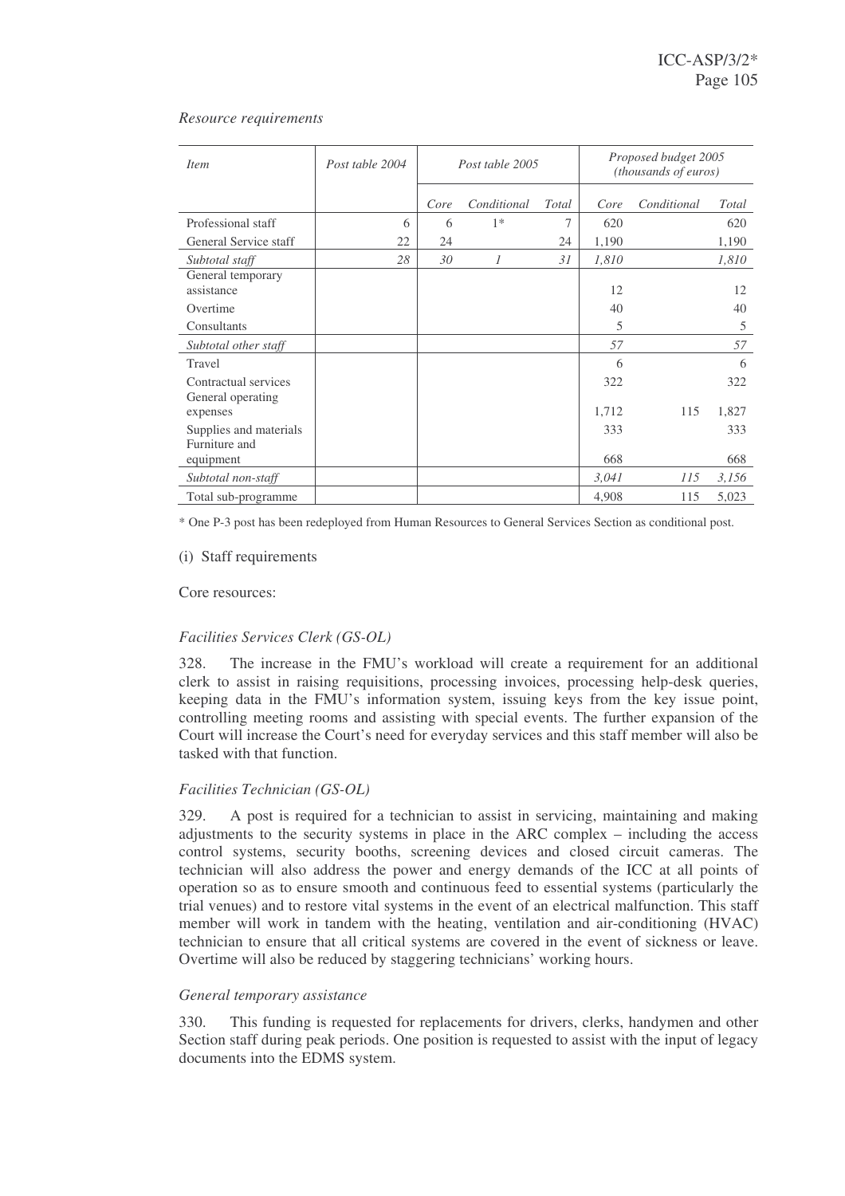*Resource requirements*

| *Item* | *Post table 2004* | *Post table 2005* | | | *Proposed budget 2005 (thousands of euros)* | | |
|---|---|---|---|---|---|---|---|
| | | *Core* | *Conditional* | *Total* | *Core* | *Conditional* | *Total* |
| Professional staff | 6 | 6 | 1* | 7 | 620 | | 620 |
| General Service staff | 22 | 24 | | 24 | 1,190 | | 1,190 |
| *Subtotal staff* | *28* | *30* | *1* | *31* | *1,810* | | *1,810* |
| General temporary assistance | | | | | 12 | | 12 |
| Overtime | | | | | 40 | | 40 |
| Consultants | | | | | 5 | | 5 |
| *Subtotal other staff* | | | | | *57* | | *57* |
| Travel | | | | | 6 | | 6 |
| Contractual services | | | | | 322 | | 322 |
| General operating expenses | | | | | 1,712 | 115 | 1,827 |
| Supplies and materials | | | | | 333 | | 333 |
| Furniture and equipment | | | | | 668 | | 668 |
| *Subtotal non-staff* | | | | | *3,041* | *115* | *3,156* |
| Total sub-programme | | | | | 4,908 | 115 | 5,023 |

\* One P-3 post has been redeployed from Human Resources to General Services Section as conditional post.

(i) Staff requirements

Core resources:

*Facilities Services Clerk (GS-OL)*

328. The increase in the FMU's workload will create a requirement for an additional clerk to assist in raising requisitions, processing invoices, processing help-desk queries, keeping data in the FMU's information system, issuing keys from the key issue point, controlling meeting rooms and assisting with special events. The further expansion of the Court will increase the Court's need for everyday services and this staff member will also be tasked with that function.

*Facilities Technician (GS-OL)*

329. A post is required for a technician to assist in servicing, maintaining and making adjustments to the security systems in place in the ARC complex – including the access control systems, security booths, screening devices and closed circuit cameras. The technician will also address the power and energy demands of the ICC at all points of operation so as to ensure smooth and continuous feed to essential systems (particularly the trial venues) and to restore vital systems in the event of an electrical malfunction. This staff member will work in tandem with the heating, ventilation and air-conditioning (HVAC) technician to ensure that all critical systems are covered in the event of sickness or leave. Overtime will also be reduced by staggering technicians' working hours.

*General temporary assistance*

330. This funding is requested for replacements for drivers, clerks, handymen and other Section staff during peak periods. One position is requested to assist with the input of legacy documents into the EDMS system.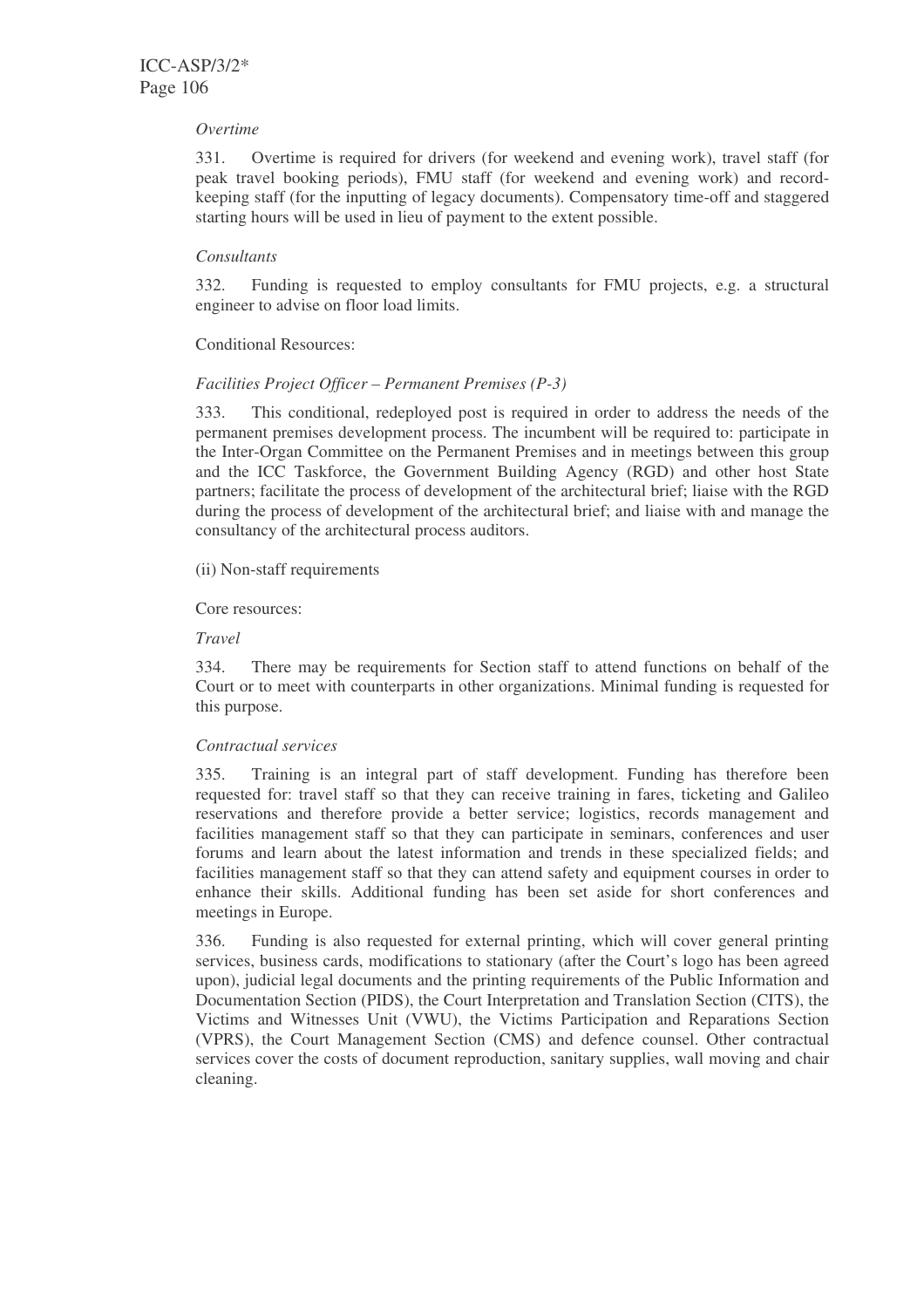*Overtime*

331. Overtime is required for drivers (for weekend and evening work), travel staff (for peak travel booking periods), FMU staff (for weekend and evening work) and record-keeping staff (for the inputting of legacy documents). Compensatory time-off and staggered starting hours will be used in lieu of payment to the extent possible.

*Consultants*

332. Funding is requested to employ consultants for FMU projects, e.g. a structural engineer to advise on floor load limits.

Conditional Resources:

*Facilities Project Officer – Permanent Premises (P-3)*

333. This conditional, redeployed post is required in order to address the needs of the permanent premises development process. The incumbent will be required to: participate in the Inter-Organ Committee on the Permanent Premises and in meetings between this group and the ICC Taskforce, the Government Building Agency (RGD) and other host State partners; facilitate the process of development of the architectural brief; liaise with the RGD during the process of development of the architectural brief; and liaise with and manage the consultancy of the architectural process auditors.

(ii) Non-staff requirements

Core resources:

*Travel*

334. There may be requirements for Section staff to attend functions on behalf of the Court or to meet with counterparts in other organizations. Minimal funding is requested for this purpose.

*Contractual services*

335. Training is an integral part of staff development. Funding has therefore been requested for: travel staff so that they can receive training in fares, ticketing and Galileo reservations and therefore provide a better service; logistics, records management and facilities management staff so that they can participate in seminars, conferences and user forums and learn about the latest information and trends in these specialized fields; and facilities management staff so that they can attend safety and equipment courses in order to enhance their skills. Additional funding has been set aside for short conferences and meetings in Europe.

336. Funding is also requested for external printing, which will cover general printing services, business cards, modifications to stationary (after the Court's logo has been agreed upon), judicial legal documents and the printing requirements of the Public Information and Documentation Section (PIDS), the Court Interpretation and Translation Section (CITS), the Victims and Witnesses Unit (VWU), the Victims Participation and Reparations Section (VPRS), the Court Management Section (CMS) and defence counsel. Other contractual services cover the costs of document reproduction, sanitary supplies, wall moving and chair cleaning.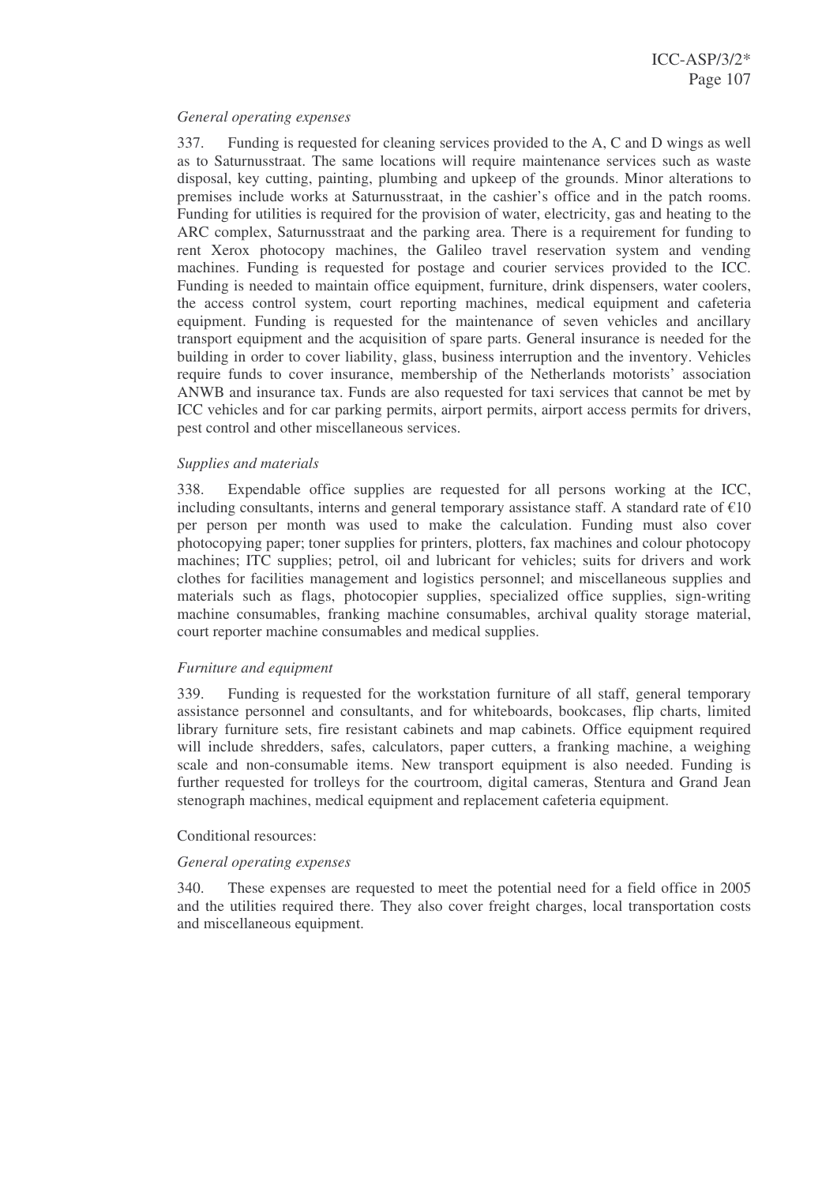*General operating expenses*

337. Funding is requested for cleaning services provided to the A, C and D wings as well as to Saturnusstraat. The same locations will require maintenance services such as waste disposal, key cutting, painting, plumbing and upkeep of the grounds. Minor alterations to premises include works at Saturnusstraat, in the cashier's office and in the patch rooms. Funding for utilities is required for the provision of water, electricity, gas and heating to the ARC complex, Saturnusstraat and the parking area. There is a requirement for funding to rent Xerox photocopy machines, the Galileo travel reservation system and vending machines. Funding is requested for postage and courier services provided to the ICC. Funding is needed to maintain office equipment, furniture, drink dispensers, water coolers, the access control system, court reporting machines, medical equipment and cafeteria equipment. Funding is requested for the maintenance of seven vehicles and ancillary transport equipment and the acquisition of spare parts. General insurance is needed for the building in order to cover liability, glass, business interruption and the inventory. Vehicles require funds to cover insurance, membership of the Netherlands motorists' association ANWB and insurance tax. Funds are also requested for taxi services that cannot be met by ICC vehicles and for car parking permits, airport permits, airport access permits for drivers, pest control and other miscellaneous services.

*Supplies and materials*

338. Expendable office supplies are requested for all persons working at the ICC, including consultants, interns and general temporary assistance staff. A standard rate of €10 per person per month was used to make the calculation. Funding must also cover photocopying paper; toner supplies for printers, plotters, fax machines and colour photocopy machines; ITC supplies; petrol, oil and lubricant for vehicles; suits for drivers and work clothes for facilities management and logistics personnel; and miscellaneous supplies and materials such as flags, photocopier supplies, specialized office supplies, sign-writing machine consumables, franking machine consumables, archival quality storage material, court reporter machine consumables and medical supplies.

*Furniture and equipment*

339. Funding is requested for the workstation furniture of all staff, general temporary assistance personnel and consultants, and for whiteboards, bookcases, flip charts, limited library furniture sets, fire resistant cabinets and map cabinets. Office equipment required will include shredders, safes, calculators, paper cutters, a franking machine, a weighing scale and non-consumable items. New transport equipment is also needed. Funding is further requested for trolleys for the courtroom, digital cameras, Stentura and Grand Jean stenograph machines, medical equipment and replacement cafeteria equipment.

Conditional resources:

*General operating expenses*

340. These expenses are requested to meet the potential need for a field office in 2005 and the utilities required there. They also cover freight charges, local transportation costs and miscellaneous equipment.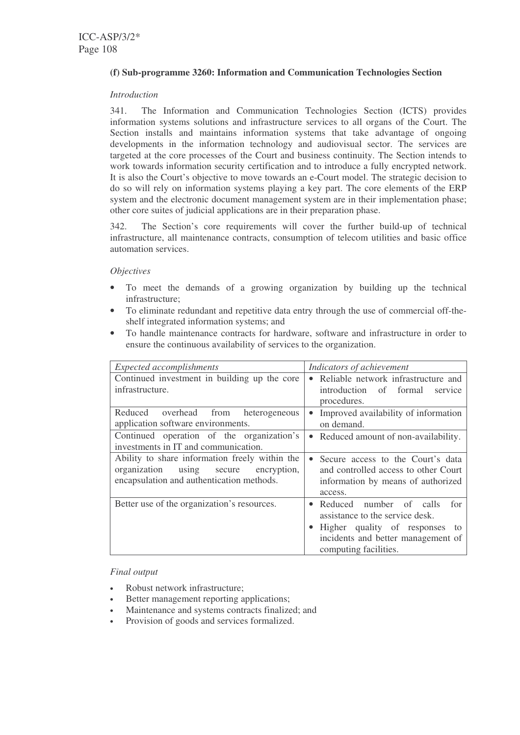### (f) Sub-programme 3260: Information and Communication Technologies Section

*Introduction*

341. The Information and Communication Technologies Section (ICTS) provides information systems solutions and infrastructure services to all organs of the Court. The Section installs and maintains information systems that take advantage of ongoing developments in the information technology and audiovisual sector. The services are targeted at the core processes of the Court and business continuity. The Section intends to work towards information security certification and to introduce a fully encrypted network. It is also the Court's objective to move towards an e-Court model. The strategic decision to do so will rely on information systems playing a key part. The core elements of the ERP system and the electronic document management system are in their implementation phase; other core suites of judicial applications are in their preparation phase.

342. The Section's core requirements will cover the further build-up of technical infrastructure, all maintenance contracts, consumption of telecom utilities and basic office automation services.

*Objectives*

- To meet the demands of a growing organization by building up the technical infrastructure;
- To eliminate redundant and repetitive data entry through the use of commercial off-the-shelf integrated information systems; and
- To handle maintenance contracts for hardware, software and infrastructure in order to ensure the continuous availability of services to the organization.

| *Expected accomplishments* | *Indicators of achievement* |
|---|---|
| Continued investment in building up the core infrastructure. | • Reliable network infrastructure and introduction of formal service procedures. |
| Reduced overhead from heterogeneous application software environments. | • Improved availability of information on demand. |
| Continued operation of the organization's investments in IT and communication. | • Reduced amount of non-availability. |
| Ability to share information freely within the organization using secure encryption, encapsulation and authentication methods. | • Secure access to the Court's data and controlled access to other Court information by means of authorized access. |
| Better use of the organization's resources. | • Reduced number of calls for assistance to the service desk. • Higher quality of responses to incidents and better management of computing facilities. |

*Final output*

- Robust network infrastructure;
- Better management reporting applications;
- Maintenance and systems contracts finalized; and
- Provision of goods and services formalized.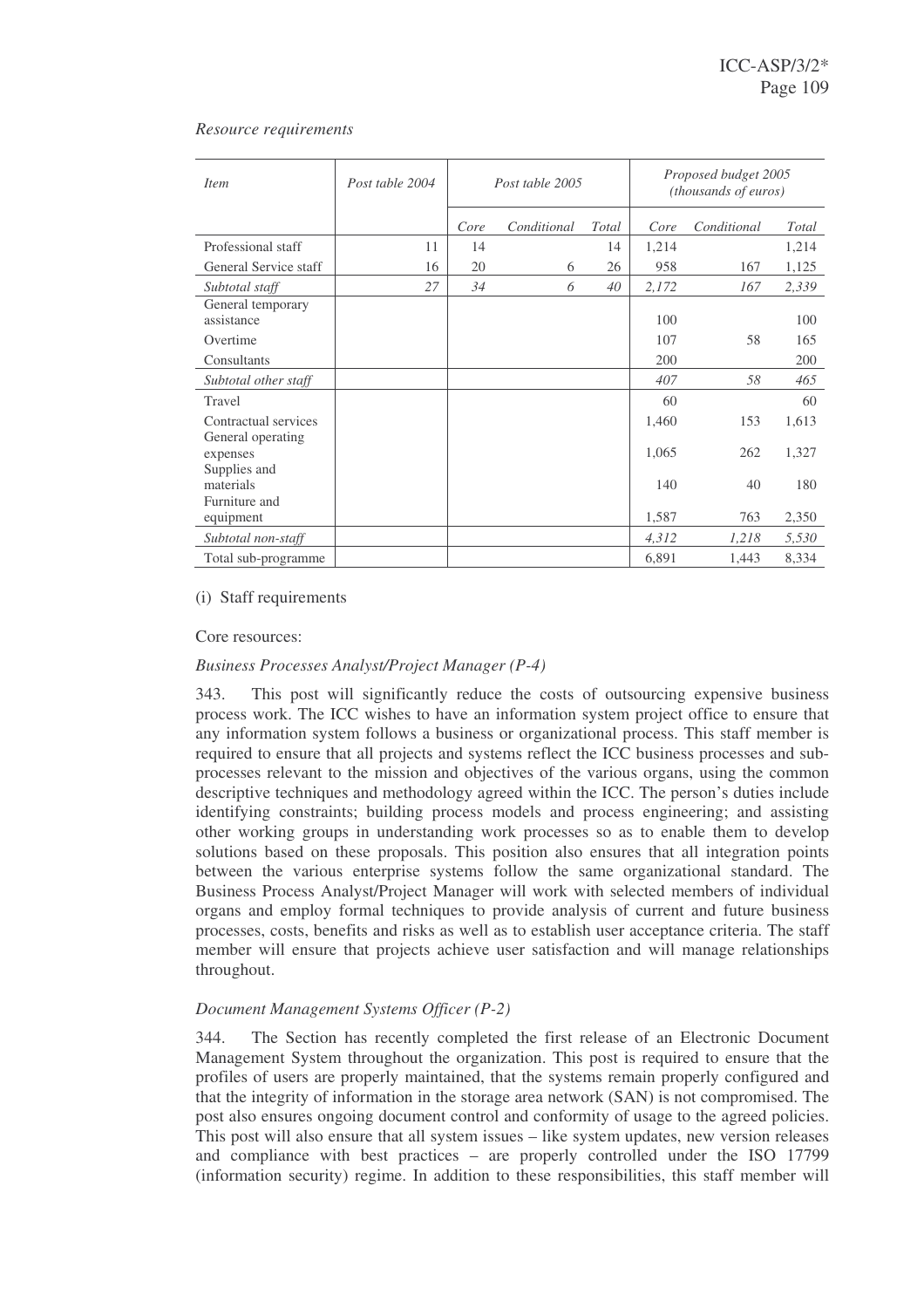*Resource requirements*

| *Item* | *Post table 2004* | *Post table 2005* | | | *Proposed budget 2005 (thousands of euros)* | | |
|---|---|---|---|---|---|---|---|
| | | *Core* | *Conditional* | *Total* | *Core* | *Conditional* | *Total* |
| Professional staff | 11 | 14 | | 14 | 1,214 | | 1,214 |
| General Service staff | 16 | 20 | 6 | 26 | 958 | 167 | 1,125 |
| *Subtotal staff* | *27* | *34* | *6* | *40* | *2,172* | *167* | *2,339* |
| General temporary assistance | | | | | 100 | | 100 |
| Overtime | | | | | 107 | 58 | 165 |
| Consultants | | | | | 200 | | 200 |
| *Subtotal other staff* | | | | | *407* | *58* | *465* |
| Travel | | | | | 60 | | 60 |
| Contractual services | | | | | 1,460 | 153 | 1,613 |
| General operating expenses | | | | | 1,065 | 262 | 1,327 |
| Supplies and materials | | | | | 140 | 40 | 180 |
| Furniture and equipment | | | | | 1,587 | 763 | 2,350 |
| *Subtotal non-staff* | | | | | *4,312* | *1,218* | *5,530* |
| Total sub-programme | | | | | 6,891 | 1,443 | 8,334 |

(i) Staff requirements

Core resources:

*Business Processes Analyst/Project Manager (P-4)*

343. This post will significantly reduce the costs of outsourcing expensive business process work. The ICC wishes to have an information system project office to ensure that any information system follows a business or organizational process. This staff member is required to ensure that all projects and systems reflect the ICC business processes and sub-processes relevant to the mission and objectives of the various organs, using the common descriptive techniques and methodology agreed within the ICC. The person's duties include identifying constraints; building process models and process engineering; and assisting other working groups in understanding work processes so as to enable them to develop solutions based on these proposals. This position also ensures that all integration points between the various enterprise systems follow the same organizational standard. The Business Process Analyst/Project Manager will work with selected members of individual organs and employ formal techniques to provide analysis of current and future business processes, costs, benefits and risks as well as to establish user acceptance criteria. The staff member will ensure that projects achieve user satisfaction and will manage relationships throughout.

*Document Management Systems Officer (P-2)*

344. The Section has recently completed the first release of an Electronic Document Management System throughout the organization. This post is required to ensure that the profiles of users are properly maintained, that the systems remain properly configured and that the integrity of information in the storage area network (SAN) is not compromised. The post also ensures ongoing document control and conformity of usage to the agreed policies. This post will also ensure that all system issues – like system updates, new version releases and compliance with best practices – are properly controlled under the ISO 17799 (information security) regime. In addition to these responsibilities, this staff member will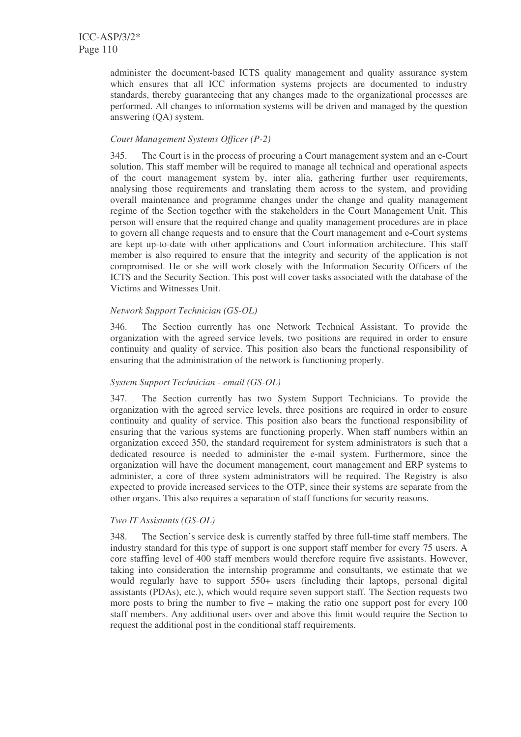administer the document-based ICTS quality management and quality assurance system which ensures that all ICC information systems projects are documented to industry standards, thereby guaranteeing that any changes made to the organizational processes are performed. All changes to information systems will be driven and managed by the question answering (QA) system.

*Court Management Systems Officer (P-2)*

345. The Court is in the process of procuring a Court management system and an e-Court solution. This staff member will be required to manage all technical and operational aspects of the court management system by, inter alia, gathering further user requirements, analysing those requirements and translating them across to the system, and providing overall maintenance and programme changes under the change and quality management regime of the Section together with the stakeholders in the Court Management Unit. This person will ensure that the required change and quality management procedures are in place to govern all change requests and to ensure that the Court management and e-Court systems are kept up-to-date with other applications and Court information architecture. This staff member is also required to ensure that the integrity and security of the application is not compromised. He or she will work closely with the Information Security Officers of the ICTS and the Security Section. This post will cover tasks associated with the database of the Victims and Witnesses Unit.

*Network Support Technician (GS-OL)*

346. The Section currently has one Network Technical Assistant. To provide the organization with the agreed service levels, two positions are required in order to ensure continuity and quality of service. This position also bears the functional responsibility of ensuring that the administration of the network is functioning properly.

*System Support Technician - email (GS-OL)*

347. The Section currently has two System Support Technicians. To provide the organization with the agreed service levels, three positions are required in order to ensure continuity and quality of service. This position also bears the functional responsibility of ensuring that the various systems are functioning properly. When staff numbers within an organization exceed 350, the standard requirement for system administrators is such that a dedicated resource is needed to administer the e-mail system. Furthermore, since the organization will have the document management, court management and ERP systems to administer, a core of three system administrators will be required. The Registry is also expected to provide increased services to the OTP, since their systems are separate from the other organs. This also requires a separation of staff functions for security reasons.

*Two IT Assistants (GS-OL)*

348. The Section's service desk is currently staffed by three full-time staff members. The industry standard for this type of support is one support staff member for every 75 users. A core staffing level of 400 staff members would therefore require five assistants. However, taking into consideration the internship programme and consultants, we estimate that we would regularly have to support 550+ users (including their laptops, personal digital assistants (PDAs), etc.), which would require seven support staff. The Section requests two more posts to bring the number to five – making the ratio one support post for every 100 staff members. Any additional users over and above this limit would require the Section to request the additional post in the conditional staff requirements.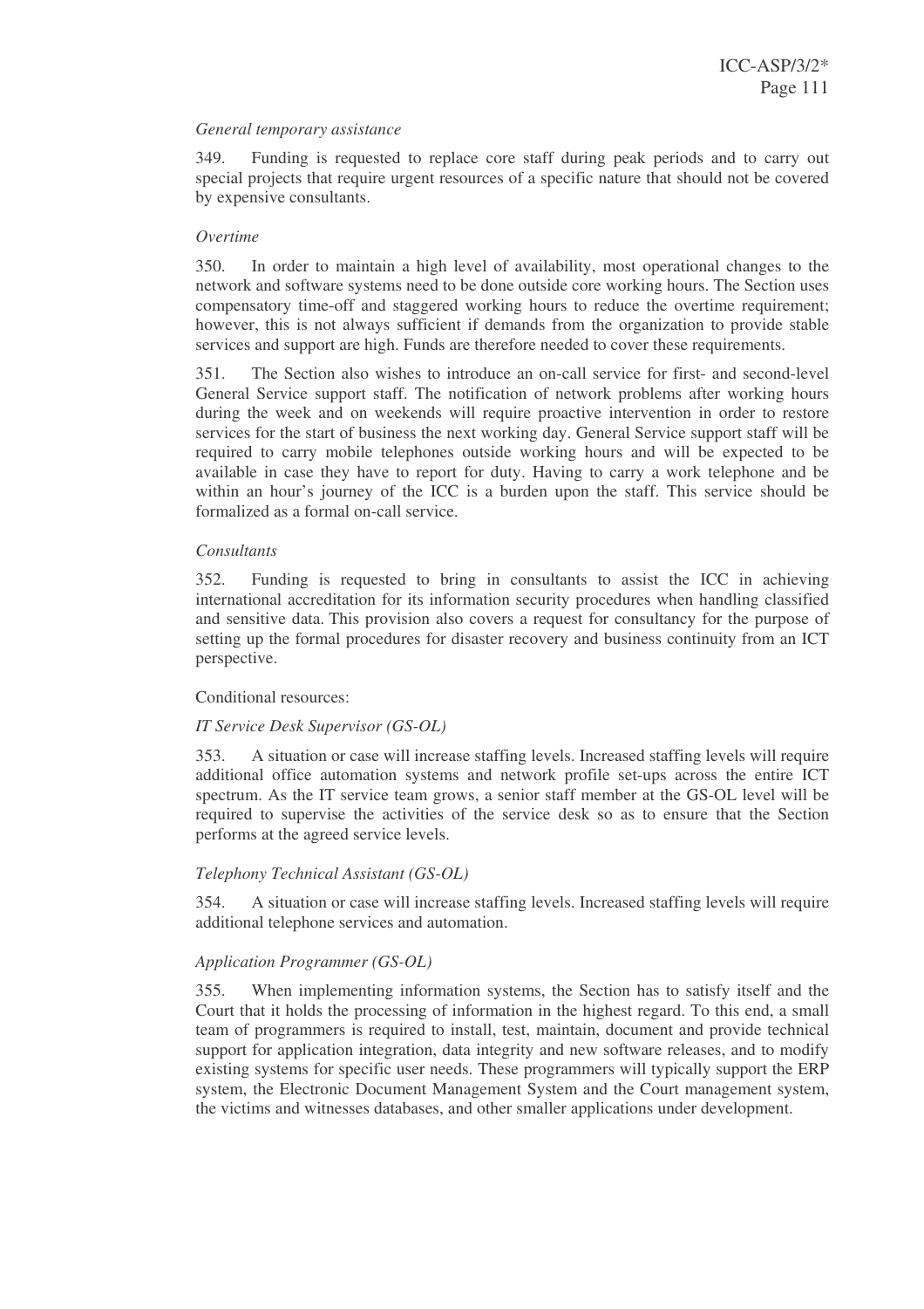*General temporary assistance*

349. Funding is requested to replace core staff during peak periods and to carry out special projects that require urgent resources of a specific nature that should not be covered by expensive consultants.

*Overtime*

350. In order to maintain a high level of availability, most operational changes to the network and software systems need to be done outside core working hours. The Section uses compensatory time-off and staggered working hours to reduce the overtime requirement; however, this is not always sufficient if demands from the organization to provide stable services and support are high. Funds are therefore needed to cover these requirements.

351. The Section also wishes to introduce an on-call service for first- and second-level General Service support staff. The notification of network problems after working hours during the week and on weekends will require proactive intervention in order to restore services for the start of business the next working day. General Service support staff will be required to carry mobile telephones outside working hours and will be expected to be available in case they have to report for duty. Having to carry a work telephone and be within an hour's journey of the ICC is a burden upon the staff. This service should be formalized as a formal on-call service.

*Consultants*

352. Funding is requested to bring in consultants to assist the ICC in achieving international accreditation for its information security procedures when handling classified and sensitive data. This provision also covers a request for consultancy for the purpose of setting up the formal procedures for disaster recovery and business continuity from an ICT perspective.

Conditional resources:

*IT Service Desk Supervisor (GS-OL)*

353. A situation or case will increase staffing levels. Increased staffing levels will require additional office automation systems and network profile set-ups across the entire ICT spectrum. As the IT service team grows, a senior staff member at the GS-OL level will be required to supervise the activities of the service desk so as to ensure that the Section performs at the agreed service levels.

*Telephony Technical Assistant (GS-OL)*

354. A situation or case will increase staffing levels. Increased staffing levels will require additional telephone services and automation.

*Application Programmer (GS-OL)*

355. When implementing information systems, the Section has to satisfy itself and the Court that it holds the processing of information in the highest regard. To this end, a small team of programmers is required to install, test, maintain, document and provide technical support for application integration, data integrity and new software releases, and to modify existing systems for specific user needs. These programmers will typically support the ERP system, the Electronic Document Management System and the Court management system, the victims and witnesses databases, and other smaller applications under development.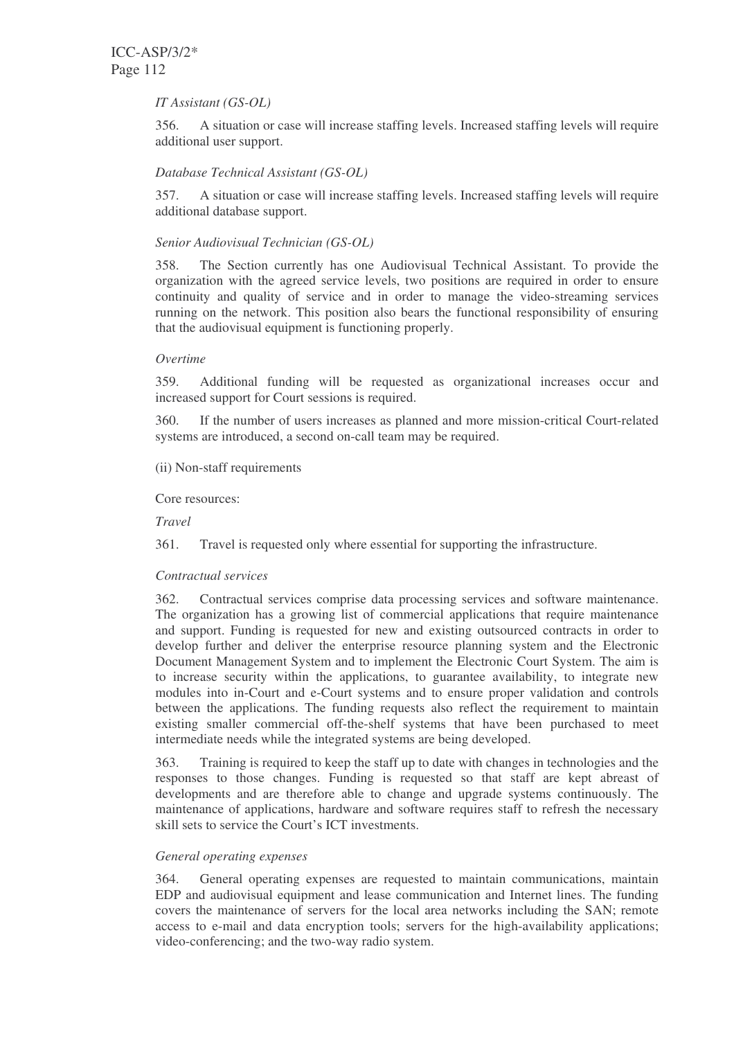*IT Assistant (GS-OL)*

356. A situation or case will increase staffing levels. Increased staffing levels will require additional user support.

*Database Technical Assistant (GS-OL)*

357. A situation or case will increase staffing levels. Increased staffing levels will require additional database support.

*Senior Audiovisual Technician (GS-OL)*

358. The Section currently has one Audiovisual Technical Assistant. To provide the organization with the agreed service levels, two positions are required in order to ensure continuity and quality of service and in order to manage the video-streaming services running on the network. This position also bears the functional responsibility of ensuring that the audiovisual equipment is functioning properly.

*Overtime*

359. Additional funding will be requested as organizational increases occur and increased support for Court sessions is required.

360. If the number of users increases as planned and more mission-critical Court-related systems are introduced, a second on-call team may be required.

(ii) Non-staff requirements

Core resources:

*Travel*

361. Travel is requested only where essential for supporting the infrastructure.

*Contractual services*

362. Contractual services comprise data processing services and software maintenance. The organization has a growing list of commercial applications that require maintenance and support. Funding is requested for new and existing outsourced contracts in order to develop further and deliver the enterprise resource planning system and the Electronic Document Management System and to implement the Electronic Court System. The aim is to increase security within the applications, to guarantee availability, to integrate new modules into in-Court and e-Court systems and to ensure proper validation and controls between the applications. The funding requests also reflect the requirement to maintain existing smaller commercial off-the-shelf systems that have been purchased to meet intermediate needs while the integrated systems are being developed.

363. Training is required to keep the staff up to date with changes in technologies and the responses to those changes. Funding is requested so that staff are kept abreast of developments and are therefore able to change and upgrade systems continuously. The maintenance of applications, hardware and software requires staff to refresh the necessary skill sets to service the Court's ICT investments.

*General operating expenses*

364. General operating expenses are requested to maintain communications, maintain EDP and audiovisual equipment and lease communication and Internet lines. The funding covers the maintenance of servers for the local area networks including the SAN; remote access to e-mail and data encryption tools; servers for the high-availability applications; video-conferencing; and the two-way radio system.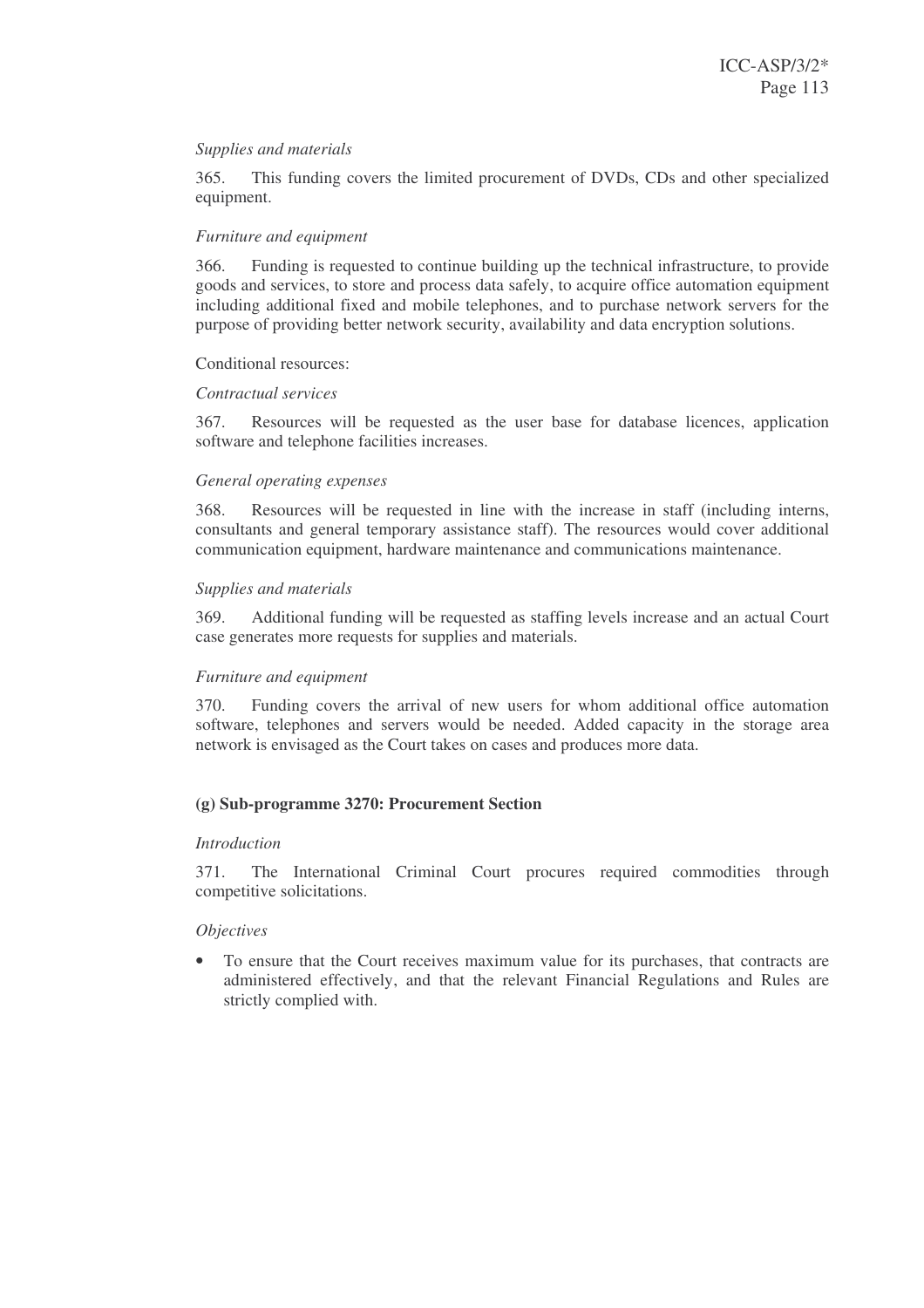*Supplies and materials*

365. This funding covers the limited procurement of DVDs, CDs and other specialized equipment.

*Furniture and equipment*

366. Funding is requested to continue building up the technical infrastructure, to provide goods and services, to store and process data safely, to acquire office automation equipment including additional fixed and mobile telephones, and to purchase network servers for the purpose of providing better network security, availability and data encryption solutions.

Conditional resources:

*Contractual services*

367. Resources will be requested as the user base for database licences, application software and telephone facilities increases.

*General operating expenses*

368. Resources will be requested in line with the increase in staff (including interns, consultants and general temporary assistance staff). The resources would cover additional communication equipment, hardware maintenance and communications maintenance.

*Supplies and materials*

369. Additional funding will be requested as staffing levels increase and an actual Court case generates more requests for supplies and materials.

*Furniture and equipment*

370. Funding covers the arrival of new users for whom additional office automation software, telephones and servers would be needed. Added capacity in the storage area network is envisaged as the Court takes on cases and produces more data.

### (g) Sub-programme 3270: Procurement Section

*Introduction*

371. The International Criminal Court procures required commodities through competitive solicitations.

*Objectives*

- To ensure that the Court receives maximum value for its purchases, that contracts are administered effectively, and that the relevant Financial Regulations and Rules are strictly complied with.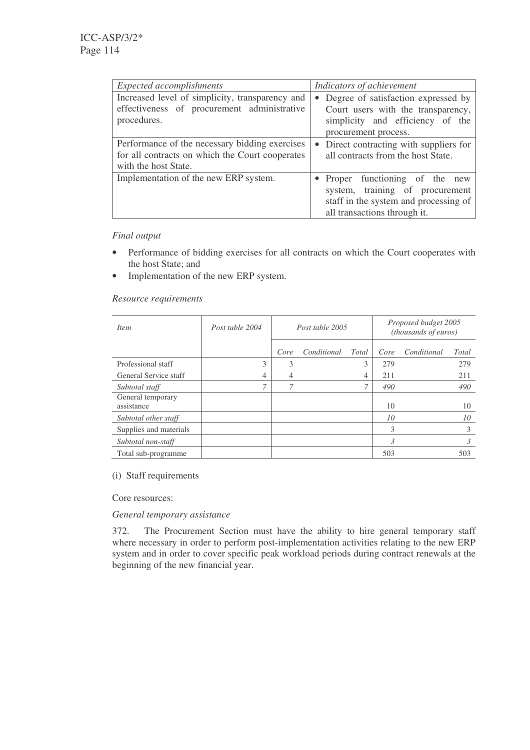| *Expected accomplishments* | *Indicators of achievement* |
|---|---|
| Increased level of simplicity, transparency and effectiveness of procurement administrative procedures. | • Degree of satisfaction expressed by Court users with the transparency, simplicity and efficiency of the procurement process. |
| Performance of the necessary bidding exercises for all contracts on which the Court cooperates with the host State. | • Direct contracting with suppliers for all contracts from the host State. |
| Implementation of the new ERP system. | • Proper functioning of the new system, training of procurement staff in the system and processing of all transactions through it. |

*Final output*

- Performance of bidding exercises for all contracts on which the Court cooperates with the host State; and
- Implementation of the new ERP system.

*Resource requirements*

| *Item* | *Post table 2004* | *Post table 2005* | | | *Proposed budget 2005 (thousands of euros)* | | |
|---|---|---|---|---|---|---|---|
| | | *Core* | *Conditional* | *Total* | *Core* | *Conditional* | *Total* |
| Professional staff | 3 | 3 | | 3 | 279 | | 279 |
| General Service staff | 4 | 4 | | 4 | 211 | | 211 |
| *Subtotal staff* | *7* | *7* | | *7* | *490* | | *490* |
| General temporary assistance | | | | | 10 | | 10 |
| *Subtotal other staff* | | | | | *10* | | *10* |
| Supplies and materials | | | | | 3 | | 3 |
| *Subtotal non-staff* | | | | | *3* | | *3* |
| Total sub-programme | | | | | 503 | | 503 |

(i) Staff requirements

Core resources:

*General temporary assistance*

372. The Procurement Section must have the ability to hire general temporary staff where necessary in order to perform post-implementation activities relating to the new ERP system and in order to cover specific peak workload periods during contract renewals at the beginning of the new financial year.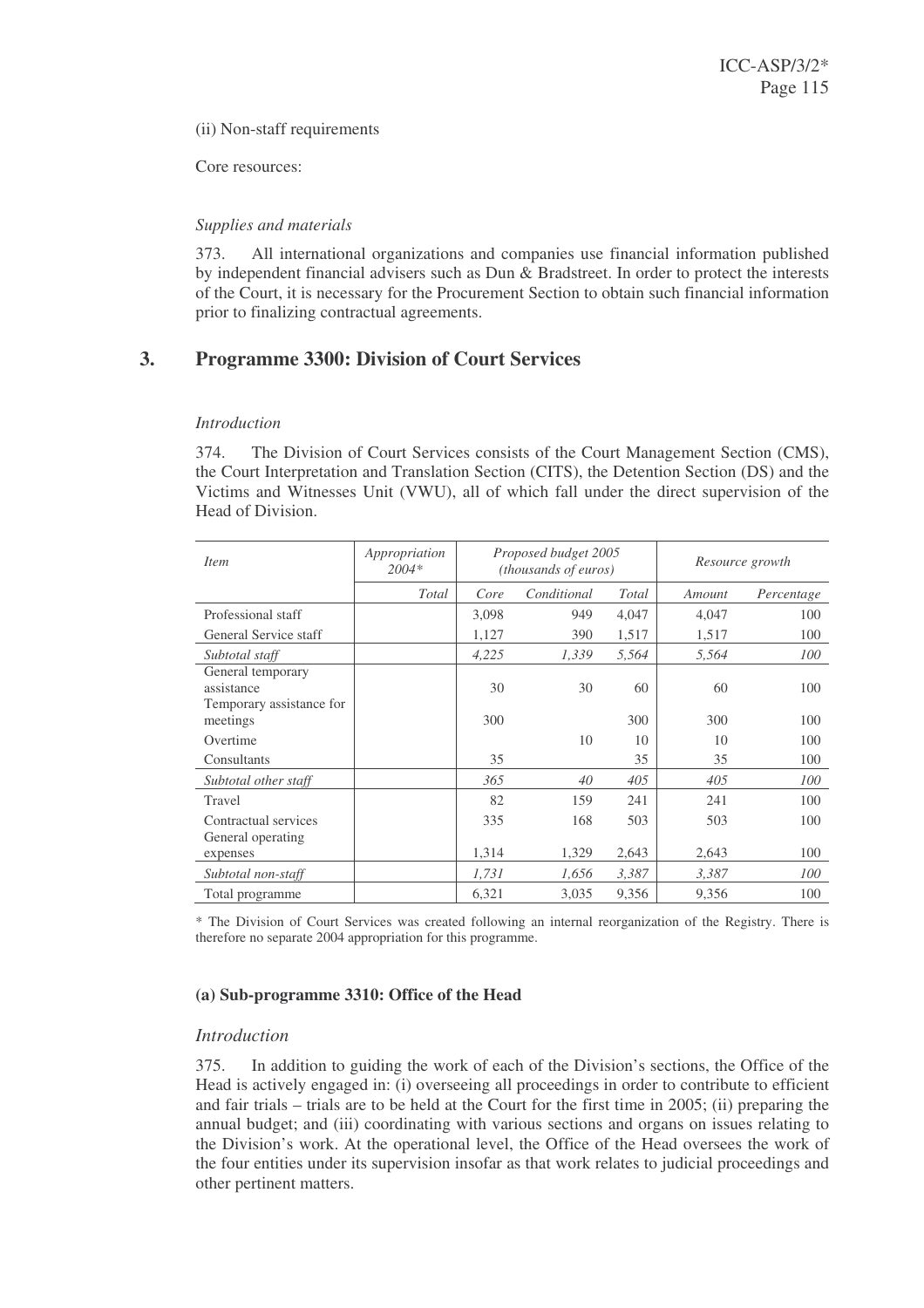(ii) Non-staff requirements

Core resources:

*Supplies and materials*

373. All international organizations and companies use financial information published by independent financial advisers such as Dun & Bradstreet. In order to protect the interests of the Court, it is necessary for the Procurement Section to obtain such financial information prior to finalizing contractual agreements.

## 3. Programme 3300: Division of Court Services

*Introduction*

374. The Division of Court Services consists of the Court Management Section (CMS), the Court Interpretation and Translation Section (CITS), the Detention Section (DS) and the Victims and Witnesses Unit (VWU), all of which fall under the direct supervision of the Head of Division.

| *Item* | *Appropriation 2004\** | *Proposed budget 2005 (thousands of euros)* | | | *Resource growth* | |
|---|---|---|---|---|---|---|
| | *Total* | *Core* | *Conditional* | *Total* | *Amount* | *Percentage* |
| Professional staff | | 3,098 | 949 | 4,047 | 4,047 | 100 |
| General Service staff | | 1,127 | 390 | 1,517 | 1,517 | 100 |
| *Subtotal staff* | | *4,225* | *1,339* | *5,564* | *5,564* | *100* |
| General temporary assistance | | 30 | 30 | 60 | 60 | 100 |
| Temporary assistance for meetings | | 300 | | 300 | 300 | 100 |
| Overtime | | | 10 | 10 | 10 | 100 |
| Consultants | | 35 | | 35 | 35 | 100 |
| *Subtotal other staff* | | *365* | *40* | *405* | *405* | *100* |
| Travel | | 82 | 159 | 241 | 241 | 100 |
| Contractual services | | 335 | 168 | 503 | 503 | 100 |
| General operating expenses | | 1,314 | 1,329 | 2,643 | 2,643 | 100 |
| *Subtotal non-staff* | | *1,731* | *1,656* | *3,387* | *3,387* | *100* |
| Total programme | | 6,321 | 3,035 | 9,356 | 9,356 | 100 |

\* The Division of Court Services was created following an internal reorganization of the Registry. There is therefore no separate 2004 appropriation for this programme.

### (a) Sub-programme 3310: Office of the Head

*Introduction*

375. In addition to guiding the work of each of the Division's sections, the Office of the Head is actively engaged in: (i) overseeing all proceedings in order to contribute to efficient and fair trials – trials are to be held at the Court for the first time in 2005; (ii) preparing the annual budget; and (iii) coordinating with various sections and organs on issues relating to the Division's work. At the operational level, the Office of the Head oversees the work of the four entities under its supervision insofar as that work relates to judicial proceedings and other pertinent matters.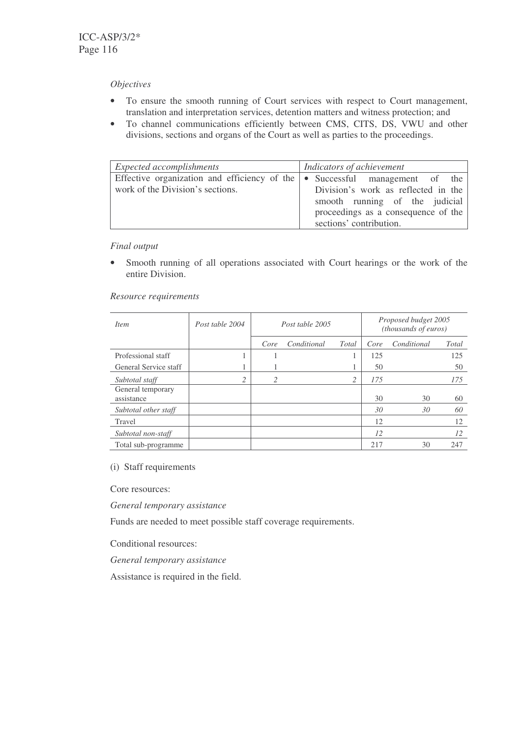*Objectives*

- To ensure the smooth running of Court services with respect to Court management, translation and interpretation services, detention matters and witness protection; and
- To channel communications efficiently between CMS, CITS, DS, VWU and other divisions, sections and organs of the Court as well as parties to the proceedings.

| *Expected accomplishments* | *Indicators of achievement* |
|---|---|
| Effective organization and efficiency of the work of the Division's sections. | • Successful management of the Division's work as reflected in the smooth running of the judicial proceedings as a consequence of the sections' contribution. |

*Final output*

- Smooth running of all operations associated with Court hearings or the work of the entire Division.

*Resource requirements*

| *Item* | *Post table 2004* | *Post table 2005* | | | *Proposed budget 2005 (thousands of euros)* | | |
|---|---|---|---|---|---|---|---|
| | | *Core* | *Conditional* | *Total* | *Core* | *Conditional* | *Total* |
| Professional staff | 1 | 1 | | 1 | 125 | | 125 |
| General Service staff | 1 | 1 | | 1 | 50 | | 50 |
| *Subtotal staff* | *2* | *2* | | *2* | *175* | | *175* |
| General temporary assistance | | | | | 30 | 30 | 60 |
| *Subtotal other staff* | | | | | *30* | *30* | *60* |
| Travel | | | | | 12 | | 12 |
| *Subtotal non-staff* | | | | | *12* | | *12* |
| Total sub-programme | | | | | 217 | 30 | 247 |

(i) Staff requirements

Core resources:

*General temporary assistance*

Funds are needed to meet possible staff coverage requirements.

Conditional resources:

*General temporary assistance*

Assistance is required in the field.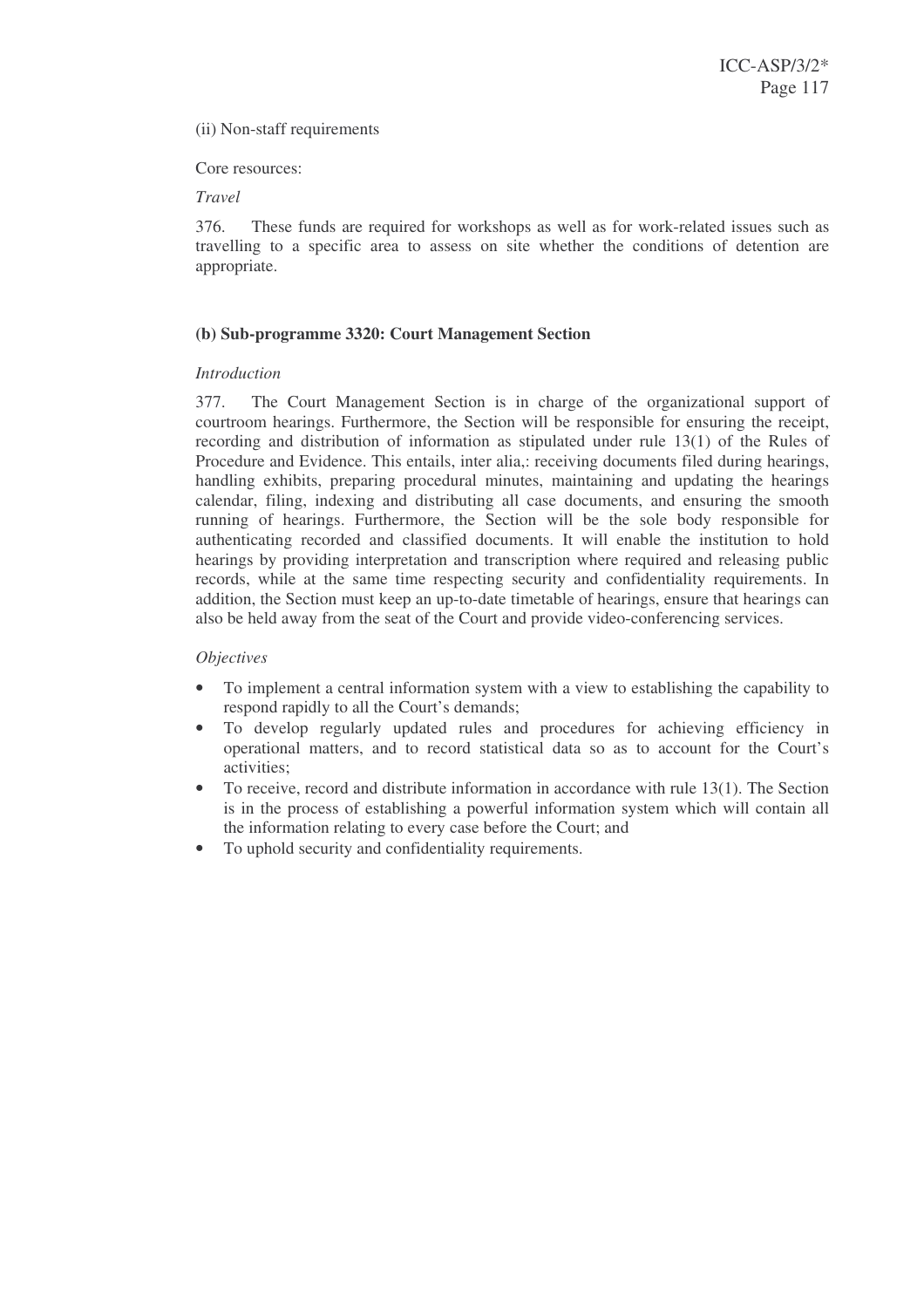(ii) Non-staff requirements

Core resources:

*Travel*

376. These funds are required for workshops as well as for work-related issues such as travelling to a specific area to assess on site whether the conditions of detention are appropriate.

**(b) Sub-programme 3320: Court Management Section**

*Introduction*

377. The Court Management Section is in charge of the organizational support of courtroom hearings. Furthermore, the Section will be responsible for ensuring the receipt, recording and distribution of information as stipulated under rule 13(1) of the Rules of Procedure and Evidence. This entails, inter alia,: receiving documents filed during hearings, handling exhibits, preparing procedural minutes, maintaining and updating the hearings calendar, filing, indexing and distributing all case documents, and ensuring the smooth running of hearings. Furthermore, the Section will be the sole body responsible for authenticating recorded and classified documents. It will enable the institution to hold hearings by providing interpretation and transcription where required and releasing public records, while at the same time respecting security and confidentiality requirements. In addition, the Section must keep an up-to-date timetable of hearings, ensure that hearings can also be held away from the seat of the Court and provide video-conferencing services.

*Objectives*

- To implement a central information system with a view to establishing the capability to respond rapidly to all the Court's demands;
- To develop regularly updated rules and procedures for achieving efficiency in operational matters, and to record statistical data so as to account for the Court's activities;
- To receive, record and distribute information in accordance with rule 13(1). The Section is in the process of establishing a powerful information system which will contain all the information relating to every case before the Court; and
- To uphold security and confidentiality requirements.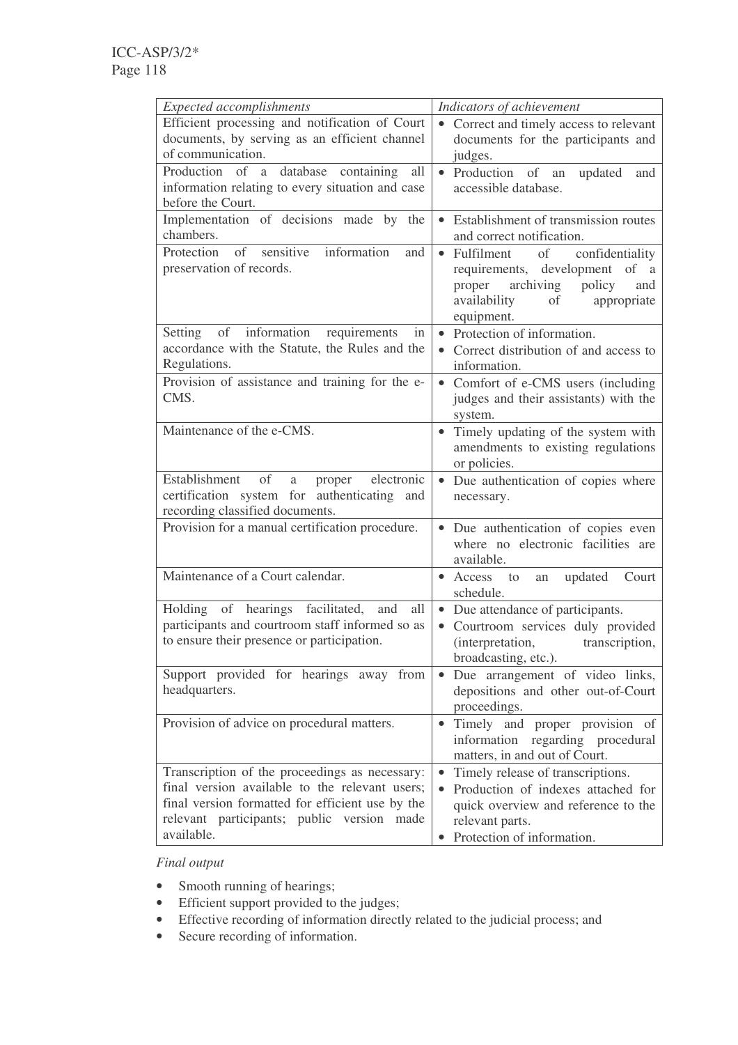| *Expected accomplishments* | *Indicators of achievement* |
|---|---|
| Efficient processing and notification of Court documents, by serving as an efficient channel of communication. | • Correct and timely access to relevant documents for the participants and judges. |
| Production of a database containing all information relating to every situation and case before the Court. | • Production of an updated and accessible database. |
| Implementation of decisions made by the chambers. | • Establishment of transmission routes and correct notification. |
| Protection of sensitive information and preservation of records. | • Fulfilment of confidentiality requirements, development of a proper archiving policy and availability of appropriate equipment. |
| Setting of information requirements in accordance with the Statute, the Rules and the Regulations. | • Protection of information.<br>• Correct distribution of and access to information. |
| Provision of assistance and training for the e-CMS. | • Comfort of e-CMS users (including judges and their assistants) with the system. |
| Maintenance of the e-CMS. | • Timely updating of the system with amendments to existing regulations or policies. |
| Establishment of a proper electronic certification system for authenticating and recording classified documents. | • Due authentication of copies where necessary. |
| Provision for a manual certification procedure. | • Due authentication of copies even where no electronic facilities are available. |
| Maintenance of a Court calendar. | • Access to an updated Court schedule. |
| Holding of hearings facilitated, and all participants and courtroom staff informed so as to ensure their presence or participation. | • Due attendance of participants.<br>• Courtroom services duly provided (interpretation, transcription, broadcasting, etc.). |
| Support provided for hearings away from headquarters. | • Due arrangement of video links, depositions and other out-of-Court proceedings. |
| Provision of advice on procedural matters. | • Timely and proper provision of information regarding procedural matters, in and out of Court. |
| Transcription of the proceedings as necessary: final version available to the relevant users; final version formatted for efficient use by the relevant participants; public version made available. | • Timely release of transcriptions.<br>• Production of indexes attached for quick overview and reference to the relevant parts.<br>• Protection of information. |

*Final output*

- Smooth running of hearings;
- Efficient support provided to the judges;
- Effective recording of information directly related to the judicial process; and
- Secure recording of information.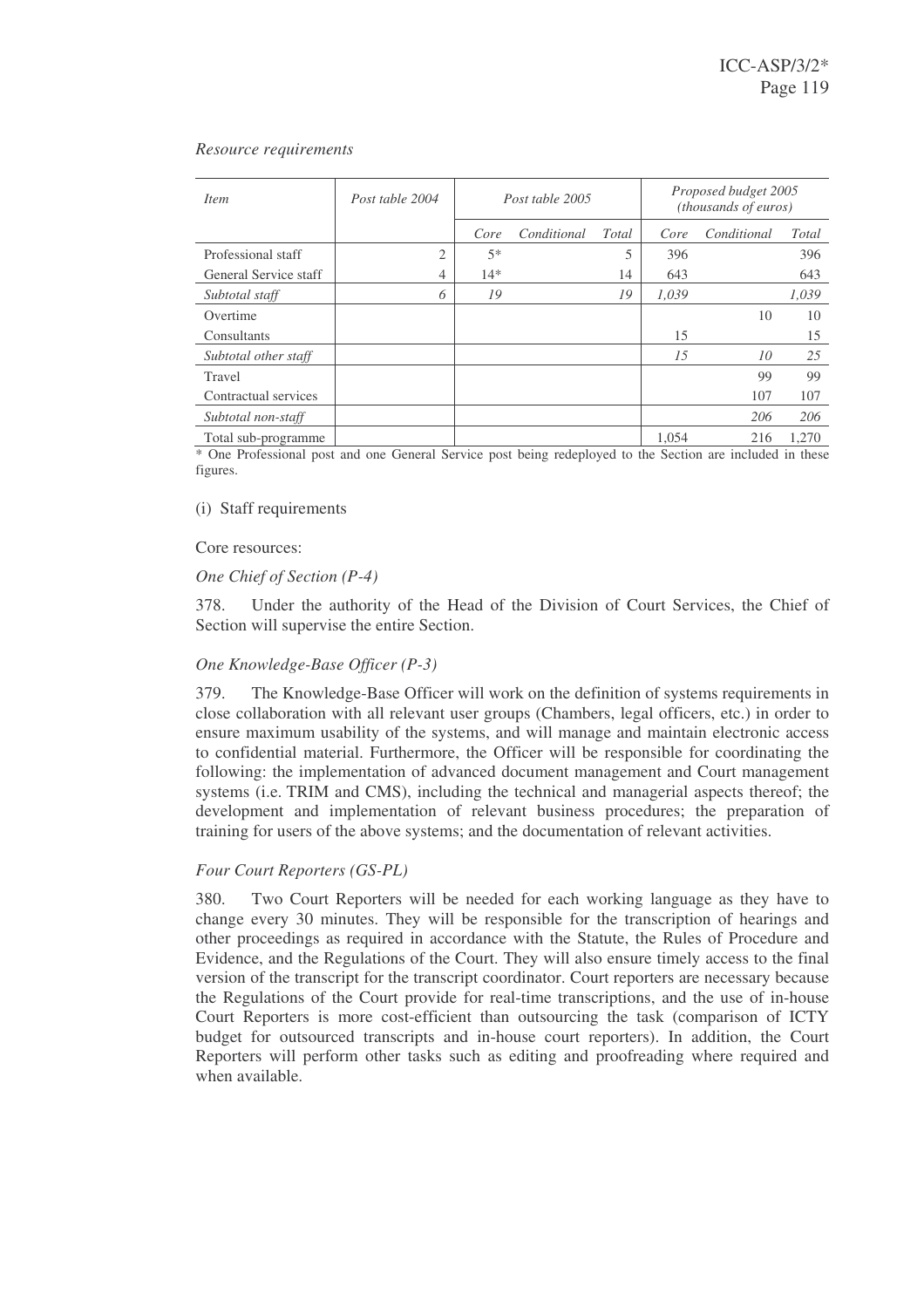*Resource requirements*

| *Item* | *Post table 2004* | *Post table 2005* | | | *Proposed budget 2005 (thousands of euros)* | | |
|---|---|---|---|---|---|---|---|
| | | *Core* | *Conditional* | *Total* | *Core* | *Conditional* | *Total* |
| Professional staff | 2 | 5* | | 5 | 396 | | 396 |
| General Service staff | 4 | 14* | | 14 | 643 | | 643 |
| *Subtotal staff* | *6* | *19* | | *19* | *1,039* | | *1,039* |
| Overtime | | | | | | 10 | 10 |
| Consultants | | | | | 15 | | 15 |
| *Subtotal other staff* | | | | | *15* | *10* | *25* |
| Travel | | | | | | 99 | 99 |
| Contractual services | | | | | | 107 | 107 |
| *Subtotal non-staff* | | | | | | *206* | *206* |
| Total sub-programme | | | | | 1,054 | 216 | 1,270 |

* One Professional post and one General Service post being redeployed to the Section are included in these figures.

(i) Staff requirements

Core resources:

*One Chief of Section (P-4)*

378. Under the authority of the Head of the Division of Court Services, the Chief of Section will supervise the entire Section.

*One Knowledge-Base Officer (P-3)*

379. The Knowledge-Base Officer will work on the definition of systems requirements in close collaboration with all relevant user groups (Chambers, legal officers, etc.) in order to ensure maximum usability of the systems, and will manage and maintain electronic access to confidential material. Furthermore, the Officer will be responsible for coordinating the following: the implementation of advanced document management and Court management systems (i.e. TRIM and CMS), including the technical and managerial aspects thereof; the development and implementation of relevant business procedures; the preparation of training for users of the above systems; and the documentation of relevant activities.

*Four Court Reporters (GS-PL)*

380. Two Court Reporters will be needed for each working language as they have to change every 30 minutes. They will be responsible for the transcription of hearings and other proceedings as required in accordance with the Statute, the Rules of Procedure and Evidence, and the Regulations of the Court. They will also ensure timely access to the final version of the transcript for the transcript coordinator. Court reporters are necessary because the Regulations of the Court provide for real-time transcriptions, and the use of in-house Court Reporters is more cost-efficient than outsourcing the task (comparison of ICTY budget for outsourced transcripts and in-house court reporters). In addition, the Court Reporters will perform other tasks such as editing and proofreading where required and when available.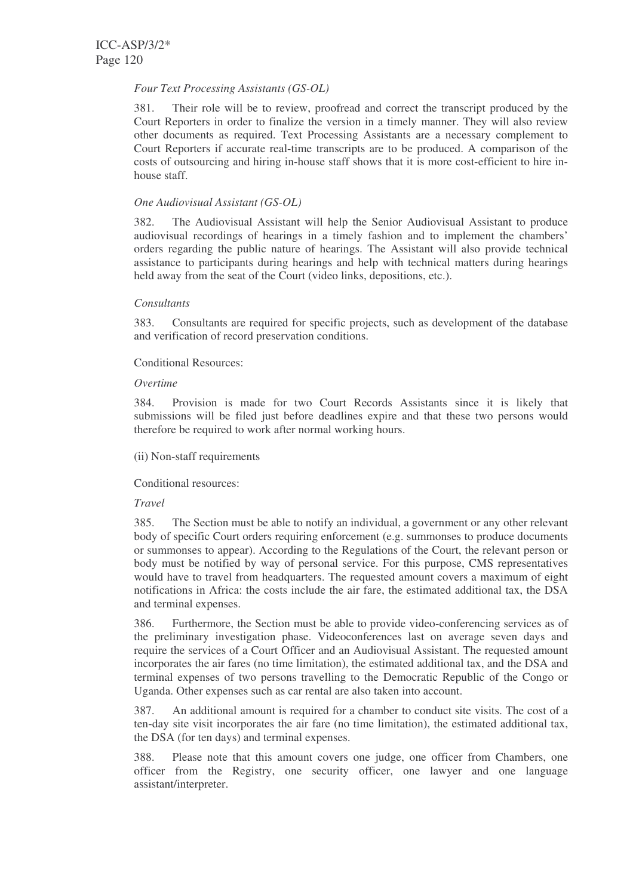*Four Text Processing Assistants (GS-OL)*

381. Their role will be to review, proofread and correct the transcript produced by the Court Reporters in order to finalize the version in a timely manner. They will also review other documents as required. Text Processing Assistants are a necessary complement to Court Reporters if accurate real-time transcripts are to be produced. A comparison of the costs of outsourcing and hiring in-house staff shows that it is more cost-efficient to hire in-house staff.

*One Audiovisual Assistant (GS-OL)*

382. The Audiovisual Assistant will help the Senior Audiovisual Assistant to produce audiovisual recordings of hearings in a timely fashion and to implement the chambers' orders regarding the public nature of hearings. The Assistant will also provide technical assistance to participants during hearings and help with technical matters during hearings held away from the seat of the Court (video links, depositions, etc.).

*Consultants*

383. Consultants are required for specific projects, such as development of the database and verification of record preservation conditions.

Conditional Resources:

*Overtime*

384. Provision is made for two Court Records Assistants since it is likely that submissions will be filed just before deadlines expire and that these two persons would therefore be required to work after normal working hours.

(ii) Non-staff requirements

Conditional resources:

*Travel*

385. The Section must be able to notify an individual, a government or any other relevant body of specific Court orders requiring enforcement (e.g. summonses to produce documents or summonses to appear). According to the Regulations of the Court, the relevant person or body must be notified by way of personal service. For this purpose, CMS representatives would have to travel from headquarters. The requested amount covers a maximum of eight notifications in Africa: the costs include the air fare, the estimated additional tax, the DSA and terminal expenses.

386. Furthermore, the Section must be able to provide video-conferencing services as of the preliminary investigation phase. Videoconferences last on average seven days and require the services of a Court Officer and an Audiovisual Assistant. The requested amount incorporates the air fares (no time limitation), the estimated additional tax, and the DSA and terminal expenses of two persons travelling to the Democratic Republic of the Congo or Uganda. Other expenses such as car rental are also taken into account.

387. An additional amount is required for a chamber to conduct site visits. The cost of a ten-day site visit incorporates the air fare (no time limitation), the estimated additional tax, the DSA (for ten days) and terminal expenses.

388. Please note that this amount covers one judge, one officer from Chambers, one officer from the Registry, one security officer, one lawyer and one language assistant/interpreter.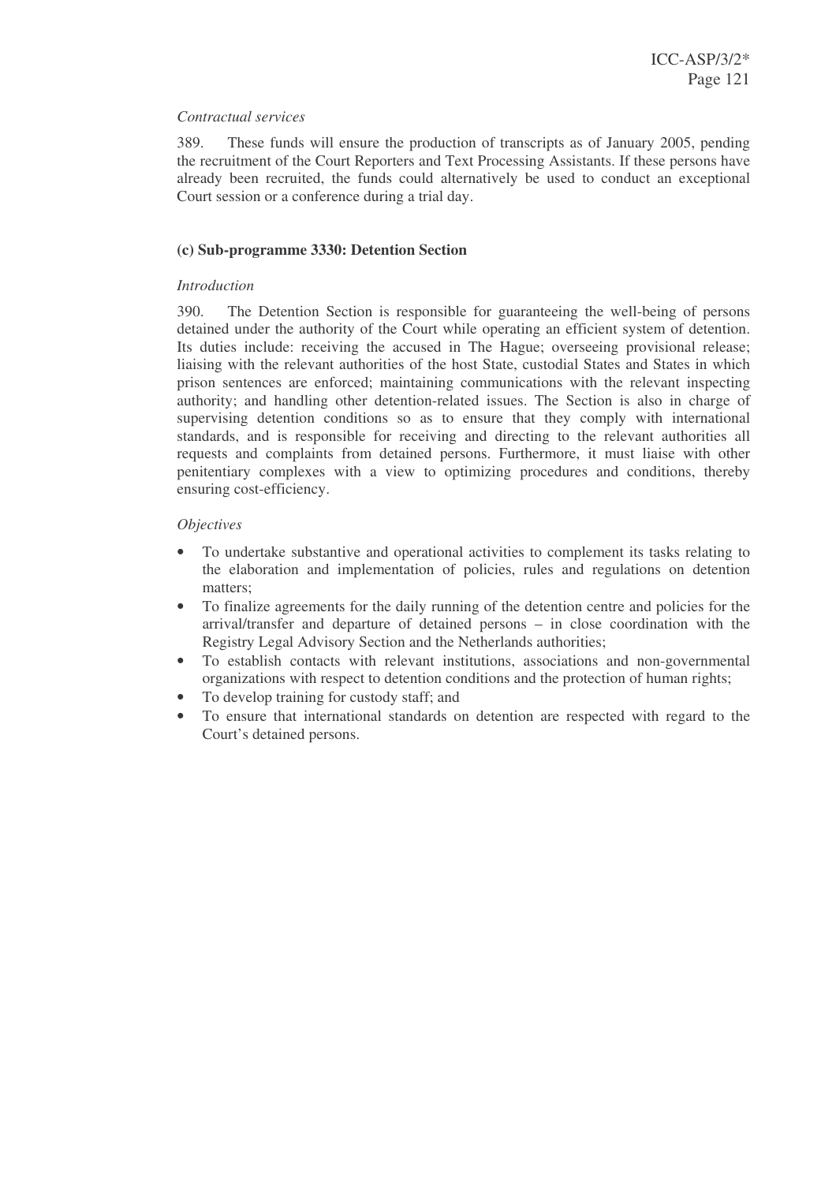*Contractual services*

389. These funds will ensure the production of transcripts as of January 2005, pending the recruitment of the Court Reporters and Text Processing Assistants. If these persons have already been recruited, the funds could alternatively be used to conduct an exceptional Court session or a conference during a trial day.

### (c) Sub-programme 3330: Detention Section

*Introduction*

390. The Detention Section is responsible for guaranteeing the well-being of persons detained under the authority of the Court while operating an efficient system of detention. Its duties include: receiving the accused in The Hague; overseeing provisional release; liaising with the relevant authorities of the host State, custodial States and States in which prison sentences are enforced; maintaining communications with the relevant inspecting authority; and handling other detention-related issues. The Section is also in charge of supervising detention conditions so as to ensure that they comply with international standards, and is responsible for receiving and directing to the relevant authorities all requests and complaints from detained persons. Furthermore, it must liaise with other penitentiary complexes with a view to optimizing procedures and conditions, thereby ensuring cost-efficiency.

*Objectives*

- To undertake substantive and operational activities to complement its tasks relating to the elaboration and implementation of policies, rules and regulations on detention matters;
- To finalize agreements for the daily running of the detention centre and policies for the arrival/transfer and departure of detained persons – in close coordination with the Registry Legal Advisory Section and the Netherlands authorities;
- To establish contacts with relevant institutions, associations and non-governmental organizations with respect to detention conditions and the protection of human rights;
- To develop training for custody staff; and
- To ensure that international standards on detention are respected with regard to the Court's detained persons.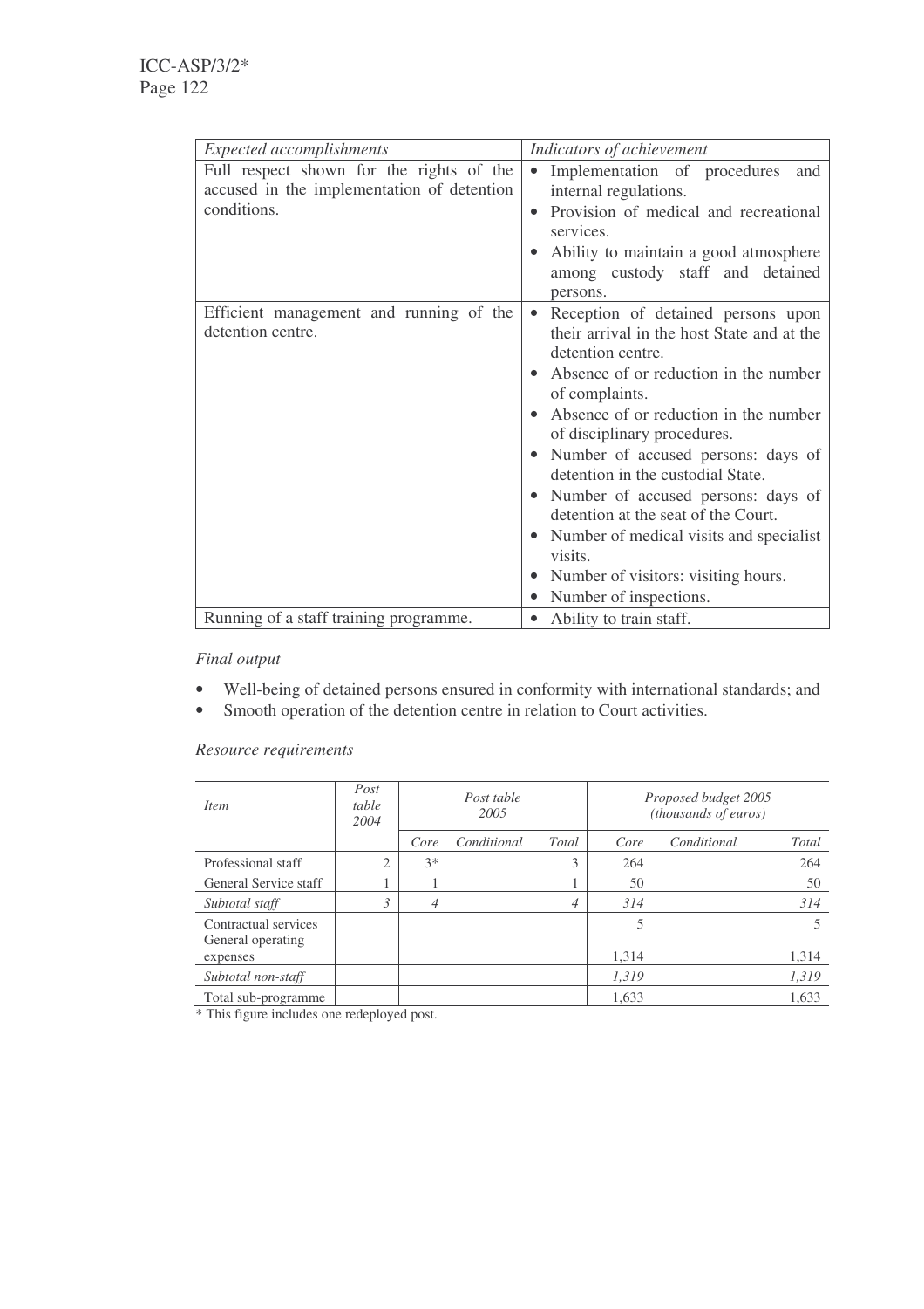| *Expected accomplishments* | *Indicators of achievement* |
| --- | --- |
| Full respect shown for the rights of the accused in the implementation of detention conditions. | • Implementation of procedures and internal regulations.<br>• Provision of medical and recreational services.<br>• Ability to maintain a good atmosphere among custody staff and detained persons. |
| Efficient management and running of the detention centre. | • Reception of detained persons upon their arrival in the host State and at the detention centre.<br>• Absence of or reduction in the number of complaints.<br>• Absence of or reduction in the number of disciplinary procedures.<br>• Number of accused persons: days of detention in the custodial State.<br>• Number of accused persons: days of detention at the seat of the Court.<br>• Number of medical visits and specialist visits.<br>• Number of visitors: visiting hours.<br>• Number of inspections. |
| Running of a staff training programme. | • Ability to train staff. |

*Final output*

- Well-being of detained persons ensured in conformity with international standards; and
- Smooth operation of the detention centre in relation to Court activities.

*Resource requirements*

| *Item* | *Post table 2004* | *Post table 2005* | | | *Proposed budget 2005 (thousands of euros)* | | |
| --- | --- | --- | --- | --- | --- | --- | --- |
| | | *Core* | *Conditional* | *Total* | *Core* | *Conditional* | *Total* |
| Professional staff | 2 | 3* | | 3 | 264 | | 264 |
| General Service staff | 1 | 1 | | 1 | 50 | | 50 |
| *Subtotal staff* | *3* | *4* | | *4* | *314* | | *314* |
| Contractual services | | | | | 5 | | 5 |
| General operating expenses | | | | | 1,314 | | 1,314 |
| *Subtotal non-staff* | | | | | *1,319* | | *1,319* |
| Total sub-programme | | | | | 1,633 | | 1,633 |

\* This figure includes one redeployed post.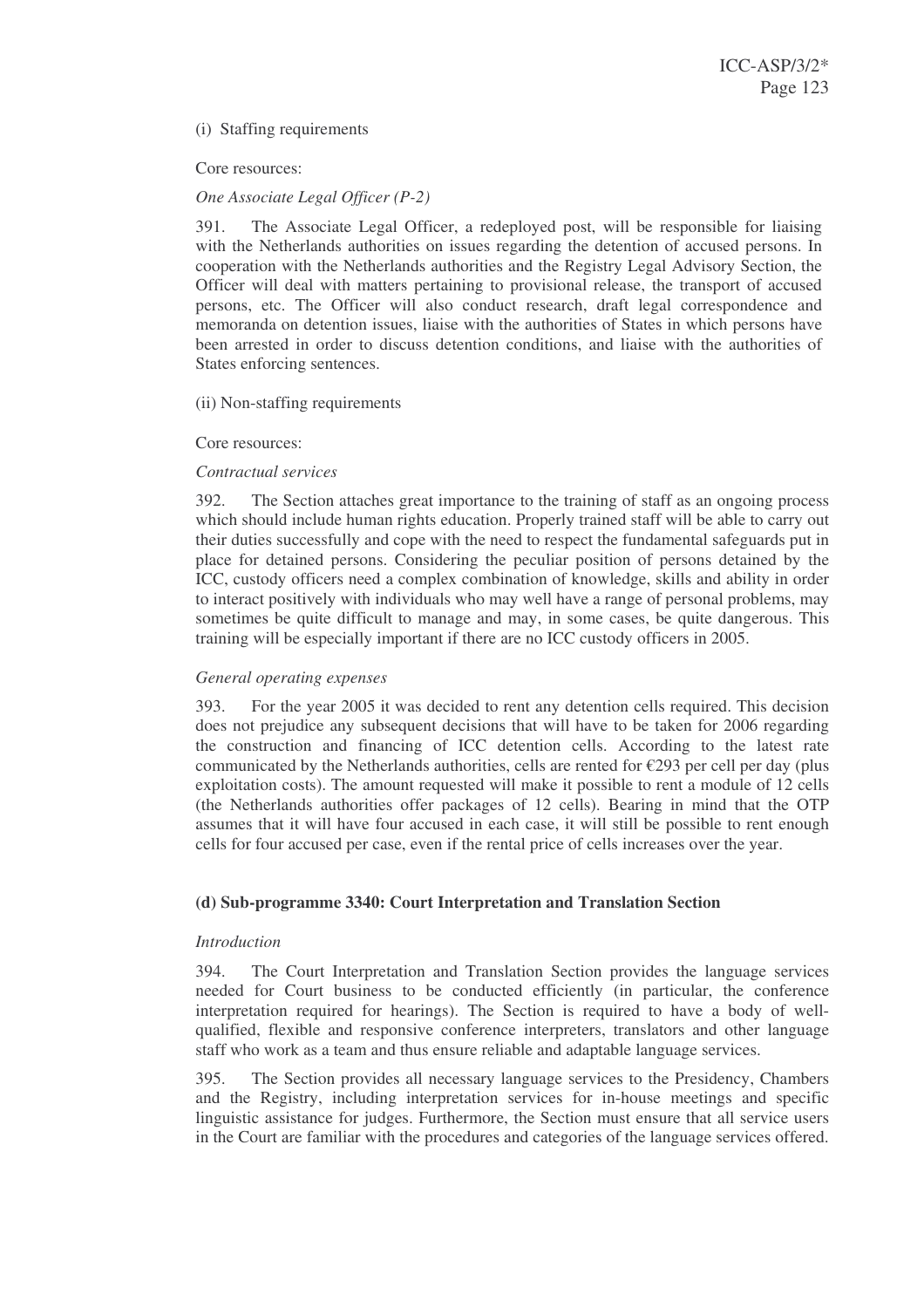(i) Staffing requirements

Core resources:

*One Associate Legal Officer (P-2)*

391. The Associate Legal Officer, a redeployed post, will be responsible for liaising with the Netherlands authorities on issues regarding the detention of accused persons. In cooperation with the Netherlands authorities and the Registry Legal Advisory Section, the Officer will deal with matters pertaining to provisional release, the transport of accused persons, etc. The Officer will also conduct research, draft legal correspondence and memoranda on detention issues, liaise with the authorities of States in which persons have been arrested in order to discuss detention conditions, and liaise with the authorities of States enforcing sentences.

(ii) Non-staffing requirements

Core resources:

*Contractual services*

392. The Section attaches great importance to the training of staff as an ongoing process which should include human rights education. Properly trained staff will be able to carry out their duties successfully and cope with the need to respect the fundamental safeguards put in place for detained persons. Considering the peculiar position of persons detained by the ICC, custody officers need a complex combination of knowledge, skills and ability in order to interact positively with individuals who may well have a range of personal problems, may sometimes be quite difficult to manage and may, in some cases, be quite dangerous. This training will be especially important if there are no ICC custody officers in 2005.

*General operating expenses*

393. For the year 2005 it was decided to rent any detention cells required. This decision does not prejudice any subsequent decisions that will have to be taken for 2006 regarding the construction and financing of ICC detention cells. According to the latest rate communicated by the Netherlands authorities, cells are rented for €293 per cell per day (plus exploitation costs). The amount requested will make it possible to rent a module of 12 cells (the Netherlands authorities offer packages of 12 cells). Bearing in mind that the OTP assumes that it will have four accused in each case, it will still be possible to rent enough cells for four accused per case, even if the rental price of cells increases over the year.

### (d) Sub-programme 3340: Court Interpretation and Translation Section

*Introduction*

394. The Court Interpretation and Translation Section provides the language services needed for Court business to be conducted efficiently (in particular, the conference interpretation required for hearings). The Section is required to have a body of well-qualified, flexible and responsive conference interpreters, translators and other language staff who work as a team and thus ensure reliable and adaptable language services.

395. The Section provides all necessary language services to the Presidency, Chambers and the Registry, including interpretation services for in-house meetings and specific linguistic assistance for judges. Furthermore, the Section must ensure that all service users in the Court are familiar with the procedures and categories of the language services offered.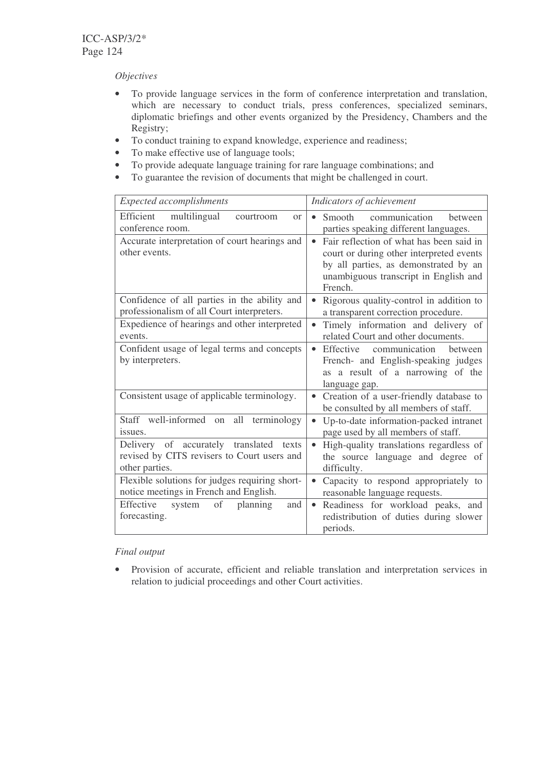*Objectives*

- To provide language services in the form of conference interpretation and translation, which are necessary to conduct trials, press conferences, specialized seminars, diplomatic briefings and other events organized by the Presidency, Chambers and the Registry;
- To conduct training to expand knowledge, experience and readiness;
- To make effective use of language tools;
- To provide adequate language training for rare language combinations; and
- To guarantee the revision of documents that might be challenged in court.

| *Expected accomplishments* | *Indicators of achievement* |
|---|---|
| Efficient multilingual courtroom or conference room. | • Smooth communication between parties speaking different languages. |
| Accurate interpretation of court hearings and other events. | • Fair reflection of what has been said in court or during other interpreted events by all parties, as demonstrated by an unambiguous transcript in English and French. |
| Confidence of all parties in the ability and professionalism of all Court interpreters. | • Rigorous quality-control in addition to a transparent correction procedure. |
| Expedience of hearings and other interpreted events. | • Timely information and delivery of related Court and other documents. |
| Confident usage of legal terms and concepts by interpreters. | • Effective communication between French- and English-speaking judges as a result of a narrowing of the language gap. |
| Consistent usage of applicable terminology. | • Creation of a user-friendly database to be consulted by all members of staff. |
| Staff well-informed on all terminology issues. | • Up-to-date information-packed intranet page used by all members of staff. |
| Delivery of accurately translated texts revised by CITS revisers to Court users and other parties. | • High-quality translations regardless of the source language and degree of difficulty. |
| Flexible solutions for judges requiring short-notice meetings in French and English. | • Capacity to respond appropriately to reasonable language requests. |
| Effective system of planning and forecasting. | • Readiness for workload peaks, and redistribution of duties during slower periods. |

*Final output*

- Provision of accurate, efficient and reliable translation and interpretation services in relation to judicial proceedings and other Court activities.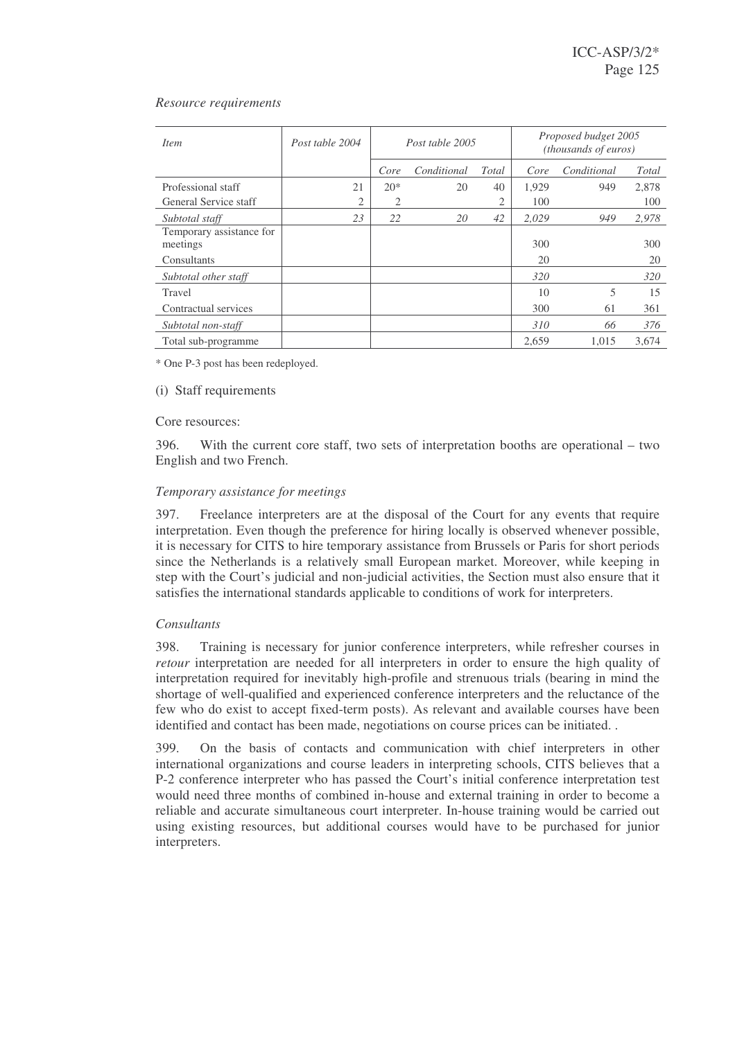*Resource requirements*

| *Item* | *Post table 2004* | *Post table 2005* | | | *Proposed budget 2005 (thousands of euros)* | | |
|---|---|---|---|---|---|---|---|
| | | *Core* | *Conditional* | *Total* | *Core* | *Conditional* | *Total* |
| Professional staff | 21 | 20* | 20 | 40 | 1,929 | 949 | 2,878 |
| General Service staff | 2 | 2 | | 2 | 100 | | 100 |
| *Subtotal staff* | *23* | *22* | *20* | *42* | *2,029* | *949* | *2,978* |
| Temporary assistance for meetings | | | | | 300 | | 300 |
| Consultants | | | | | 20 | | 20 |
| *Subtotal other staff* | | | | | *320* | | *320* |
| Travel | | | | | 10 | 5 | 15 |
| Contractual services | | | | | 300 | 61 | 361 |
| *Subtotal non-staff* | | | | | *310* | *66* | *376* |
| Total sub-programme | | | | | 2,659 | 1,015 | 3,674 |

\* One P-3 post has been redeployed.

(i) Staff requirements

Core resources:

396. With the current core staff, two sets of interpretation booths are operational – two English and two French.

*Temporary assistance for meetings*

397. Freelance interpreters are at the disposal of the Court for any events that require interpretation. Even though the preference for hiring locally is observed whenever possible, it is necessary for CITS to hire temporary assistance from Brussels or Paris for short periods since the Netherlands is a relatively small European market. Moreover, while keeping in step with the Court's judicial and non-judicial activities, the Section must also ensure that it satisfies the international standards applicable to conditions of work for interpreters.

*Consultants*

398. Training is necessary for junior conference interpreters, while refresher courses in *retour* interpretation are needed for all interpreters in order to ensure the high quality of interpretation required for inevitably high-profile and strenuous trials (bearing in mind the shortage of well-qualified and experienced conference interpreters and the reluctance of the few who do exist to accept fixed-term posts). As relevant and available courses have been identified and contact has been made, negotiations on course prices can be initiated. .

399. On the basis of contacts and communication with chief interpreters in other international organizations and course leaders in interpreting schools, CITS believes that a P-2 conference interpreter who has passed the Court's initial conference interpretation test would need three months of combined in-house and external training in order to become a reliable and accurate simultaneous court interpreter. In-house training would be carried out using existing resources, but additional courses would have to be purchased for junior interpreters.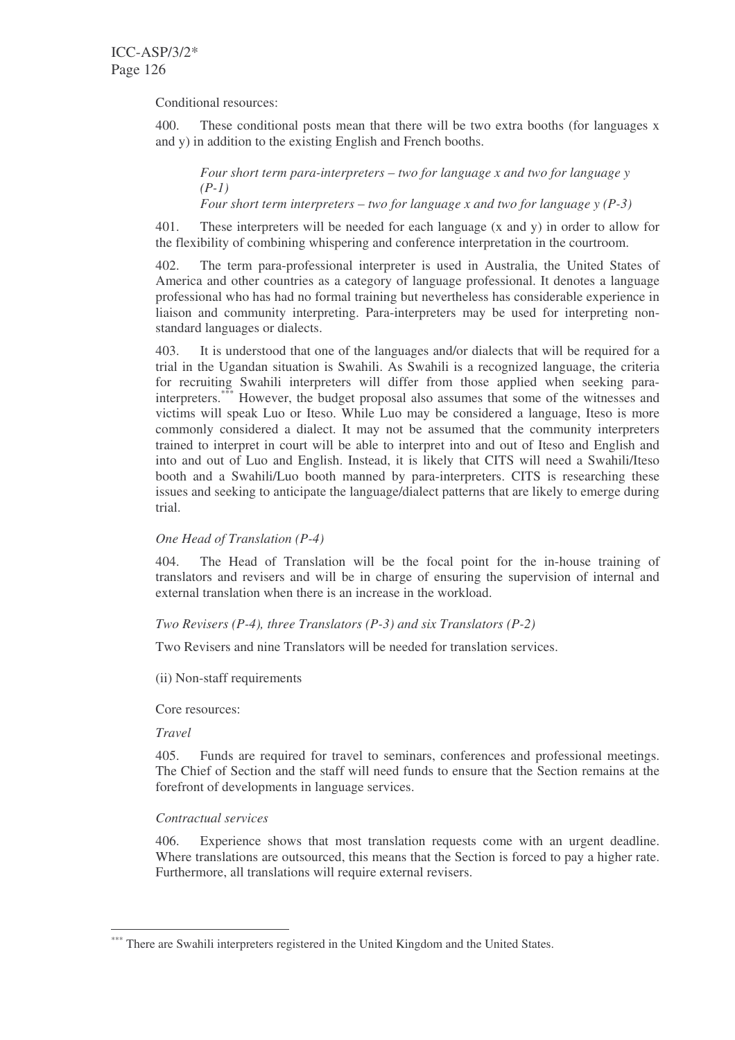Conditional resources:

400. These conditional posts mean that there will be two extra booths (for languages x and y) in addition to the existing English and French booths.

*Four short term para-interpreters – two for language x and two for language y (P-1)*
*Four short term interpreters – two for language x and two for language y (P-3)*

401. These interpreters will be needed for each language (x and y) in order to allow for the flexibility of combining whispering and conference interpretation in the courtroom.

402. The term para-professional interpreter is used in Australia, the United States of America and other countries as a category of language professional. It denotes a language professional who has had no formal training but nevertheless has considerable experience in liaison and community interpreting. Para-interpreters may be used for interpreting non-standard languages or dialects.

403. It is understood that one of the languages and/or dialects that will be required for a trial in the Ugandan situation is Swahili. As Swahili is a recognized language, the criteria for recruiting Swahili interpreters will differ from those applied when seeking para-interpreters.[***] However, the budget proposal also assumes that some of the witnesses and victims will speak Luo or Iteso. While Luo may be considered a language, Iteso is more commonly considered a dialect. It may not be assumed that the community interpreters trained to interpret in court will be able to interpret into and out of Iteso and English and into and out of Luo and English. Instead, it is likely that CITS will need a Swahili/Iteso booth and a Swahili/Luo booth manned by para-interpreters. CITS is researching these issues and seeking to anticipate the language/dialect patterns that are likely to emerge during trial.

*One Head of Translation (P-4)*

404. The Head of Translation will be the focal point for the in-house training of translators and revisers and will be in charge of ensuring the supervision of internal and external translation when there is an increase in the workload.

*Two Revisers (P-4), three Translators (P-3) and six Translators (P-2)*

Two Revisers and nine Translators will be needed for translation services.

(ii) Non-staff requirements

Core resources:

*Travel*

405. Funds are required for travel to seminars, conferences and professional meetings. The Chief of Section and the staff will need funds to ensure that the Section remains at the forefront of developments in language services.

*Contractual services*

406. Experience shows that most translation requests come with an urgent deadline. Where translations are outsourced, this means that the Section is forced to pay a higher rate. Furthermore, all translations will require external revisers.

---

[***] There are Swahili interpreters registered in the United Kingdom and the United States.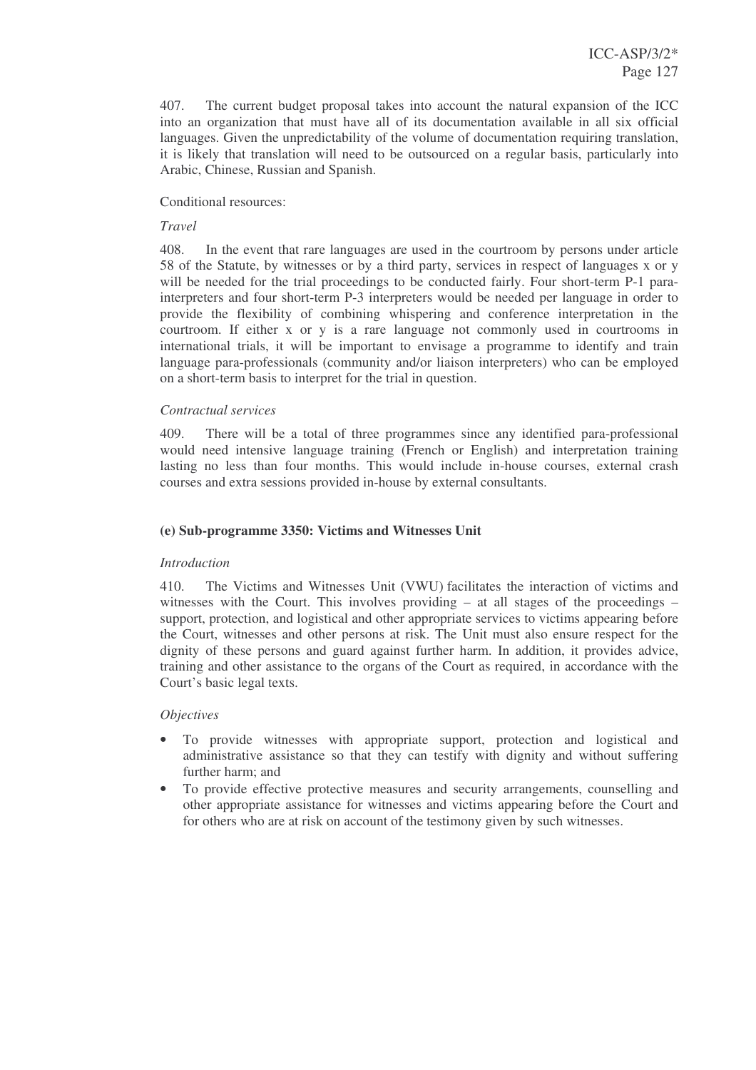407. The current budget proposal takes into account the natural expansion of the ICC into an organization that must have all of its documentation available in all six official languages. Given the unpredictability of the volume of documentation requiring translation, it is likely that translation will need to be outsourced on a regular basis, particularly into Arabic, Chinese, Russian and Spanish.

Conditional resources:

*Travel*

408. In the event that rare languages are used in the courtroom by persons under article 58 of the Statute, by witnesses or by a third party, services in respect of languages x or y will be needed for the trial proceedings to be conducted fairly. Four short-term P-1 para-interpreters and four short-term P-3 interpreters would be needed per language in order to provide the flexibility of combining whispering and conference interpretation in the courtroom. If either x or y is a rare language not commonly used in courtrooms in international trials, it will be important to envisage a programme to identify and train language para-professionals (community and/or liaison interpreters) who can be employed on a short-term basis to interpret for the trial in question.

*Contractual services*

409. There will be a total of three programmes since any identified para-professional would need intensive language training (French or English) and interpretation training lasting no less than four months. This would include in-house courses, external crash courses and extra sessions provided in-house by external consultants.

### (e) Sub-programme 3350: Victims and Witnesses Unit

*Introduction*

410. The Victims and Witnesses Unit (VWU) facilitates the interaction of victims and witnesses with the Court. This involves providing – at all stages of the proceedings – support, protection, and logistical and other appropriate services to victims appearing before the Court, witnesses and other persons at risk. The Unit must also ensure respect for the dignity of these persons and guard against further harm. In addition, it provides advice, training and other assistance to the organs of the Court as required, in accordance with the Court's basic legal texts.

*Objectives*

- To provide witnesses with appropriate support, protection and logistical and administrative assistance so that they can testify with dignity and without suffering further harm; and
- To provide effective protective measures and security arrangements, counselling and other appropriate assistance for witnesses and victims appearing before the Court and for others who are at risk on account of the testimony given by such witnesses.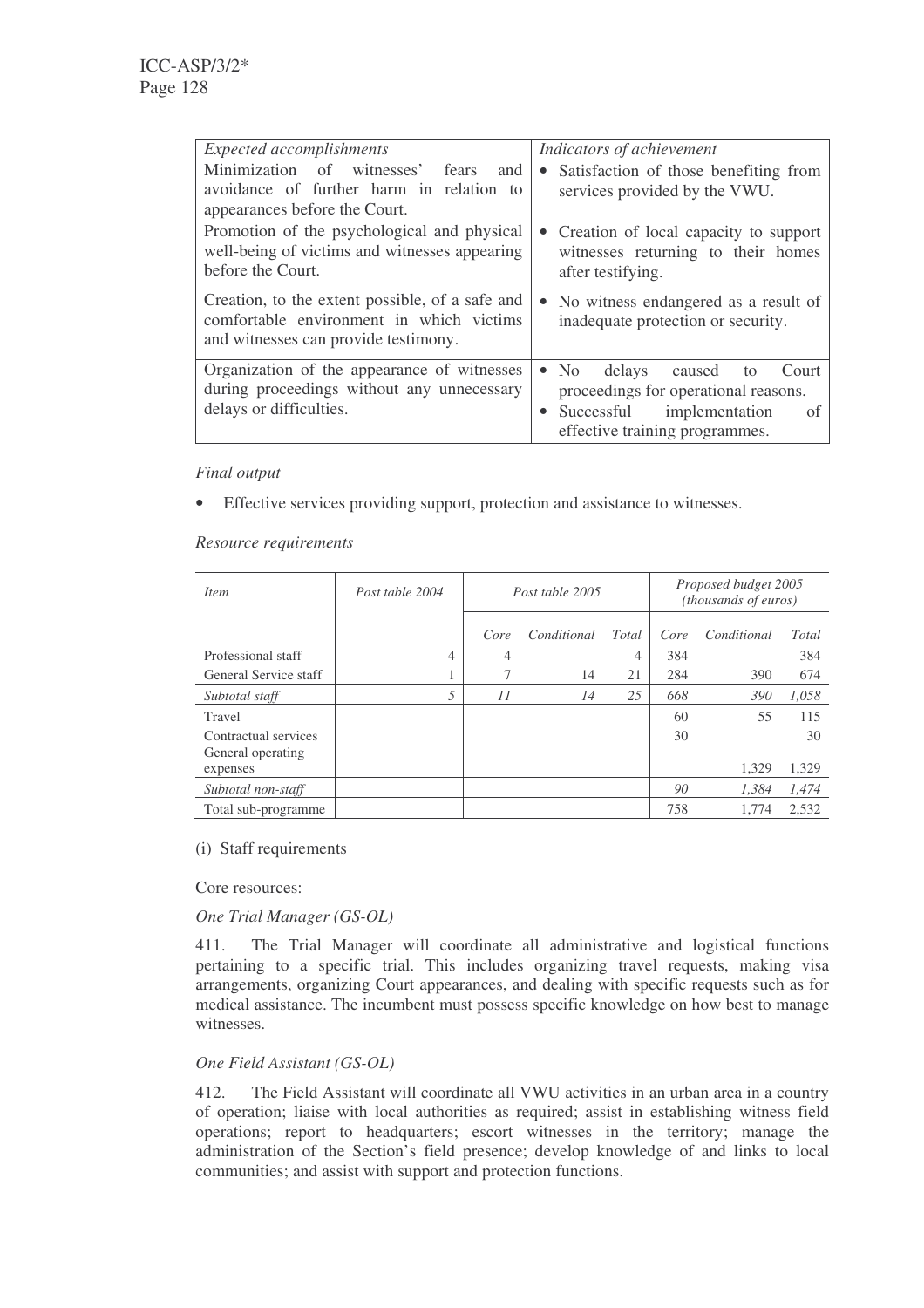| *Expected accomplishments* | *Indicators of achievement* |
|---|---|
| Minimization of witnesses' fears and avoidance of further harm in relation to appearances before the Court. | • Satisfaction of those benefiting from services provided by the VWU. |
| Promotion of the psychological and physical well-being of victims and witnesses appearing before the Court. | • Creation of local capacity to support witnesses returning to their homes after testifying. |
| Creation, to the extent possible, of a safe and comfortable environment in which victims and witnesses can provide testimony. | • No witness endangered as a result of inadequate protection or security. |
| Organization of the appearance of witnesses during proceedings without any unnecessary delays or difficulties. | • No delays caused to Court proceedings for operational reasons.<br>• Successful implementation of effective training programmes. |

*Final output*

- Effective services providing support, protection and assistance to witnesses.

*Resource requirements*

| *Item* | *Post table 2004* | *Post table 2005* | | | *Proposed budget 2005 (thousands of euros)* | | |
|---|---|---|---|---|---|---|---|
| | | *Core* | *Conditional* | *Total* | *Core* | *Conditional* | *Total* |
| Professional staff | 4 | 4 | | 4 | 384 | | 384 |
| General Service staff | 1 | 7 | 14 | 21 | 284 | 390 | 674 |
| *Subtotal staff* | *5* | *11* | *14* | *25* | *668* | *390* | *1,058* |
| Travel | | | | | 60 | 55 | 115 |
| Contractual services | | | | | 30 | | 30 |
| General operating expenses | | | | | | 1,329 | 1,329 |
| *Subtotal non-staff* | | | | | *90* | *1,384* | *1,474* |
| Total sub-programme | | | | | 758 | 1,774 | 2,532 |

(i) Staff requirements

Core resources:

*One Trial Manager (GS-OL)*

411. The Trial Manager will coordinate all administrative and logistical functions pertaining to a specific trial. This includes organizing travel requests, making visa arrangements, organizing Court appearances, and dealing with specific requests such as for medical assistance. The incumbent must possess specific knowledge on how best to manage witnesses.

*One Field Assistant (GS-OL)*

412. The Field Assistant will coordinate all VWU activities in an urban area in a country of operation; liaise with local authorities as required; assist in establishing witness field operations; report to headquarters; escort witnesses in the territory; manage the administration of the Section's field presence; develop knowledge of and links to local communities; and assist with support and protection functions.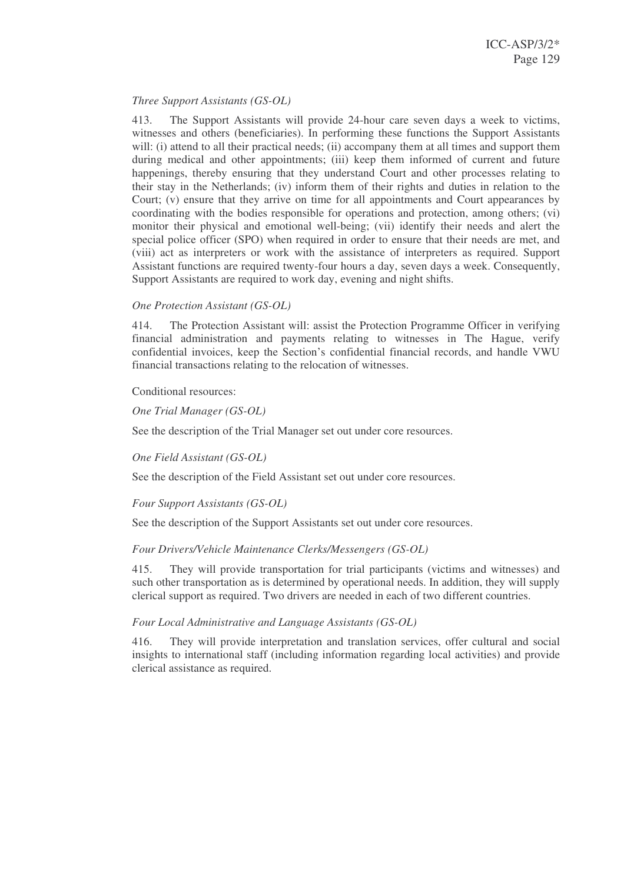*Three Support Assistants (GS-OL)*

413. The Support Assistants will provide 24-hour care seven days a week to victims, witnesses and others (beneficiaries). In performing these functions the Support Assistants will: (i) attend to all their practical needs; (ii) accompany them at all times and support them during medical and other appointments; (iii) keep them informed of current and future happenings, thereby ensuring that they understand Court and other processes relating to their stay in the Netherlands; (iv) inform them of their rights and duties in relation to the Court; (v) ensure that they arrive on time for all appointments and Court appearances by coordinating with the bodies responsible for operations and protection, among others; (vi) monitor their physical and emotional well-being; (vii) identify their needs and alert the special police officer (SPO) when required in order to ensure that their needs are met, and (viii) act as interpreters or work with the assistance of interpreters as required. Support Assistant functions are required twenty-four hours a day, seven days a week. Consequently, Support Assistants are required to work day, evening and night shifts.

*One Protection Assistant (GS-OL)*

414. The Protection Assistant will: assist the Protection Programme Officer in verifying financial administration and payments relating to witnesses in The Hague, verify confidential invoices, keep the Section's confidential financial records, and handle VWU financial transactions relating to the relocation of witnesses.

Conditional resources:

*One Trial Manager (GS-OL)*

See the description of the Trial Manager set out under core resources.

*One Field Assistant (GS-OL)*

See the description of the Field Assistant set out under core resources.

*Four Support Assistants (GS-OL)*

See the description of the Support Assistants set out under core resources.

*Four Drivers/Vehicle Maintenance Clerks/Messengers (GS-OL)*

415. They will provide transportation for trial participants (victims and witnesses) and such other transportation as is determined by operational needs. In addition, they will supply clerical support as required. Two drivers are needed in each of two different countries.

*Four Local Administrative and Language Assistants (GS-OL)*

416. They will provide interpretation and translation services, offer cultural and social insights to international staff (including information regarding local activities) and provide clerical assistance as required.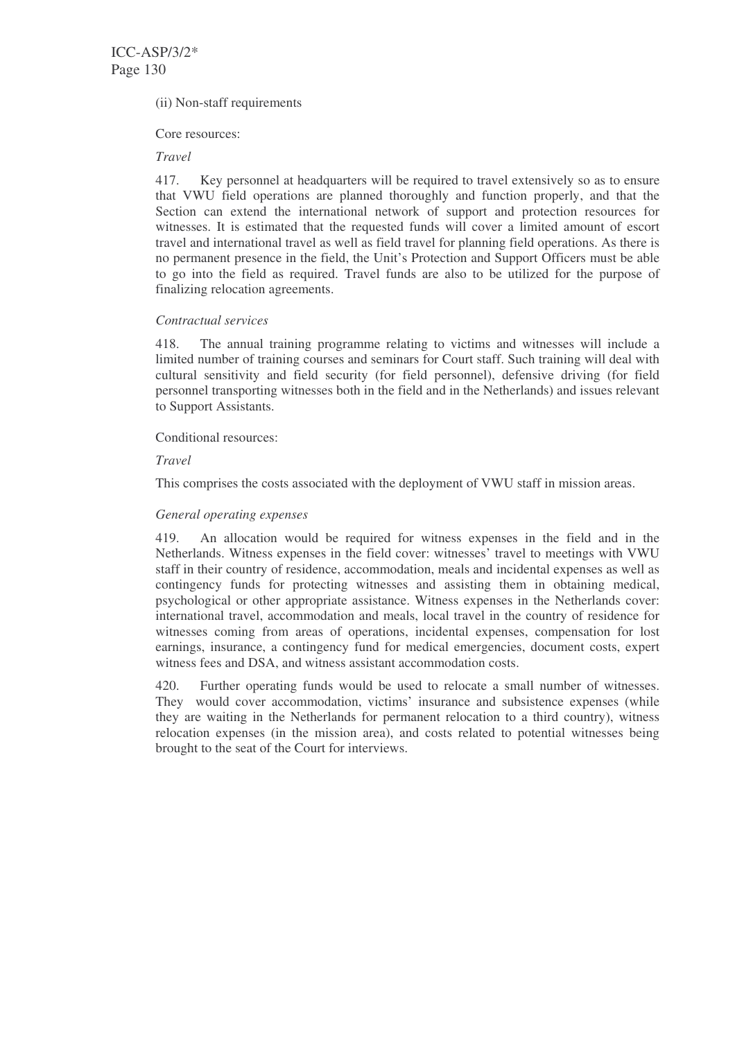(ii) Non-staff requirements

Core resources:

*Travel*

417. Key personnel at headquarters will be required to travel extensively so as to ensure that VWU field operations are planned thoroughly and function properly, and that the Section can extend the international network of support and protection resources for witnesses. It is estimated that the requested funds will cover a limited amount of escort travel and international travel as well as field travel for planning field operations. As there is no permanent presence in the field, the Unit's Protection and Support Officers must be able to go into the field as required. Travel funds are also to be utilized for the purpose of finalizing relocation agreements.

*Contractual services*

418. The annual training programme relating to victims and witnesses will include a limited number of training courses and seminars for Court staff. Such training will deal with cultural sensitivity and field security (for field personnel), defensive driving (for field personnel transporting witnesses both in the field and in the Netherlands) and issues relevant to Support Assistants.

Conditional resources:

*Travel*

This comprises the costs associated with the deployment of VWU staff in mission areas.

*General operating expenses*

419. An allocation would be required for witness expenses in the field and in the Netherlands. Witness expenses in the field cover: witnesses' travel to meetings with VWU staff in their country of residence, accommodation, meals and incidental expenses as well as contingency funds for protecting witnesses and assisting them in obtaining medical, psychological or other appropriate assistance. Witness expenses in the Netherlands cover: international travel, accommodation and meals, local travel in the country of residence for witnesses coming from areas of operations, incidental expenses, compensation for lost earnings, insurance, a contingency fund for medical emergencies, document costs, expert witness fees and DSA, and witness assistant accommodation costs.

420. Further operating funds would be used to relocate a small number of witnesses. They would cover accommodation, victims' insurance and subsistence expenses (while they are waiting in the Netherlands for permanent relocation to a third country), witness relocation expenses (in the mission area), and costs related to potential witnesses being brought to the seat of the Court for interviews.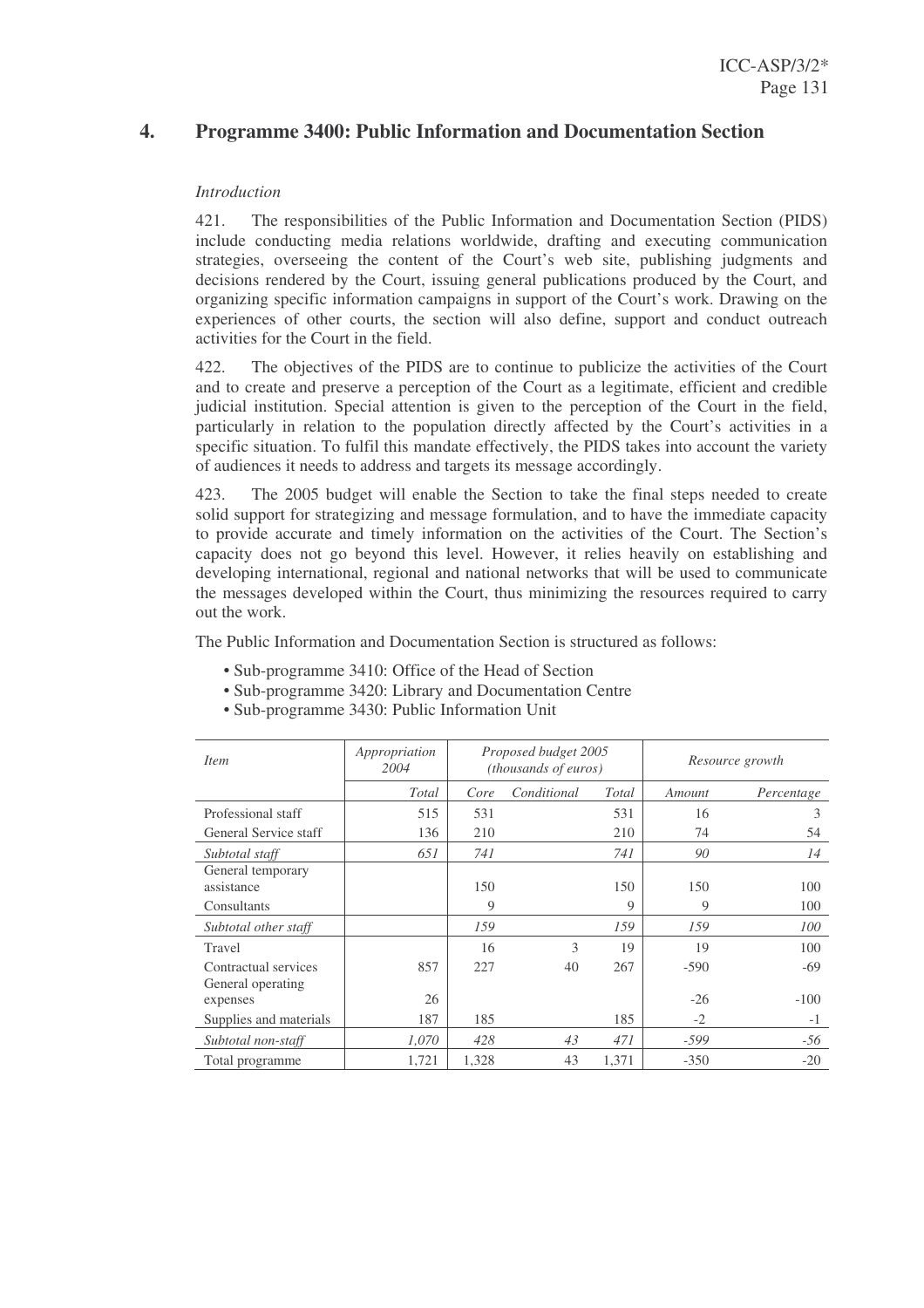## 4. Programme 3400: Public Information and Documentation Section

*Introduction*

421. The responsibilities of the Public Information and Documentation Section (PIDS) include conducting media relations worldwide, drafting and executing communication strategies, overseeing the content of the Court's web site, publishing judgments and decisions rendered by the Court, issuing general publications produced by the Court, and organizing specific information campaigns in support of the Court's work. Drawing on the experiences of other courts, the section will also define, support and conduct outreach activities for the Court in the field.

422. The objectives of the PIDS are to continue to publicize the activities of the Court and to create and preserve a perception of the Court as a legitimate, efficient and credible judicial institution. Special attention is given to the perception of the Court in the field, particularly in relation to the population directly affected by the Court's activities in a specific situation. To fulfil this mandate effectively, the PIDS takes into account the variety of audiences it needs to address and targets its message accordingly.

423. The 2005 budget will enable the Section to take the final steps needed to create solid support for strategizing and message formulation, and to have the immediate capacity to provide accurate and timely information on the activities of the Court. The Section's capacity does not go beyond this level. However, it relies heavily on establishing and developing international, regional and national networks that will be used to communicate the messages developed within the Court, thus minimizing the resources required to carry out the work.

The Public Information and Documentation Section is structured as follows:

- Sub-programme 3410: Office of the Head of Section
- Sub-programme 3420: Library and Documentation Centre
- Sub-programme 3430: Public Information Unit

| *Item* | *Appropriation 2004* | *Proposed budget 2005 (thousands of euros)* | | | *Resource growth* | |
|---|---|---|---|---|---|---|
| | *Total* | *Core* | *Conditional* | *Total* | *Amount* | *Percentage* |
| Professional staff | 515 | 531 | | 531 | 16 | 3 |
| General Service staff | 136 | 210 | | 210 | 74 | 54 |
| *Subtotal staff* | *651* | *741* | | *741* | *90* | *14* |
| General temporary assistance | | 150 | | 150 | 150 | 100 |
| Consultants | | 9 | | 9 | 9 | 100 |
| *Subtotal other staff* | | *159* | | *159* | *159* | *100* |
| Travel | | 16 | 3 | 19 | 19 | 100 |
| Contractual services | 857 | 227 | 40 | 267 | -590 | -69 |
| General operating expenses | 26 | | | | -26 | -100 |
| Supplies and materials | 187 | 185 | | 185 | -2 | -1 |
| *Subtotal non-staff* | *1,070* | *428* | *43* | *471* | *-599* | *-56* |
| Total programme | 1,721 | 1,328 | 43 | 1,371 | -350 | -20 |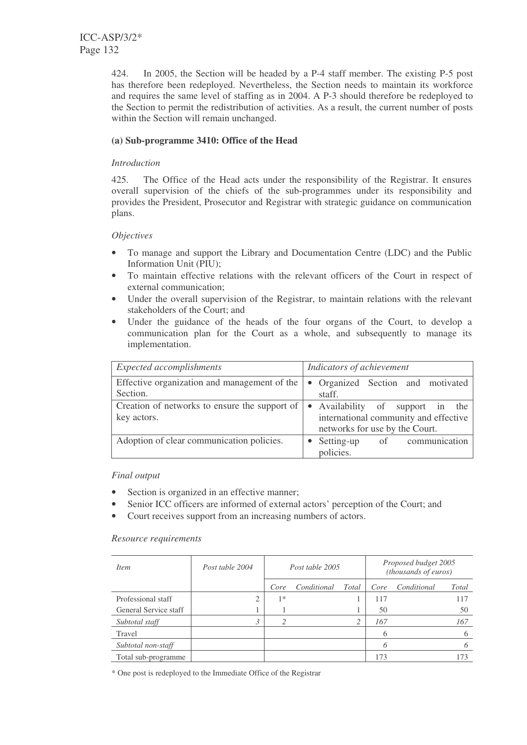424. In 2005, the Section will be headed by a P-4 staff member. The existing P-5 post has therefore been redeployed. Nevertheless, the Section needs to maintain its workforce and requires the same level of staffing as in 2004. A P-3 should therefore be redeployed to the Section to permit the redistribution of activities. As a result, the current number of posts within the Section will remain unchanged.

**(a) Sub-programme 3410: Office of the Head**

*Introduction*

425. The Office of the Head acts under the responsibility of the Registrar. It ensures overall supervision of the chiefs of the sub-programmes under its responsibility and provides the President, Prosecutor and Registrar with strategic guidance on communication plans.

*Objectives*

- To manage and support the Library and Documentation Centre (LDC) and the Public Information Unit (PIU);
- To maintain effective relations with the relevant officers of the Court in respect of external communication;
- Under the overall supervision of the Registrar, to maintain relations with the relevant stakeholders of the Court; and
- Under the guidance of the heads of the four organs of the Court, to develop a communication plan for the Court as a whole, and subsequently to manage its implementation.

| *Expected accomplishments* | *Indicators of achievement* |
|---|---|
| Effective organization and management of the Section. | • Organized Section and motivated staff. |
| Creation of networks to ensure the support of key actors. | • Availability of support in the international community and effective networks for use by the Court. |
| Adoption of clear communication policies. | • Setting-up of communication policies. |

*Final output*

- Section is organized in an effective manner;
- Senior ICC officers are informed of external actors' perception of the Court; and
- Court receives support from an increasing numbers of actors.

*Resource requirements*

| *Item* | *Post table 2004* | *Post table 2005* | | | *Proposed budget 2005 (thousands of euros)* | | |
|---|---|---|---|---|---|---|---|
| | | *Core* | *Conditional* | *Total* | *Core* | *Conditional* | *Total* |
| Professional staff | 2 | 1* | | 1 | 117 | | 117 |
| General Service staff | 1 | 1 | | 1 | 50 | | 50 |
| *Subtotal staff* | *3* | *2* | | *2* | *167* | | *167* |
| Travel | | | | | 6 | | 6 |
| *Subtotal non-staff* | | | | | *6* | | *6* |
| Total sub-programme | | | | | 173 | | 173 |

\* One post is redeployed to the Immediate Office of the Registrar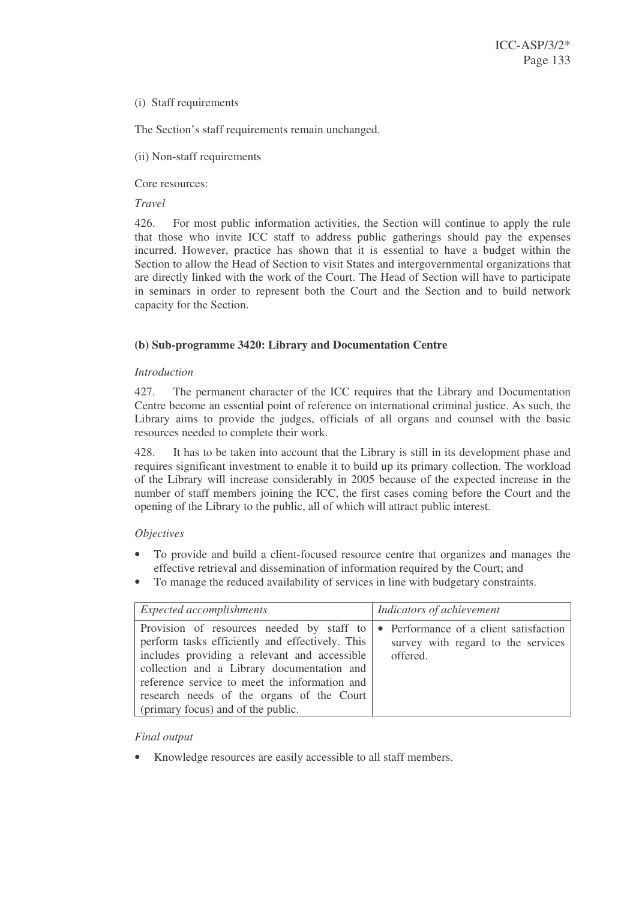(i) Staff requirements

The Section's staff requirements remain unchanged.

(ii) Non-staff requirements

Core resources:

*Travel*

426. For most public information activities, the Section will continue to apply the rule that those who invite ICC staff to address public gatherings should pay the expenses incurred. However, practice has shown that it is essential to have a budget within the Section to allow the Head of Section to visit States and intergovernmental organizations that are directly linked with the work of the Court. The Head of Section will have to participate in seminars in order to represent both the Court and the Section and to build network capacity for the Section.

### (b) Sub-programme 3420: Library and Documentation Centre

*Introduction*

427. The permanent character of the ICC requires that the Library and Documentation Centre become an essential point of reference on international criminal justice. As such, the Library aims to provide the judges, officials of all organs and counsel with the basic resources needed to complete their work.

428. It has to be taken into account that the Library is still in its development phase and requires significant investment to enable it to build up its primary collection. The workload of the Library will increase considerably in 2005 because of the expected increase in the number of staff members joining the ICC, the first cases coming before the Court and the opening of the Library to the public, all of which will attract public interest.

*Objectives*

- To provide and build a client-focused resource centre that organizes and manages the effective retrieval and dissemination of information required by the Court; and
- To manage the reduced availability of services in line with budgetary constraints.

| *Expected accomplishments* | *Indicators of achievement* |
|---|---|
| Provision of resources needed by staff to perform tasks efficiently and effectively. This includes providing a relevant and accessible collection and a Library documentation and reference service to meet the information and research needs of the organs of the Court (primary focus) and of the public. | • Performance of a client satisfaction survey with regard to the services offered. |

*Final output*

- Knowledge resources are easily accessible to all staff members.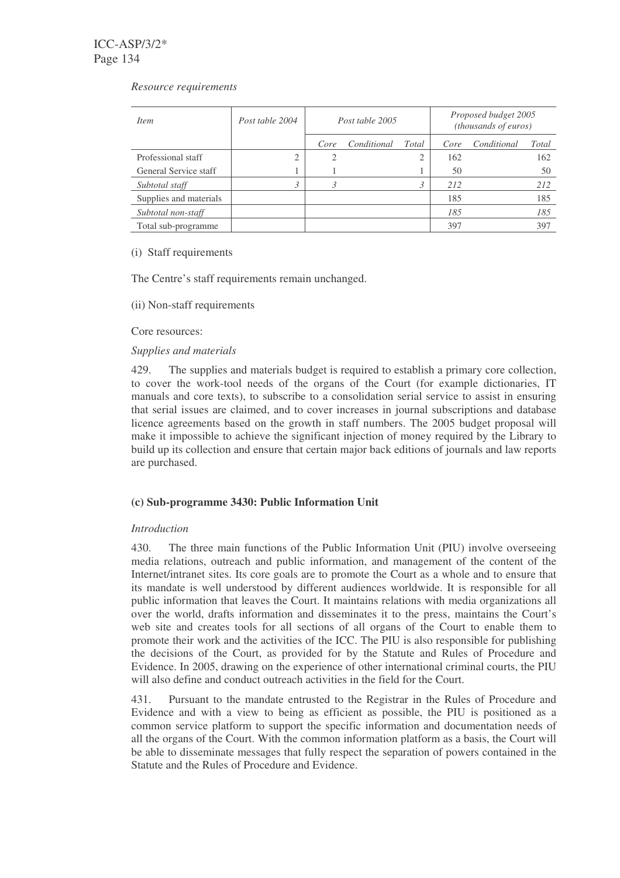*Resource requirements*

| *Item* | *Post table 2004* | *Post table 2005* | | | *Proposed budget 2005 (thousands of euros)* | | |
|---|---|---|---|---|---|---|---|
| | | *Core* | *Conditional* | *Total* | *Core* | *Conditional* | *Total* |
| Professional staff | 2 | 2 | | 2 | 162 | | 162 |
| General Service staff | 1 | 1 | | 1 | 50 | | 50 |
| *Subtotal staff* | *3* | *3* | | *3* | *212* | | *212* |
| Supplies and materials | | | | | 185 | | 185 |
| *Subtotal non-staff* | | | | | *185* | | *185* |
| Total sub-programme | | | | | 397 | | 397 |

(i) Staff requirements

The Centre's staff requirements remain unchanged.

(ii) Non-staff requirements

Core resources:

*Supplies and materials*

429. The supplies and materials budget is required to establish a primary core collection, to cover the work-tool needs of the organs of the Court (for example dictionaries, IT manuals and core texts), to subscribe to a consolidation serial service to assist in ensuring that serial issues are claimed, and to cover increases in journal subscriptions and database licence agreements based on the growth in staff numbers. The 2005 budget proposal will make it impossible to achieve the significant injection of money required by the Library to build up its collection and ensure that certain major back editions of journals and law reports are purchased.

### (c) Sub-programme 3430: Public Information Unit

*Introduction*

430. The three main functions of the Public Information Unit (PIU) involve overseeing media relations, outreach and public information, and management of the content of the Internet/intranet sites. Its core goals are to promote the Court as a whole and to ensure that its mandate is well understood by different audiences worldwide. It is responsible for all public information that leaves the Court. It maintains relations with media organizations all over the world, drafts information and disseminates it to the press, maintains the Court's web site and creates tools for all sections of all organs of the Court to enable them to promote their work and the activities of the ICC. The PIU is also responsible for publishing the decisions of the Court, as provided for by the Statute and Rules of Procedure and Evidence. In 2005, drawing on the experience of other international criminal courts, the PIU will also define and conduct outreach activities in the field for the Court.

431. Pursuant to the mandate entrusted to the Registrar in the Rules of Procedure and Evidence and with a view to being as efficient as possible, the PIU is positioned as a common service platform to support the specific information and documentation needs of all the organs of the Court. With the common information platform as a basis, the Court will be able to disseminate messages that fully respect the separation of powers contained in the Statute and the Rules of Procedure and Evidence.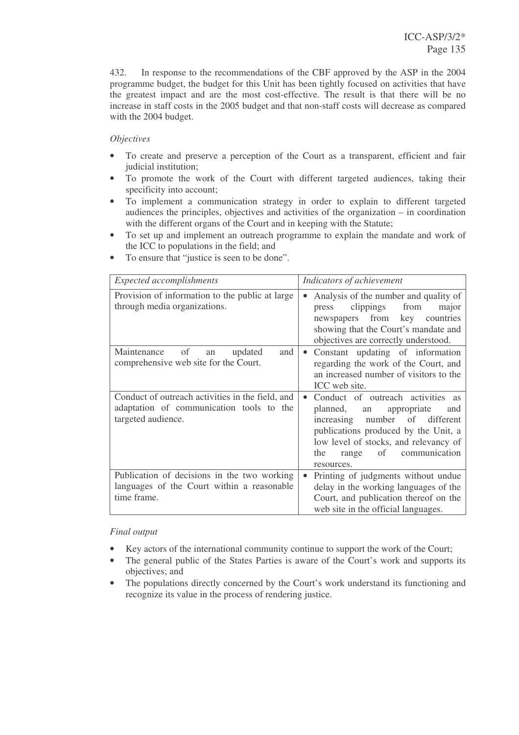432. In response to the recommendations of the CBF approved by the ASP in the 2004 programme budget, the budget for this Unit has been tightly focused on activities that have the greatest impact and are the most cost-effective. The result is that there will be no increase in staff costs in the 2005 budget and that non-staff costs will decrease as compared with the 2004 budget.

*Objectives*

- To create and preserve a perception of the Court as a transparent, efficient and fair judicial institution;
- To promote the work of the Court with different targeted audiences, taking their specificity into account;
- To implement a communication strategy in order to explain to different targeted audiences the principles, objectives and activities of the organization – in coordination with the different organs of the Court and in keeping with the Statute;
- To set up and implement an outreach programme to explain the mandate and work of the ICC to populations in the field; and
- To ensure that "justice is seen to be done".

| *Expected accomplishments* | *Indicators of achievement* |
|---|---|
| Provision of information to the public at large through media organizations. | • Analysis of the number and quality of press clippings from major newspapers from key countries showing that the Court's mandate and objectives are correctly understood. |
| Maintenance of an updated and comprehensive web site for the Court. | • Constant updating of information regarding the work of the Court, and an increased number of visitors to the ICC web site. |
| Conduct of outreach activities in the field, and adaptation of communication tools to the targeted audience. | • Conduct of outreach activities as planned, an appropriate and increasing number of different publications produced by the Unit, a low level of stocks, and relevancy of the range of communication resources. |
| Publication of decisions in the two working languages of the Court within a reasonable time frame. | • Printing of judgments without undue delay in the working languages of the Court, and publication thereof on the web site in the official languages. |

*Final output*

- Key actors of the international community continue to support the work of the Court;
- The general public of the States Parties is aware of the Court's work and supports its objectives; and
- The populations directly concerned by the Court's work understand its functioning and recognize its value in the process of rendering justice.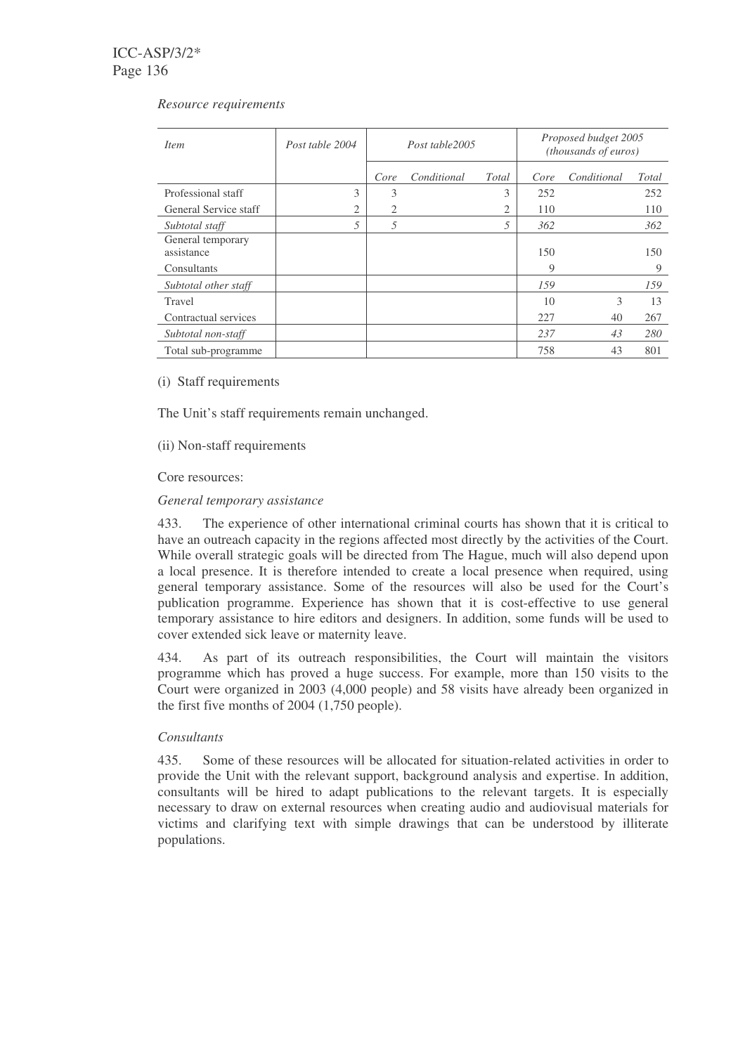*Resource requirements*

| *Item* | *Post table 2004* | *Post table2005* | | | *Proposed budget 2005 (thousands of euros)* | | |
|---|---|---|---|---|---|---|---|
| | | *Core* | *Conditional* | *Total* | *Core* | *Conditional* | *Total* |
| Professional staff | 3 | 3 | | 3 | 252 | | 252 |
| General Service staff | 2 | 2 | | 2 | 110 | | 110 |
| *Subtotal staff* | *5* | *5* | | *5* | *362* | | *362* |
| General temporary assistance | | | | | 150 | | 150 |
| Consultants | | | | | 9 | | 9 |
| *Subtotal other staff* | | | | | *159* | | *159* |
| Travel | | | | | 10 | 3 | 13 |
| Contractual services | | | | | 227 | 40 | 267 |
| *Subtotal non-staff* | | | | | *237* | *43* | *280* |
| Total sub-programme | | | | | 758 | 43 | 801 |

(i) Staff requirements

The Unit's staff requirements remain unchanged.

(ii) Non-staff requirements

Core resources:

*General temporary assistance*

433. The experience of other international criminal courts has shown that it is critical to have an outreach capacity in the regions affected most directly by the activities of the Court. While overall strategic goals will be directed from The Hague, much will also depend upon a local presence. It is therefore intended to create a local presence when required, using general temporary assistance. Some of the resources will also be used for the Court's publication programme. Experience has shown that it is cost-effective to use general temporary assistance to hire editors and designers. In addition, some funds will be used to cover extended sick leave or maternity leave.

434. As part of its outreach responsibilities, the Court will maintain the visitors programme which has proved a huge success. For example, more than 150 visits to the Court were organized in 2003 (4,000 people) and 58 visits have already been organized in the first five months of 2004 (1,750 people).

*Consultants*

435. Some of these resources will be allocated for situation-related activities in order to provide the Unit with the relevant support, background analysis and expertise. In addition, consultants will be hired to adapt publications to the relevant targets. It is especially necessary to draw on external resources when creating audio and audiovisual materials for victims and clarifying text with simple drawings that can be understood by illiterate populations.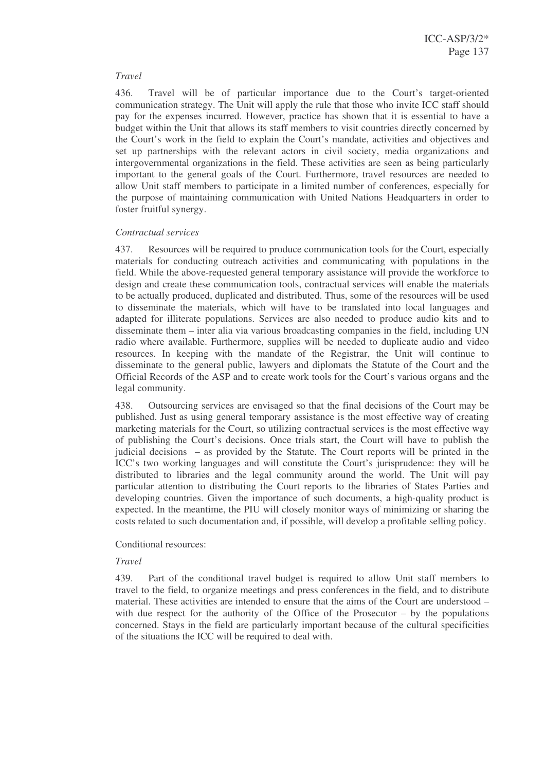*Travel*

436. Travel will be of particular importance due to the Court's target-oriented communication strategy. The Unit will apply the rule that those who invite ICC staff should pay for the expenses incurred. However, practice has shown that it is essential to have a budget within the Unit that allows its staff members to visit countries directly concerned by the Court's work in the field to explain the Court's mandate, activities and objectives and set up partnerships with the relevant actors in civil society, media organizations and intergovernmental organizations in the field. These activities are seen as being particularly important to the general goals of the Court. Furthermore, travel resources are needed to allow Unit staff members to participate in a limited number of conferences, especially for the purpose of maintaining communication with United Nations Headquarters in order to foster fruitful synergy.

*Contractual services*

437. Resources will be required to produce communication tools for the Court, especially materials for conducting outreach activities and communicating with populations in the field. While the above-requested general temporary assistance will provide the workforce to design and create these communication tools, contractual services will enable the materials to be actually produced, duplicated and distributed. Thus, some of the resources will be used to disseminate the materials, which will have to be translated into local languages and adapted for illiterate populations. Services are also needed to produce audio kits and to disseminate them – inter alia via various broadcasting companies in the field, including UN radio where available. Furthermore, supplies will be needed to duplicate audio and video resources. In keeping with the mandate of the Registrar, the Unit will continue to disseminate to the general public, lawyers and diplomats the Statute of the Court and the Official Records of the ASP and to create work tools for the Court's various organs and the legal community.

438. Outsourcing services are envisaged so that the final decisions of the Court may be published. Just as using general temporary assistance is the most effective way of creating marketing materials for the Court, so utilizing contractual services is the most effective way of publishing the Court's decisions. Once trials start, the Court will have to publish the judicial decisions – as provided by the Statute. The Court reports will be printed in the ICC's two working languages and will constitute the Court's jurisprudence: they will be distributed to libraries and the legal community around the world. The Unit will pay particular attention to distributing the Court reports to the libraries of States Parties and developing countries. Given the importance of such documents, a high-quality product is expected. In the meantime, the PIU will closely monitor ways of minimizing or sharing the costs related to such documentation and, if possible, will develop a profitable selling policy.

Conditional resources:

*Travel*

439. Part of the conditional travel budget is required to allow Unit staff members to travel to the field, to organize meetings and press conferences in the field, and to distribute material. These activities are intended to ensure that the aims of the Court are understood – with due respect for the authority of the Office of the Prosecutor – by the populations concerned. Stays in the field are particularly important because of the cultural specificities of the situations the ICC will be required to deal with.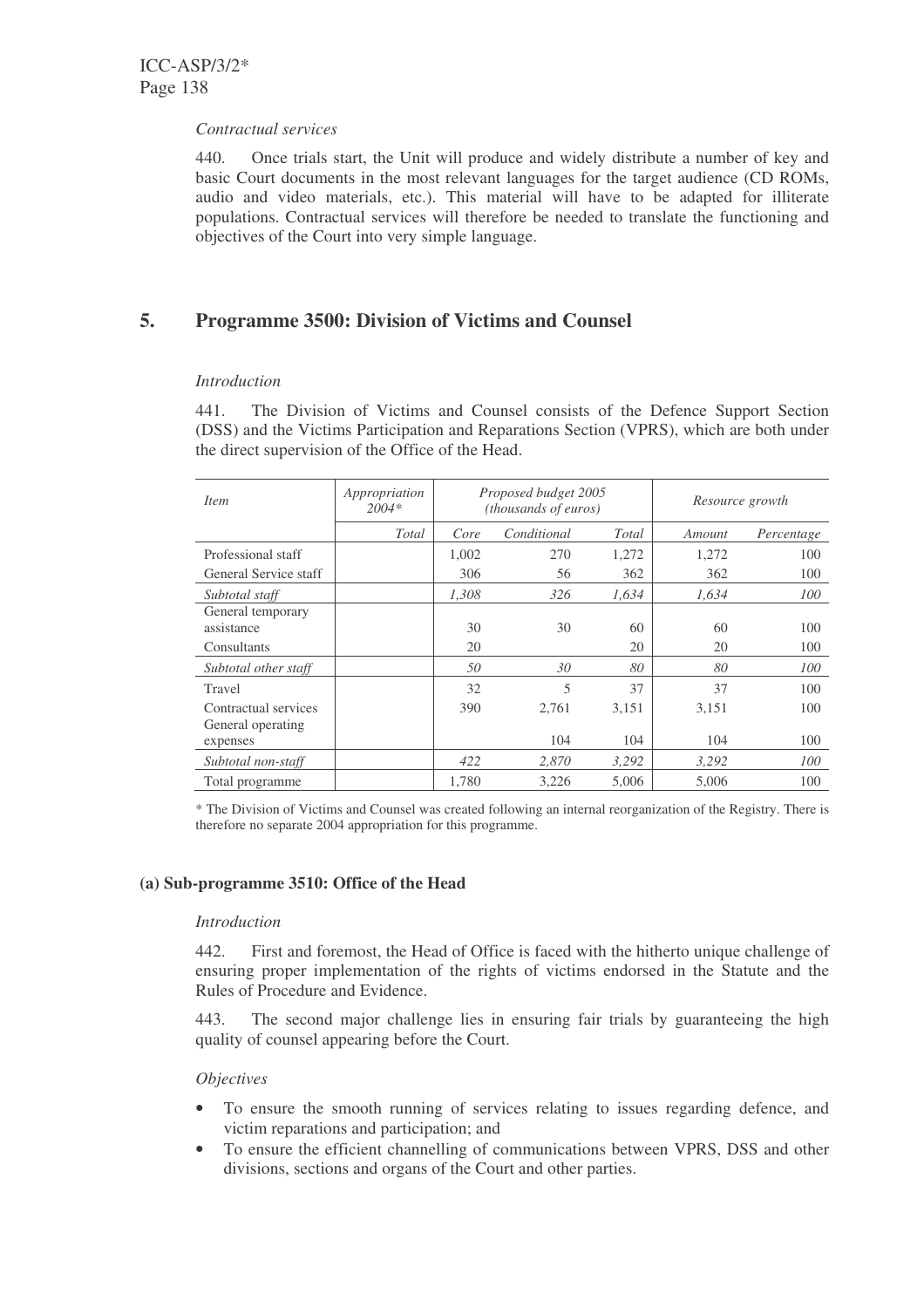*Contractual services*

440. Once trials start, the Unit will produce and widely distribute a number of key and basic Court documents in the most relevant languages for the target audience (CD ROMs, audio and video materials, etc.). This material will have to be adapted for illiterate populations. Contractual services will therefore be needed to translate the functioning and objectives of the Court into very simple language.

## 5. Programme 3500: Division of Victims and Counsel

*Introduction*

441. The Division of Victims and Counsel consists of the Defence Support Section (DSS) and the Victims Participation and Reparations Section (VPRS), which are both under the direct supervision of the Office of the Head.

| *Item* | *Appropriation 2004** | *Proposed budget 2005 (thousands of euros)* | | | *Resource growth* | |
|---|---|---|---|---|---|---|
| | *Total* | *Core* | *Conditional* | *Total* | *Amount* | *Percentage* |
| Professional staff | | 1,002 | 270 | 1,272 | 1,272 | 100 |
| General Service staff | | 306 | 56 | 362 | 362 | 100 |
| *Subtotal staff* | | *1,308* | *326* | *1,634* | *1,634* | *100* |
| General temporary assistance | | 30 | 30 | 60 | 60 | 100 |
| Consultants | | 20 | | 20 | 20 | 100 |
| *Subtotal other staff* | | *50* | *30* | *80* | *80* | *100* |
| Travel | | 32 | 5 | 37 | 37 | 100 |
| Contractual services | | 390 | 2,761 | 3,151 | 3,151 | 100 |
| General operating expenses | | | 104 | 104 | 104 | 100 |
| *Subtotal non-staff* | | *422* | *2,870* | *3,292* | *3,292* | *100* |
| Total programme | | 1,780 | 3,226 | 5,006 | 5,006 | 100 |

\* The Division of Victims and Counsel was created following an internal reorganization of the Registry. There is therefore no separate 2004 appropriation for this programme.

#### (a) Sub-programme 3510: Office of the Head

*Introduction*

442. First and foremost, the Head of Office is faced with the hitherto unique challenge of ensuring proper implementation of the rights of victims endorsed in the Statute and the Rules of Procedure and Evidence.

443. The second major challenge lies in ensuring fair trials by guaranteeing the high quality of counsel appearing before the Court.

*Objectives*

- To ensure the smooth running of services relating to issues regarding defence, and victim reparations and participation; and
- To ensure the efficient channelling of communications between VPRS, DSS and other divisions, sections and organs of the Court and other parties.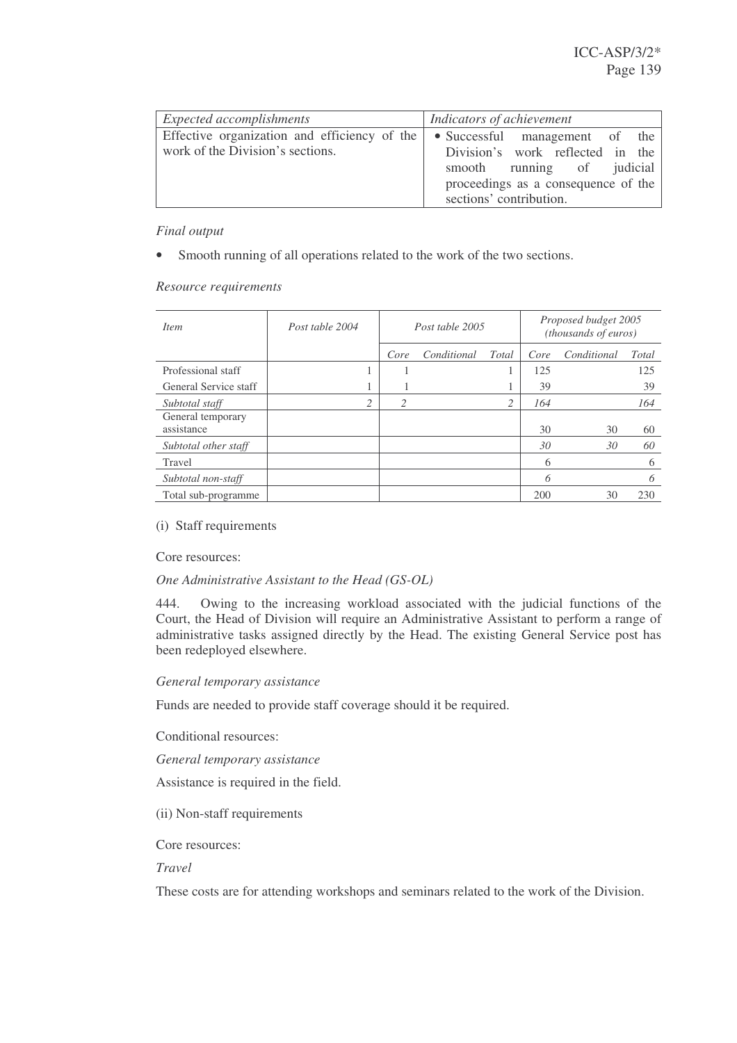| *Expected accomplishments* | *Indicators of achievement* |
|---|---|
| Effective organization and efficiency of the work of the Division's sections. | • Successful management of the Division's work reflected in the smooth running of judicial proceedings as a consequence of the sections' contribution. |

*Final output*

- Smooth running of all operations related to the work of the two sections.

*Resource requirements*

| *Item* | *Post table 2004* | *Post table 2005* | | | *Proposed budget 2005 (thousands of euros)* | | |
|---|---|---|---|---|---|---|---|
| | | *Core* | *Conditional* | *Total* | *Core* | *Conditional* | *Total* |
| Professional staff | 1 | 1 | | 1 | 125 | | 125 |
| General Service staff | 1 | 1 | | 1 | 39 | | 39 |
| *Subtotal staff* | *2* | *2* | | *2* | *164* | | *164* |
| General temporary assistance | | | | | 30 | 30 | 60 |
| *Subtotal other staff* | | | | | *30* | *30* | *60* |
| Travel | | | | | 6 | | 6 |
| *Subtotal non-staff* | | | | | *6* | | *6* |
| Total sub-programme | | | | | 200 | 30 | 230 |

(i) Staff requirements

Core resources:

*One Administrative Assistant to the Head (GS-OL)*

444. Owing to the increasing workload associated with the judicial functions of the Court, the Head of Division will require an Administrative Assistant to perform a range of administrative tasks assigned directly by the Head. The existing General Service post has been redeployed elsewhere.

*General temporary assistance*

Funds are needed to provide staff coverage should it be required.

Conditional resources:

*General temporary assistance*

Assistance is required in the field.

(ii) Non-staff requirements

Core resources:

*Travel*

These costs are for attending workshops and seminars related to the work of the Division.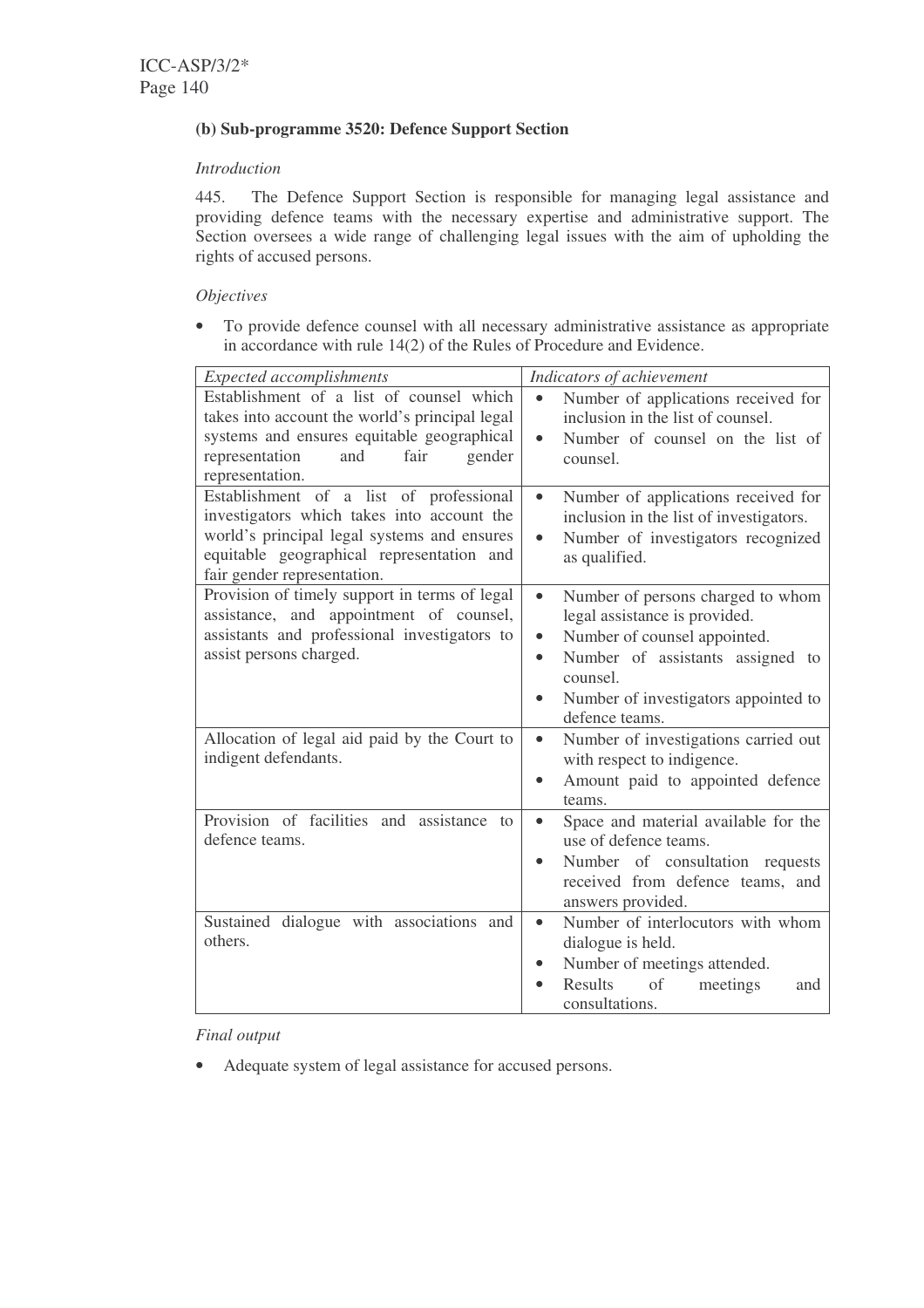### (b) Sub-programme 3520: Defence Support Section

*Introduction*

445. The Defence Support Section is responsible for managing legal assistance and providing defence teams with the necessary expertise and administrative support. The Section oversees a wide range of challenging legal issues with the aim of upholding the rights of accused persons.

*Objectives*

- To provide defence counsel with all necessary administrative assistance as appropriate in accordance with rule 14(2) of the Rules of Procedure and Evidence.

| *Expected accomplishments* | *Indicators of achievement* |
|---|---|
| Establishment of a list of counsel which takes into account the world's principal legal systems and ensures equitable geographical representation and fair gender representation. | • Number of applications received for inclusion in the list of counsel.<br>• Number of counsel on the list of counsel. |
| Establishment of a list of professional investigators which takes into account the world's principal legal systems and ensures equitable geographical representation and fair gender representation. | • Number of applications received for inclusion in the list of investigators.<br>• Number of investigators recognized as qualified. |
| Provision of timely support in terms of legal assistance, and appointment of counsel, assistants and professional investigators to assist persons charged. | • Number of persons charged to whom legal assistance is provided.<br>• Number of counsel appointed.<br>• Number of assistants assigned to counsel.<br>• Number of investigators appointed to defence teams. |
| Allocation of legal aid paid by the Court to indigent defendants. | • Number of investigations carried out with respect to indigence.<br>• Amount paid to appointed defence teams. |
| Provision of facilities and assistance to defence teams. | • Space and material available for the use of defence teams.<br>• Number of consultation requests received from defence teams, and answers provided. |
| Sustained dialogue with associations and others. | • Number of interlocutors with whom dialogue is held.<br>• Number of meetings attended.<br>• Results of meetings and consultations. |

*Final output*

- Adequate system of legal assistance for accused persons.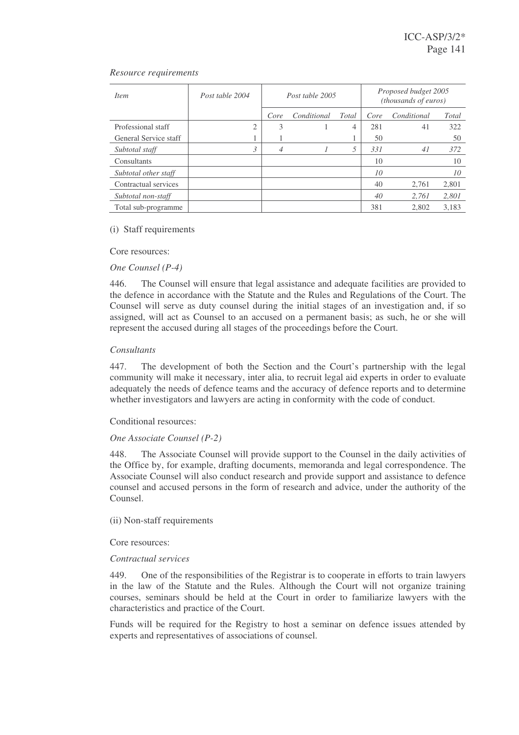*Resource requirements*

| *Item* | *Post table 2004* | *Post table 2005* | | | *Proposed budget 2005 (thousands of euros)* | | |
|---|---|---|---|---|---|---|---|
| | | *Core* | *Conditional* | *Total* | *Core* | *Conditional* | *Total* |
| Professional staff | 2 | 3 | 1 | 4 | 281 | 41 | 322 |
| General Service staff | 1 | 1 | | 1 | 50 | | 50 |
| *Subtotal staff* | *3* | *4* | *1* | *5* | *331* | *41* | *372* |
| Consultants | | | | | 10 | | 10 |
| *Subtotal other staff* | | | | | *10* | | *10* |
| Contractual services | | | | | 40 | 2,761 | 2,801 |
| *Subtotal non-staff* | | | | | *40* | *2,761* | *2,801* |
| Total sub-programme | | | | | 381 | 2,802 | 3,183 |

(i) Staff requirements

Core resources:

*One Counsel (P-4)*

446. The Counsel will ensure that legal assistance and adequate facilities are provided to the defence in accordance with the Statute and the Rules and Regulations of the Court. The Counsel will serve as duty counsel during the initial stages of an investigation and, if so assigned, will act as Counsel to an accused on a permanent basis; as such, he or she will represent the accused during all stages of the proceedings before the Court.

*Consultants*

447. The development of both the Section and the Court's partnership with the legal community will make it necessary, inter alia, to recruit legal aid experts in order to evaluate adequately the needs of defence teams and the accuracy of defence reports and to determine whether investigators and lawyers are acting in conformity with the code of conduct.

Conditional resources:

*One Associate Counsel (P-2)*

448. The Associate Counsel will provide support to the Counsel in the daily activities of the Office by, for example, drafting documents, memoranda and legal correspondence. The Associate Counsel will also conduct research and provide support and assistance to defence counsel and accused persons in the form of research and advice, under the authority of the Counsel.

(ii) Non-staff requirements

Core resources:

*Contractual services*

449. One of the responsibilities of the Registrar is to cooperate in efforts to train lawyers in the law of the Statute and the Rules. Although the Court will not organize training courses, seminars should be held at the Court in order to familiarize lawyers with the characteristics and practice of the Court.

Funds will be required for the Registry to host a seminar on defence issues attended by experts and representatives of associations of counsel.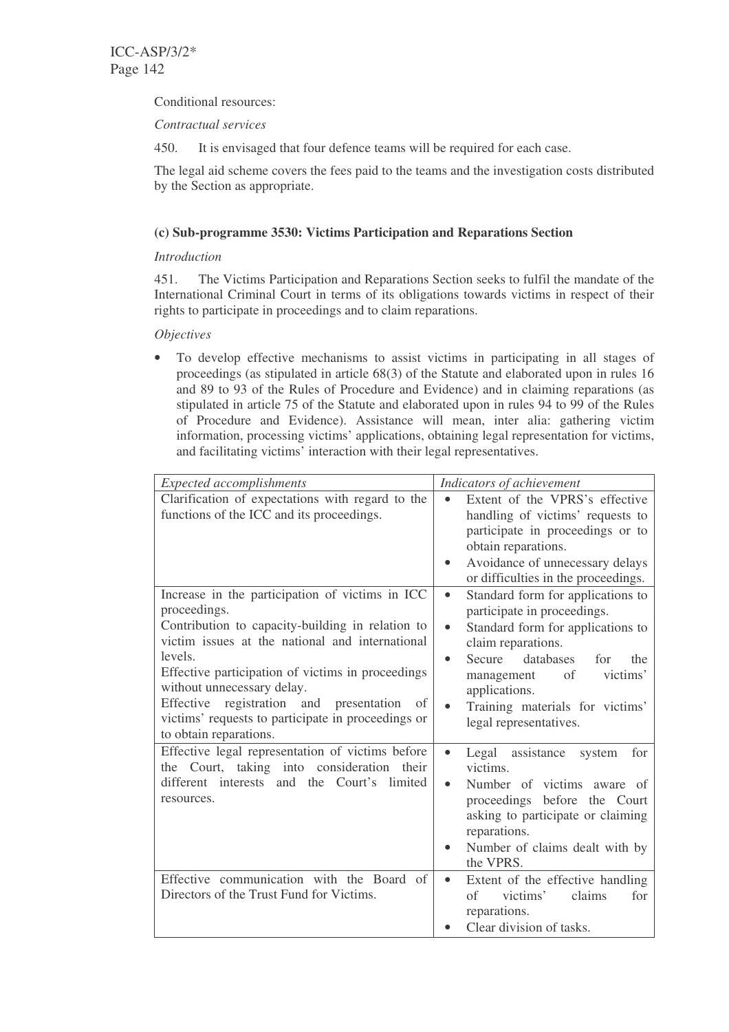Conditional resources:

*Contractual services*

450. It is envisaged that four defence teams will be required for each case.

The legal aid scheme covers the fees paid to the teams and the investigation costs distributed by the Section as appropriate.

### (c) Sub-programme 3530: Victims Participation and Reparations Section

*Introduction*

451. The Victims Participation and Reparations Section seeks to fulfil the mandate of the International Criminal Court in terms of its obligations towards victims in respect of their rights to participate in proceedings and to claim reparations.

*Objectives*

- To develop effective mechanisms to assist victims in participating in all stages of proceedings (as stipulated in article 68(3) of the Statute and elaborated upon in rules 16 and 89 to 93 of the Rules of Procedure and Evidence) and in claiming reparations (as stipulated in article 75 of the Statute and elaborated upon in rules 94 to 99 of the Rules of Procedure and Evidence). Assistance will mean, inter alia: gathering victim information, processing victims' applications, obtaining legal representation for victims, and facilitating victims' interaction with their legal representatives.

| *Expected accomplishments* | *Indicators of achievement* |
|---|---|
| Clarification of expectations with regard to the functions of the ICC and its proceedings. | • Extent of the VPRS's effective handling of victims' requests to participate in proceedings or to obtain reparations.<br>• Avoidance of unnecessary delays or difficulties in the proceedings. |
| Increase in the participation of victims in ICC proceedings.<br>Contribution to capacity-building in relation to victim issues at the national and international levels.<br>Effective participation of victims in proceedings without unnecessary delay.<br>Effective registration and presentation of victims' requests to participate in proceedings or to obtain reparations. | • Standard form for applications to participate in proceedings.<br>• Standard form for applications to claim reparations.<br>• Secure databases for the management of victims' applications.<br>• Training materials for victims' legal representatives. |
| Effective legal representation of victims before the Court, taking into consideration their different interests and the Court's limited resources. | • Legal assistance system for victims.<br>• Number of victims aware of proceedings before the Court asking to participate or claiming reparations.<br>• Number of claims dealt with by the VPRS. |
| Effective communication with the Board of Directors of the Trust Fund for Victims. | • Extent of the effective handling of victims' claims for reparations.<br>• Clear division of tasks. |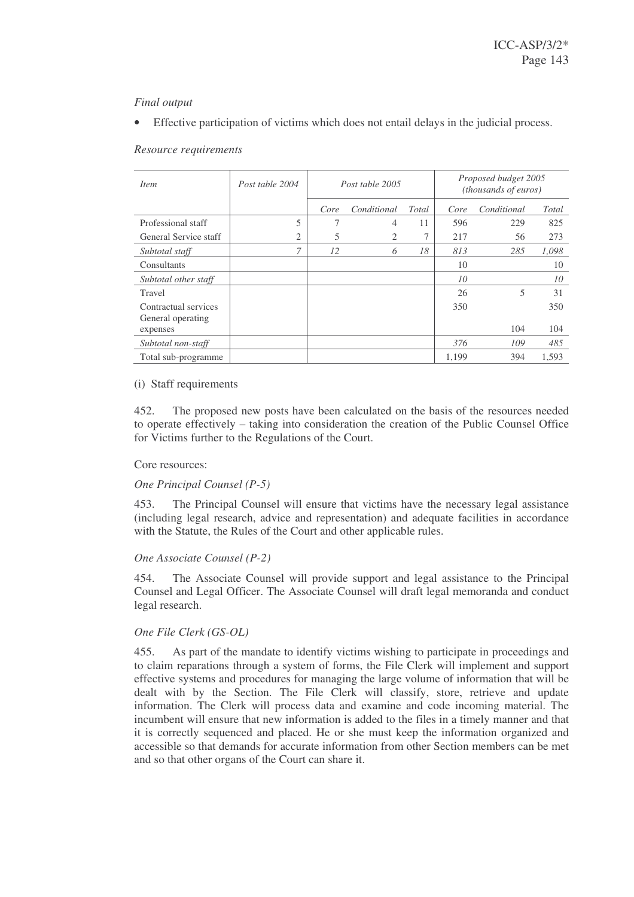*Final output*

- Effective participation of victims which does not entail delays in the judicial process.

*Resource requirements*

| *Item* | *Post table 2004* | *Post table 2005* | | | *Proposed budget 2005 (thousands of euros)* | | |
|---|---|---|---|---|---|---|---|
| | | *Core* | *Conditional* | *Total* | *Core* | *Conditional* | *Total* |
| Professional staff | 5 | 7 | 4 | 11 | 596 | 229 | 825 |
| General Service staff | 2 | 5 | 2 | 7 | 217 | 56 | 273 |
| *Subtotal staff* | *7* | *12* | *6* | *18* | *813* | *285* | *1,098* |
| Consultants | | | | | 10 | | 10 |
| *Subtotal other staff* | | | | | *10* | | *10* |
| Travel | | | | | 26 | 5 | 31 |
| Contractual services | | | | | 350 | | 350 |
| General operating expenses | | | | | | 104 | 104 |
| *Subtotal non-staff* | | | | | *376* | *109* | *485* |
| Total sub-programme | | | | | 1,199 | 394 | 1,593 |

(i) Staff requirements

452. The proposed new posts have been calculated on the basis of the resources needed to operate effectively – taking into consideration the creation of the Public Counsel Office for Victims further to the Regulations of the Court.

Core resources:

*One Principal Counsel (P-5)*

453. The Principal Counsel will ensure that victims have the necessary legal assistance (including legal research, advice and representation) and adequate facilities in accordance with the Statute, the Rules of the Court and other applicable rules.

*One Associate Counsel (P-2)*

454. The Associate Counsel will provide support and legal assistance to the Principal Counsel and Legal Officer. The Associate Counsel will draft legal memoranda and conduct legal research.

*One File Clerk (GS-OL)*

455. As part of the mandate to identify victims wishing to participate in proceedings and to claim reparations through a system of forms, the File Clerk will implement and support effective systems and procedures for managing the large volume of information that will be dealt with by the Section. The File Clerk will classify, store, retrieve and update information. The Clerk will process data and examine and code incoming material. The incumbent will ensure that new information is added to the files in a timely manner and that it is correctly sequenced and placed. He or she must keep the information organized and accessible so that demands for accurate information from other Section members can be met and so that other organs of the Court can share it.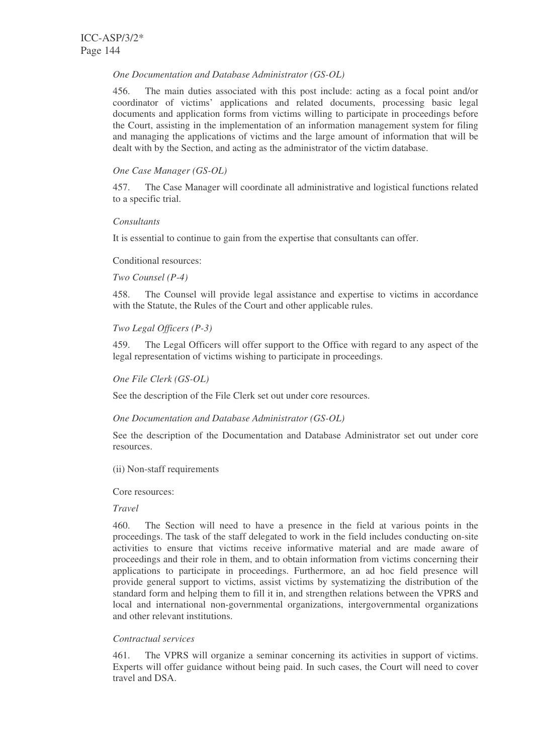*One Documentation and Database Administrator (GS-OL)*

456. The main duties associated with this post include: acting as a focal point and/or coordinator of victims' applications and related documents, processing basic legal documents and application forms from victims willing to participate in proceedings before the Court, assisting in the implementation of an information management system for filing and managing the applications of victims and the large amount of information that will be dealt with by the Section, and acting as the administrator of the victim database.

*One Case Manager (GS-OL)*

457. The Case Manager will coordinate all administrative and logistical functions related to a specific trial.

*Consultants*

It is essential to continue to gain from the expertise that consultants can offer.

Conditional resources:

*Two Counsel (P-4)*

458. The Counsel will provide legal assistance and expertise to victims in accordance with the Statute, the Rules of the Court and other applicable rules.

*Two Legal Officers (P-3)*

459. The Legal Officers will offer support to the Office with regard to any aspect of the legal representation of victims wishing to participate in proceedings.

*One File Clerk (GS-OL)*

See the description of the File Clerk set out under core resources.

*One Documentation and Database Administrator (GS-OL)*

See the description of the Documentation and Database Administrator set out under core resources.

(ii) Non-staff requirements

Core resources:

*Travel*

460. The Section will need to have a presence in the field at various points in the proceedings. The task of the staff delegated to work in the field includes conducting on-site activities to ensure that victims receive informative material and are made aware of proceedings and their role in them, and to obtain information from victims concerning their applications to participate in proceedings. Furthermore, an ad hoc field presence will provide general support to victims, assist victims by systematizing the distribution of the standard form and helping them to fill it in, and strengthen relations between the VPRS and local and international non-governmental organizations, intergovernmental organizations and other relevant institutions.

*Contractual services*

461. The VPRS will organize a seminar concerning its activities in support of victims. Experts will offer guidance without being paid. In such cases, the Court will need to cover travel and DSA.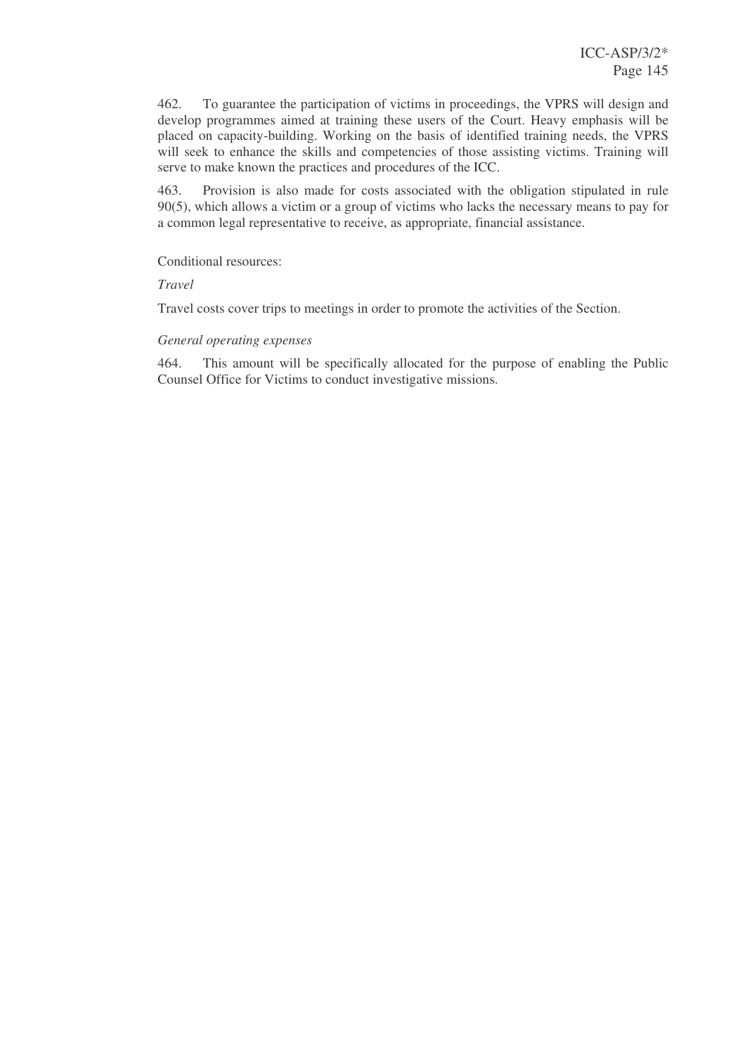462. To guarantee the participation of victims in proceedings, the VPRS will design and develop programmes aimed at training these users of the Court. Heavy emphasis will be placed on capacity-building. Working on the basis of identified training needs, the VPRS will seek to enhance the skills and competencies of those assisting victims. Training will serve to make known the practices and procedures of the ICC.

463. Provision is also made for costs associated with the obligation stipulated in rule 90(5), which allows a victim or a group of victims who lacks the necessary means to pay for a common legal representative to receive, as appropriate, financial assistance.

Conditional resources:

*Travel*

Travel costs cover trips to meetings in order to promote the activities of the Section.

*General operating expenses*

464. This amount will be specifically allocated for the purpose of enabling the Public Counsel Office for Victims to conduct investigative missions.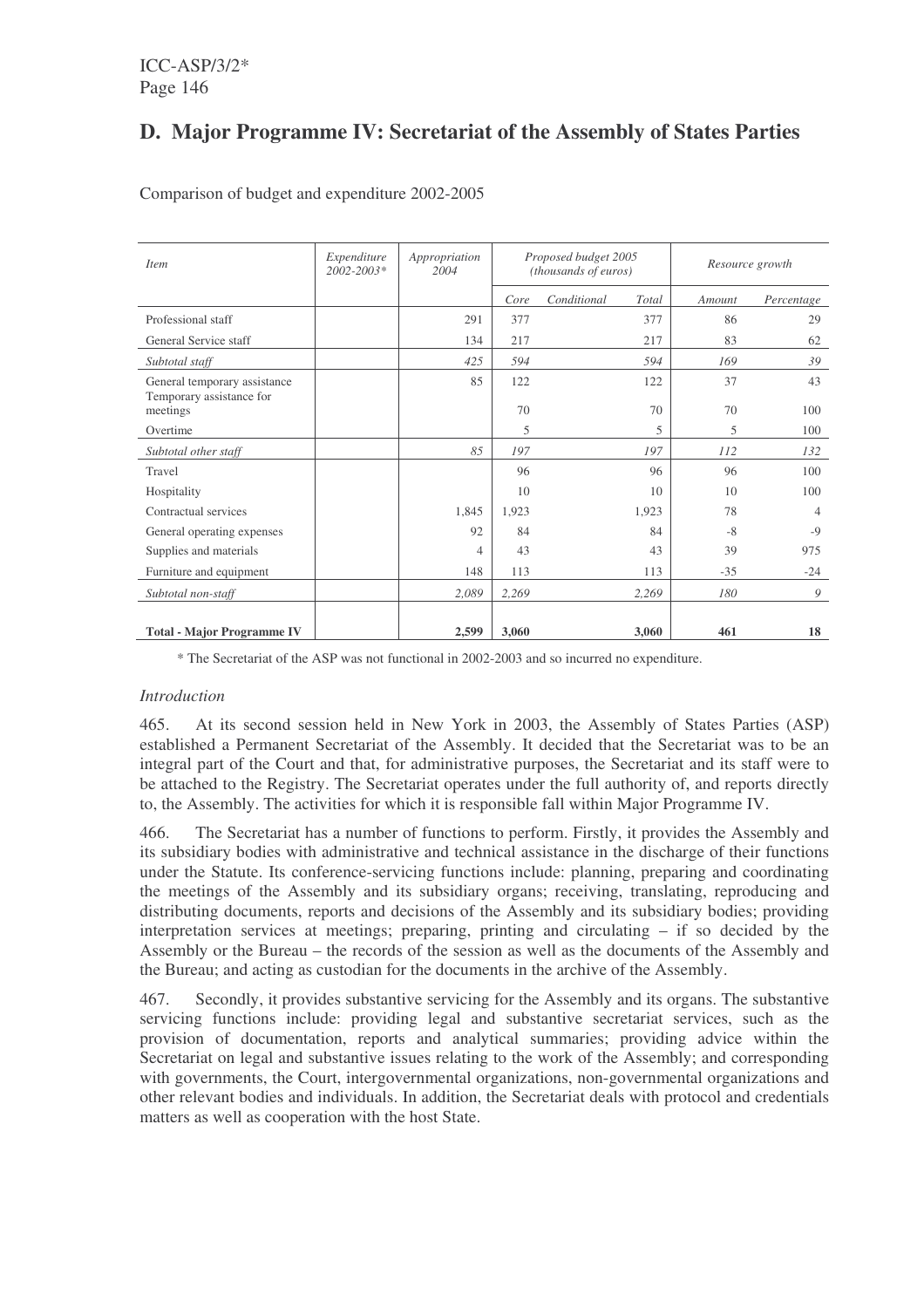## D. Major Programme IV: Secretariat of the Assembly of States Parties

Comparison of budget and expenditure 2002-2005

| *Item* | *Expenditure 2002-2003** | *Appropriation 2004* | *Proposed budget 2005 (thousands of euros)* | | | *Resource growth* | |
|---|---|---|---|---|---|---|---|
| | | | *Core* | *Conditional* | *Total* | *Amount* | *Percentage* |
| Professional staff | | 291 | 377 | | 377 | 86 | 29 |
| General Service staff | | 134 | 217 | | 217 | 83 | 62 |
| *Subtotal staff* | | *425* | *594* | | *594* | *169* | *39* |
| General temporary assistance | | 85 | 122 | | 122 | 37 | 43 |
| Temporary assistance for meetings | | | 70 | | 70 | 70 | 100 |
| Overtime | | | 5 | | 5 | 5 | 100 |
| *Subtotal other staff* | | *85* | *197* | | *197* | *112* | *132* |
| Travel | | | 96 | | 96 | 96 | 100 |
| Hospitality | | | 10 | | 10 | 10 | 100 |
| Contractual services | | 1,845 | 1,923 | | 1,923 | 78 | 4 |
| General operating expenses | | 92 | 84 | | 84 | -8 | -9 |
| Supplies and materials | | 4 | 43 | | 43 | 39 | 975 |
| Furniture and equipment | | 148 | 113 | | 113 | -35 | -24 |
| *Subtotal non-staff* | | *2,089* | *2,269* | | *2,269* | *180* | *9* |
| **Total - Major Programme IV** | | **2,599** | **3,060** | | **3,060** | **461** | **18** |

\* The Secretariat of the ASP was not functional in 2002-2003 and so incurred no expenditure.

*Introduction*

465. At its second session held in New York in 2003, the Assembly of States Parties (ASP) established a Permanent Secretariat of the Assembly. It decided that the Secretariat was to be an integral part of the Court and that, for administrative purposes, the Secretariat and its staff were to be attached to the Registry. The Secretariat operates under the full authority of, and reports directly to, the Assembly. The activities for which it is responsible fall within Major Programme IV.

466. The Secretariat has a number of functions to perform. Firstly, it provides the Assembly and its subsidiary bodies with administrative and technical assistance in the discharge of their functions under the Statute. Its conference-servicing functions include: planning, preparing and coordinating the meetings of the Assembly and its subsidiary organs; receiving, translating, reproducing and distributing documents, reports and decisions of the Assembly and its subsidiary bodies; providing interpretation services at meetings; preparing, printing and circulating – if so decided by the Assembly or the Bureau – the records of the session as well as the documents of the Assembly and the Bureau; and acting as custodian for the documents in the archive of the Assembly.

467. Secondly, it provides substantive servicing for the Assembly and its organs. The substantive servicing functions include: providing legal and substantive secretariat services, such as the provision of documentation, reports and analytical summaries; providing advice within the Secretariat on legal and substantive issues relating to the work of the Assembly; and corresponding with governments, the Court, intergovernmental organizations, non-governmental organizations and other relevant bodies and individuals. In addition, the Secretariat deals with protocol and credentials matters as well as cooperation with the host State.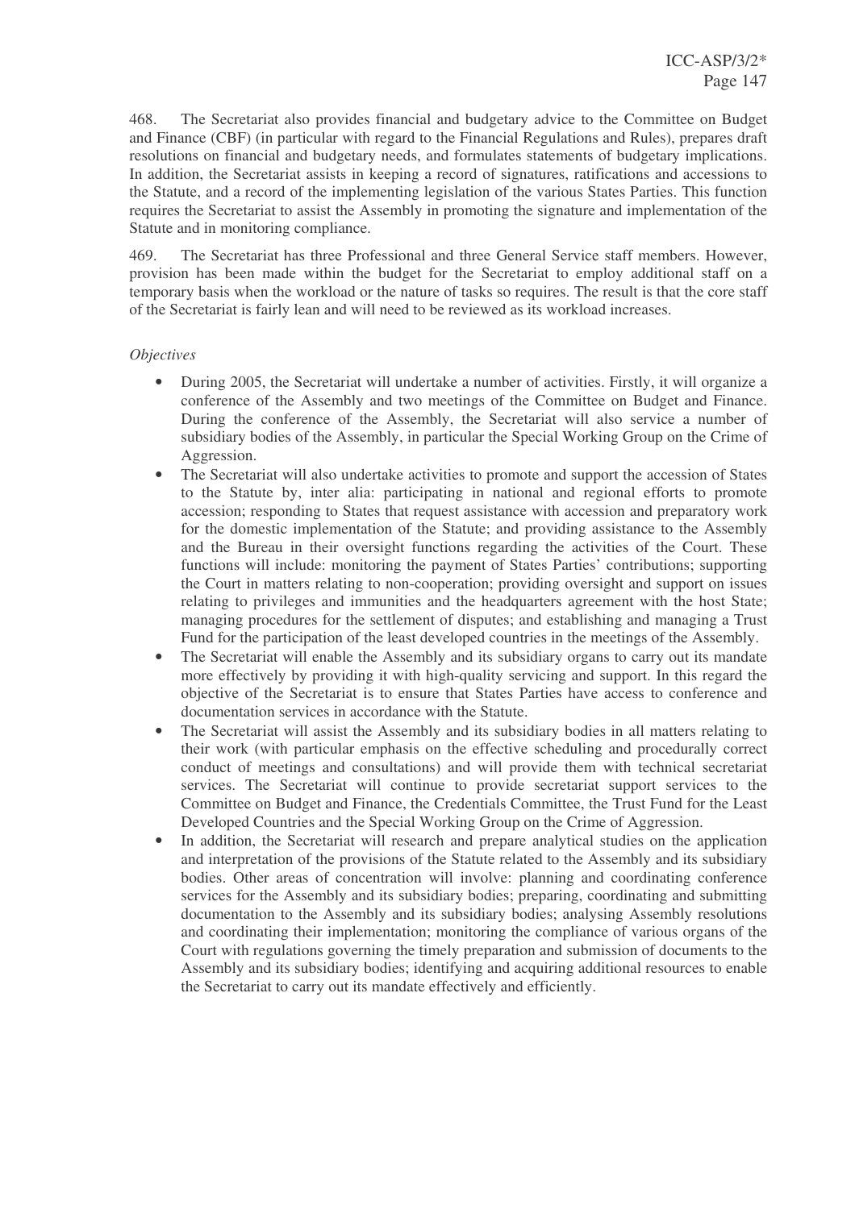468. The Secretariat also provides financial and budgetary advice to the Committee on Budget and Finance (CBF) (in particular with regard to the Financial Regulations and Rules), prepares draft resolutions on financial and budgetary needs, and formulates statements of budgetary implications. In addition, the Secretariat assists in keeping a record of signatures, ratifications and accessions to the Statute, and a record of the implementing legislation of the various States Parties. This function requires the Secretariat to assist the Assembly in promoting the signature and implementation of the Statute and in monitoring compliance.

469. The Secretariat has three Professional and three General Service staff members. However, provision has been made within the budget for the Secretariat to employ additional staff on a temporary basis when the workload or the nature of tasks so requires. The result is that the core staff of the Secretariat is fairly lean and will need to be reviewed as its workload increases.

*Objectives*

- During 2005, the Secretariat will undertake a number of activities. Firstly, it will organize a conference of the Assembly and two meetings of the Committee on Budget and Finance. During the conference of the Assembly, the Secretariat will also service a number of subsidiary bodies of the Assembly, in particular the Special Working Group on the Crime of Aggression.
- The Secretariat will also undertake activities to promote and support the accession of States to the Statute by, inter alia: participating in national and regional efforts to promote accession; responding to States that request assistance with accession and preparatory work for the domestic implementation of the Statute; and providing assistance to the Assembly and the Bureau in their oversight functions regarding the activities of the Court. These functions will include: monitoring the payment of States Parties' contributions; supporting the Court in matters relating to non-cooperation; providing oversight and support on issues relating to privileges and immunities and the headquarters agreement with the host State; managing procedures for the settlement of disputes; and establishing and managing a Trust Fund for the participation of the least developed countries in the meetings of the Assembly.
- The Secretariat will enable the Assembly and its subsidiary organs to carry out its mandate more effectively by providing it with high-quality servicing and support. In this regard the objective of the Secretariat is to ensure that States Parties have access to conference and documentation services in accordance with the Statute.
- The Secretariat will assist the Assembly and its subsidiary bodies in all matters relating to their work (with particular emphasis on the effective scheduling and procedurally correct conduct of meetings and consultations) and will provide them with technical secretariat services. The Secretariat will continue to provide secretariat support services to the Committee on Budget and Finance, the Credentials Committee, the Trust Fund for the Least Developed Countries and the Special Working Group on the Crime of Aggression.
- In addition, the Secretariat will research and prepare analytical studies on the application and interpretation of the provisions of the Statute related to the Assembly and its subsidiary bodies. Other areas of concentration will involve: planning and coordinating conference services for the Assembly and its subsidiary bodies; preparing, coordinating and submitting documentation to the Assembly and its subsidiary bodies; analysing Assembly resolutions and coordinating their implementation; monitoring the compliance of various organs of the Court with regulations governing the timely preparation and submission of documents to the Assembly and its subsidiary bodies; identifying and acquiring additional resources to enable the Secretariat to carry out its mandate effectively and efficiently.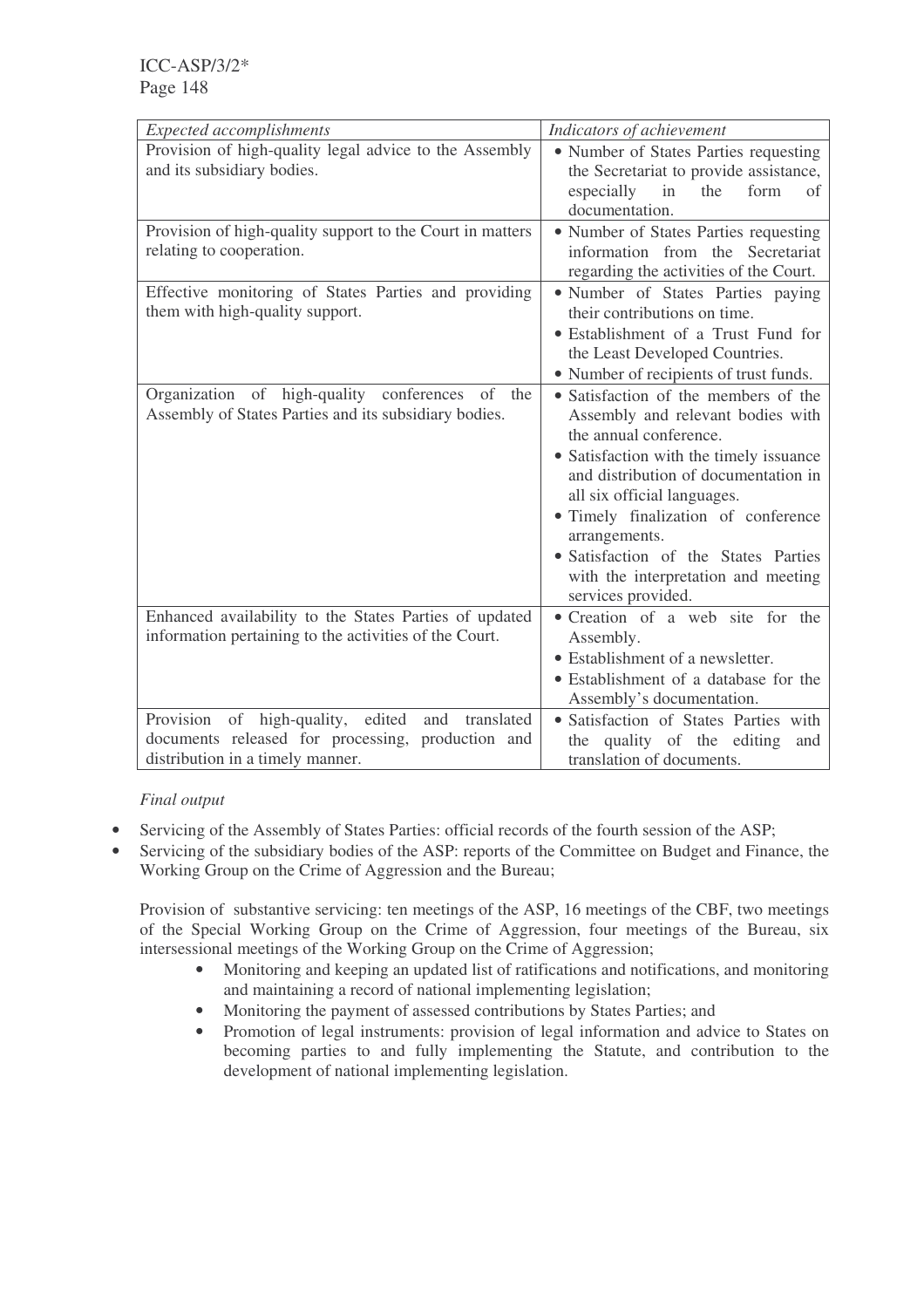| *Expected accomplishments* | *Indicators of achievement* |
| --- | --- |
| Provision of high-quality legal advice to the Assembly and its subsidiary bodies. | • Number of States Parties requesting the Secretariat to provide assistance, especially in the form of documentation. |
| Provision of high-quality support to the Court in matters relating to cooperation. | • Number of States Parties requesting information from the Secretariat regarding the activities of the Court. |
| Effective monitoring of States Parties and providing them with high-quality support. | • Number of States Parties paying their contributions on time.<br>• Establishment of a Trust Fund for the Least Developed Countries.<br>• Number of recipients of trust funds. |
| Organization of high-quality conferences of the Assembly of States Parties and its subsidiary bodies. | • Satisfaction of the members of the Assembly and relevant bodies with the annual conference.<br>• Satisfaction with the timely issuance and distribution of documentation in all six official languages.<br>• Timely finalization of conference arrangements.<br>• Satisfaction of the States Parties with the interpretation and meeting services provided. |
| Enhanced availability to the States Parties of updated information pertaining to the activities of the Court. | • Creation of a web site for the Assembly.<br>• Establishment of a newsletter.<br>• Establishment of a database for the Assembly's documentation. |
| Provision of high-quality, edited and translated documents released for processing, production and distribution in a timely manner. | • Satisfaction of States Parties with the quality of the editing and translation of documents. |

*Final output*

- Servicing of the Assembly of States Parties: official records of the fourth session of the ASP;
- Servicing of the subsidiary bodies of the ASP: reports of the Committee on Budget and Finance, the Working Group on the Crime of Aggression and the Bureau;

Provision of substantive servicing: ten meetings of the ASP, 16 meetings of the CBF, two meetings of the Special Working Group on the Crime of Aggression, four meetings of the Bureau, six intersessional meetings of the Working Group on the Crime of Aggression;

- Monitoring and keeping an updated list of ratifications and notifications, and monitoring and maintaining a record of national implementing legislation;
- Monitoring the payment of assessed contributions by States Parties; and
- Promotion of legal instruments: provision of legal information and advice to States on becoming parties to and fully implementing the Statute, and contribution to the development of national implementing legislation.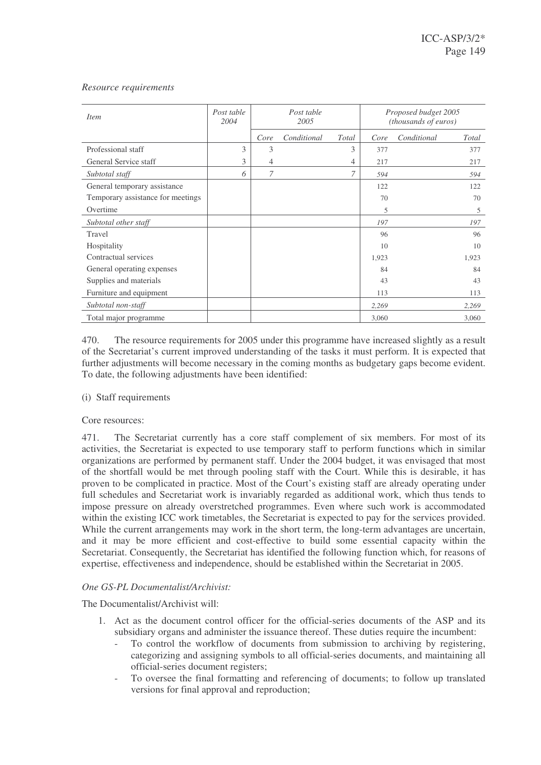*Resource requirements*

| *Item* | *Post table 2004* | *Post table 2005* | | | *Proposed budget 2005 (thousands of euros)* | | |
|---|---|---|---|---|---|---|---|
| | | *Core* | *Conditional* | *Total* | *Core* | *Conditional* | *Total* |
| Professional staff | 3 | 3 | | 3 | 377 | | 377 |
| General Service staff | 3 | 4 | | 4 | 217 | | 217 |
| *Subtotal staff* | *6* | *7* | | *7* | *594* | | *594* |
| General temporary assistance | | | | | 122 | | 122 |
| Temporary assistance for meetings | | | | | 70 | | 70 |
| Overtime | | | | | 5 | | 5 |
| *Subtotal other staff* | | | | | *197* | | *197* |
| Travel | | | | | 96 | | 96 |
| Hospitality | | | | | 10 | | 10 |
| Contractual services | | | | | 1,923 | | 1,923 |
| General operating expenses | | | | | 84 | | 84 |
| Supplies and materials | | | | | 43 | | 43 |
| Furniture and equipment | | | | | 113 | | 113 |
| *Subtotal non-staff* | | | | | *2,269* | | *2,269* |
| Total major programme | | | | | 3,060 | | 3,060 |

470. The resource requirements for 2005 under this programme have increased slightly as a result of the Secretariat's current improved understanding of the tasks it must perform. It is expected that further adjustments will become necessary in the coming months as budgetary gaps become evident. To date, the following adjustments have been identified:

(i) Staff requirements

Core resources:

471. The Secretariat currently has a core staff complement of six members. For most of its activities, the Secretariat is expected to use temporary staff to perform functions which in similar organizations are performed by permanent staff. Under the 2004 budget, it was envisaged that most of the shortfall would be met through pooling staff with the Court. While this is desirable, it has proven to be complicated in practice. Most of the Court's existing staff are already operating under full schedules and Secretariat work is invariably regarded as additional work, which thus tends to impose pressure on already overstretched programmes. Even where such work is accommodated within the existing ICC work timetables, the Secretariat is expected to pay for the services provided. While the current arrangements may work in the short term, the long-term advantages are uncertain, and it may be more efficient and cost-effective to build some essential capacity within the Secretariat. Consequently, the Secretariat has identified the following function which, for reasons of expertise, effectiveness and independence, should be established within the Secretariat in 2005.

*One GS-PL Documentalist/Archivist:*

The Documentalist/Archivist will:

1. Act as the document control officer for the official-series documents of the ASP and its subsidiary organs and administer the issuance thereof. These duties require the incumbent:
   - To control the workflow of documents from submission to archiving by registering, categorizing and assigning symbols to all official-series documents, and maintaining all official-series document registers;
   - To oversee the final formatting and referencing of documents; to follow up translated versions for final approval and reproduction;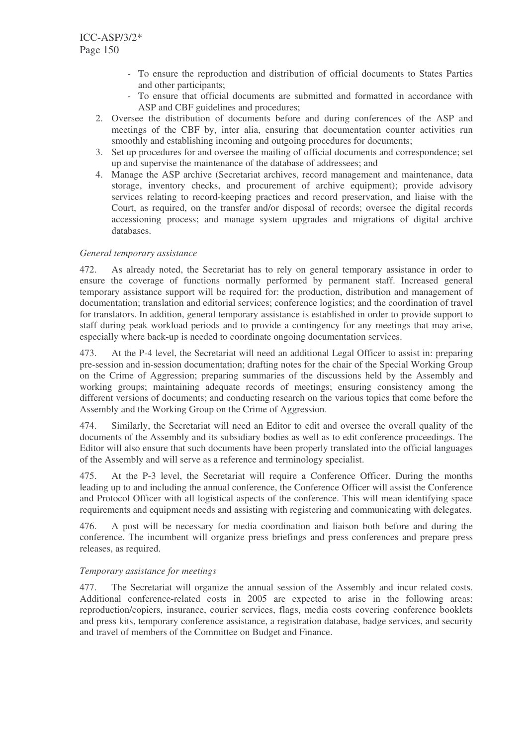- To ensure the reproduction and distribution of official documents to States Parties and other participants;
- To ensure that official documents are submitted and formatted in accordance with ASP and CBF guidelines and procedures;

2. Oversee the distribution of documents before and during conferences of the ASP and meetings of the CBF by, inter alia, ensuring that documentation counter activities run smoothly and establishing incoming and outgoing procedures for documents;
3. Set up procedures for and oversee the mailing of official documents and correspondence; set up and supervise the maintenance of the database of addressees; and
4. Manage the ASP archive (Secretariat archives, record management and maintenance, data storage, inventory checks, and procurement of archive equipment); provide advisory services relating to record-keeping practices and record preservation, and liaise with the Court, as required, on the transfer and/or disposal of records; oversee the digital records accessioning process; and manage system upgrades and migrations of digital archive databases.

*General temporary assistance*

472. As already noted, the Secretariat has to rely on general temporary assistance in order to ensure the coverage of functions normally performed by permanent staff. Increased general temporary assistance support will be required for: the production, distribution and management of documentation; translation and editorial services; conference logistics; and the coordination of travel for translators. In addition, general temporary assistance is established in order to provide support to staff during peak workload periods and to provide a contingency for any meetings that may arise, especially where back-up is needed to coordinate ongoing documentation services.

473. At the P-4 level, the Secretariat will need an additional Legal Officer to assist in: preparing pre-session and in-session documentation; drafting notes for the chair of the Special Working Group on the Crime of Aggression; preparing summaries of the discussions held by the Assembly and working groups; maintaining adequate records of meetings; ensuring consistency among the different versions of documents; and conducting research on the various topics that come before the Assembly and the Working Group on the Crime of Aggression.

474. Similarly, the Secretariat will need an Editor to edit and oversee the overall quality of the documents of the Assembly and its subsidiary bodies as well as to edit conference proceedings. The Editor will also ensure that such documents have been properly translated into the official languages of the Assembly and will serve as a reference and terminology specialist.

475. At the P-3 level, the Secretariat will require a Conference Officer. During the months leading up to and including the annual conference, the Conference Officer will assist the Conference and Protocol Officer with all logistical aspects of the conference. This will mean identifying space requirements and equipment needs and assisting with registering and communicating with delegates.

476. A post will be necessary for media coordination and liaison both before and during the conference. The incumbent will organize press briefings and press conferences and prepare press releases, as required.

*Temporary assistance for meetings*

477. The Secretariat will organize the annual session of the Assembly and incur related costs. Additional conference-related costs in 2005 are expected to arise in the following areas: reproduction/copiers, insurance, courier services, flags, media costs covering conference booklets and press kits, temporary conference assistance, a registration database, badge services, and security and travel of members of the Committee on Budget and Finance.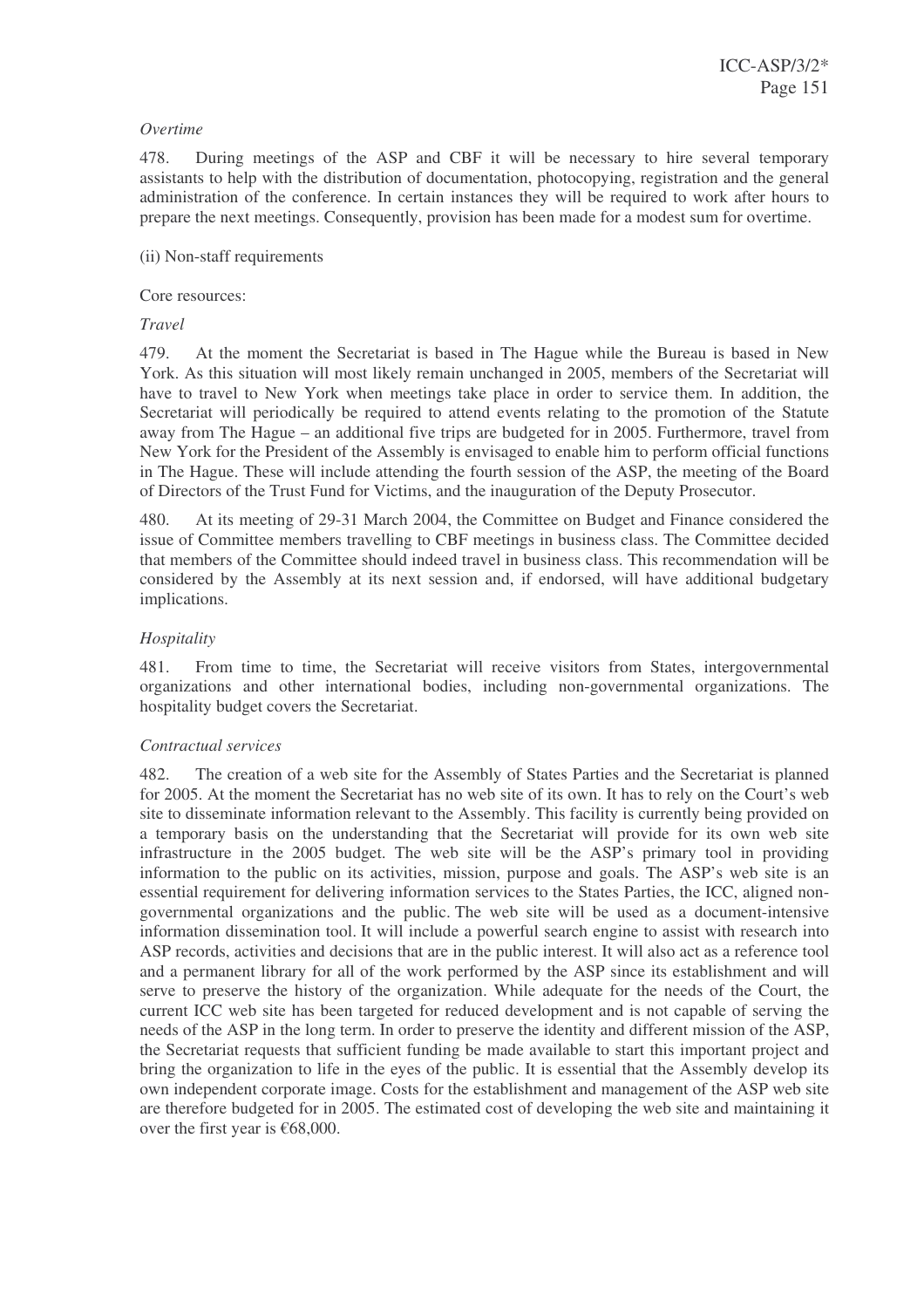*Overtime*

478. During meetings of the ASP and CBF it will be necessary to hire several temporary assistants to help with the distribution of documentation, photocopying, registration and the general administration of the conference. In certain instances they will be required to work after hours to prepare the next meetings. Consequently, provision has been made for a modest sum for overtime.

(ii) Non-staff requirements

Core resources:

*Travel*

479. At the moment the Secretariat is based in The Hague while the Bureau is based in New York. As this situation will most likely remain unchanged in 2005, members of the Secretariat will have to travel to New York when meetings take place in order to service them. In addition, the Secretariat will periodically be required to attend events relating to the promotion of the Statute away from The Hague – an additional five trips are budgeted for in 2005. Furthermore, travel from New York for the President of the Assembly is envisaged to enable him to perform official functions in The Hague. These will include attending the fourth session of the ASP, the meeting of the Board of Directors of the Trust Fund for Victims, and the inauguration of the Deputy Prosecutor.

480. At its meeting of 29-31 March 2004, the Committee on Budget and Finance considered the issue of Committee members travelling to CBF meetings in business class. The Committee decided that members of the Committee should indeed travel in business class. This recommendation will be considered by the Assembly at its next session and, if endorsed, will have additional budgetary implications.

*Hospitality*

481. From time to time, the Secretariat will receive visitors from States, intergovernmental organizations and other international bodies, including non-governmental organizations. The hospitality budget covers the Secretariat.

*Contractual services*

482. The creation of a web site for the Assembly of States Parties and the Secretariat is planned for 2005. At the moment the Secretariat has no web site of its own. It has to rely on the Court's web site to disseminate information relevant to the Assembly. This facility is currently being provided on a temporary basis on the understanding that the Secretariat will provide for its own web site infrastructure in the 2005 budget. The web site will be the ASP's primary tool in providing information to the public on its activities, mission, purpose and goals. The ASP's web site is an essential requirement for delivering information services to the States Parties, the ICC, aligned non-governmental organizations and the public. The web site will be used as a document-intensive information dissemination tool. It will include a powerful search engine to assist with research into ASP records, activities and decisions that are in the public interest. It will also act as a reference tool and a permanent library for all of the work performed by the ASP since its establishment and will serve to preserve the history of the organization. While adequate for the needs of the Court, the current ICC web site has been targeted for reduced development and is not capable of serving the needs of the ASP in the long term. In order to preserve the identity and different mission of the ASP, the Secretariat requests that sufficient funding be made available to start this important project and bring the organization to life in the eyes of the public. It is essential that the Assembly develop its own independent corporate image. Costs for the establishment and management of the ASP web site are therefore budgeted for in 2005. The estimated cost of developing the web site and maintaining it over the first year is €68,000.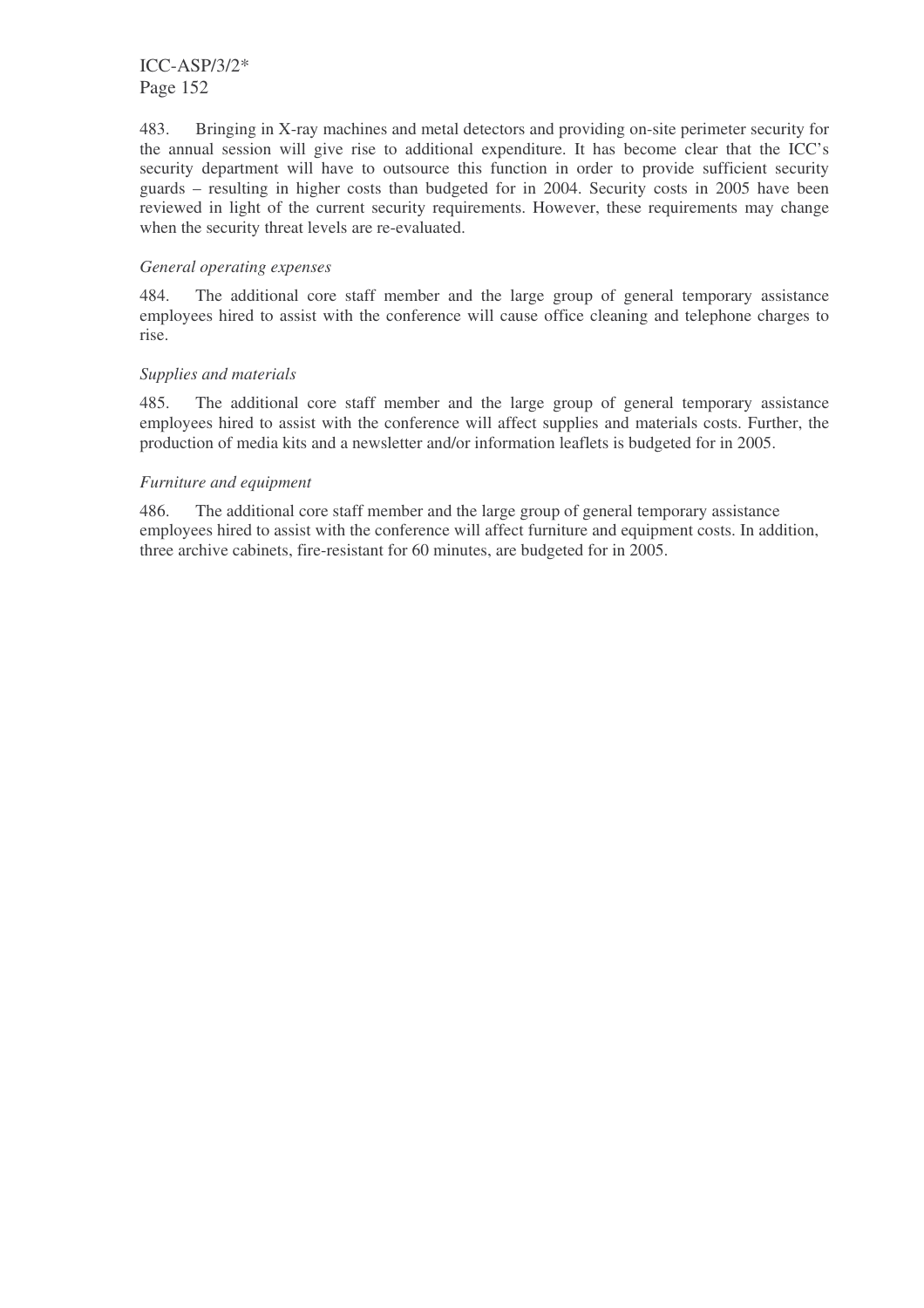483. Bringing in X-ray machines and metal detectors and providing on-site perimeter security for the annual session will give rise to additional expenditure. It has become clear that the ICC's security department will have to outsource this function in order to provide sufficient security guards – resulting in higher costs than budgeted for in 2004. Security costs in 2005 have been reviewed in light of the current security requirements. However, these requirements may change when the security threat levels are re-evaluated.

*General operating expenses*

484. The additional core staff member and the large group of general temporary assistance employees hired to assist with the conference will cause office cleaning and telephone charges to rise.

*Supplies and materials*

485. The additional core staff member and the large group of general temporary assistance employees hired to assist with the conference will affect supplies and materials costs. Further, the production of media kits and a newsletter and/or information leaflets is budgeted for in 2005.

*Furniture and equipment*

486. The additional core staff member and the large group of general temporary assistance employees hired to assist with the conference will affect furniture and equipment costs. In addition, three archive cabinets, fire-resistant for 60 minutes, are budgeted for in 2005.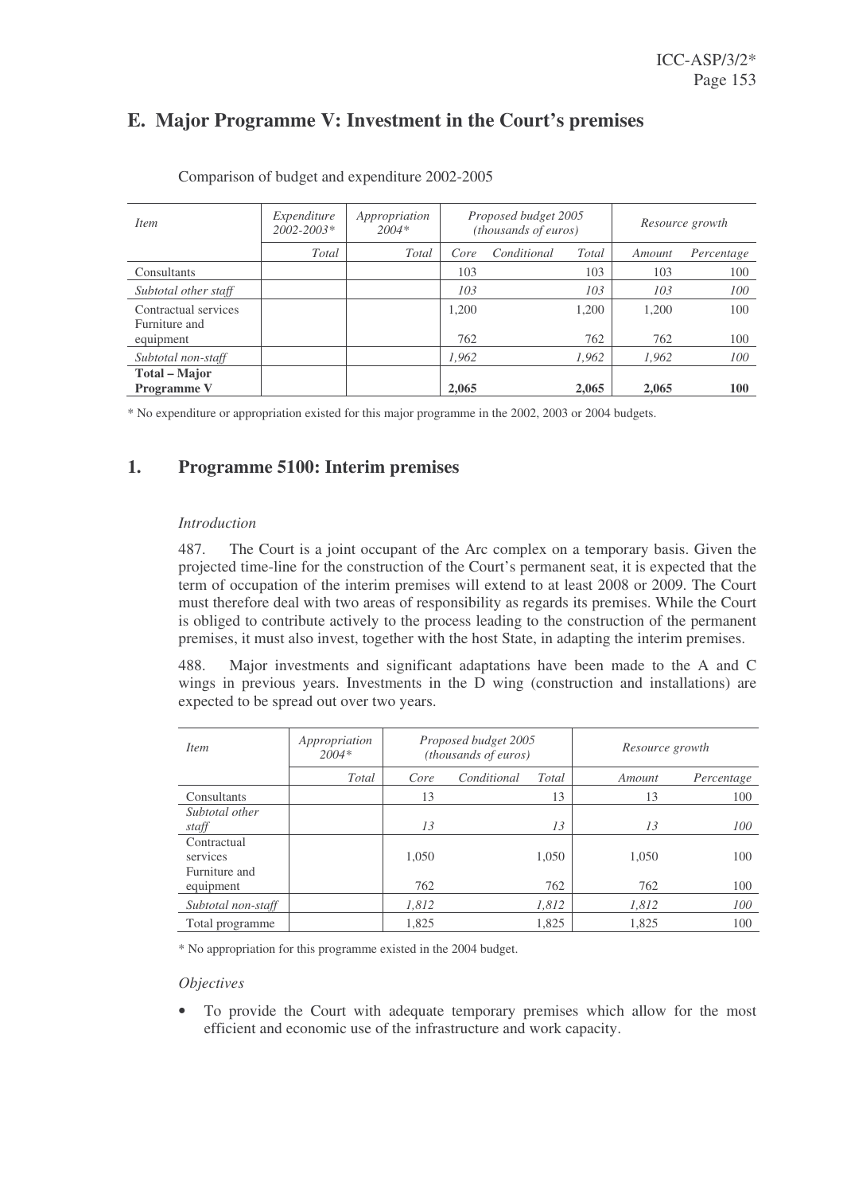## E. Major Programme V: Investment in the Court's premises

Comparison of budget and expenditure 2002-2005

| *Item* | *Expenditure 2002-2003\** | *Appropriation 2004\** | *Proposed budget 2005 (thousands of euros)* | | | *Resource growth* | |
|---|---|---|---|---|---|---|---|
| | *Total* | *Total* | *Core* | *Conditional* | *Total* | *Amount* | *Percentage* |
| Consultants | | | 103 | | 103 | 103 | 100 |
| *Subtotal other staff* | | | *103* | | *103* | *103* | *100* |
| Contractual services | | | 1,200 | | 1,200 | 1,200 | 100 |
| Furniture and equipment | | | 762 | | 762 | 762 | 100 |
| *Subtotal non-staff* | | | *1,962* | | *1,962* | *1,962* | *100* |
| **Total – Major Programme V** | | | **2,065** | | **2,065** | **2,065** | **100** |

\* No expenditure or appropriation existed for this major programme in the 2002, 2003 or 2004 budgets.

## 1. Programme 5100: Interim premises

*Introduction*

487. The Court is a joint occupant of the Arc complex on a temporary basis. Given the projected time-line for the construction of the Court's permanent seat, it is expected that the term of occupation of the interim premises will extend to at least 2008 or 2009. The Court must therefore deal with two areas of responsibility as regards its premises. While the Court is obliged to contribute actively to the process leading to the construction of the permanent premises, it must also invest, together with the host State, in adapting the interim premises.

488. Major investments and significant adaptations have been made to the A and C wings in previous years. Investments in the D wing (construction and installations) are expected to be spread out over two years.

| *Item* | *Appropriation 2004\** | *Proposed budget 2005 (thousands of euros)* | | | *Resource growth* | |
|---|---|---|---|---|---|---|
| | *Total* | *Core* | *Conditional* | *Total* | *Amount* | *Percentage* |
| Consultants | | 13 | | 13 | 13 | 100 |
| *Subtotal other staff* | | *13* | | *13* | *13* | *100* |
| Contractual services | | 1,050 | | 1,050 | 1,050 | 100 |
| Furniture and equipment | | 762 | | 762 | 762 | 100 |
| *Subtotal non-staff* | | *1,812* | | *1,812* | *1,812* | *100* |
| Total programme | | 1,825 | | 1,825 | 1,825 | 100 |

\* No appropriation for this programme existed in the 2004 budget.

*Objectives*

- To provide the Court with adequate temporary premises which allow for the most efficient and economic use of the infrastructure and work capacity.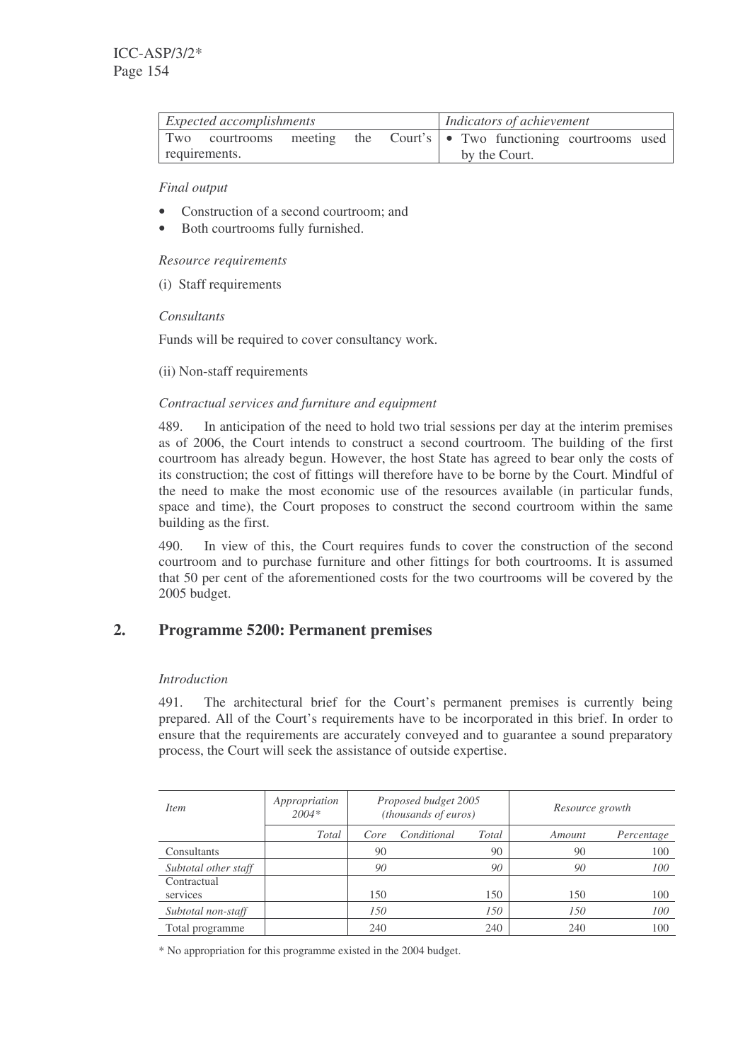| *Expected accomplishments* | *Indicators of achievement* |
| --- | --- |
| Two courtrooms meeting the Court's requirements. | • Two functioning courtrooms used by the Court. |

*Final output*

- Construction of a second courtroom; and
- Both courtrooms fully furnished.

*Resource requirements*

(i) Staff requirements

*Consultants*

Funds will be required to cover consultancy work.

(ii) Non-staff requirements

*Contractual services and furniture and equipment*

489. In anticipation of the need to hold two trial sessions per day at the interim premises as of 2006, the Court intends to construct a second courtroom. The building of the first courtroom has already begun. However, the host State has agreed to bear only the costs of its construction; the cost of fittings will therefore have to be borne by the Court. Mindful of the need to make the most economic use of the resources available (in particular funds, space and time), the Court proposes to construct the second courtroom within the same building as the first.

490. In view of this, the Court requires funds to cover the construction of the second courtroom and to purchase furniture and other fittings for both courtrooms. It is assumed that 50 per cent of the aforementioned costs for the two courtrooms will be covered by the 2005 budget.

## 2. Programme 5200: Permanent premises

*Introduction*

491. The architectural brief for the Court's permanent premises is currently being prepared. All of the Court's requirements have to be incorporated in this brief. In order to ensure that the requirements are accurately conveyed and to guarantee a sound preparatory process, the Court will seek the assistance of outside expertise.

| *Item* | *Appropriation 2004\** | *Proposed budget 2005 (thousands of euros)* | | | *Resource growth* | |
| --- | --- | --- | --- | --- | --- | --- |
| | *Total* | *Core* | *Conditional* | *Total* | *Amount* | *Percentage* |
| Consultants | | 90 | | 90 | 90 | 100 |
| *Subtotal other staff* | | *90* | | *90* | *90* | *100* |
| Contractual services | | 150 | | 150 | 150 | 100 |
| *Subtotal non-staff* | | *150* | | *150* | *150* | *100* |
| Total programme | | 240 | | 240 | 240 | 100 |

\* No appropriation for this programme existed in the 2004 budget.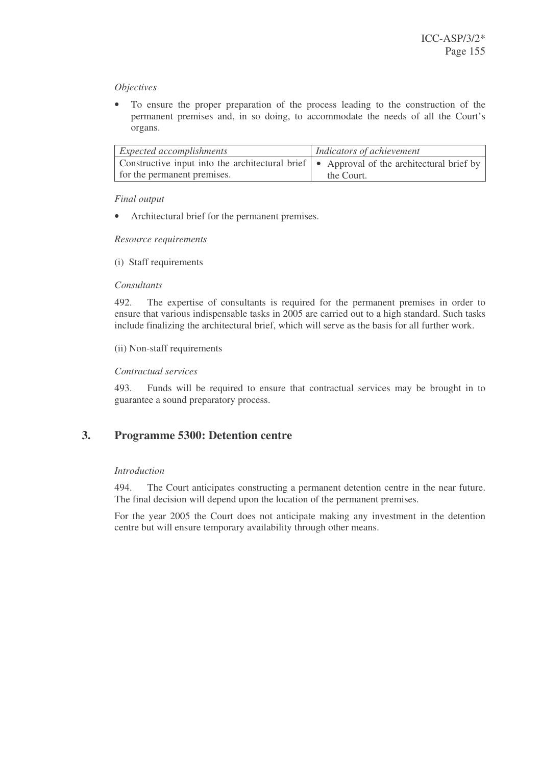*Objectives*

- To ensure the proper preparation of the process leading to the construction of the permanent premises and, in so doing, to accommodate the needs of all the Court's organs.

| *Expected accomplishments* | *Indicators of achievement* |
|---|---|
| Constructive input into the architectural brief for the permanent premises. | • Approval of the architectural brief by the Court. |

*Final output*

- Architectural brief for the permanent premises.

*Resource requirements*

(i) Staff requirements

*Consultants*

492. The expertise of consultants is required for the permanent premises in order to ensure that various indispensable tasks in 2005 are carried out to a high standard. Such tasks include finalizing the architectural brief, which will serve as the basis for all further work.

(ii) Non-staff requirements

*Contractual services*

493. Funds will be required to ensure that contractual services may be brought in to guarantee a sound preparatory process.

## 3. Programme 5300: Detention centre

*Introduction*

494. The Court anticipates constructing a permanent detention centre in the near future. The final decision will depend upon the location of the permanent premises.

For the year 2005 the Court does not anticipate making any investment in the detention centre but will ensure temporary availability through other means.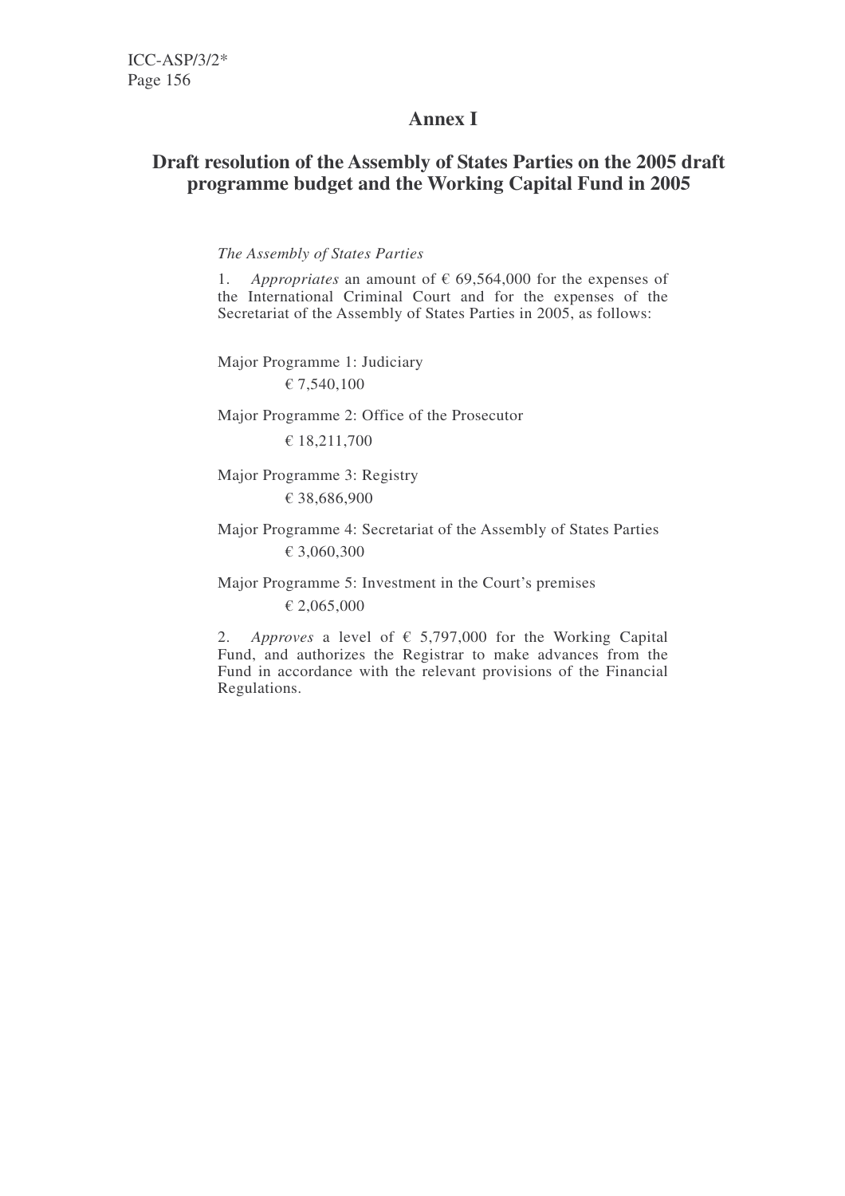# Annex I

## Draft resolution of the Assembly of States Parties on the 2005 draft programme budget and the Working Capital Fund in 2005

*The Assembly of States Parties*

1. *Appropriates* an amount of € 69,564,000 for the expenses of the International Criminal Court and for the expenses of the Secretariat of the Assembly of States Parties in 2005, as follows:

Major Programme 1: Judiciary

€ 7,540,100

Major Programme 2: Office of the Prosecutor

€ 18,211,700

Major Programme 3: Registry

€ 38,686,900

Major Programme 4: Secretariat of the Assembly of States Parties

€ 3,060,300

Major Programme 5: Investment in the Court's premises

€ 2,065,000

2. *Approves* a level of € 5,797,000 for the Working Capital Fund, and authorizes the Registrar to make advances from the Fund in accordance with the relevant provisions of the Financial Regulations.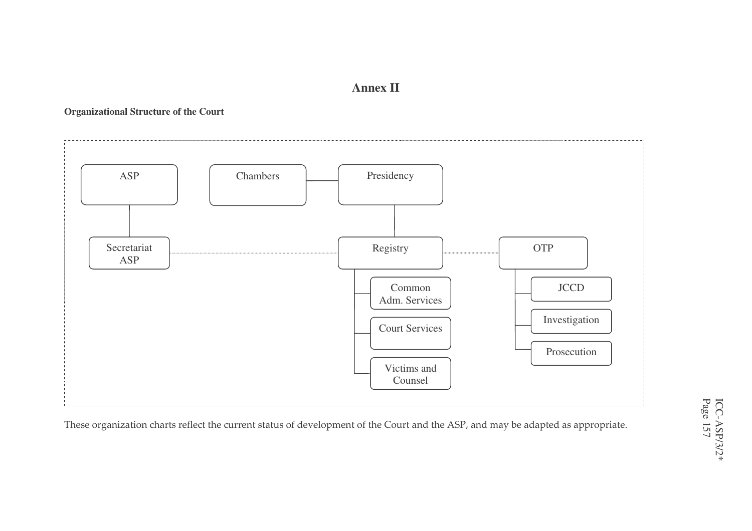# Annex II

**Organizational Structure of the Court**

- ASP
  - Secretariat ASP
- Chambers
- Presidency
  - Registry
    - Common Adm. Services
    - Court Services
    - Victims and Counsel
- OTP
  - JCCD
  - Investigation
  - Prosecution

These organization charts reflect the current status of development of the Court and the ASP, and may be adapted as appropriate.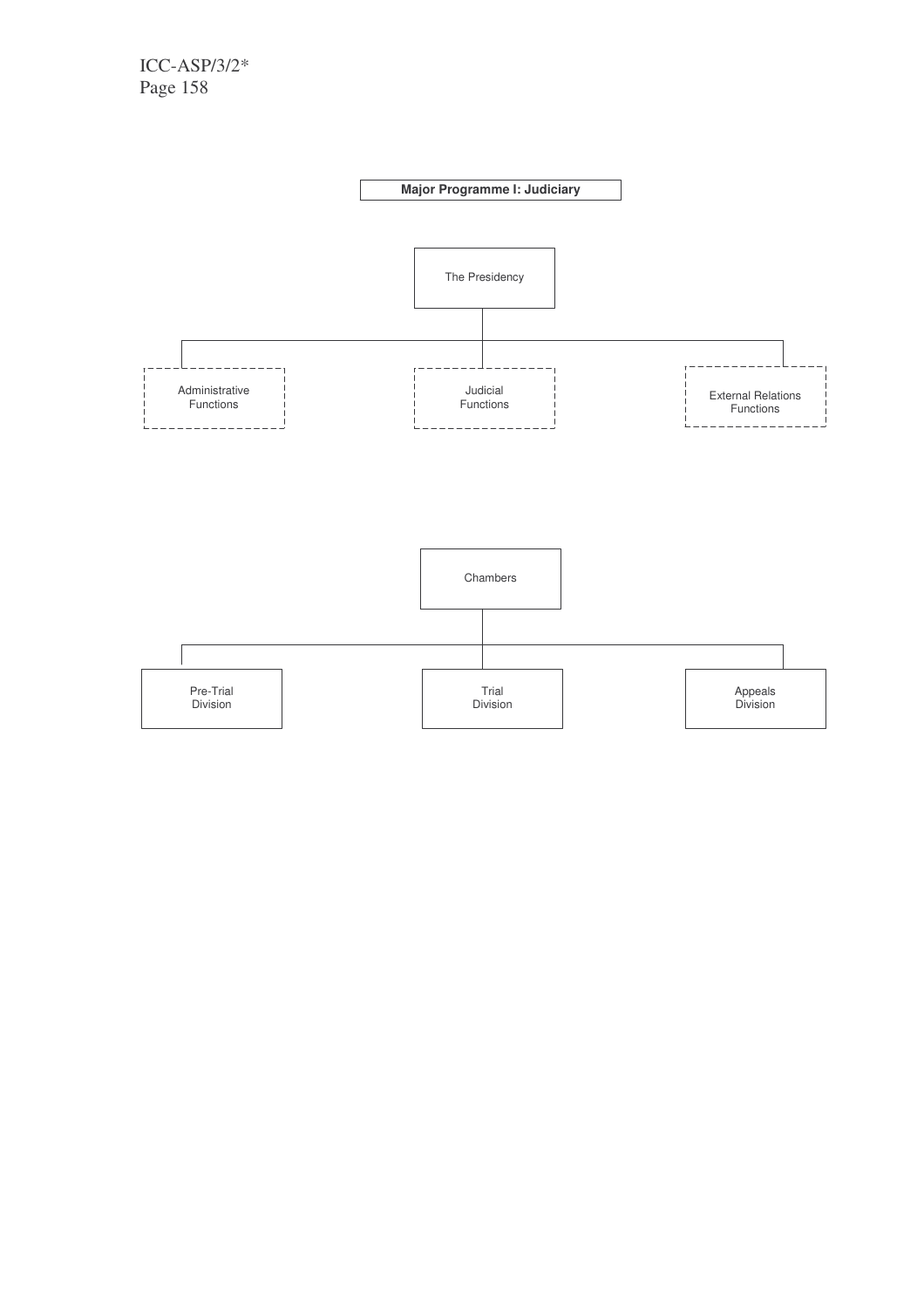**Major Programme I: Judiciary**

The Presidency

- Administrative Functions
- Judicial Functions
- External Relations Functions

Chambers

- Pre-Trial Division
- Trial Division
- Appeals Division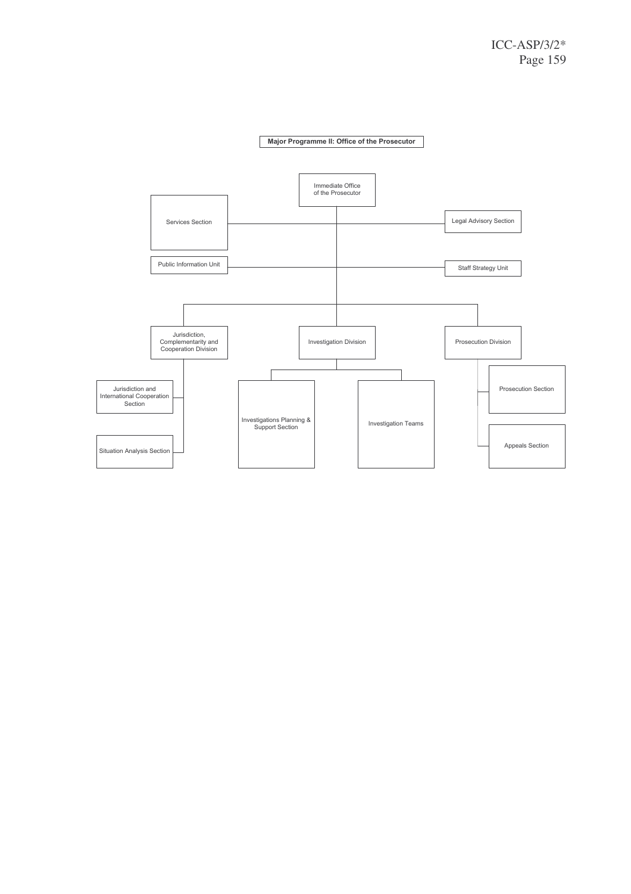**Major Programme II: Office of the Prosecutor**

- Immediate Office of the Prosecutor
  - Services Section
  - Legal Advisory Section
  - Public Information Unit
  - Staff Strategy Unit
  - Jurisdiction, Complementarity and Cooperation Division
    - Jurisdiction and International Cooperation Section
    - Situation Analysis Section
  - Investigation Division
    - Investigations Planning & Support Section
    - Investigation Teams
  - Prosecution Division
    - Prosecution Section
    - Appeals Section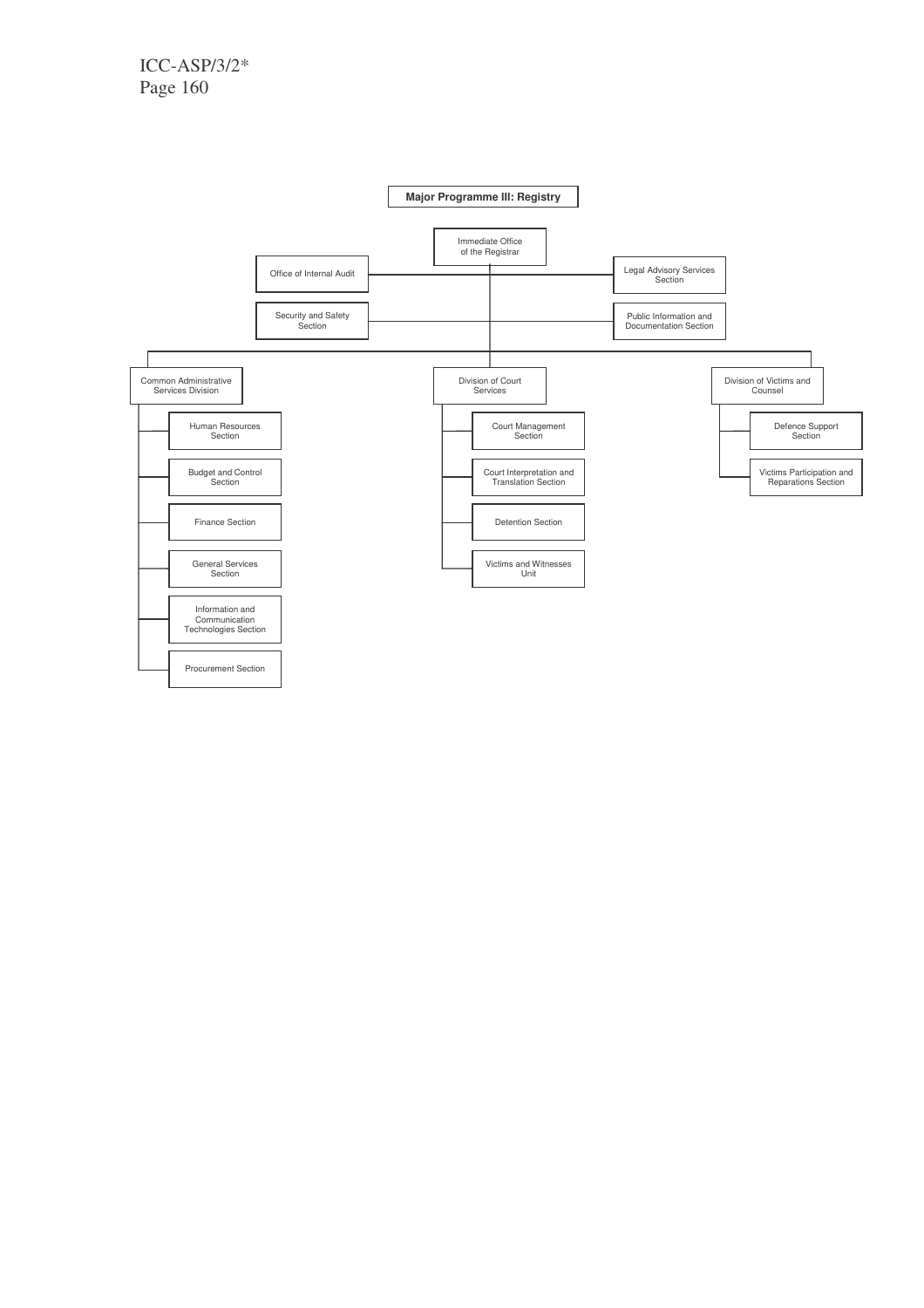**Major Programme III: Registry**

- Immediate Office of the Registrar
  - Office of Internal Audit
  - Legal Advisory Services Section
  - Security and Safety Section
  - Public Information and Documentation Section
  - Common Administrative Services Division
    - Human Resources Section
    - Budget and Control Section
    - Finance Section
    - General Services Section
    - Information and Communication Technologies Section
    - Procurement Section
  - Division of Court Services
    - Court Management Section
    - Court Interpretation and Translation Section
    - Detention Section
    - Victims and Witnesses Unit
  - Division of Victims and Counsel
    - Defence Support Section
    - Victims Participation and Reparations Section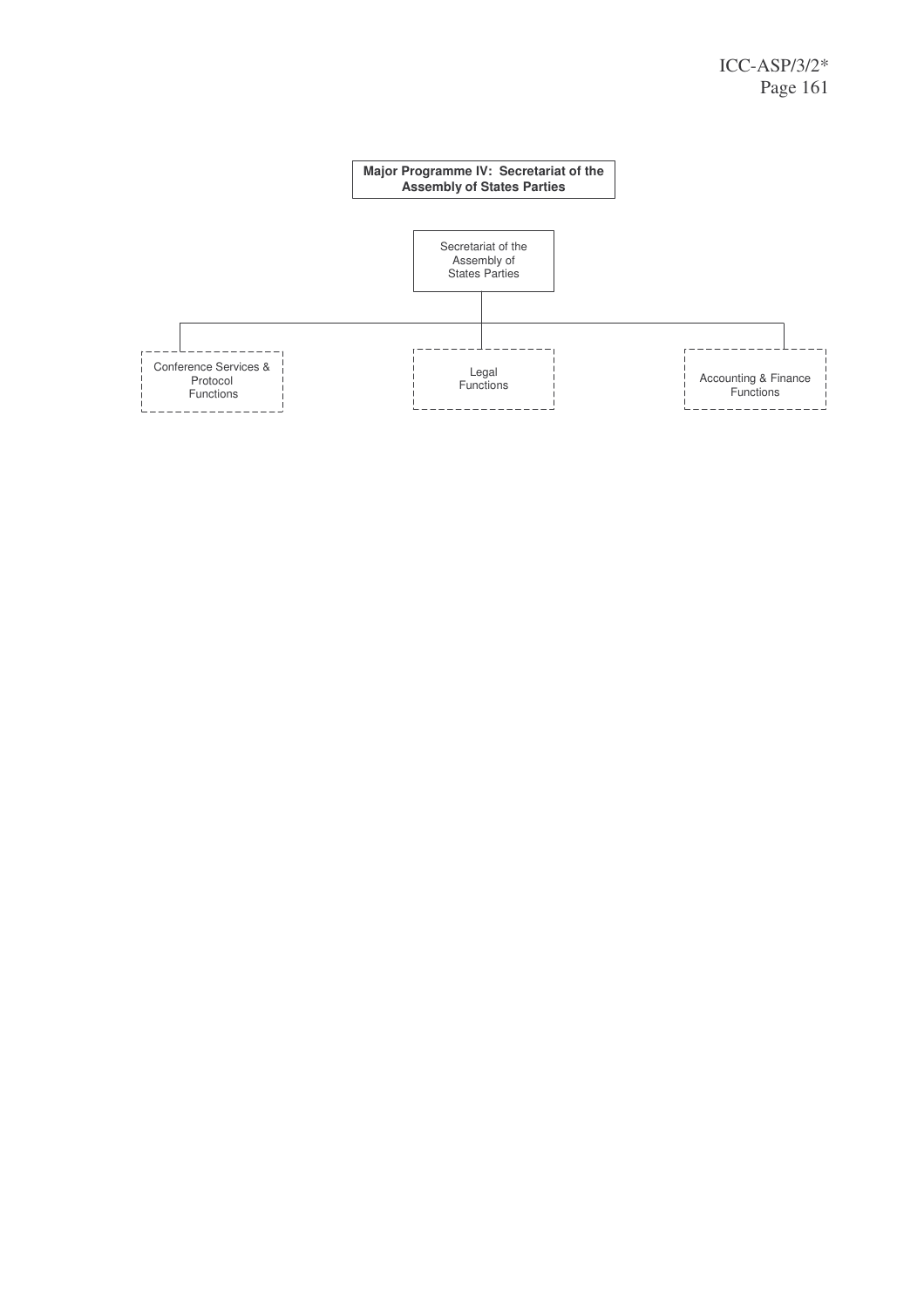**Major Programme IV: Secretariat of the Assembly of States Parties**

Secretariat of the Assembly of States Parties

- Conference Services & Protocol Functions
- Legal Functions
- Accounting & Finance Functions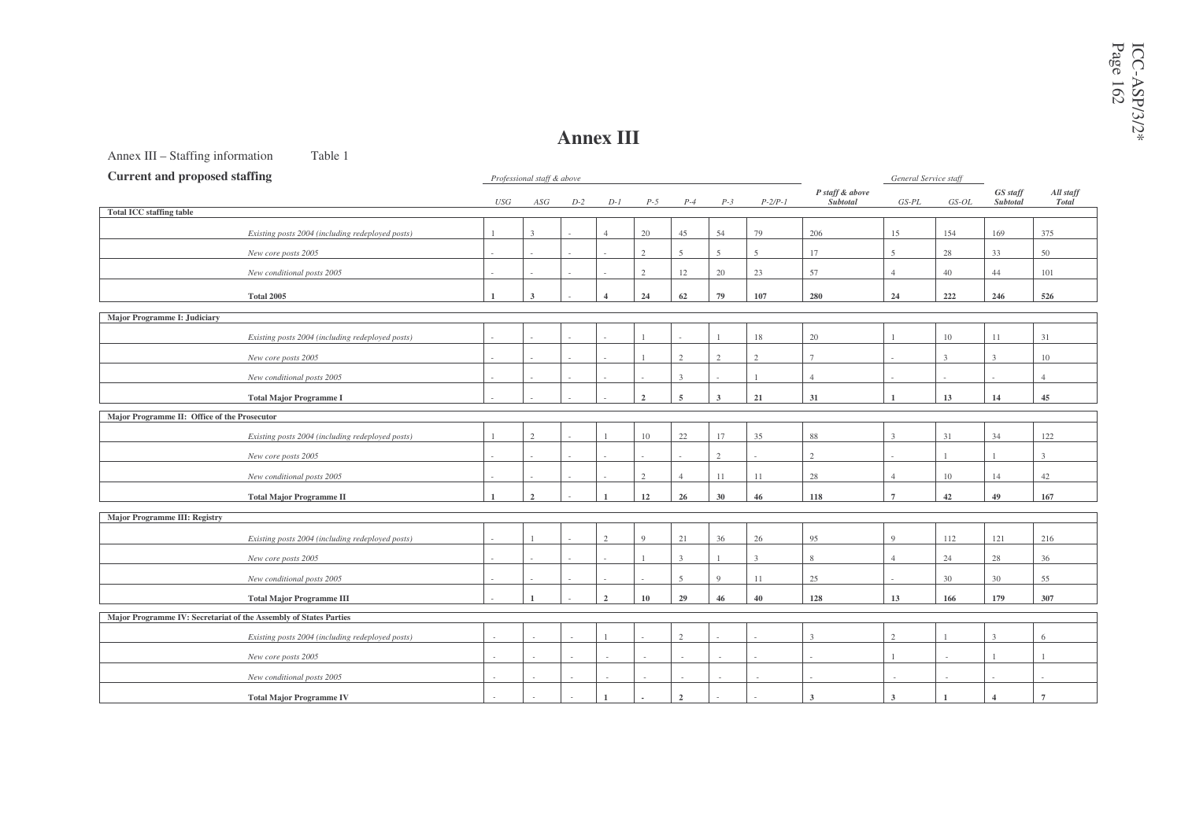# Annex III

Annex III – Staffing information Table 1

**Current and proposed staffing**

| | *Professional staff & above* | | | | | | | | *P staff & above Subtotal* | *General Service staff* | | *GS staff Subtotal* | *All staff Total* |
|---|---|---|---|---|---|---|---|---|---|---|---|---|---|
| | *USG* | *ASG* | *D-2* | *D-1* | *P-5* | *P-4* | *P-3* | *P-2/P-1* | | *GS-PL* | *GS-OL* | | |
| **Total ICC staffing table** | | | | | | | | | | | | | |
| *Existing posts 2004 (including redeployed posts)* | 1 | 3 | - | 4 | 20 | 45 | 54 | 79 | 206 | 15 | 154 | 169 | 375 |
| *New core posts 2005* | - | - | - | - | 2 | 5 | 5 | 5 | 17 | 5 | 28 | 33 | 50 |
| *New conditional posts 2005* | - | - | - | - | 2 | 12 | 20 | 23 | 57 | 4 | 40 | 44 | 101 |
| **Total 2005** | **1** | **3** | - | **4** | **24** | **62** | **79** | **107** | **280** | **24** | **222** | **246** | **526** |
| **Major Programme I: Judiciary** | | | | | | | | | | | | | |
| *Existing posts 2004 (including redeployed posts)* | - | - | - | - | 1 | - | 1 | 18 | 20 | 1 | 10 | 11 | 31 |
| *New core posts 2005* | - | - | - | - | 1 | 2 | 2 | 2 | 7 | - | 3 | 3 | 10 |
| *New conditional posts 2005* | - | - | - | - | - | 3 | - | 1 | 4 | - | - | - | 4 |
| **Total Major Programme I** | - | - | - | - | **2** | **5** | **3** | **21** | **31** | **1** | **13** | **14** | **45** |
| **Major Programme II: Office of the Prosecutor** | | | | | | | | | | | | | |
| *Existing posts 2004 (including redeployed posts)* | 1 | 2 | - | 1 | 10 | 22 | 17 | 35 | 88 | 3 | 31 | 34 | 122 |
| *New core posts 2005* | - | - | - | - | - | - | 2 | - | 2 | - | 1 | 1 | 3 |
| *New conditional posts 2005* | - | - | - | - | 2 | 4 | 11 | 11 | 28 | 4 | 10 | 14 | 42 |
| **Total Major Programme II** | **1** | **2** | - | **1** | **12** | **26** | **30** | **46** | **118** | **7** | **42** | **49** | **167** |
| **Major Programme III: Registry** | | | | | | | | | | | | | |
| *Existing posts 2004 (including redeployed posts)* | - | 1 | - | 2 | 9 | 21 | 36 | 26 | 95 | 9 | 112 | 121 | 216 |
| *New core posts 2005* | - | - | - | - | 1 | 3 | 1 | 3 | 8 | 4 | 24 | 28 | 36 |
| *New conditional posts 2005* | - | - | - | - | - | 5 | 9 | 11 | 25 | - | 30 | 30 | 55 |
| **Total Major Programme III** | - | **1** | - | **2** | **10** | **29** | **46** | **40** | **128** | **13** | **166** | **179** | **307** |
| **Major Programme IV: Secretariat of the Assembly of States Parties** | | | | | | | | | | | | | |
| *Existing posts 2004 (including redeployed posts)* | - | - | - | 1 | - | 2 | - | - | 3 | 2 | 1 | 3 | 6 |
| *New core posts 2005* | - | - | - | - | - | - | - | - | - | 1 | - | 1 | 1 |
| *New conditional posts 2005* | - | - | - | - | - | - | - | - | - | - | - | - | - |
| **Total Major Programme IV** | - | - | - | **1** | **-** | **2** | - | - | **3** | **3** | **1** | **4** | **7** |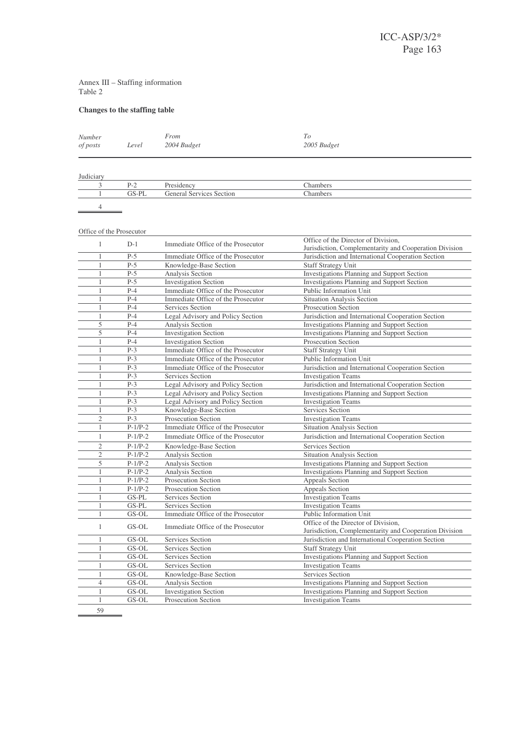Annex III – Staffing information
Table 2

**Changes to the staffing table**

| *Number of posts* | *Level* | *From 2004 Budget* | *To 2005 Budget* |
|---|---|---|---|
| **Judiciary** | | | |
| 3 | P-2 | Presidency | Chambers |
| 1 | GS-PL | General Services Section | Chambers |
| 4 | | | |
| **Office of the Prosecutor** | | | |
| 1 | D-1 | Immediate Office of the Prosecutor | Office of the Director of Division, Jurisdiction, Complementarity and Cooperation Division |
| 1 | P-5 | Immediate Office of the Prosecutor | Jurisdiction and International Cooperation Section |
| 1 | P-5 | Knowledge-Base Section | Staff Strategy Unit |
| 1 | P-5 | Analysis Section | Investigations Planning and Support Section |
| 1 | P-5 | Investigation Section | Investigations Planning and Support Section |
| 1 | P-4 | Immediate Office of the Prosecutor | Public Information Unit |
| 1 | P-4 | Immediate Office of the Prosecutor | Situation Analysis Section |
| 1 | P-4 | Services Section | Prosecution Section |
| 1 | P-4 | Legal Advisory and Policy Section | Jurisdiction and International Cooperation Section |
| 5 | P-4 | Analysis Section | Investigations Planning and Support Section |
| 5 | P-4 | Investigation Section | Investigations Planning and Support Section |
| 1 | P-4 | Investigation Section | Prosecution Section |
| 1 | P-3 | Immediate Office of the Prosecutor | Staff Strategy Unit |
| 1 | P-3 | Immediate Office of the Prosecutor | Public Information Unit |
| 1 | P-3 | Immediate Office of the Prosecutor | Jurisdiction and International Cooperation Section |
| 1 | P-3 | Services Section | Investigation Teams |
| 1 | P-3 | Legal Advisory and Policy Section | Jurisdiction and International Cooperation Section |
| 1 | P-3 | Legal Advisory and Policy Section | Investigations Planning and Support Section |
| 1 | P-3 | Legal Advisory and Policy Section | Investigation Teams |
| 1 | P-3 | Knowledge-Base Section | Services Section |
| 2 | P-3 | Prosecution Section | Investigation Teams |
| 1 | P-1/P-2 | Immediate Office of the Prosecutor | Situation Analysis Section |
| 1 | P-1/P-2 | Immediate Office of the Prosecutor | Jurisdiction and International Cooperation Section |
| 2 | P-1/P-2 | Knowledge-Base Section | Services Section |
| 2 | P-1/P-2 | Analysis Section | Situation Analysis Section |
| 5 | P-1/P-2 | Analysis Section | Investigations Planning and Support Section |
| 1 | P-1/P-2 | Analysis Section | Investigations Planning and Support Section |
| 1 | P-1/P-2 | Prosecution Section | Appeals Section |
| 1 | P-1/P-2 | Prosecution Section | Appeals Section |
| 1 | GS-PL | Services Section | Investigation Teams |
| 1 | GS-PL | Services Section | Investigation Teams |
| 1 | GS-OL | Immediate Office of the Prosecutor | Public Information Unit |
| 1 | GS-OL | Immediate Office of the Prosecutor | Office of the Director of Division, Jurisdiction, Complementarity and Cooperation Division |
| 1 | GS-OL | Services Section | Jurisdiction and International Cooperation Section |
| 1 | GS-OL | Services Section | Staff Strategy Unit |
| 1 | GS-OL | Services Section | Investigations Planning and Support Section |
| 1 | GS-OL | Services Section | Investigation Teams |
| 1 | GS-OL | Knowledge-Base Section | Services Section |
| 4 | GS-OL | Analysis Section | Investigations Planning and Support Section |
| 1 | GS-OL | Investigation Section | Investigations Planning and Support Section |
| 1 | GS-OL | Prosecution Section | Investigation Teams |
| 59 | | | |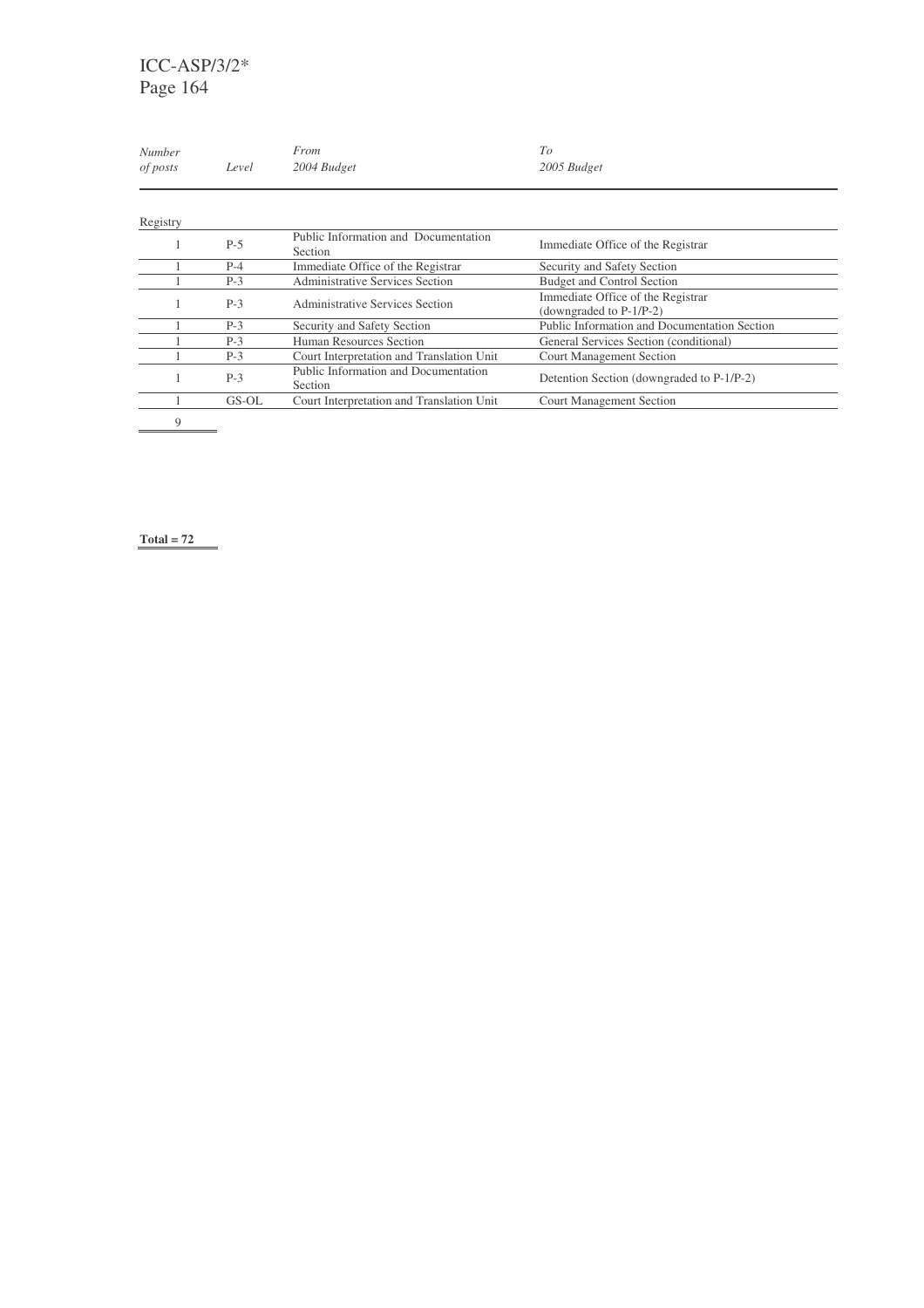| *Number of posts* | *Level* | *From 2004 Budget* | *To 2005 Budget* |
|---|---|---|---|
| Registry | | | |
| 1 | P-5 | Public Information and Documentation Section | Immediate Office of the Registrar |
| 1 | P-4 | Immediate Office of the Registrar | Security and Safety Section |
| 1 | P-3 | Administrative Services Section | Budget and Control Section |
| 1 | P-3 | Administrative Services Section | Immediate Office of the Registrar (downgraded to P-1/P-2) |
| 1 | P-3 | Security and Safety Section | Public Information and Documentation Section |
| 1 | P-3 | Human Resources Section | General Services Section (conditional) |
| 1 | P-3 | Court Interpretation and Translation Unit | Court Management Section |
| 1 | P-3 | Public Information and Documentation Section | Detention Section (downgraded to P-1/P-2) |
| 1 | GS-OL | Court Interpretation and Translation Unit | Court Management Section |
| 9 | | | |

**Total = 72**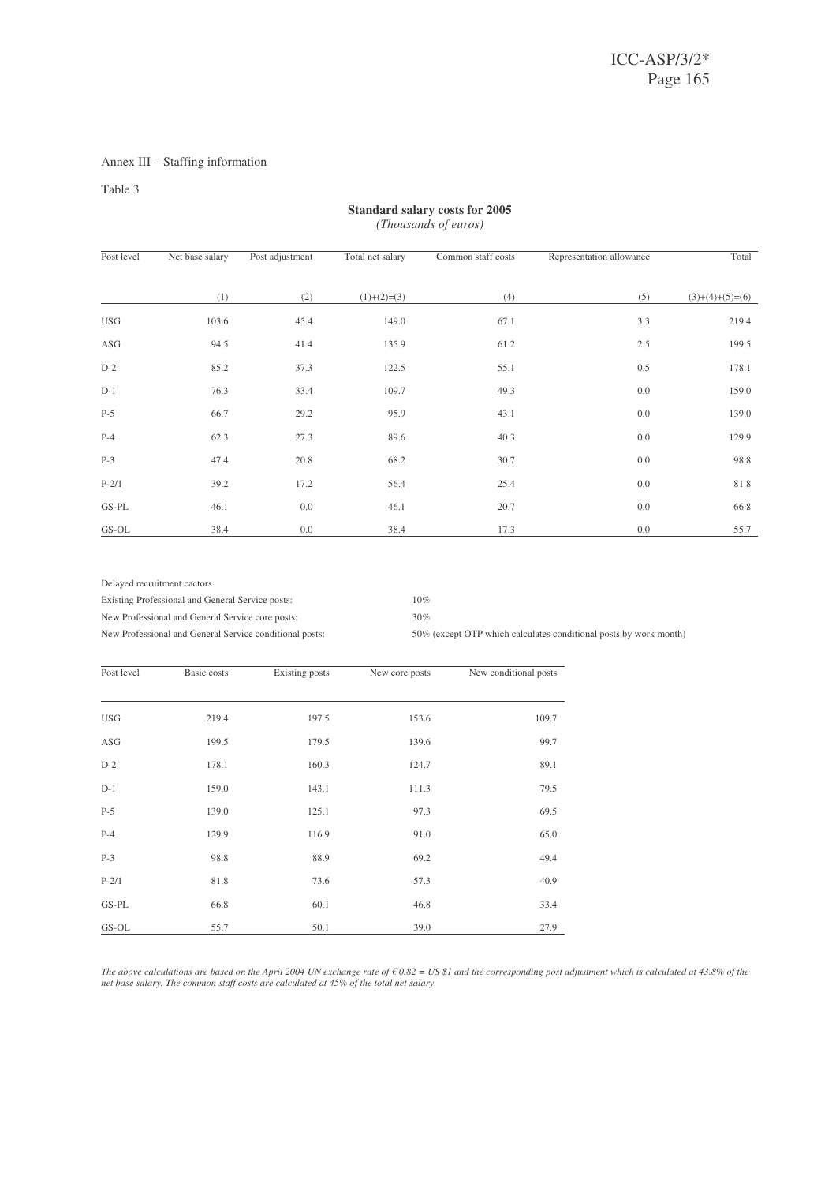Annex III – Staffing information

Table 3

**Standard salary costs for 2005**
*(Thousands of euros)*

| Post level | Net base salary | Post adjustment | Total net salary | Common staff costs | Representation allowance | Total |
|---|---|---|---|---|---|---|
| | (1) | (2) | (1)+(2)=(3) | (4) | (5) | (3)+(4)+(5)=(6) |
| USG | 103.6 | 45.4 | 149.0 | 67.1 | 3.3 | 219.4 |
| ASG | 94.5 | 41.4 | 135.9 | 61.2 | 2.5 | 199.5 |
| D-2 | 85.2 | 37.3 | 122.5 | 55.1 | 0.5 | 178.1 |
| D-1 | 76.3 | 33.4 | 109.7 | 49.3 | 0.0 | 159.0 |
| P-5 | 66.7 | 29.2 | 95.9 | 43.1 | 0.0 | 139.0 |
| P-4 | 62.3 | 27.3 | 89.6 | 40.3 | 0.0 | 129.9 |
| P-3 | 47.4 | 20.8 | 68.2 | 30.7 | 0.0 | 98.8 |
| P-2/1 | 39.2 | 17.2 | 56.4 | 25.4 | 0.0 | 81.8 |
| GS-PL | 46.1 | 0.0 | 46.1 | 20.7 | 0.0 | 66.8 |
| GS-OL | 38.4 | 0.0 | 38.4 | 17.3 | 0.0 | 55.7 |

Delayed recruitment cactors

| | |
|---|---|
| Existing Professional and General Service posts: | 10% |
| New Professional and General Service core posts: | 30% |
| New Professional and General Service conditional posts: | 50% (except OTP which calculates conditional posts by work month) |

| Post level | Basic costs | Existing posts | New core posts | New conditional posts |
|---|---|---|---|---|
| USG | 219.4 | 197.5 | 153.6 | 109.7 |
| ASG | 199.5 | 179.5 | 139.6 | 99.7 |
| D-2 | 178.1 | 160.3 | 124.7 | 89.1 |
| D-1 | 159.0 | 143.1 | 111.3 | 79.5 |
| P-5 | 139.0 | 125.1 | 97.3 | 69.5 |
| P-4 | 129.9 | 116.9 | 91.0 | 65.0 |
| P-3 | 98.8 | 88.9 | 69.2 | 49.4 |
| P-2/1 | 81.8 | 73.6 | 57.3 | 40.9 |
| GS-PL | 66.8 | 60.1 | 46.8 | 33.4 |
| GS-OL | 55.7 | 50.1 | 39.0 | 27.9 |

*The above calculations are based on the April 2004 UN exchange rate of €0.82 = US $1 and the corresponding post adjustment which is calculated at 43.8% of the net base salary. The common staff costs are calculated at 45% of the total net salary.*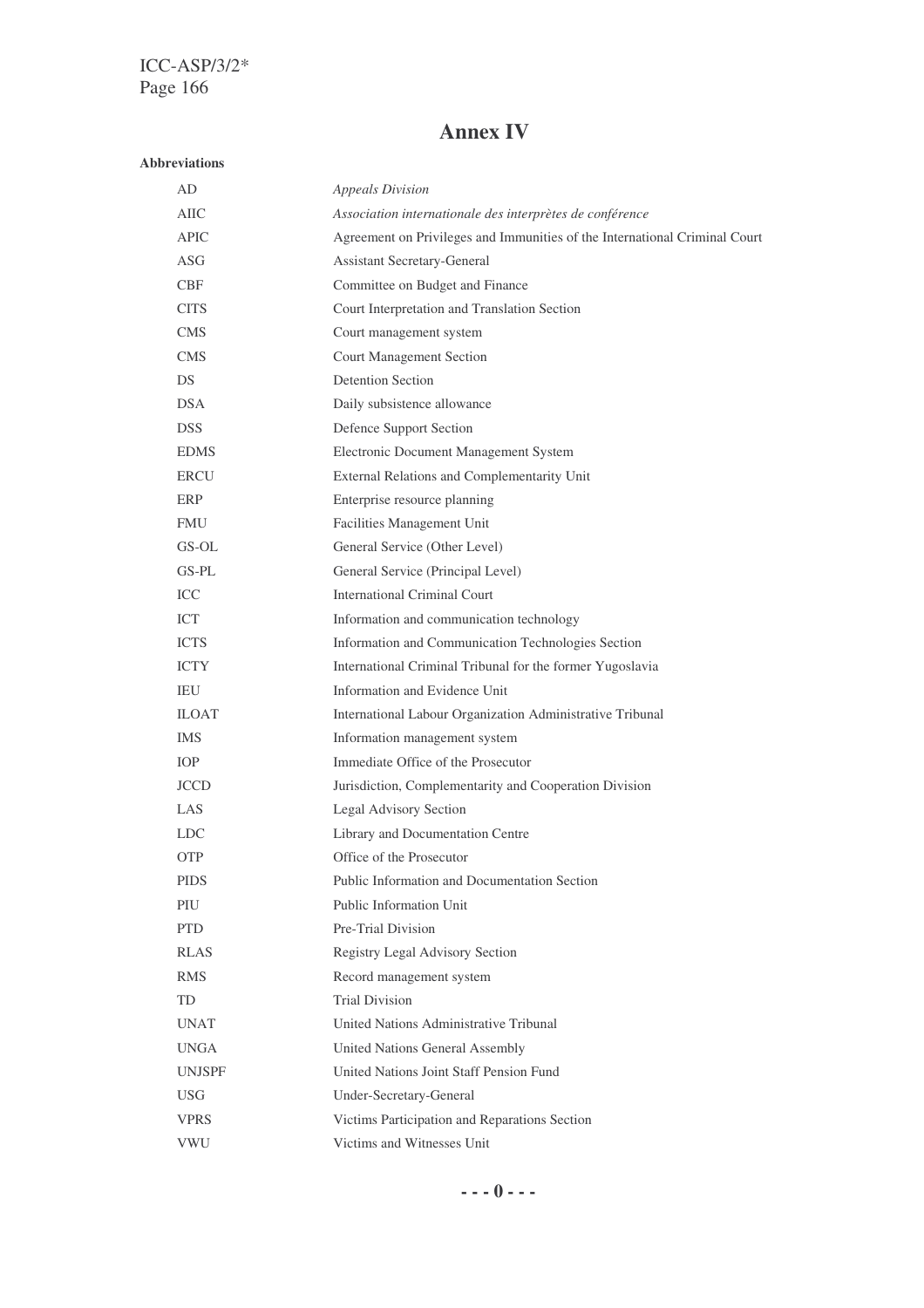# Annex IV

**Abbreviations**

| | |
|---|---|
| AD | *Appeals Division* |
| AIIC | *Association internationale des interprètes de conférence* |
| APIC | Agreement on Privileges and Immunities of the International Criminal Court |
| ASG | Assistant Secretary-General |
| CBF | Committee on Budget and Finance |
| CITS | Court Interpretation and Translation Section |
| CMS | Court management system |
| CMS | Court Management Section |
| DS | Detention Section |
| DSA | Daily subsistence allowance |
| DSS | Defence Support Section |
| EDMS | Electronic Document Management System |
| ERCU | External Relations and Complementarity Unit |
| ERP | Enterprise resource planning |
| FMU | Facilities Management Unit |
| GS-OL | General Service (Other Level) |
| GS-PL | General Service (Principal Level) |
| ICC | International Criminal Court |
| ICT | Information and communication technology |
| ICTS | Information and Communication Technologies Section |
| ICTY | International Criminal Tribunal for the former Yugoslavia |
| IEU | Information and Evidence Unit |
| ILOAT | International Labour Organization Administrative Tribunal |
| IMS | Information management system |
| IOP | Immediate Office of the Prosecutor |
| JCCD | Jurisdiction, Complementarity and Cooperation Division |
| LAS | Legal Advisory Section |
| LDC | Library and Documentation Centre |
| OTP | Office of the Prosecutor |
| PIDS | Public Information and Documentation Section |
| PIU | Public Information Unit |
| PTD | Pre-Trial Division |
| RLAS | Registry Legal Advisory Section |
| RMS | Record management system |
| TD | Trial Division |
| UNAT | United Nations Administrative Tribunal |
| UNGA | United Nations General Assembly |
| UNJSPF | United Nations Joint Staff Pension Fund |
| USG | Under-Secretary-General |
| VPRS | Victims Participation and Reparations Section |
| VWU | Victims and Witnesses Unit |

**- - - 0 - - -**